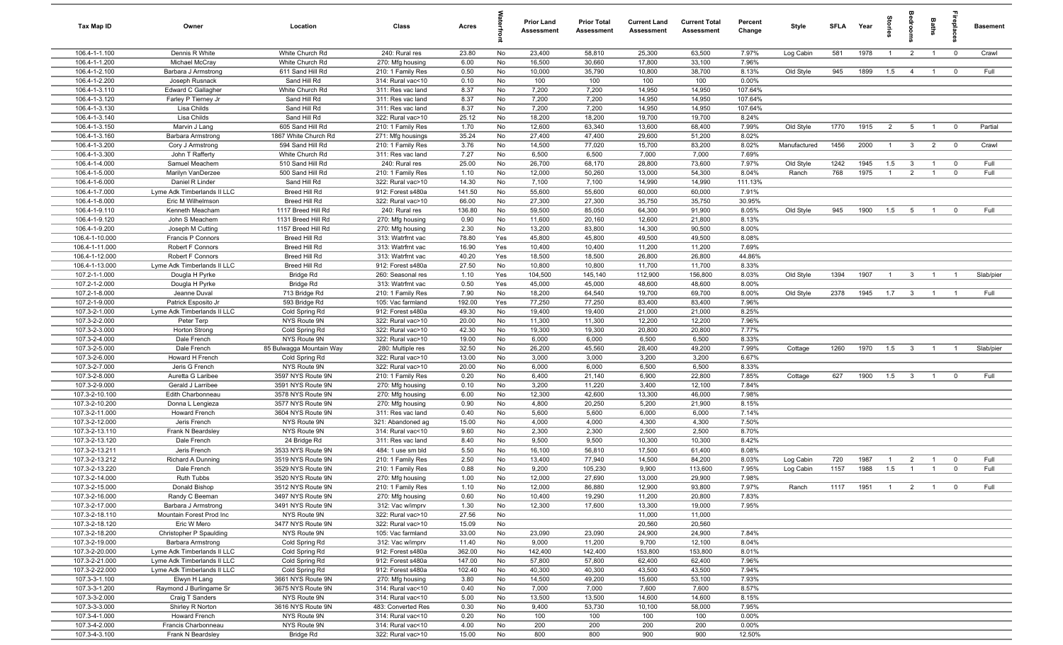| Tax Map ID | Owner | Location | Class | Acres | Waterfront | Prior Land Assessment | Prior Total Assessment | Current Land Assessment | Current Total Assessment | Percent Change | Style | SFLA | Year | Stories | Bedrooms | Baths | Fireplaces | Basement |
|---|---|---|---|---|---|---|---|---|---|---|---|---|---|---|---|---|---|---|
| 106.4-1-1.100 | Dennis R White | White Church Rd | 240: Rural res | 23.80 | No | 23,400 | 58,810 | 25,300 | 63,500 | 7.97% | Log Cabin | 581 | 1978 | 1 | 2 | 1 | 0 | Crawl |
| 106.4-1-1.200 | Michael McCray | White Church Rd | 270: Mfg housing | 6.00 | No | 16,500 | 30,660 | 17,800 | 33,100 | 7.96% | | | | | | | | |
| 106.4-1-2.100 | Barbara J Armstrong | 611 Sand Hill Rd | 210: 1 Family Res | 0.50 | No | 10,000 | 35,790 | 10,800 | 38,700 | 8.13% | Old Style | 945 | 1899 | 1.5 | 4 | 1 | 0 | Full |
| 106.4-1-2.200 | Joseph Rusnack | Sand Hill Rd | 314: Rural vac<10 | 0.10 | No | 100 | 100 | 100 | 100 | 0.00% | | | | | | | | |
| 106.4-1-3.110 | Edward C Gallagher | White Church Rd | 311: Res vac land | 8.37 | No | 7,200 | 7,200 | 14,950 | 14,950 | 107.64% | | | | | | | | |
| 106.4-1-3.120 | Farley P Tierney Jr | Sand Hill Rd | 311: Res vac land | 8.37 | No | 7,200 | 7,200 | 14,950 | 14,950 | 107.64% | | | | | | | | |
| 106.4-1-3.130 | Lisa Childs | Sand Hill Rd | 311: Res vac land | 8.37 | No | 7,200 | 7,200 | 14,950 | 14,950 | 107.64% | | | | | | | | |
| 106.4-1-3.140 | Lisa Childs | Sand Hill Rd | 322: Rural vac>10 | 25.12 | No | 18,200 | 18,200 | 19,700 | 19,700 | 8.24% | | | | | | | | |
| 106.4-1-3.150 | Marvin J Lang | 605 Sand Hill Rd | 210: 1 Family Res | 1.70 | No | 12,600 | 63,340 | 13,600 | 68,400 | 7.99% | Old Style | 1770 | 1915 | 2 | 5 | 1 | 0 | Partial |
| 106.4-1-3.160 | Barbara Armstrong | 1867 White Church Rd | 271: Mfg housings | 35.24 | No | 27,400 | 47,400 | 29,600 | 51,200 | 8.02% | | | | | | | | |
| 106.4-1-3.200 | Cory J Armstrong | 594 Sand Hill Rd | 210: 1 Family Res | 3.76 | No | 14,500 | 77,020 | 15,700 | 83,200 | 8.02% | Manufactured | 1456 | 2000 | 1 | 3 | 2 | 0 | Crawl |
| 106.4-1-3.300 | John T Rafferty | White Church Rd | 311: Res vac land | 7.27 | No | 6,500 | 6,500 | 7,000 | 7,000 | 7.69% | | | | | | | | |
| 106.4-1-4.000 | Samuel Meachem | 510 Sand Hill Rd | 240: Rural res | 25.00 | No | 26,700 | 68,170 | 28,800 | 73,600 | 7.97% | Old Style | 1242 | 1945 | 1.5 | 3 | 1 | 0 | Full |
| 106.4-1-5.000 | Marilyn VanDerzee | 500 Sand Hill Rd | 210: 1 Family Res | 1.10 | No | 12,000 | 50,260 | 13,000 | 54,300 | 8.04% | Ranch | 768 | 1975 | 1 | 2 | 1 | 0 | Full |
| 106.4-1-6.000 | Daniel R Linder | Sand Hill Rd | 322: Rural vac>10 | 14.30 | No | 7,100 | 7,100 | 14,990 | 14,990 | 111.13% | | | | | | | | |
| 106.4-1-7.000 | Lyme Adk Timberlands II LLC | Breed Hill Rd | 912: Forest s480a | 141.50 | No | 55,600 | 55,600 | 60,000 | 60,000 | 7.91% | | | | | | | | |
| 106.4-1-8.000 | Eric M Wilhelmson | Breed Hill Rd | 322: Rural vac>10 | 66.00 | No | 27,300 | 27,300 | 35,750 | 35,750 | 30.95% | | | | | | | | |
| 106.4-1-9.110 | Kenneth Meacham | 1117 Breed Hill Rd | 240: Rural res | 136.80 | No | 59,500 | 85,050 | 64,300 | 91,900 | 8.05% | Old Style | 945 | 1900 | 1.5 | 5 | 1 | 0 | Full |
| 106.4-1-9.120 | John S Meachem | 1131 Breed Hill Rd | 270: Mfg housing | 0.90 | No | 11,600 | 20,160 | 12,600 | 21,800 | 8.13% | | | | | | | | |
| 106.4-1-9.200 | Joseph M Cutting | 1157 Breed Hill Rd | 270: Mfg housing | 2.30 | No | 13,200 | 83,800 | 14,300 | 90,500 | 8.00% | | | | | | | | |
| 106.4-1-10.000 | Francis P Connors | Breed Hill Rd | 313: Watrfrnt vac | 78.80 | Yes | 45,800 | 45,800 | 49,500 | 49,500 | 8.08% | | | | | | | | |
| 106.4-1-11.000 | Robert F Connors | Breed Hill Rd | 313: Watrfrnt vac | 16.90 | Yes | 10,400 | 10,400 | 11,200 | 11,200 | 7.69% | | | | | | | | |
| 106.4-1-12.000 | Robert F Connors | Breed Hill Rd | 313: Watrfrnt vac | 40.20 | Yes | 18,500 | 18,500 | 26,800 | 26,800 | 44.86% | | | | | | | | |
| 106.4-1-13.000 | Lyme Adk Timberlands II LLC | Breed Hill Rd | 912: Forest s480a | 27.50 | No | 10,800 | 10,800 | 11,700 | 11,700 | 8.33% | | | | | | | | |
| 107.2-1-1.000 | Dougla H Pyrke | Bridge Rd | 260: Seasonal res | 1.10 | Yes | 104,500 | 145,140 | 112,900 | 156,800 | 8.03% | Old Style | 1394 | 1907 | 1 | 3 | 1 | 1 | Slab/pier |
| 107.2-1-2.000 | Dougla H Pyrke | Bridge Rd | 313: Watrfrnt vac | 0.50 | Yes | 45,000 | 45,000 | 48,600 | 48,600 | 8.00% | | | | | | | | |
| 107.2-1-8.000 | Jeanne Duval | 713 Bridge Rd | 210: 1 Family Res | 7.90 | No | 18,200 | 64,540 | 19,700 | 69,700 | 8.00% | Old Style | 2378 | 1945 | 1.7 | 3 | 1 | 1 | Full |
| 107.2-1-9.000 | Patrick Esposito Jr | 593 Bridge Rd | 105: Vac farmland | 192.00 | Yes | 77,250 | 77,250 | 83,400 | 83,400 | 7.96% | | | | | | | | |
| 107.3-2-1.000 | Lyme Adk Timberlands II LLC | Cold Spring Rd | 912: Forest s480a | 49.30 | No | 19,400 | 19,400 | 21,000 | 21,000 | 8.25% | | | | | | | | |
| 107.3-2-2.000 | Peter Terp | NYS Route 9N | 322: Rural vac>10 | 20.00 | No | 11,300 | 11,300 | 12,200 | 12,200 | 7.96% | | | | | | | | |
| 107.3-2-3.000 | Horton Strong | Cold Spring Rd | 322: Rural vac>10 | 42.30 | No | 19,300 | 19,300 | 20,800 | 20,800 | 7.77% | | | | | | | | |
| 107.3-2-4.000 | Dale French | NYS Route 9N | 322: Rural vac>10 | 19.00 | No | 6,000 | 6,000 | 6,500 | 6,500 | 8.33% | | | | | | | | |
| 107.3-2-5.000 | Dale French | 85 Bulwagga Mountain Way | 280: Multiple res | 32.50 | No | 26,200 | 45,560 | 28,400 | 49,200 | 7.99% | Cottage | 1260 | 1970 | 1.5 | 3 | 1 | 1 | Slab/pier |
| 107.3-2-6.000 | Howard H French | Cold Spring Rd | 322: Rural vac>10 | 13.00 | No | 3,000 | 3,000 | 3,200 | 3,200 | 6.67% | | | | | | | | |
| 107.3-2-7.000 | Jeris G French | NYS Route 9N | 322: Rural vac>10 | 20.00 | No | 6,000 | 6,000 | 6,500 | 6,500 | 8.33% | | | | | | | | |
| 107.3-2-8.000 | Auretta G Laribee | 3597 NYS Route 9N | 210: 1 Family Res | 0.20 | No | 6,400 | 21,140 | 6,900 | 22,800 | 7.85% | Cottage | 627 | 1900 | 1.5 | 3 | 1 | 0 | Full |
| 107.3-2-9.000 | Gerald J Larribee | 3591 NYS Route 9N | 270: Mfg housing | 0.10 | No | 3,200 | 11,220 | 3,400 | 12,100 | 7.84% | | | | | | | | |
| 107.3-2-10.100 | Edith Charbonneau | 3578 NYS Route 9N | 270: Mfg housing | 6.00 | No | 12,300 | 42,600 | 13,300 | 46,000 | 7.98% | | | | | | | | |
| 107.3-2-10.200 | Donna L Lengieza | 3577 NYS Route 9N | 270: Mfg housing | 0.90 | No | 4,800 | 20,250 | 5,200 | 21,900 | 8.15% | | | | | | | | |
| 107.3-2-11.000 | Howard French | 3604 NYS Route 9N | 311: Res vac land | 0.40 | No | 5,600 | 5,600 | 6,000 | 6,000 | 7.14% | | | | | | | | |
| 107.3-2-12.000 | Jeris French | NYS Route 9N | 321: Abandoned ag | 15.00 | No | 4,000 | 4,000 | 4,300 | 4,300 | 7.50% | | | | | | | | |
| 107.3-2-13.110 | Frank N Beardsley | NYS Route 9N | 314: Rural vac<10 | 9.60 | No | 2,300 | 2,300 | 2,500 | 2,500 | 8.70% | | | | | | | | |
| 107.3-2-13.120 | Dale French | 24 Bridge Rd | 311: Res vac land | 8.40 | No | 9,500 | 9,500 | 10,300 | 10,300 | 8.42% | | | | | | | | |
| 107.3-2-13.211 | Jeris French | 3533 NYS Route 9N | 484: 1 use sm bld | 5.50 | No | 16,100 | 56,810 | 17,500 | 61,400 | 8.08% | | | | | | | | |
| 107.3-2-13.212 | Richard A Dunning | 3519 NYS Route 9N | 210: 1 Family Res | 2.50 | No | 13,400 | 77,940 | 14,500 | 84,200 | 8.03% | Log Cabin | 720 | 1987 | 1 | 2 | 1 | 0 | Full |
| 107.3-2-13.220 | Dale French | 3529 NYS Route 9N | 210: 1 Family Res | 0.88 | No | 9,200 | 105,230 | 9,900 | 113,600 | 7.95% | Log Cabin | 1157 | 1988 | 1.5 | 1 | 1 | 0 | Full |
| 107.3-2-14.000 | Ruth Tubbs | 3520 NYS Route 9N | 270: Mfg housing | 1.00 | No | 12,000 | 27,690 | 13,000 | 29,900 | 7.98% | | | | | | | | |
| 107.3-2-15.000 | Donald Bishop | 3512 NYS Route 9N | 210: 1 Family Res | 1.10 | No | 12,000 | 86,880 | 12,900 | 93,800 | 7.97% | Ranch | 1117 | 1951 | 1 | 2 | 1 | 0 | Full |
| 107.3-2-16.000 | Randy C Beeman | 3497 NYS Route 9N | 270: Mfg housing | 0.60 | No | 10,400 | 19,290 | 11,200 | 20,800 | 7.83% | | | | | | | | |
| 107.3-2-17.000 | Barbara J Armstrong | 3491 NYS Route 9N | 312: Vac w/imprv | 1.30 | No | 12,300 | 17,600 | 13,300 | 19,000 | 7.95% | | | | | | | | |
| 107.3-2-18.110 | Mountain Forest Prod Inc | NYS Route 9N | 322: Rural vac>10 | 27.56 | No | | | 11,000 | 11,000 | | | | | | | | | |
| 107.3-2-18.120 | Eric W Mero | 3477 NYS Route 9N | 322: Rural vac>10 | 15.09 | No | | | 20,560 | 20,560 | | | | | | | | | |
| 107.3-2-18.200 | Christopher P Spaulding | NYS Route 9N | 105: Vac farmland | 33.00 | No | 23,090 | 23,090 | 24,900 | 24,900 | 7.84% | | | | | | | | |
| 107.3-2-19.000 | Barbara Armstrong | Cold Spring Rd | 312: Vac w/imprv | 11.40 | No | 9,000 | 11,200 | 9,700 | 12,100 | 8.04% | | | | | | | | |
| 107.3-2-20.000 | Lyme Adk Timberlands II LLC | Cold Spring Rd | 912: Forest s480a | 362.00 | No | 142,400 | 142,400 | 153,800 | 153,800 | 8.01% | | | | | | | | |
| 107.3-2-21.000 | Lyme Adk Timberlands II LLC | Cold Spring Rd | 912: Forest s480a | 147.00 | No | 57,800 | 57,800 | 62,400 | 62,400 | 7.96% | | | | | | | | |
| 107.3-2-22.000 | Lyme Adk Timberlands II LLC | Cold Spring Rd | 912: Forest s480a | 102.40 | No | 40,300 | 40,300 | 43,500 | 43,500 | 7.94% | | | | | | | | |
| 107.3-3-1.100 | Elwyn H Lang | 3661 NYS Route 9N | 270: Mfg housing | 3.80 | No | 14,500 | 49,200 | 15,600 | 53,100 | 7.93% | | | | | | | | |
| 107.3-3-1.200 | Raymond J Burlingame Sr | 3675 NYS Route 9N | 314: Rural vac<10 | 0.40 | No | 7,000 | 7,000 | 7,600 | 7,600 | 8.57% | | | | | | | | |
| 107.3-3-2.000 | Craig T Sanders | NYS Route 9N | 314: Rural vac<10 | 5.00 | No | 13,500 | 13,500 | 14,600 | 14,600 | 8.15% | | | | | | | | |
| 107.3-3-3.000 | Shirley R Norton | 3616 NYS Route 9N | 483: Converted Res | 0.30 | No | 9,400 | 53,730 | 10,100 | 58,000 | 7.95% | | | | | | | | |
| 107.3-4-1.000 | Howard French | NYS Route 9N | 314: Rural vac<10 | 0.20 | No | 100 | 100 | 100 | 100 | 0.00% | | | | | | | | |
| 107.3-4-2.000 | Francis Charbonneau | NYS Route 9N | 314: Rural vac<10 | 4.00 | No | 200 | 200 | 200 | 200 | 0.00% | | | | | | | | |
| 107.3-4-3.100 | Frank N Beardsley | Bridge Rd | 322: Rural vac>10 | 15.00 | No | 800 | 800 | 900 | 900 | 12.50% | | | | | | | | |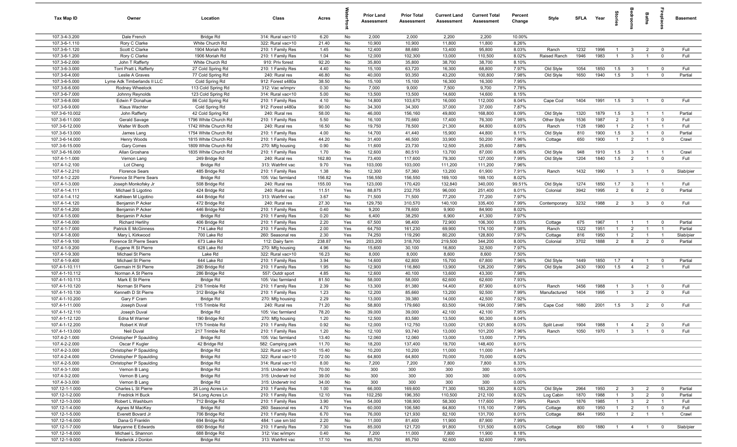| Tax Map ID | Owner | Location | Class | Acres | Waterfront | Prior Land Assessment | Prior Total Assessment | Current Land Assessment | Current Total Assessment | Percent Change | Style | SFLA | Year | Stories | Bedrooms | Baths | Fireplaces | Basement |
|---|---|---|---|---|---|---|---|---|---|---|---|---|---|---|---|---|---|---|
| 107.3-4-3.200 | Dale French | Bridge Rd | 314: Rural vac<10 | 6.20 | No | 2,000 | 2,000 | 2,200 | 2,200 | 10.00% | | | | | | | | |
| 107.3-6-1.110 | Rory C Clarke | White Church Rd | 322: Rural vac>10 | 21.40 | No | 10,900 | 10,900 | 11,800 | 11,800 | 8.26% | | | | | | | | |
| 107.3-6-1.120 | Scott C Clarke | 1904 Moriah Rd | 210: 1 Family Res | 1.45 | No | 12,400 | 88,680 | 13,400 | 95,800 | 8.03% | Ranch | 1232 | 1996 | 1 | 3 | 2 | 0 | Full |
| 107.3-6-1.200 | Rory C Clarke | 1906 Moriah Rd | 210: 1 Family Res | 1.04 | No | 12,000 | 102,300 | 13,000 | 110,500 | 8.02% | Raised Ranch | 1946 | 1983 | 1 | 3 | 1 | 0 | Full |
| 107.3-6-2.000 | John T Rafferty | White Church Rd | 910: Priv forest | 92.20 | No | 35,800 | 35,800 | 38,700 | 38,700 | 8.10% | | | | | | | | |
| 107.3-6-3.000 | Torri Pratt L Rafferty | 27 Cold Spring Rd | 210: 1 Family Res | 4.40 | No | 15,100 | 63,720 | 16,300 | 68,800 | 7.97% | Old Style | 1054 | 1850 | 1.5 | 3 | 1 | 0 | Full |
| 107.3-6-4.000 | Leslie A Graves | 77 Cold Spring Rd | 240: Rural res | 46.80 | No | 40,000 | 93,350 | 43,200 | 100,800 | 7.98% | Old Style | 1650 | 1940 | 1.5 | 3 | 1 | 0 | Partial |
| 107.3-6-5.000 | Lyme Adk Timberlands II LLC | Cold Spring Rd | 912: Forest s480a | 38.50 | No | 15,100 | 15,100 | 16,300 | 16,300 | 7.95% | | | | | | | | |
| 107.3-6-6.000 | Rodney Wheelock | 113 Cold Spring Rd | 312: Vac w/imprv | 0.30 | No | 7,000 | 9,000 | 7,500 | 9,700 | 7.78% | | | | | | | | |
| 107.3-6-7.000 | Johnny Reynolds | 123 Cold Spring Rd | 314: Rural vac<10 | 5.00 | No | 13,500 | 13,500 | 14,600 | 14,600 | 8.15% | | | | | | | | |
| 107.3-6-8.000 | Edwin F Donahue | 86 Cold Spring Rd | 210: 1 Family Res | 4.10 | No | 14,800 | 103,670 | 16,000 | 112,000 | 8.04% | Cape Cod | 1404 | 1991 | 1.5 | 3 | 1 | 0 | Full |
| 107.3-6-9.000 | Klaus Wachter | Cold Spring Rd | 912: Forest s480a | 90.00 | No | 34,300 | 34,300 | 37,000 | 37,000 | 7.87% | | | | | | | | |
| 107.3-6-10.002 | John Rafferty | 42 Cold Spring Rd | 240: Rural res | 58.00 | No | 46,000 | 156,160 | 49,800 | 168,800 | 8.09% | Old Style | 1320 | 1879 | 1.5 | 3 | 1 | 1 | Partial |
| 107.3-6-11.000 | Gerald Savage | 1796 White Church Rd | 210: 1 Family Res | 5.50 | No | 16,100 | 70,660 | 17,400 | 76,300 | 7.98% | Other Style | 1536 | 1987 | 2 | 3 | 1 | 0 | Full |
| 107.3-6-12.000 | Walter W Booth | 1742 White Church Rd | 240: Rural res | 16.50 | No | 19,750 | 78,500 | 21,300 | 84,800 | 8.03% | Ranch | 1128 | 1980 | 1 | 2 | 1 | 1 | Full |
| 107.3-6-13.000 | James Lang | 1754 White Church Rd | 210: 1 Family Res | 4.00 | No | 14,700 | 41,440 | 15,900 | 44,800 | 8.11% | Old Style | 810 | 1900 | 1.5 | 3 | 1 | 0 | Partial |
| 107.3-6-14.000 | Henry Woods | 1815 White Church Rd | 210: 1 Family Res | 44.20 | No | 31,400 | 46,500 | 33,900 | 50,200 | 7.96% | Cottage | 650 | 1900 | 1 | 2 | 1 | 0 | Crawl |
| 107.3-6-15.000 | Gary Comes | 1809 White Church Rd | 270: Mfg housing | 0.90 | No | 11,600 | 23,730 | 12,500 | 25,600 | 7.88% | | | | | | | | |
| 107.3-6-16.000 | Allan Groshans | 1835 White Church Rd | 210: 1 Family Res | 1.70 | No | 12,600 | 80,510 | 13,700 | 87,000 | 8.06% | Old Style | 948 | 1910 | 1.5 | 3 | 1 | 1 | Crawl |
| 107.4-1-1.000 | Vernon Lang | 249 Bridge Rd | 240: Rural res | 162.80 | Yes | 73,400 | 117,600 | 79,300 | 127,000 | 7.99% | Old Style | 1204 | 1840 | 1.5 | 2 | 1 | 0 | Full |
| 107.4-1-2.100 | Lot Cheng | Bridge Rd | 313: Watrfrnt vac | 9.70 | Yes | 103,000 | 103,000 | 111,200 | 111,200 | 7.96% | | | | | | | | |
| 107.4-1-2.210 | Florence Sears | 485 Bridge Rd | 210: 1 Family Res | 1.38 | No | 12,300 | 57,360 | 13,200 | 61,900 | 7.91% | Ranch | 1432 | 1990 | 1 | 3 | 1 | 0 | Slab/pier |
| 107.4-1-2.220 | Florence St Pierre Sears | Bridge Rd | 105: Vac farmland | 156.82 | Yes | 156,550 | 156,550 | 169,100 | 169,100 | 8.02% | | | | | | | | |
| 107.4-1-3.000 | Joseph Monkofsky Jr | 508 Bridge Rd | 240: Rural res | 155.00 | Yes | 123,000 | 170,420 | 132,840 | 340,000 | 99.51% | Old Style | 1274 | 1850 | 1.7 | 3 | 1 | 1 | Full |
| 107.4-1-4.111 | Michael S Ligotino | 424 Bridge Rd | 240: Rural res | 11.51 | Yes | 88,875 | 232,755 | 96,000 | 251,400 | 8.01% | Colonial | 3942 | 1995 | 2 | 6 | 2 | 0 | Partial |
| 107.4-1-4.112 | Kathleen M Ligotino | 444 Bridge Rd | 313: Watrfrnt vac | 3.67 | No | 71,500 | 71,500 | 77,200 | 77,200 | 7.97% | | | | | | | | |
| 107.4-1-4.120 | Benjamin P Acker | 472 Bridge Rd | 240: Rural res | 27.30 | Yes | 129,750 | 310,570 | 140,100 | 335,400 | 7.99% | Contemporary | 3232 | 1988 | 2 | 3 | 3 | 0 | Full |
| 107.4-1-4.200 | Benjamin P Acker | 446 Bridge Rd | 210: 1 Family Res | 0.40 | No | 9,200 | 78,600 | 9,900 | 84,900 | 8.02% | | | | | | | | |
| 107.4-1-5.000 | Benjamin P Acker | Bridge Rd | 210: 1 Family Res | 0.20 | No | 6,400 | 38,250 | 6,900 | 41,300 | 7.97% | | | | | | | | |
| 107.4-1-6.000 | Richard Herlihy | 406 Bridge Rd | 210: 1 Family Res | 2.20 | Yes | 67,500 | 98,400 | 72,900 | 106,300 | 8.03% | Cottage | 675 | 1967 | 1 | 1 | 1 | 0 | Partial |
| 107.4-1-7.000 | Patrick E McGinness | 714 Lake Rd | 210: 1 Family Res | 2.00 | Yes | 64,750 | 161,230 | 69,900 | 174,100 | 7.98% | Ranch | 1322 | 1951 | 1 | 2 | 1 | 1 | Partial |
| 107.4-1-8.000 | Mary L Kirkwood | 700 Lake Rd | 260: Seasonal res | 2.30 | Yes | 74,250 | 119,290 | 80,200 | 128,800 | 7.97% | Cottage | 816 | 1950 | 1 | 2 | 1 | 1 | Slab/pier |
| 107.4-1-9.100 | Florence St Pierre Sears | 673 Lake Rd | 112: Dairy farm | 238.87 | Yes | 203,200 | 318,700 | 219,500 | 344,200 | 8.00% | Colonial | 3702 | 1888 | 2 | 8 | 2 | 0 | Partial |
| 107.4-1-9.200 | Eugene R St Pierre | 628 Lake Rd | 270: Mfg housing | 4.96 | No | 15,600 | 30,100 | 16,800 | 32,500 | 7.97% | | | | | | | | |
| 107.4-1-9.300 | Michael St Pierre | Lake Rd | 322: Rural vac>10 | 16.23 | No | 8,000 | 8,000 | 8,600 | 8,600 | 7.50% | | | | | | | | |
| 107.4-1-9.400 | Michael St Pierre | 644 Lake Rd | 210: 1 Family Res | 3.94 | No | 14,600 | 62,800 | 15,700 | 67,800 | 7.96% | Old Style | 1449 | 1850 | 1.7 | 4 | 1 | 0 | Partial |
| 107.4-1-10.111 | Germain H St Pierre | 280 Bridge Rd | 210: 1 Family Res | 1.95 | No | 12,900 | 116,860 | 13,900 | 126,200 | 7.99% | Old Style | 2430 | 1900 | 1.5 | 4 | 2 | 1 | Full |
| 107.4-1-10.112 | Norman A St Pierre | 286 Bridge Rd | 557: Outdr sport | 4.85 | No | 12,600 | 40,100 | 13,600 | 43,300 | 7.98% | | | | | | | | |
| 107.4-1-10.113 | Mark E St Pierre | Bridge Rd | 105: Vac farmland | 81.50 | No | 58,000 | 58,000 | 62,600 | 62,600 | 7.93% | | | | | | | | |
| 107.4-1-10.120 | Norman St Pierre | 218 Trimble Rd | 210: 1 Family Res | 2.39 | No | 13,300 | 81,380 | 14,400 | 87,900 | 8.01% | Ranch | 1456 | 1988 | 1 | 3 | 1 | 0 | Full |
| 107.4-1-10.130 | Kenneth D St Pierre | 312 Bridge Rd | 210: 1 Family Res | 1.23 | No | 12,200 | 85,660 | 13,200 | 92,500 | 7.99% | Manufactured | 1404 | 1995 | 1 | 3 | 2 | 0 | Full |
| 107.4-1-10.200 | Gary F Cram | Bridge Rd | 270: Mfg housing | 2.29 | No | 13,000 | 39,380 | 14,000 | 42,500 | 7.92% | | | | | | | | |
| 107.4-1-11.000 | Joseph Duval | 115 Trimble Rd | 240: Rural res | 71.20 | No | 58,800 | 179,660 | 63,500 | 194,000 | 7.98% | Cape Cod | 1680 | 2001 | 1.5 | 3 | 2 | 0 | Full |
| 107.4-1-12.110 | Joseph Duval | Bridge Rd | 105: Vac farmland | 78.20 | No | 39,000 | 39,000 | 42,100 | 42,100 | 7.95% | | | | | | | | |
| 107.4-1-12.120 | Edna M Warner | 190 Bridge Rd | 270: Mfg housing | 1.20 | No | 12,500 | 83,580 | 13,500 | 90,300 | 8.04% | | | | | | | | |
| 107.4-1-12.200 | Robert K Wolf | 175 Trimble Rd | 210: 1 Family Res | 0.92 | No | 12,000 | 112,750 | 13,000 | 121,800 | 8.03% | Split Level | 1904 | 1988 | 1 | 4 | 2 | 0 | Full |
| 107.4-1-13.000 | Neil Duval | 217 Trimble Rd | 210: 1 Family Res | 1.20 | No | 12,100 | 93,740 | 13,100 | 101,200 | 7.96% | Ranch | 1050 | 1970 | 1 | 3 | 1 | 0 | Full |
| 107.4-2-1.000 | Christopher P Spaulding | Bridge Rd | 105: Vac farmland | 13.40 | No | 12,060 | 12,060 | 13,000 | 13,000 | 7.79% | | | | | | | | |
| 107.4-2-2.000 | Oscar F Kugler | 42 Bridge Rd | 582: Camping park | 11.70 | No | 18,200 | 137,400 | 19,700 | 148,400 | 8.01% | | | | | | | | |
| 107.4-2-3.000 | Christopher P Spaulding | Bridge Rd | 322: Rural vac>10 | 15.40 | No | 10,200 | 10,200 | 11,000 | 11,000 | 7.84% | | | | | | | | |
| 107.4-2-4.000 | Christopher P Spaulding | Bridge Rd | 322: Rural vac>10 | 72.00 | No | 64,800 | 64,800 | 70,000 | 70,000 | 8.02% | | | | | | | | |
| 107.4-2-5.000 | Christopher P Spaulding | Bridge Rd | 314: Rural vac<10 | 8.00 | No | 7,200 | 7,200 | 7,800 | 7,800 | 8.33% | | | | | | | | |
| 107.4-3-1.000 | Vernon B Lang | Bridge Rd | 315: Underwtr lnd | 70.00 | No | 300 | 300 | 300 | 300 | 0.00% | | | | | | | | |
| 107.4-3-2.000 | Vernon B Lang | Bridge Rd | 315: Underwtr lnd | 39.00 | No | 300 | 300 | 300 | 300 | 0.00% | | | | | | | | |
| 107.4-3-3.000 | Vernon B Lang | Bridge Rd | 315: Underwtr lnd | 34.00 | No | 300 | 300 | 300 | 300 | 0.00% | | | | | | | | |
| 107.12-1-1.000 | Charles L St Pierre | 25 Long Acres Ln | 210: 1 Family Res | 1.00 | Yes | 66,000 | 169,600 | 71,300 | 183,200 | 8.02% | Old Style | 2964 | 1950 | 2 | 3 | 2 | 0 | Partial |
| 107.12-1-2.000 | Fredrick H Buck | 54 Long Acres Ln | 210: 1 Family Res | 12.10 | Yes | 102,250 | 196,350 | 110,500 | 212,100 | 8.02% | Log Cabin | 1870 | 1988 | 1 | 3 | 2 | 0 | Partial |
| 107.12-1-3.000 | Robert L Washburn | 712 Bridge Rd | 210: 1 Family Res | 3.90 | Yes | 54,000 | 108,900 | 58,300 | 117,600 | 7.99% | Ranch | 1876 | 1985 | 1 | 3 | 2 | 1 | Full |
| 107.12-1-4.000 | Agnes M MacKey | Bridge Rd | 260: Seasonal res | 4.70 | Yes | 60,000 | 106,580 | 64,800 | 115,100 | 7.99% | Cottage | 800 | 1950 | 1 | 2 | 1 | 0 | Full |
| 107.12-1-5.000 | Everett Bovard Jr | 706 Bridge Rd | 210: 1 Family Res | 6.70 | Yes | 76,000 | 121,930 | 82,100 | 131,700 | 8.01% | Cottage | 864 | 1950 | 1 | 2 | 1 | 1 | Crawl |
| 107.12-1-6.000 | Dana G Franklin | 694 Bridge Rd | 484: 1 use sm bld | 2.20 | No | 11,000 | 81,400 | 11,900 | 87,900 | 7.99% | | | | | | | | |
| 107.12-1-7.000 | Maryanne E Edwards | 690 Bridge Rd | 210: 1 Family Res | 7.30 | Yes | 85,000 | 121,720 | 91,800 | 131,500 | 8.03% | Cottage | 800 | 1880 | 1 | 4 | 1 | 0 | Slab/pier |
| 107.12-1-8.000 | Michael L Shannon | 688 Bridge Rd | 312: Vac w/imprv | 0.40 | No | 7,200 | 11,000 | 7,800 | 11,900 | 8.18% | | | | | | | | |
| 107.12-1-9.000 | Frederick J Donlon | Bridge Rd | 313: Watrfrnt vac | 17.10 | Yes | 85,750 | 85,750 | 92,600 | 92,600 | 7.99% | | | | | | | | |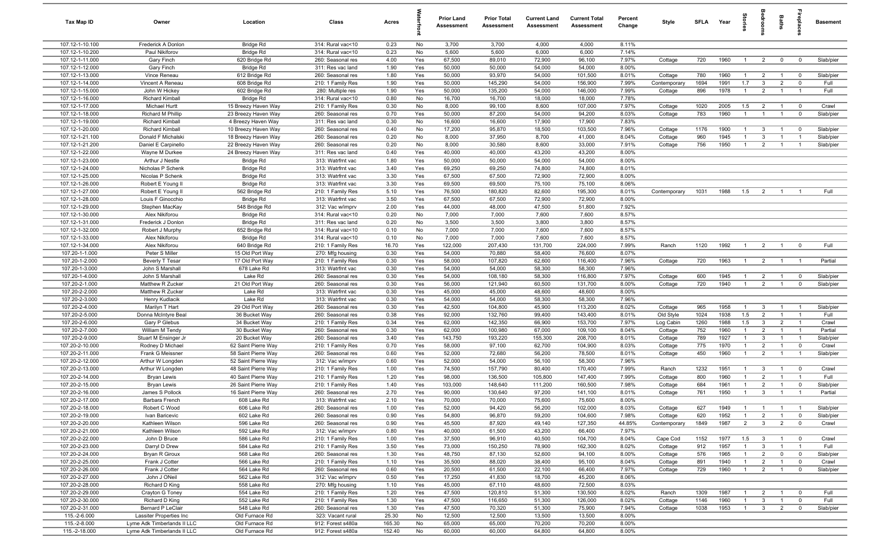| Tax Map ID | Owner | Location | Class | Acres | Waterfront | Prior Land Assessment | Prior Total Assessment | Current Land Assessment | Current Total Assessment | Percent Change | Style | SFLA | Year | Stories | Bedrooms | Baths | Fireplaces | Basement |
|---|---|---|---|---|---|---|---|---|---|---|---|---|---|---|---|---|---|---|
| 107.12-1-10.100 | Frederick A Donlon | Bridge Rd | 314: Rural vac<10 | 0.23 | No | 3,700 | 3,700 | 4,000 | 4,000 | 8.11% | | | | | | | | |
| 107.12-1-10.200 | Paul Nikiforov | Bridge Rd | 314: Rural vac<10 | 0.23 | No | 5,600 | 5,600 | 6,000 | 6,000 | 7.14% | | | | | | | | |
| 107.12-1-11.000 | Gary Finch | 620 Bridge Rd | 260: Seasonal res | 4.00 | Yes | 67,500 | 89,010 | 72,900 | 96,100 | 7.97% | Cottage | 720 | 1960 | 1 | 2 | 0 | 0 | Slab/pier |
| 107.12-1-12.000 | Gary Finch | Bridge Rd | 311: Res vac land | 1.90 | Yes | 50,000 | 50,000 | 54,000 | 54,000 | 8.00% | | | | | | | | |
| 107.12-1-13.000 | Vince Reneau | 612 Bridge Rd | 260: Seasonal res | 1.80 | Yes | 50,000 | 93,970 | 54,000 | 101,500 | 8.01% | Cottage | 780 | 1960 | 1 | 2 | 1 | 0 | Slab/pier |
| 107.12-1-14.000 | Vincent A Reneau | 608 Bridge Rd | 210: 1 Family Res | 1.90 | Yes | 50,000 | 145,290 | 54,000 | 156,900 | 7.99% | Contemporary | 1694 | 1991 | 1.7 | 3 | 2 | 0 | Full |
| 107.12-1-15.000 | John W Davison | 602 Bridge Rd | 280: Multiple res | 1.90 | Yes | 50,000 | 135,200 | 54,000 | 146,000 | 7.99% | Cottage | 896 | 1978 | 1 | 2 | 1 | 1 | Full |
| 107.12-1-16.000 | Richard Kimball | Bridge Rd | 314: Rural vac<10 | 0.80 | No | 16,700 | 16,700 | 18,000 | 18,000 | 7.78% | | | | | | | | |
| 107.12-1-17.000 | Michael Hurtt | 15 Breezy Haven Way | 210: 1 Family Res | 0.30 | No | 8,000 | 99,100 | 8,600 | 107,000 | 7.97% | Cottage | 1020 | 2005 | 1.5 | 2 | 1 | 0 | Crawl |
| 107.12-1-18.000 | Richard M Phillip | 23 Breezy Haven Way | 260: Seasonal res | 0.70 | Yes | 50,000 | 87,200 | 54,000 | 94,200 | 8.03% | Cottage | 783 | 1960 | 1 | 1 | 1 | 0 | Slab/pier |
| 107.12-1-19.000 | Richard Kimball | 4 Breezy Haven Way | 311: Res vac land | 0.30 | No | 16,600 | 16,600 | 17,900 | 17,900 | 7.83% | | | | | | | | |
| 107.12-1-20.000 | Richard Kimball | 10 Breezy Haven Way | 260: Seasonal res | 0.40 | No | 17,200 | 95,870 | 18,500 | 103,500 | 7.96% | Cottage | 1176 | 1900 | 1 | 3 | 1 | 0 | Slab/pier |
| 107.12-1-21.100 | Donald F Michalski | 18 Breezy Haven Way | 260: Seasonal res | 0.20 | No | 8,000 | 37,950 | 8,700 | 41,000 | 8.04% | Cottage | 960 | 1945 | 1 | 3 | 1 | 1 | Slab/pier |
| 107.12-1-21.200 | Daniel E Carpinello | 22 Breezy Haven Way | 260: Seasonal res | 0.20 | No | 8,000 | 30,580 | 8,600 | 33,000 | 7.91% | Cottage | 756 | 1950 | 1 | 2 | 1 | 1 | Slab/pier |
| 107.12-1-22.000 | Wayne M Durkee | 24 Breezy Haven Way | 311: Res vac land | 0.40 | Yes | 40,000 | 40,000 | 43,200 | 43,200 | 8.00% | | | | | | | | |
| 107.12-1-23.000 | Arthur J Nestle | Bridge Rd | 313: Watrfrnt vac | 1.80 | Yes | 50,000 | 50,000 | 54,000 | 54,000 | 8.00% | | | | | | | | |
| 107.12-1-24.000 | Nicholas P Schenk | Bridge Rd | 313: Watrfrnt vac | 3.40 | Yes | 69,250 | 69,250 | 74,800 | 74,800 | 8.01% | | | | | | | | |
| 107.12-1-25.000 | Nicolas P Schenk | Bridge Rd | 313: Watrfrnt vac | 3.30 | Yes | 67,500 | 67,500 | 72,900 | 72,900 | 8.00% | | | | | | | | |
| 107.12-1-26.000 | Robert E Young II | Bridge Rd | 313: Watrfrnt vac | 3.30 | Yes | 69,500 | 69,500 | 75,100 | 75,100 | 8.06% | | | | | | | | |
| 107.12-1-27.000 | Robert E Young II | 562 Bridge Rd | 210: 1 Family Res | 5.10 | Yes | 76,500 | 180,820 | 82,600 | 195,300 | 8.01% | Contemporary | 1031 | 1988 | 1.5 | 2 | 1 | 1 | Full |
| 107.12-1-28.000 | Louis F Ginocchio | Bridge Rd | 313: Watrfrnt vac | 3.50 | Yes | 67,500 | 67,500 | 72,900 | 72,900 | 8.00% | | | | | | | | |
| 107.12-1-29.000 | Stephen MacKay | 548 Bridge Rd | 312: Vac w/imprv | 2.00 | Yes | 44,000 | 48,000 | 47,500 | 51,800 | 7.92% | | | | | | | | |
| 107.12-1-30.000 | Alex Nikiforou | Bridge Rd | 314: Rural vac<10 | 0.20 | No | 7,000 | 7,000 | 7,600 | 7,600 | 8.57% | | | | | | | | |
| 107.12-1-31.000 | Frederick J Donlon | Bridge Rd | 311: Res vac land | 0.20 | No | 3,500 | 3,500 | 3,800 | 3,800 | 8.57% | | | | | | | | |
| 107.12-1-32.000 | Robert J Murphy | 652 Bridge Rd | 314: Rural vac<10 | 0.10 | No | 7,000 | 7,000 | 7,600 | 7,600 | 8.57% | | | | | | | | |
| 107.12-1-33.000 | Alex Nikiforou | Bridge Rd | 314: Rural vac<10 | 0.10 | No | 7,000 | 7,000 | 7,600 | 7,600 | 8.57% | | | | | | | | |
| 107.12-1-34.000 | Alex Nikiforou | 640 Bridge Rd | 210: 1 Family Res | 16.70 | Yes | 122,000 | 207,430 | 131,700 | 224,000 | 7.99% | Ranch | 1120 | 1992 | 1 | 2 | 1 | 0 | Full |
| 107.20-1-1.000 | Peter S Miller | 15 Old Port Way | 270: Mfg housing | 0.30 | Yes | 54,000 | 70,880 | 58,400 | 76,600 | 8.07% | | | | | | | | |
| 107.20-1-2.000 | Beverly T Tesar | 17 Old Port Way | 210: 1 Family Res | 0.30 | Yes | 58,000 | 107,820 | 62,600 | 116,400 | 7.96% | Cottage | 720 | 1963 | 1 | 2 | 1 | 1 | Partial |
| 107.20-1-3.000 | John S Marshall | 678 Lake Rd | 313: Watrfrnt vac | 0.30 | Yes | 54,000 | 54,000 | 58,300 | 58,300 | 7.96% | | | | | | | | |
| 107.20-1-4.000 | John S Marshall | Lake Rd | 260: Seasonal res | 0.30 | Yes | 54,000 | 108,180 | 58,300 | 116,800 | 7.97% | Cottage | 600 | 1945 | 1 | 2 | 1 | 0 | Slab/pier |
| 107.20-2-1.000 | Matthew R Zucker | 21 Old Port Way | 260: Seasonal res | 0.30 | Yes | 56,000 | 121,940 | 60,500 | 131,700 | 8.00% | Cottage | 720 | 1940 | 1 | 2 | 1 | 0 | Slab/pier |
| 107.20-2-2.000 | Matthew R Zucker | Lake Rd | 313: Watrfrnt vac | 0.30 | Yes | 45,000 | 45,000 | 48,600 | 48,600 | 8.00% | | | | | | | | |
| 107.20-2-3.000 | Henry Kudlacik | Lake Rd | 313: Watrfrnt vac | 0.30 | Yes | 54,000 | 54,000 | 58,300 | 58,300 | 7.96% | | | | | | | | |
| 107.20-2-4.000 | Marilyn T Hart | 29 Old Port Way | 260: Seasonal res | 0.30 | Yes | 42,500 | 104,800 | 45,900 | 113,200 | 8.02% | Cottage | 965 | 1958 | 1 | 3 | 1 | 1 | Slab/pier |
| 107.20-2-5.000 | Donna McIntyre Beal | 36 Bucket Way | 260: Seasonal res | 0.38 | Yes | 92,000 | 132,760 | 99,400 | 143,400 | 8.01% | Old Style | 1024 | 1938 | 1.5 | 2 | 1 | 1 | Full |
| 107.20-2-6.000 | Gary P Glebus | 34 Bucket Way | 210: 1 Family Res | 0.34 | Yes | 62,000 | 142,350 | 66,900 | 153,700 | 7.97% | Log Cabin | 1260 | 1988 | 1.5 | 3 | 2 | 1 | Crawl |
| 107.20-2-7.000 | William M Tendy | 30 Bucket Way | 260: Seasonal res | 0.30 | Yes | 62,000 | 100,980 | 67,000 | 109,100 | 8.04% | Cottage | 752 | 1960 | 1 | 2 | 1 | 1 | Partial |
| 107.20-2-9.000 | Stuart M Ensinger Jr | 20 Bucket Way | 260: Seasonal res | 3.40 | Yes | 143,750 | 193,220 | 155,300 | 208,700 | 8.01% | Cottage | 789 | 1927 | 1 | 3 | 1 | 1 | Slab/pier |
| 107.20-2-10.000 | Rodney D Michael | 62 Saint Pierre Way | 210: 1 Family Res | 0.70 | Yes | 58,000 | 97,100 | 62,700 | 104,900 | 8.03% | Cottage | 775 | 1970 | 1 | 2 | 1 | 0 | Crawl |
| 107.20-2-11.000 | Frank G Meissner | 58 Saint Pierre Way | 260: Seasonal res | 0.60 | Yes | 52,000 | 72,680 | 56,200 | 78,500 | 8.01% | Cottage | 450 | 1960 | 1 | 2 | 1 | 1 | Slab/pier |
| 107.20-2-12.000 | Arthur W Longden | 52 Saint Pierre Way | 312: Vac w/imprv | 0.60 | Yes | 52,000 | 54,000 | 56,100 | 58,300 | 7.96% | | | | | | | | |
| 107.20-2-13.000 | Arthur W Longden | 48 Saint Pierre Way | 210: 1 Family Res | 1.00 | Yes | 74,500 | 157,790 | 80,400 | 170,400 | 7.99% | Ranch | 1232 | 1951 | 1 | 3 | 1 | 0 | Crawl |
| 107.20-2-14.000 | Bryan Lewis | 40 Saint Pierre Way | 210: 1 Family Res | 1.20 | Yes | 98,000 | 136,500 | 105,800 | 147,400 | 7.99% | Cottage | 800 | 1960 | 1 | 2 | 1 | 1 | Full |
| 107.20-2-15.000 | Bryan Lewis | 26 Saint Pierre Way | 210: 1 Family Res | 1.40 | Yes | 103,000 | 148,640 | 111,200 | 160,500 | 7.98% | Cottage | 684 | 1961 | 1 | 2 | 1 | 0 | Slab/pier |
| 107.20-2-16.000 | James S Pollock | 16 Saint Pierre Way | 260: Seasonal res | 2.70 | Yes | 90,000 | 130,640 | 97,200 | 141,100 | 8.01% | Cottage | 761 | 1950 | 1 | 3 | 1 | 1 | Partial |
| 107.20-2-17.000 | Barbara French | 608 Lake Rd | 313: Watrfrnt vac | 2.10 | Yes | 70,000 | 70,000 | 75,600 | 75,600 | 8.00% | | | | | | | | |
| 107.20-2-18.000 | Robert C Wood | 606 Lake Rd | 260: Seasonal res | 1.00 | Yes | 52,000 | 94,420 | 56,200 | 102,000 | 8.03% | Cottage | 627 | 1949 | 1 | 1 | 1 | 1 | Slab/pier |
| 107.20-2-19.000 | Ivan Baricevic | 602 Lake Rd | 260: Seasonal res | 0.90 | Yes | 54,800 | 96,870 | 59,200 | 104,600 | 7.98% | Cottage | 620 | 1952 | 1 | 2 | 1 | 0 | Slab/pier |
| 107.20-2-20.000 | Kathleen Wilson | 596 Lake Rd | 260: Seasonal res | 0.90 | Yes | 45,500 | 87,920 | 49,140 | 127,350 | 44.85% | Contemporary | 1849 | 1987 | 2 | 3 | 2 | 0 | Crawl |
| 107.20-2-21.000 | Kathleen Wilson | 592 Lake Rd | 312: Vac w/imprv | 0.80 | Yes | 40,000 | 61,500 | 43,200 | 66,400 | 7.97% | | | | | | | | |
| 107.20-2-22.000 | John D Bruce | 586 Lake Rd | 210: 1 Family Res | 1.00 | Yes | 37,500 | 96,910 | 40,500 | 104,700 | 8.04% | Cape Cod | 1152 | 1977 | 1.5 | 3 | 1 | 0 | Crawl |
| 107.20-2-23.000 | Darryl D Drew | 584 Lake Rd | 210: 1 Family Res | 3.50 | Yes | 73,000 | 150,250 | 78,900 | 162,300 | 8.02% | Cottage | 912 | 1957 | 1 | 3 | 1 | 1 | Full |
| 107.20-2-24.000 | Bryan R Giroux | 568 Lake Rd | 260: Seasonal res | 1.30 | Yes | 48,750 | 87,130 | 52,600 | 94,100 | 8.00% | Cottage | 576 | 1965 | 1 | 2 | 0 | 0 | Slab/pier |
| 107.20-2-25.000 | Frank J Cotter | 566 Lake Rd | 210: 1 Family Res | 1.10 | Yes | 35,500 | 88,020 | 38,400 | 95,100 | 8.04% | Cottage | 891 | 1940 | 1 | 2 | 1 | 0 | Crawl |
| 107.20-2-26.000 | Frank J Cotter | 564 Lake Rd | 260: Seasonal res | 0.60 | Yes | 20,500 | 61,500 | 22,100 | 66,400 | 7.97% | Cottage | 729 | 1960 | 1 | 2 | 1 | 0 | Slab/pier |
| 107.20-2-27.000 | John J ONeil | 562 Lake Rd | 312: Vac w/imprv | 0.50 | Yes | 17,250 | 41,830 | 18,700 | 45,200 | 8.06% | | | | | | | | |
| 107.20-2-28.000 | Richard D King | 558 Lake Rd | 270: Mfg housing | 1.10 | Yes | 45,000 | 67,110 | 48,600 | 72,500 | 8.03% | | | | | | | | |
| 107.20-2-29.000 | Crayton G Toney | 554 Lake Rd | 210: 1 Family Res | 1.20 | Yes | 47,500 | 120,810 | 51,300 | 130,500 | 8.02% | Ranch | 1309 | 1987 | 1 | 2 | 1 | 0 | Full |
| 107.20-2-30.000 | Richard D King | 552 Lake Rd | 210: 1 Family Res | 1.30 | Yes | 47,500 | 116,650 | 51,300 | 126,000 | 8.02% | Cottage | 1146 | 1960 | 1 | 3 | 1 | 0 | Full |
| 107.20-2-31.000 | Bernard P LeClair | 548 Lake Rd | 260: Seasonal res | 1.30 | Yes | 47,500 | 70,320 | 51,300 | 75,900 | 7.94% | Cottage | 1038 | 1953 | 1 | 3 | 2 | 0 | Slab/pier |
| 115.-2-6.000 | Lassiter Properties Inc | Old Furnace Rd | 323: Vacant rural | 25.30 | No | 12,500 | 12,500 | 13,500 | 13,500 | 8.00% | | | | | | | | |
| 115.-2-8.000 | Lyme Adk Timberlands II LLC | Old Furnace Rd | 912: Forest s480a | 165.30 | No | 65,000 | 65,000 | 70,200 | 70,200 | 8.00% | | | | | | | | |
| 115.-2-18.000 | Lyme Adk Timberlands II LLC | Old Furnace Rd | 912: Forest s480a | 152.40 | No | 60,000 | 60,000 | 64,800 | 64,800 | 8.00% | | | | | | | | |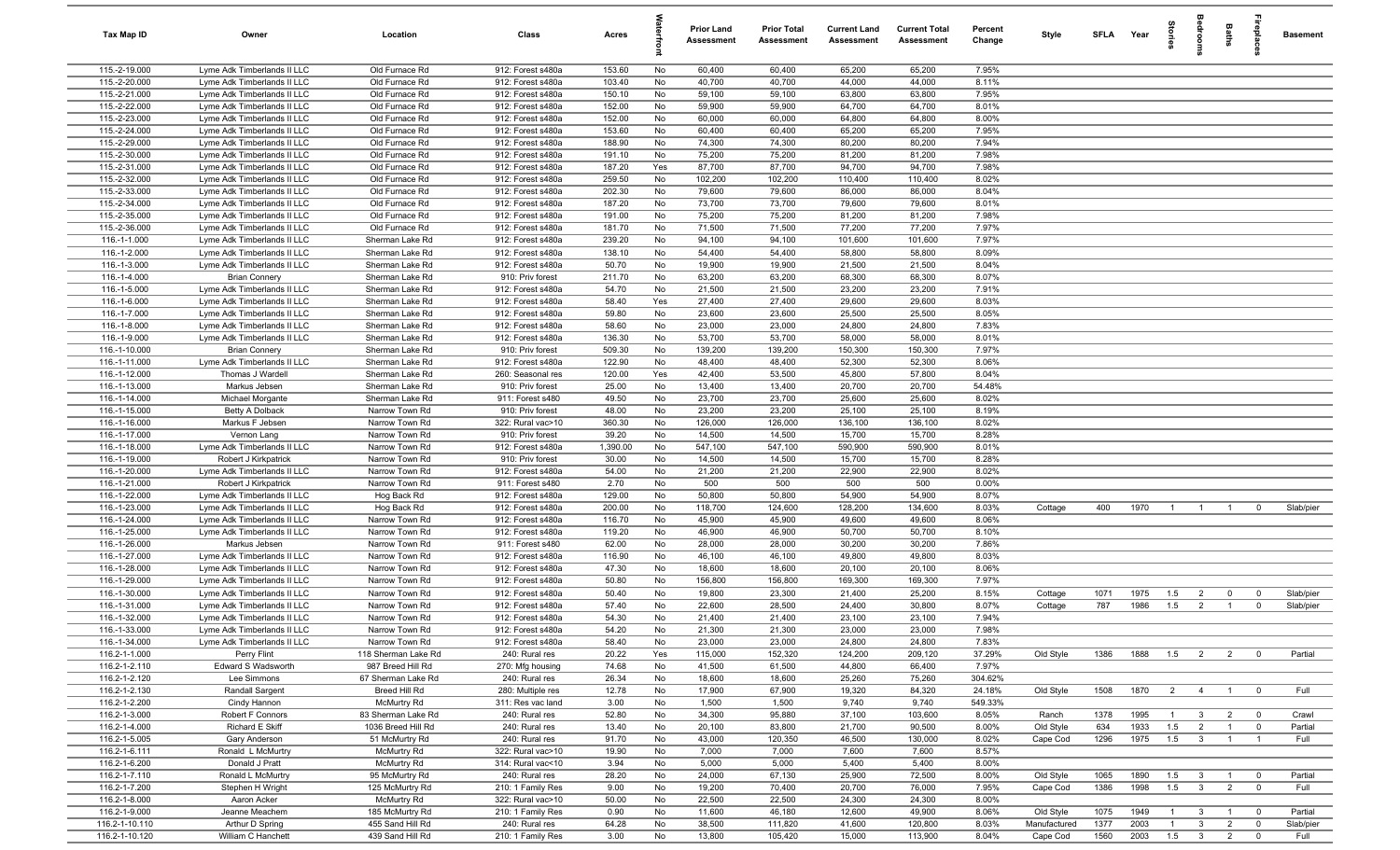| Tax Map ID | Owner | Location | Class | Acres | Waterfront | Prior Land Assessment | Prior Total Assessment | Current Land Assessment | Current Total Assessment | Percent Change | Style | SFLA | Year | Stories | Bedrooms | Baths | Fireplaces | Basement |
|---|---|---|---|---|---|---|---|---|---|---|---|---|---|---|---|---|---|---|
| 115.-2-19.000 | Lyme Adk Timberlands II LLC | Old Furnace Rd | 912: Forest s480a | 153.60 | No | 60,400 | 60,400 | 65,200 | 65,200 | 7.95% | | | | | | | | |
| 115.-2-20.000 | Lyme Adk Timberlands II LLC | Old Furnace Rd | 912: Forest s480a | 103.40 | No | 40,700 | 40,700 | 44,000 | 44,000 | 8.11% | | | | | | | | |
| 115.-2-21.000 | Lyme Adk Timberlands II LLC | Old Furnace Rd | 912: Forest s480a | 150.10 | No | 59,100 | 59,100 | 63,800 | 63,800 | 7.95% | | | | | | | | |
| 115.-2-22.000 | Lyme Adk Timberlands II LLC | Old Furnace Rd | 912: Forest s480a | 152.00 | No | 59,900 | 59,900 | 64,700 | 64,700 | 8.01% | | | | | | | | |
| 115.-2-23.000 | Lyme Adk Timberlands II LLC | Old Furnace Rd | 912: Forest s480a | 152.00 | No | 60,000 | 60,000 | 64,800 | 64,800 | 8.00% | | | | | | | | |
| 115.-2-24.000 | Lyme Adk Timberlands II LLC | Old Furnace Rd | 912: Forest s480a | 153.60 | No | 60,400 | 60,400 | 65,200 | 65,200 | 7.95% | | | | | | | | |
| 115.-2-29.000 | Lyme Adk Timberlands II LLC | Old Furnace Rd | 912: Forest s480a | 188.90 | No | 74,300 | 74,300 | 80,200 | 80,200 | 7.94% | | | | | | | | |
| 115.-2-30.000 | Lyme Adk Timberlands II LLC | Old Furnace Rd | 912: Forest s480a | 191.10 | No | 75,200 | 75,200 | 81,200 | 81,200 | 7.98% | | | | | | | | |
| 115.-2-31.000 | Lyme Adk Timberlands II LLC | Old Furnace Rd | 912: Forest s480a | 187.20 | Yes | 87,700 | 87,700 | 94,700 | 94,700 | 7.98% | | | | | | | | |
| 115.-2-32.000 | Lyme Adk Timberlands II LLC | Old Furnace Rd | 912: Forest s480a | 259.50 | No | 102,200 | 102,200 | 110,400 | 110,400 | 8.02% | | | | | | | | |
| 115.-2-33.000 | Lyme Adk Timberlands II LLC | Old Furnace Rd | 912: Forest s480a | 202.30 | No | 79,600 | 79,600 | 86,000 | 86,000 | 8.04% | | | | | | | | |
| 115.-2-34.000 | Lyme Adk Timberlands II LLC | Old Furnace Rd | 912: Forest s480a | 187.20 | No | 73,700 | 73,700 | 79,600 | 79,600 | 8.01% | | | | | | | | |
| 115.-2-35.000 | Lyme Adk Timberlands II LLC | Old Furnace Rd | 912: Forest s480a | 191.00 | No | 75,200 | 75,200 | 81,200 | 81,200 | 7.98% | | | | | | | | |
| 115.-2-36.000 | Lyme Adk Timberlands II LLC | Old Furnace Rd | 912: Forest s480a | 181.70 | No | 71,500 | 71,500 | 77,200 | 77,200 | 7.97% | | | | | | | | |
| 116.-1-1.000 | Lyme Adk Timberlands II LLC | Sherman Lake Rd | 912: Forest s480a | 239.20 | No | 94,100 | 94,100 | 101,600 | 101,600 | 7.97% | | | | | | | | |
| 116.-1-2.000 | Lyme Adk Timberlands II LLC | Sherman Lake Rd | 912: Forest s480a | 138.10 | No | 54,400 | 54,400 | 58,800 | 58,800 | 8.09% | | | | | | | | |
| 116.-1-3.000 | Lyme Adk Timberlands II LLC | Sherman Lake Rd | 912: Forest s480a | 50.70 | No | 19,900 | 19,900 | 21,500 | 21,500 | 8.04% | | | | | | | | |
| 116.-1-4.000 | Brian Connery | Sherman Lake Rd | 910: Priv forest | 211.70 | No | 63,200 | 63,200 | 68,300 | 68,300 | 8.07% | | | | | | | | |
| 116.-1-5.000 | Lyme Adk Timberlands II LLC | Sherman Lake Rd | 912: Forest s480a | 54.70 | No | 21,500 | 21,500 | 23,200 | 23,200 | 7.91% | | | | | | | | |
| 116.-1-6.000 | Lyme Adk Timberlands II LLC | Sherman Lake Rd | 912: Forest s480a | 58.40 | Yes | 27,400 | 27,400 | 29,600 | 29,600 | 8.03% | | | | | | | | |
| 116.-1-7.000 | Lyme Adk Timberlands II LLC | Sherman Lake Rd | 912: Forest s480a | 59.80 | No | 23,600 | 23,600 | 25,500 | 25,500 | 8.05% | | | | | | | | |
| 116.-1-8.000 | Lyme Adk Timberlands II LLC | Sherman Lake Rd | 912: Forest s480a | 58.60 | No | 23,000 | 23,000 | 24,800 | 24,800 | 7.83% | | | | | | | | |
| 116.-1-9.000 | Lyme Adk Timberlands II LLC | Sherman Lake Rd | 912: Forest s480a | 136.30 | No | 53,700 | 53,700 | 58,000 | 58,000 | 8.01% | | | | | | | | |
| 116.-1-10.000 | Brian Connery | Sherman Lake Rd | 910: Priv forest | 509.30 | No | 139,200 | 139,200 | 150,300 | 150,300 | 7.97% | | | | | | | | |
| 116.-1-11.000 | Lyme Adk Timberlands II LLC | Sherman Lake Rd | 912: Forest s480a | 122.90 | No | 48,400 | 48,400 | 52,300 | 52,300 | 8.06% | | | | | | | | |
| 116.-1-12.000 | Thomas J Wardell | Sherman Lake Rd | 260: Seasonal res | 120.00 | Yes | 42,400 | 53,500 | 45,800 | 57,800 | 8.04% | | | | | | | | |
| 116.-1-13.000 | Markus Jebsen | Sherman Lake Rd | 910: Priv forest | 25.00 | No | 13,400 | 13,400 | 20,700 | 20,700 | 54.48% | | | | | | | | |
| 116.-1-14.000 | Michael Morgante | Sherman Lake Rd | 911: Forest s480 | 49.50 | No | 23,700 | 23,700 | 25,600 | 25,600 | 8.02% | | | | | | | | |
| 116.-1-15.000 | Betty A Dolback | Narrow Town Rd | 910: Priv forest | 48.00 | No | 23,200 | 23,200 | 25,100 | 25,100 | 8.19% | | | | | | | | |
| 116.-1-16.000 | Markus F Jebsen | Narrow Town Rd | 322: Rural vac>10 | 360.30 | No | 126,000 | 126,000 | 136,100 | 136,100 | 8.02% | | | | | | | | |
| 116.-1-17.000 | Vernon Lang | Narrow Town Rd | 910: Priv forest | 39.20 | No | 14,500 | 14,500 | 15,700 | 15,700 | 8.28% | | | | | | | | |
| 116.-1-18.000 | Lyme Adk Timberlands II LLC | Narrow Town Rd | 912: Forest s480a | 1,390.00 | No | 547,100 | 547,100 | 590,900 | 590,900 | 8.01% | | | | | | | | |
| 116.-1-19.000 | Robert J Kirkpatrick | Narrow Town Rd | 910: Priv forest | 30.00 | No | 14,500 | 14,500 | 15,700 | 15,700 | 8.28% | | | | | | | | |
| 116.-1-20.000 | Lyme Adk Timberlands II LLC | Narrow Town Rd | 912: Forest s480a | 54.00 | No | 21,200 | 21,200 | 22,900 | 22,900 | 8.02% | | | | | | | | |
| 116.-1-21.000 | Robert J Kirkpatrick | Narrow Town Rd | 911: Forest s480 | 2.70 | No | 500 | 500 | 500 | 500 | 0.00% | | | | | | | | |
| 116.-1-22.000 | Lyme Adk Timberlands II LLC | Hog Back Rd | 912: Forest s480a | 129.00 | No | 50,800 | 50,800 | 54,900 | 54,900 | 8.07% | | | | | | | | |
| 116.-1-23.000 | Lyme Adk Timberlands II LLC | Hog Back Rd | 912: Forest s480a | 200.00 | No | 118,700 | 124,600 | 128,200 | 134,600 | 8.03% | Cottage | 400 | 1970 | 1 | 1 | 1 | 0 | Slab/pier |
| 116.-1-24.000 | Lyme Adk Timberlands II LLC | Narrow Town Rd | 912: Forest s480a | 116.70 | No | 45,900 | 45,900 | 49,600 | 49,600 | 8.06% | | | | | | | | |
| 116.-1-25.000 | Lyme Adk Timberlands II LLC | Narrow Town Rd | 912: Forest s480a | 119.20 | No | 46,900 | 46,900 | 50,700 | 50,700 | 8.10% | | | | | | | | |
| 116.-1-26.000 | Markus Jebsen | Narrow Town Rd | 911: Forest s480 | 62.00 | No | 28,000 | 28,000 | 30,200 | 30,200 | 7.86% | | | | | | | | |
| 116.-1-27.000 | Lyme Adk Timberlands II LLC | Narrow Town Rd | 912: Forest s480a | 116.90 | No | 46,100 | 46,100 | 49,800 | 49,800 | 8.03% | | | | | | | | |
| 116.-1-28.000 | Lyme Adk Timberlands II LLC | Narrow Town Rd | 912: Forest s480a | 47.30 | No | 18,600 | 18,600 | 20,100 | 20,100 | 8.06% | | | | | | | | |
| 116.-1-29.000 | Lyme Adk Timberlands II LLC | Narrow Town Rd | 912: Forest s480a | 50.80 | No | 156,800 | 156,800 | 169,300 | 169,300 | 7.97% | | | | | | | | |
| 116.-1-30.000 | Lyme Adk Timberlands II LLC | Narrow Town Rd | 912: Forest s480a | 50.40 | No | 19,800 | 23,300 | 21,400 | 25,200 | 8.15% | Cottage | 1071 | 1975 | 1.5 | 2 | 0 | 0 | Slab/pier |
| 116.-1-31.000 | Lyme Adk Timberlands II LLC | Narrow Town Rd | 912: Forest s480a | 57.40 | No | 22,600 | 28,500 | 24,400 | 30,800 | 8.07% | Cottage | 787 | 1986 | 1.5 | 2 | 1 | 0 | Slab/pier |
| 116.-1-32.000 | Lyme Adk Timberlands II LLC | Narrow Town Rd | 912: Forest s480a | 54.30 | No | 21,400 | 21,400 | 23,100 | 23,100 | 7.94% | | | | | | | | |
| 116.-1-33.000 | Lyme Adk Timberlands II LLC | Narrow Town Rd | 912: Forest s480a | 54.20 | No | 21,300 | 21,300 | 23,000 | 23,000 | 7.98% | | | | | | | | |
| 116.-1-34.000 | Lyme Adk Timberlands II LLC | Narrow Town Rd | 912: Forest s480a | 58.40 | No | 23,000 | 23,000 | 24,800 | 24,800 | 7.83% | | | | | | | | |
| 116.2-1-1.000 | Perry Flint | 118 Sherman Lake Rd | 240: Rural res | 20.22 | Yes | 115,000 | 152,320 | 124,200 | 209,120 | 37.29% | Old Style | 1386 | 1888 | 1.5 | 2 | 2 | 0 | Partial |
| 116.2-1-2.110 | Edward S Wadsworth | 987 Breed Hill Rd | 270: Mfg housing | 74.68 | No | 41,500 | 61,500 | 44,800 | 66,400 | 7.97% | | | | | | | | |
| 116.2-1-2.120 | Lee Simmons | 67 Sherman Lake Rd | 240: Rural res | 26.34 | No | 18,600 | 18,600 | 25,260 | 75,260 | 304.62% | | | | | | | | |
| 116.2-1-2.130 | Randall Sargent | Breed Hill Rd | 280: Multiple res | 12.78 | No | 17,900 | 67,900 | 19,320 | 84,320 | 24.18% | Old Style | 1508 | 1870 | 2 | 4 | 1 | 0 | Full |
| 116.2-1-2.200 | Cindy Hannon | McMurtry Rd | 311: Res vac land | 3.00 | No | 1,500 | 1,500 | 9,740 | 9,740 | 549.33% | | | | | | | | |
| 116.2-1-3.000 | Robert F Connors | 83 Sherman Lake Rd | 240: Rural res | 52.80 | No | 34,300 | 95,880 | 37,100 | 103,600 | 8.05% | Ranch | 1378 | 1995 | 1 | 3 | 2 | 0 | Crawl |
| 116.2-1-4.000 | Richard E Skiff | 1036 Breed Hill Rd | 240: Rural res | 13.40 | No | 20,100 | 83,800 | 21,700 | 90,500 | 8.00% | Old Style | 634 | 1933 | 1.5 | 2 | 1 | 0 | Partial |
| 116.2-1-5.005 | Gary Anderson | 51 McMurtry Rd | 240: Rural res | 91.70 | No | 43,000 | 120,350 | 46,500 | 130,000 | 8.02% | Cape Cod | 1296 | 1975 | 1.5 | 3 | 1 | 1 | Full |
| 116.2-1-6.111 | Ronald L McMurtry | McMurtry Rd | 322: Rural vac>10 | 19.90 | No | 7,000 | 7,000 | 7,600 | 7,600 | 8.57% | | | | | | | | |
| 116.2-1-6.200 | Donald J Pratt | McMurtry Rd | 314: Rural vac<10 | 3.94 | No | 5,000 | 5,000 | 5,400 | 5,400 | 8.00% | | | | | | | | |
| 116.2-1-7.110 | Ronald L McMurtry | 95 McMurtry Rd | 240: Rural res | 28.20 | No | 24,000 | 67,130 | 25,900 | 72,500 | 8.00% | Old Style | 1065 | 1890 | 1.5 | 3 | 1 | 0 | Partial |
| 116.2-1-7.200 | Stephen H Wright | 125 McMurtry Rd | 210: 1 Family Res | 9.00 | No | 19,200 | 70,400 | 20,700 | 76,000 | 7.95% | Cape Cod | 1386 | 1998 | 1.5 | 3 | 2 | 0 | Full |
| 116.2-1-8.000 | Aaron Acker | McMurtry Rd | 322: Rural vac>10 | 50.00 | No | 22,500 | 22,500 | 24,300 | 24,300 | 8.00% | | | | | | | | |
| 116.2-1-9.000 | Jeanne Meachem | 185 McMurtry Rd | 210: 1 Family Res | 0.90 | No | 11,600 | 46,180 | 12,600 | 49,900 | 8.06% | Old Style | 1075 | 1949 | 1 | 3 | 1 | 0 | Partial |
| 116.2-1-10.110 | Arthur D Spring | 455 Sand Hill Rd | 240: Rural res | 64.28 | No | 38,500 | 111,820 | 41,600 | 120,800 | 8.03% | Manufactured | 1377 | 2003 | 1 | 3 | 2 | 0 | Slab/pier |
| 116.2-1-10.120 | William C Hanchett | 439 Sand Hill Rd | 210: 1 Family Res | 3.00 | No | 13,800 | 105,420 | 15,000 | 113,900 | 8.04% | Cape Cod | 1560 | 2003 | 1.5 | 3 | 2 | 0 | Full |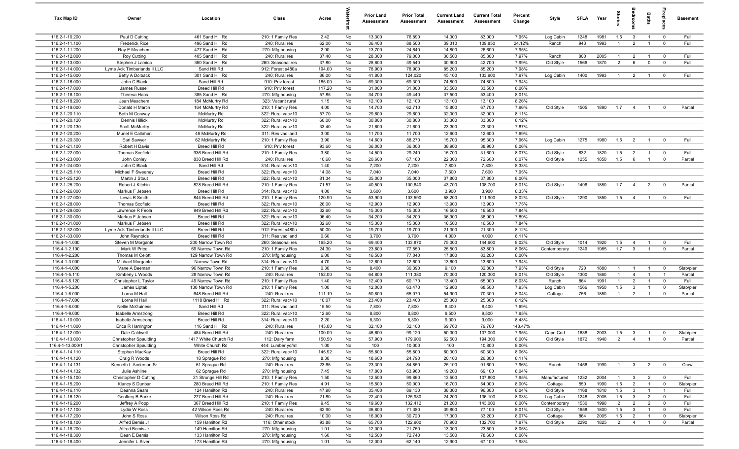| Tax Map ID | Owner | Location | Class | Acres | Waterfront | Prior Land Assessment | Prior Total Assessment | Current Land Assessment | Current Total Assessment | Percent Change | Style | SFLA | Year | Stories | Bedrooms | Baths | Fireplaces | Basement |
|---|---|---|---|---|---|---|---|---|---|---|---|---|---|---|---|---|---|---|
| 116.2-1-10.200 | Paul D Cutting | 461 Sand Hill Rd | 210: 1 Family Res | 2.42 | No | 13,300 | 76,890 | 14,300 | 83,000 | 7.95% | Log Cabin | 1248 | 1981 | 1.5 | 3 | 1 | 0 | Full |
| 116.2-1-11.100 | Frederick Rice | 496 Sand Hill Rd | 240: Rural res | 62.00 | No | 36,400 | 88,500 | 39,310 | 109,850 | 24.12% | Ranch | 943 | 1993 | 1 | 2 | 1 | 0 | Full |
| 116.2-1-11.200 | Ray E Meachem | 477 Sand Hill Rd | 270: Mfg housing | 2.90 | No | 13,700 | 24,640 | 14,800 | 26,600 | 7.95% | | | | | | | | |
| 116.2-1-12.000 | Roy Cutting | 405 Sand Hill Rd | 240: Rural res | 37.40 | No | 28,300 | 79,070 | 30,500 | 85,300 | 7.97% | Ranch | 800 | 2005 | 1 | 2 | 1 | 0 | Full |
| 116.2-1-13.000 | Stephen J Lamica | 360 Sand Hill Rd | 260: Seasonal res | 37.80 | No | 28,600 | 39,540 | 30,900 | 42,700 | 7.99% | Old Style | 1566 | 1870 | 2 | 6 | 0 | 0 | Full |
| 116.2-1-14.000 | Lyme Adk Timberlands II LLC | Sand Hill Rd | 912: Forest s480a | 194.00 | No | 78,900 | 78,900 | 85,200 | 85,200 | 7.98% | | | | | | | | |
| 116.2-1-15.000 | Betty A Dolback | 301 Sand Hill Rd | 240: Rural res | 86.00 | No | 41,800 | 124,020 | 45,100 | 133,900 | 7.97% | Log Cabin | 1400 | 1993 | 1 | 2 | 1 | 0 | Full |
| 116.2-1-16.000 | John C Black | Sand Hill Rd | 910: Priv forest | 185.00 | No | 69,300 | 69,300 | 74,800 | 74,800 | 7.94% | | | | | | | | |
| 116.2-1-17.000 | James Russell | Breed Hill Rd | 910: Priv forest | 117.20 | No | 31,000 | 31,000 | 33,500 | 33,500 | 8.06% | | | | | | | | |
| 116.2-1-18.100 | Theresa Hans | 385 Sand Hill Rd | 270: Mfg housing | 57.85 | No | 34,700 | 49,440 | 37,500 | 53,400 | 8.01% | | | | | | | | |
| 116.2-1-18.200 | Jean Meachem | 184 McMurtry Rd | 323: Vacant rural | 1.15 | No | 12,100 | 12,100 | 13,100 | 13,100 | 8.26% | | | | | | | | |
| 116.2-1-19.000 | Donald H Martin | 164 McMurtry Rd | 210: 1 Family Res | 4.00 | No | 14,700 | 62,710 | 15,800 | 67,700 | 7.96% | Old Style | 1505 | 1890 | 1.7 | 4 | 1 | 0 | Partial |
| 116.2-1-20.110 | Beth M Conway | McMurtry Rd | 322: Rural vac>10 | 57.70 | No | 29,600 | 29,600 | 32,000 | 32,000 | 8.11% | | | | | | | | |
| 116.2-1-20.120 | Dennis Hillick | McMurtry Rd | 322: Rural vac>10 | 60.00 | No | 30,800 | 30,800 | 33,300 | 33,300 | 8.12% | | | | | | | | |
| 116.2-1-20.130 | Scott McMurtry | McMurtry Rd | 322: Rural vac>10 | 33.40 | No | 21,600 | 21,600 | 23,300 | 23,300 | 7.87% | | | | | | | | |
| 116.2-1-20.200 | Muriel E Callahan | 46 McMurtry Rd | 311: Res vac land | 3.00 | No | 11,700 | 11,700 | 12,600 | 12,600 | 7.69% | | | | | | | | |
| 116.2-1-20.300 | Earl Sawyer | 62 McMurtry Rd | 210: 1 Family Res | 3.90 | No | 14,600 | 88,270 | 15,700 | 95,300 | 7.96% | Log Cabin | 1275 | 1980 | 1.5 | 2 | 1 | 0 | Full |
| 116.2-1-21.100 | Robert H Davis | Breed Hill Rd | 910: Priv forest | 93.60 | No | 36,000 | 36,000 | 38,900 | 38,900 | 8.06% | | | | | | | | |
| 116.2-1-22.000 | Thomas Scofield | 936 Breed Hill Rd | 210: 1 Family Res | 3.80 | No | 14,500 | 29,240 | 15,700 | 31,600 | 8.07% | Old Style | 832 | 1820 | 1.5 | 2 | 1 | 0 | Full |
| 116.2-1-23.000 | John Conley | 838 Breed Hill Rd | 240: Rural res | 10.60 | No | 20,600 | 67,180 | 22,300 | 72,600 | 8.07% | Old Style | 1255 | 1850 | 1.5 | 6 | 1 | 0 | Partial |
| 116.2-1-24.000 | John C Black | Sand Hill Rd | 314: Rural vac<10 | 1.40 | No | 7,200 | 7,200 | 7,800 | 7,800 | 8.33% | | | | | | | | |
| 116.2-1-25.110 | Michael F Sweeney | Breed Hill Rd | 322: Rural vac>10 | 14.08 | No | 7,040 | 7,040 | 7,600 | 7,600 | 7.95% | | | | | | | | |
| 116.2-1-25.120 | Martin J Stout | Breed Hill Rd | 322: Rural vac>10 | 81.34 | No | 35,000 | 35,000 | 37,800 | 37,800 | 8.00% | | | | | | | | |
| 116.2-1-25.200 | Robert J Kitchin | 828 Breed Hill Rd | 210: 1 Family Res | 71.57 | No | 40,500 | 100,640 | 43,700 | 108,700 | 8.01% | Old Style | 1496 | 1850 | 1.7 | 4 | 2 | 0 | Partial |
| 116.2-1-26.000 | Markus F Jebsen | Breed Hill Rd | 314: Rural vac<10 | 4.00 | No | 3,600 | 3,600 | 3,900 | 3,900 | 8.33% | | | | | | | | |
| 116.2-1-27.000 | Lewis R Smith | 844 Breed Hill Rd | 210: 1 Family Res | 120.90 | No | 53,900 | 103,590 | 58,200 | 111,900 | 8.02% | Old Style | 1290 | 1850 | 1.5 | 4 | 1 | 0 | Full |
| 116.2-1-28.000 | Thomas Scofield | Breed Hill Rd | 322: Rural vac>10 | 26.00 | No | 12,900 | 12,900 | 13,900 | 13,900 | 7.75% | | | | | | | | |
| 116.2-1-29.000 | Lawrence R Feola | 949 Breed Hill Rd | 322: Rural vac>10 | 32.60 | No | 15,300 | 15,300 | 16,500 | 16,500 | 7.84% | | | | | | | | |
| 116.2-1-30.000 | Markus F Jebsen | Breed Hill Rd | 322: Rural vac>10 | 96.40 | No | 34,200 | 34,200 | 36,900 | 36,900 | 7.89% | | | | | | | | |
| 116.2-1-31.000 | Markus F Jebsen | Breed Hill Rd | 322: Rural vac>10 | 32.60 | No | 15,300 | 15,300 | 16,500 | 16,500 | 7.84% | | | | | | | | |
| 116.2-1-32.000 | Lyme Adk Timberlands II LLC | Breed Hill Rd | 912: Forest s480a | 50.00 | No | 19,700 | 19,700 | 21,300 | 21,300 | 8.12% | | | | | | | | |
| 116.2-1-33.000 | John Reynolds | Breed Hill Rd | 311: Res vac land | 0.60 | No | 3,700 | 3,700 | 4,000 | 4,000 | 8.11% | | | | | | | | |
| 116.4-1-1.000 | Steven M Morgante | 200 Narrow Town Rd | 260: Seasonal res | 165.20 | No | 69,400 | 133,870 | 75,000 | 144,600 | 8.02% | Old Style | 1014 | 1920 | 1.5 | 4 | 1 | 0 | Full |
| 116.4-1-2.100 | Mark W Price | 69 Narrow Town Rd | 210: 1 Family Res | 24.30 | No | 23,600 | 77,550 | 25,500 | 83,800 | 8.06% | Contemporary | 1249 | 1985 | 1.7 | 3 | 1 | 0 | Partial |
| 116.4-1-2.200 | Thomas M Celotti | 129 Narrow Town Rd | 270: Mfg housing | 6.00 | No | 16,500 | 77,040 | 17,800 | 83,200 | 8.00% | | | | | | | | |
| 116.4-1-3.000 | Michael Morgante | Narrow Town Rd | 314: Rural vac<10 | 4.70 | No | 12,600 | 12,600 | 13,600 | 13,600 | 7.94% | | | | | | | | |
| 116.4-1-4.000 | Vane A Beeman | 96 Narrow Town Rd | 210: 1 Family Res | 0.30 | No | 8,400 | 30,390 | 9,100 | 32,800 | 7.93% | Old Style | 720 | 1880 | 1 | 1 | 1 | 0 | Slab/pier |
| 116.4-1-5.110 | Kimberly L Woods | 28 Narrow Town Rd | 240: Rural res | 152.00 | No | 64,800 | 111,380 | 70,000 | 120,300 | 8.01% | Old Style | 1300 | 1860 | 1 | 4 | 1 | 1 | Partial |
| 116.4-1-5.120 | Christopher L Taylor | 49 Narrow Town Rd | 210: 1 Family Res | 1.40 | No | 12,400 | 60,170 | 13,400 | 65,000 | 8.03% | Ranch | 864 | 1991 | 1 | 2 | 1 | 0 | Full |
| 116.4-1-5.200 | James Liptak | 130 Narrow Town Rd | 210: 1 Family Res | 1.00 | No | 12,000 | 63,470 | 12,900 | 68,500 | 7.93% | Log Cabin | 1566 | 1950 | 1.5 | 3 | 1 | 0 | Slab/pier |
| 116.4-1-6.000 | Lorna M Hall | 648 Breed Hill Rd | 240: Rural res | 111.19 | No | 50,800 | 65,070 | 54,900 | 70,300 | 8.04% | Cottage | 756 | 1850 | 1 | 2 | 1 | 0 | Partial |
| 116.4-1-7.000 | Lorna M Hall | 1118 Breed Hill Rd | 322: Rural vac>10 | 10.07 | No | 23,400 | 23,400 | 25,300 | 25,300 | 8.12% | | | | | | | | |
| 116.4-1-8.000 | Nellie McGuiness | Sand Hill Rd | 311: Res vac land | 15.50 | No | 7,800 | 7,800 | 8,400 | 8,400 | 7.69% | | | | | | | | |
| 116.4-1-9.000 | Isabelle Armstrong | Breed Hill Rd | 322: Rural vac>10 | 12.60 | No | 8,800 | 8,800 | 9,500 | 9,500 | 7.95% | | | | | | | | |
| 116.4-1-10.000 | Isabelle Armstrong | Breed Hill Rd | 314: Rural vac<10 | 2.20 | No | 8,300 | 8,300 | 9,000 | 9,000 | 8.43% | | | | | | | | |
| 116.4-1-11.000 | Erica R Harrington | 116 Sand Hill Rd | 240: Rural res | 143.00 | No | 32,100 | 32,100 | 69,760 | 79,760 | 148.47% | | | | | | | | |
| 116.4-1-12.000 | Dale Caldwell | 484 Breed Hill Rd | 240: Rural res | 100.00 | No | 46,600 | 99,120 | 50,300 | 107,000 | 7.95% | Cape Cod | 1638 | 2003 | 1.5 | 3 | 1 | 0 | Slab/pier |
| 116.4-1-13.000 | Christopher Spaulding | 1417 White Church Rd | 112: Dairy farm | 150.50 | No | 57,900 | 179,900 | 62,500 | 194,300 | 8.00% | Old Style | 1872 | 1940 | 2 | 4 | 1 | 0 | Partial |
| 116.4-1-13.000/1 | Christopher Spaulding | White Church Rd | 444: Lumber yd/ml | 1.00 | No | 100 | 10,000 | 100 | 10,800 | 8.00% | | | | | | | | |
| 116.4-1-14.110 | Stephen MacKay | Breed Hill Rd | 322: Rural vac>10 | 145.92 | No | 55,800 | 55,800 | 60,300 | 60,300 | 8.06% | | | | | | | | |
| 116.4-1-14.120 | Craig R Woods | 18 Sprague Rd | 270: Mfg housing | 8.30 | No | 18,600 | 24,790 | 20,100 | 26,800 | 8.11% | | | | | | | | |
| 116.4-1-14.131 | Kenneth L Anderson Sr | 61 Sprague Rd | 240: Rural res | 23.65 | No | 23,300 | 84,850 | 25,100 | 91,600 | 7.96% | Ranch | 1456 | 1990 | 1 | 3 | 2 | 0 | Crawl |
| 116.4-1-14.132 | Julie Ashline | 62 Sprague Rd | 270: Mfg housing | 7.45 | No | 17,800 | 63,960 | 19,200 | 69,100 | 8.04% | | | | | | | | |
| 116.4-1-15.100 | Christopher D Cutting | 21 Strongs Hill Rd | 210: 1 Family Res | 1.50 | No | 12,500 | 99,860 | 13,500 | 107,800 | 7.95% | Manufactured | 1232 | 2004 | 1 | 3 | 2 | 0 | Full |
| 116.4-1-15.200 | Klancy S Dunbar | 280 Breed Hill Rd | 210: 1 Family Res | 4.91 | No | 15,500 | 50,000 | 16,700 | 54,000 | 8.00% | Cottage | 550 | 1990 | 1.5 | 2 | 1 | 0 | Slab/pier |
| 116.4-1-16.110 | Deanna Sears | 124 Hamilton Rd | 240: Rural res | 47.90 | No | 35,400 | 89,130 | 38,300 | 96,300 | 8.04% | Old Style | 1168 | 1810 | 1.5 | 3 | 1 | 1 | Full |
| 116.4-1-16.120 | Geoffrey B Burke | 277 Breed Hill Rd | 240: Rural res | 21.80 | No | 22,400 | 125,980 | 24,200 | 136,100 | 8.03% | Log Cabin | 1248 | 2005 | 1.5 | 3 | 2 | 0 | Full |
| 116.4-1-16.200 | Jeffrey A Popp | 367 Breed Hill Rd | 210: 1 Family Res | 9.45 | No | 19,600 | 132,412 | 21,200 | 143,000 | 8.00% | Contemporary | 1530 | 1990 | 2 | 2 | 2 | 0 | Full |
| 116.4-1-17.100 | Lydia W Ross | 42 Wilson Ross Rd | 240: Rural res | 62.90 | No | 36,800 | 71,380 | 39,800 | 77,100 | 8.01% | Old Style | 1658 | 1800 | 1.5 | 3 | 1 | 0 | Full |
| 116.4-1-17.200 | John S Ross | Wilson Ross Rd | 240: Rural res | 10.00 | No | 16,000 | 30,720 | 17,300 | 33,200 | 8.07% | Cottage | 864 | 2005 | 1.5 | 2 | 1 | 0 | Slab/pier |
| 116.4-1-18.100 | Alfred Bemis Jr | 159 Hamilton Rd | 116: Other stock | 93.88 | No | 65,700 | 122,900 | 70,900 | 132,700 | 7.97% | Old Style | 2290 | 1825 | 2 | 4 | 1 | 0 | Partial |
| 116.4-1-18.200 | Alfred Bemis Jr | 149 Hamilton Rd | 270: Mfg housing | 1.01 | No | 12,000 | 21,750 | 13,000 | 23,500 | 8.05% | | | | | | | | |
| 116.4-1-18.300 | Dean E Bemis | 133 Hamilton Rd | 270: Mfg housing | 1.60 | No | 12,500 | 72,740 | 13,500 | 78,600 | 8.06% | | | | | | | | |
| 116.4-1-18.400 | Jennifer L Siver | 173 Hamilton Rd | 270: Mfg housing | 1.01 | No | 12,000 | 62,140 | 12,900 | 67,100 | 7.98% | | | | | | | | |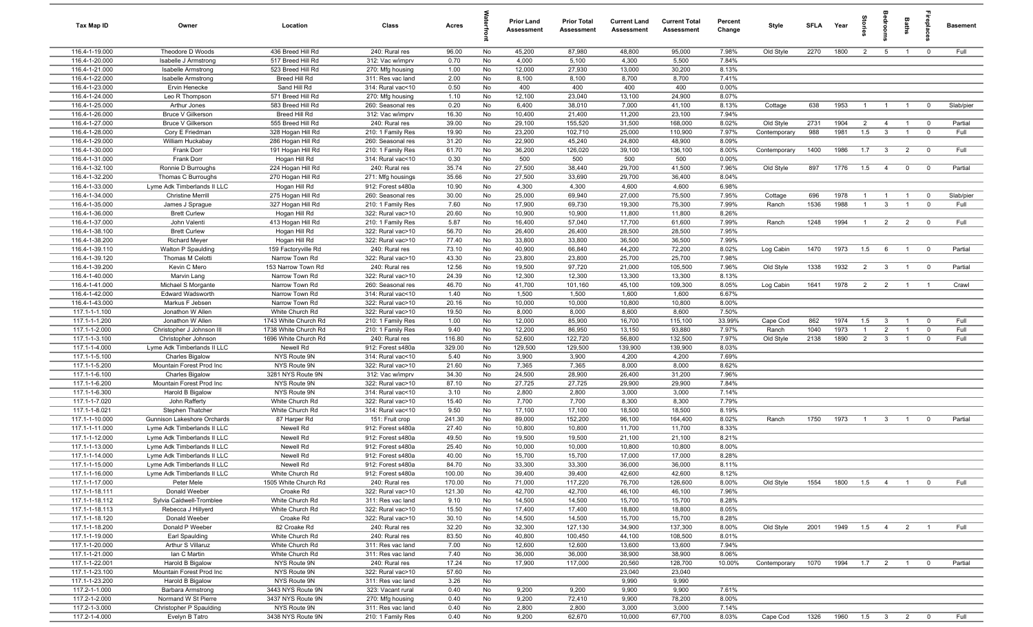| Tax Map ID | Owner | Location | Class | Acres | Waterfront | Prior Land Assessment | Prior Total Assessment | Current Land Assessment | Current Total Assessment | Percent Change | Style | SFLA | Year | Stories | Bedrooms | Baths | Fireplaces | Basement |
|---|---|---|---|---|---|---|---|---|---|---|---|---|---|---|---|---|---|---|
| 116.4-1-19.000 | Theodore D Woods | 436 Breed Hill Rd | 240: Rural res | 96.00 | No | 45,200 | 87,980 | 48,800 | 95,000 | 7.98% | Old Style | 2270 | 1800 | 2 | 5 | 1 | 0 | Full |
| 116.4-1-20.000 | Isabelle J Armstrong | 517 Breed Hill Rd | 312: Vac w/imprv | 0.70 | No | 4,000 | 5,100 | 4,300 | 5,500 | 7.84% | | | | | | | | |
| 116.4-1-21.000 | Isabelle Armstrong | 523 Breed Hill Rd | 270: Mfg housing | 1.00 | No | 12,000 | 27,930 | 13,000 | 30,200 | 8.13% | | | | | | | | |
| 116.4-1-22.000 | Isabelle Armstrong | Breed Hill Rd | 311: Res vac land | 2.00 | No | 8,100 | 8,100 | 8,700 | 8,700 | 7.41% | | | | | | | | |
| 116.4-1-23.000 | Ervin Henecke | Sand Hill Rd | 314: Rural vac<10 | 0.50 | No | 400 | 400 | 400 | 400 | 0.00% | | | | | | | | |
| 116.4-1-24.000 | Leo R Thompson | 571 Breed Hill Rd | 270: Mfg housing | 1.10 | No | 12,100 | 23,040 | 13,100 | 24,900 | 8.07% | | | | | | | | |
| 116.4-1-25.000 | Arthur Jones | 583 Breed Hill Rd | 260: Seasonal res | 0.20 | No | 6,400 | 38,010 | 7,000 | 41,100 | 8.13% | Cottage | 638 | 1953 | 1 | 1 | 1 | 0 | Slab/pier |
| 116.4-1-26.000 | Bruce V Gilkerson | Breed Hill Rd | 312: Vac w/imprv | 16.30 | No | 10,400 | 21,400 | 11,200 | 23,100 | 7.94% | | | | | | | | |
| 116.4-1-27.000 | Bruce V Gilkerson | 555 Breed Hill Rd | 240: Rural res | 39.00 | No | 29,100 | 155,520 | 31,500 | 168,000 | 8.02% | Old Style | 2731 | 1904 | 2 | 4 | 1 | 0 | Partial |
| 116.4-1-28.000 | Cory E Friedman | 328 Hogan Hill Rd | 210: 1 Family Res | 19.90 | No | 23,200 | 102,710 | 25,000 | 110,900 | 7.97% | Contemporary | 988 | 1981 | 1.5 | 3 | 1 | 0 | Full |
| 116.4-1-29.000 | William Huckabay | 286 Hogan Hill Rd | 260: Seasonal res | 31.20 | No | 22,900 | 45,240 | 24,800 | 48,900 | 8.09% | | | | | | | | |
| 116.4-1-30.000 | Frank Dorr | 191 Hogan Hill Rd | 210: 1 Family Res | 61.70 | No | 36,200 | 126,020 | 39,100 | 136,100 | 8.00% | Contemporary | 1400 | 1986 | 1.7 | 3 | 2 | 0 | Full |
| 116.4-1-31.000 | Frank Dorr | Hogan Hill Rd | 314: Rural vac<10 | 0.30 | No | 500 | 500 | 500 | 500 | 0.00% | | | | | | | | |
| 116.4-1-32.100 | Ronnie D Burroughs | 224 Hogan Hill Rd | 240: Rural res | 35.74 | No | 27,500 | 38,440 | 29,700 | 41,500 | 7.96% | Old Style | 897 | 1776 | 1.5 | 4 | 0 | 0 | Partial |
| 116.4-1-32.200 | Thomas C Burroughs | 270 Hogan Hill Rd | 271: Mfg housings | 35.66 | No | 27,500 | 33,690 | 29,700 | 36,400 | 8.04% | | | | | | | | |
| 116.4-1-33.000 | Lyme Adk Timberlands II LLC | Hogan Hill Rd | 912: Forest s480a | 10.90 | No | 4,300 | 4,300 | 4,600 | 4,600 | 6.98% | | | | | | | | |
| 116.4-1-34.000 | Christine Merrill | 275 Hogan Hill Rd | 260: Seasonal res | 30.00 | No | 25,000 | 69,940 | 27,000 | 75,500 | 7.95% | Cottage | 696 | 1978 | 1 | 1 | 1 | 0 | Slab/pier |
| 116.4-1-35.000 | James J Sprague | 327 Hogan Hill Rd | 210: 1 Family Res | 7.60 | No | 17,900 | 69,730 | 19,300 | 75,300 | 7.99% | Ranch | 1536 | 1988 | 1 | 3 | 1 | 0 | Full |
| 116.4-1-36.000 | Brett Curlew | Hogan Hill Rd | 322: Rural vac>10 | 20.60 | No | 10,900 | 10,900 | 11,800 | 11,800 | 8.26% | | | | | | | | |
| 116.4-1-37.000 | John Valenti | 413 Hogan Hill Rd | 210: 1 Family Res | 5.87 | No | 16,400 | 57,040 | 17,700 | 61,600 | 7.99% | Ranch | 1248 | 1994 | 1 | 2 | 2 | 0 | Full |
| 116.4-1-38.100 | Brett Curlew | Hogan Hill Rd | 322: Rural vac>10 | 56.70 | No | 26,400 | 26,400 | 28,500 | 28,500 | 7.95% | | | | | | | | |
| 116.4-1-38.200 | Richard Meyer | Hogan Hill Rd | 322: Rural vac>10 | 77.40 | No | 33,800 | 33,800 | 36,500 | 36,500 | 7.99% | | | | | | | | |
| 116.4-1-39.110 | Walton P Spaulding | 159 Factoryville Rd | 240: Rural res | 73.10 | No | 40,900 | 66,840 | 44,200 | 72,200 | 8.02% | Log Cabin | 1470 | 1973 | 1.5 | 6 | 1 | 0 | Partial |
| 116.4-1-39.120 | Thomas M Celotti | Narrow Town Rd | 322: Rural vac>10 | 43.30 | No | 23,800 | 23,800 | 25,700 | 25,700 | 7.98% | | | | | | | | |
| 116.4-1-39.200 | Kevin C Mero | 153 Narrow Town Rd | 240: Rural res | 12.56 | No | 19,500 | 97,720 | 21,000 | 105,500 | 7.96% | Old Style | 1338 | 1932 | 2 | 3 | 1 | 0 | Partial |
| 116.4-1-40.000 | Marvin Lang | Narrow Town Rd | 322: Rural vac>10 | 24.39 | No | 12,300 | 12,300 | 13,300 | 13,300 | 8.13% | | | | | | | | |
| 116.4-1-41.000 | Michael S Morgante | Narrow Town Rd | 260: Seasonal res | 46.70 | No | 41,700 | 101,160 | 45,100 | 109,300 | 8.05% | Log Cabin | 1641 | 1978 | 2 | 2 | 1 | 1 | Crawl |
| 116.4-1-42.000 | Edward Wadsworth | Narrow Town Rd | 314: Rural vac<10 | 1.40 | No | 1,500 | 1,500 | 1,600 | 1,600 | 6.67% | | | | | | | | |
| 116.4-1-43.000 | Markus F Jebsen | Narrow Town Rd | 322: Rural vac>10 | 20.16 | No | 10,000 | 10,000 | 10,800 | 10,800 | 8.00% | | | | | | | | |
| 117.1-1-1.100 | Jonathon W Allen | White Church Rd | 322: Rural vac>10 | 19.50 | No | 8,000 | 8,000 | 8,600 | 8,600 | 7.50% | | | | | | | | |
| 117.1-1-1.200 | Jonathon W Allen | 1743 White Church Rd | 210: 1 Family Res | 1.00 | No | 12,000 | 85,900 | 16,700 | 115,100 | 33.99% | Cape Cod | 862 | 1974 | 1.5 | 3 | 1 | 0 | Full |
| 117.1-1-2.000 | Christopher J Johnson III | 1738 White Church Rd | 210: 1 Family Res | 9.40 | No | 12,200 | 86,950 | 13,150 | 93,880 | 7.97% | Ranch | 1040 | 1973 | 1 | 2 | 1 | 0 | Full |
| 117.1-1-3.100 | Christopher Johnson | 1696 White Church Rd | 240: Rural res | 116.80 | No | 52,600 | 122,720 | 56,800 | 132,500 | 7.97% | Old Style | 2138 | 1890 | 2 | 3 | 1 | 0 | Full |
| 117.1-1-4.000 | Lyme Adk Timberlands II LLC | Newell Rd | 912: Forest s480a | 329.00 | No | 129,500 | 129,500 | 139,900 | 139,900 | 8.03% | | | | | | | | |
| 117.1-1-5.100 | Charles Bigalow | NYS Route 9N | 314: Rural vac<10 | 5.40 | No | 3,900 | 3,900 | 4,200 | 4,200 | 7.69% | | | | | | | | |
| 117.1-1-5.200 | Mountain Forest Prod Inc | NYS Route 9N | 322: Rural vac>10 | 21.60 | No | 7,365 | 7,365 | 8,000 | 8,000 | 8.62% | | | | | | | | |
| 117.1-1-6.100 | Charles Bigalow | 3281 NYS Route 9N | 312: Vac w/imprv | 34.30 | No | 24,500 | 28,900 | 26,400 | 31,200 | 7.96% | | | | | | | | |
| 117.1-1-6.200 | Mountain Forest Prod Inc | NYS Route 9N | 322: Rural vac>10 | 87.10 | No | 27,725 | 27,725 | 29,900 | 29,900 | 7.84% | | | | | | | | |
| 117.1-1-6.300 | Harold B Bigalow | NYS Route 9N | 314: Rural vac<10 | 3.10 | No | 2,800 | 2,800 | 3,000 | 3,000 | 7.14% | | | | | | | | |
| 117.1-1-7.020 | John Rafferty | White Church Rd | 322: Rural vac>10 | 15.40 | No | 7,700 | 7,700 | 8,300 | 8,300 | 7.79% | | | | | | | | |
| 117.1-1-8.021 | Stephen Thatcher | White Church Rd | 314: Rural vac<10 | 9.50 | No | 17,100 | 17,100 | 18,500 | 18,500 | 8.19% | | | | | | | | |
| 117.1-1-10.000 | Gunnison Lakeshore Orchards | 87 Harper Rd | 151: Fruit crop | 241.30 | No | 89,000 | 152,200 | 96,100 | 164,400 | 8.02% | Ranch | 1750 | 1973 | 1 | 3 | 1 | 0 | Partial |
| 117.1-1-11.000 | Lyme Adk Timberlands II LLC | Newell Rd | 912: Forest s480a | 27.40 | No | 10,800 | 10,800 | 11,700 | 11,700 | 8.33% | | | | | | | | |
| 117.1-1-12.000 | Lyme Adk Timberlands II LLC | Newell Rd | 912: Forest s480a | 49.50 | No | 19,500 | 19,500 | 21,100 | 21,100 | 8.21% | | | | | | | | |
| 117.1-1-13.000 | Lyme Adk Timberlands II LLC | Newell Rd | 912: Forest s480a | 25.40 | No | 10,000 | 10,000 | 10,800 | 10,800 | 8.00% | | | | | | | | |
| 117.1-1-14.000 | Lyme Adk Timberlands II LLC | Newell Rd | 912: Forest s480a | 40.00 | No | 15,700 | 15,700 | 17,000 | 17,000 | 8.28% | | | | | | | | |
| 117.1-1-15.000 | Lyme Adk Timberlands II LLC | Newell Rd | 912: Forest s480a | 84.70 | No | 33,300 | 33,300 | 36,000 | 36,000 | 8.11% | | | | | | | | |
| 117.1-1-16.000 | Lyme Adk Timberlands II LLC | White Church Rd | 912: Forest s480a | 100.00 | No | 39,400 | 39,400 | 42,600 | 42,600 | 8.12% | | | | | | | | |
| 117.1-1-17.000 | Peter Mele | 1505 White Church Rd | 240: Rural res | 170.00 | No | 71,000 | 117,220 | 76,700 | 126,600 | 8.00% | Old Style | 1554 | 1800 | 1.5 | 4 | 1 | 0 | Full |
| 117.1-1-18.111 | Donald Weeber | Croake Rd | 322: Rural vac>10 | 121.30 | No | 42,700 | 42,700 | 46,100 | 46,100 | 7.96% | | | | | | | | |
| 117.1-1-18.112 | Sylvia Caldwell-Tromblee | White Church Rd | 311: Res vac land | 9.10 | No | 14,500 | 14,500 | 15,700 | 15,700 | 8.28% | | | | | | | | |
| 117.1-1-18.113 | Rebecca J Hillyerd | White Church Rd | 322: Rural vac>10 | 15.50 | No | 17,400 | 17,400 | 18,800 | 18,800 | 8.05% | | | | | | | | |
| 117.1-1-18.120 | Donald Weeber | Croake Rd | 322: Rural vac>10 | 30.10 | No | 14,500 | 14,500 | 15,700 | 15,700 | 8.28% | | | | | | | | |
| 117.1-1-18.200 | Donald P Weeber | 82 Croake Rd | 240: Rural res | 32.20 | No | 32,300 | 127,130 | 34,900 | 137,300 | 8.00% | Old Style | 2001 | 1949 | 1.5 | 4 | 2 | 1 | Full |
| 117.1-1-19.000 | Earl Spaulding | White Church Rd | 240: Rural res | 83.50 | No | 40,800 | 100,450 | 44,100 | 108,500 | 8.01% | | | | | | | | |
| 117.1-1-20.000 | Arthur S Villaruz | White Church Rd | 311: Res vac land | 7.00 | No | 12,600 | 12,600 | 13,600 | 13,600 | 7.94% | | | | | | | | |
| 117.1-1-21.000 | Ian C Martin | White Church Rd | 311: Res vac land | 7.40 | No | 36,000 | 36,000 | 38,900 | 38,900 | 8.06% | | | | | | | | |
| 117.1-1-22.001 | Harold B Bigalow | NYS Route 9N | 240: Rural res | 17.24 | No | 17,900 | 117,000 | 20,560 | 128,700 | 10.00% | Contemporary | 1070 | 1994 | 1.7 | 2 | 1 | 0 | Partial |
| 117.1-1-23.100 | Mountain Forest Prod Inc | NYS Route 9N | 322: Rural vac>10 | 57.60 | No | | | 23,040 | 23,040 | | | | | | | | | |
| 117.1-1-23.200 | Harold B Bigalow | NYS Route 9N | 311: Res vac land | 3.26 | No | | | 9,990 | 9,990 | | | | | | | | | |
| 117.2-1-1.000 | Barbara Armstrong | 3443 NYS Route 9N | 323: Vacant rural | 0.40 | No | 9,200 | 9,200 | 9,900 | 9,900 | 7.61% | | | | | | | | |
| 117.2-1-2.000 | Normand W St Pierre | 3437 NYS Route 9N | 270: Mfg housing | 0.40 | No | 9,200 | 72,410 | 9,900 | 78,200 | 8.00% | | | | | | | | |
| 117.2-1-3.000 | Christopher P Spaulding | NYS Route 9N | 311: Res vac land | 0.40 | No | 2,800 | 2,800 | 3,000 | 3,000 | 7.14% | | | | | | | | |
| 117.2-1-4.000 | Evelyn B Tatro | 3438 NYS Route 9N | 210: 1 Family Res | 0.40 | No | 9,200 | 62,670 | 10,000 | 67,700 | 8.03% | Cape Cod | 1326 | 1960 | 1.5 | 3 | 2 | 0 | Full |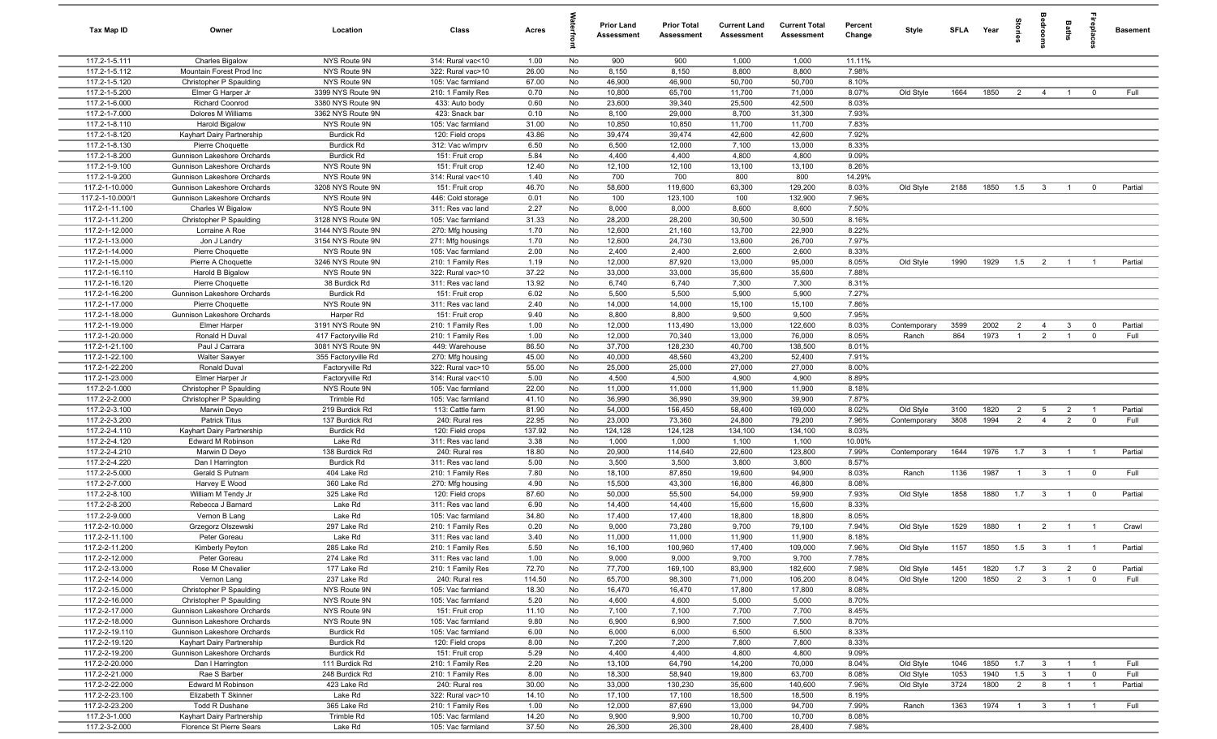| Tax Map ID | Owner | Location | Class | Acres | Waterfront | Prior Land Assessment | Prior Total Assessment | Current Land Assessment | Current Total Assessment | Percent Change | Style | SFLA | Year | Stories | Bedrooms | Baths | Fireplaces | Basement |
|---|---|---|---|---|---|---|---|---|---|---|---|---|---|---|---|---|---|---|
| 117.2-1-5.111 | Charles Bigalow | NYS Route 9N | 314: Rural vac<10 | 1.00 | No | 900 | 900 | 1,000 | 1,000 | 11.11% | | | | | | | | |
| 117.2-1-5.112 | Mountain Forest Prod Inc | NYS Route 9N | 322: Rural vac>10 | 26.00 | No | 8,150 | 8,150 | 8,800 | 8,800 | 7.98% | | | | | | | | |
| 117.2-1-5.120 | Christopher P Spaulding | NYS Route 9N | 105: Vac farmland | 67.00 | No | 46,900 | 46,900 | 50,700 | 50,700 | 8.10% | | | | | | | | |
| 117.2-1-5.200 | Elmer G Harper Jr | 3399 NYS Route 9N | 210: 1 Family Res | 0.70 | No | 10,800 | 65,700 | 11,700 | 71,000 | 8.07% | Old Style | 1664 | 1850 | 2 | 4 | 1 | 0 | Full |
| 117.2-1-6.000 | Richard Coonrod | 3380 NYS Route 9N | 433: Auto body | 0.60 | No | 23,600 | 39,340 | 25,500 | 42,500 | 8.03% | | | | | | | | |
| 117.2-1-7.000 | Dolores M Williams | 3362 NYS Route 9N | 423: Snack bar | 0.10 | No | 8,100 | 29,000 | 8,700 | 31,300 | 7.93% | | | | | | | | |
| 117.2-1-8.110 | Harold Bigalow | NYS Route 9N | 105: Vac farmland | 31.00 | No | 10,850 | 10,850 | 11,700 | 11,700 | 7.83% | | | | | | | | |
| 117.2-1-8.120 | Kayhart Dairy Partnership | Burdick Rd | 120: Field crops | 43.86 | No | 39,474 | 39,474 | 42,600 | 42,600 | 7.92% | | | | | | | | |
| 117.2-1-8.130 | Pierre Choquette | Burdick Rd | 312: Vac w/imprv | 6.50 | No | 6,500 | 12,000 | 7,100 | 13,000 | 8.33% | | | | | | | | |
| 117.2-1-8.200 | Gunnison Lakeshore Orchards | Burdick Rd | 151: Fruit crop | 5.84 | No | 4,400 | 4,400 | 4,800 | 4,800 | 9.09% | | | | | | | | |
| 117.2-1-9.100 | Gunnison Lakeshore Orchards | NYS Route 9N | 151: Fruit crop | 12.40 | No | 12,100 | 12,100 | 13,100 | 13,100 | 8.26% | | | | | | | | |
| 117.2-1-9.200 | Gunnison Lakeshore Orchards | NYS Route 9N | 314: Rural vac<10 | 1.40 | No | 700 | 700 | 800 | 800 | 14.29% | | | | | | | | |
| 117.2-1-10.000 | Gunnison Lakeshore Orchards | 3208 NYS Route 9N | 151: Fruit crop | 46.70 | No | 58,600 | 119,600 | 63,300 | 129,200 | 8.03% | Old Style | 2188 | 1850 | 1.5 | 3 | 1 | 0 | Partial |
| 117.2-1-10.000/1 | Gunnison Lakeshore Orchards | NYS Route 9N | 446: Cold storage | 0.01 | No | 100 | 123,100 | 100 | 132,900 | 7.96% | | | | | | | | |
| 117.2-1-11.100 | Charles W Bigalow | NYS Route 9N | 311: Res vac land | 2.27 | No | 8,000 | 8,000 | 8,600 | 8,600 | 7.50% | | | | | | | | |
| 117.2-1-11.200 | Christopher P Spaulding | 3128 NYS Route 9N | 105: Vac farmland | 31.33 | No | 28,200 | 28,200 | 30,500 | 30,500 | 8.16% | | | | | | | | |
| 117.2-1-12.000 | Lorraine A Roe | 3144 NYS Route 9N | 270: Mfg housing | 1.70 | No | 12,600 | 21,160 | 13,700 | 22,900 | 8.22% | | | | | | | | |
| 117.2-1-13.000 | Jon J Landry | 3154 NYS Route 9N | 271: Mfg housings | 1.70 | No | 12,600 | 24,730 | 13,600 | 26,700 | 7.97% | | | | | | | | |
| 117.2-1-14.000 | Pierre Choquette | NYS Route 9N | 105: Vac farmland | 2.00 | No | 2,400 | 2,400 | 2,600 | 2,600 | 8.33% | | | | | | | | |
| 117.2-1-15.000 | Pierre A Choquette | 3246 NYS Route 9N | 210: 1 Family Res | 1.19 | No | 12,000 | 87,920 | 13,000 | 95,000 | 8.05% | Old Style | 1990 | 1929 | 1.5 | 2 | 1 | 1 | Partial |
| 117.2-1-16.110 | Harold B Bigalow | NYS Route 9N | 322: Rural vac>10 | 37.22 | No | 33,000 | 33,000 | 35,600 | 35,600 | 7.88% | | | | | | | | |
| 117.2-1-16.120 | Pierre Choquette | 38 Burdick Rd | 311: Res vac land | 13.92 | No | 6,740 | 6,740 | 7,300 | 7,300 | 8.31% | | | | | | | | |
| 117.2-1-16.200 | Gunnison Lakeshore Orchards | Burdick Rd | 151: Fruit crop | 6.02 | No | 5,500 | 5,500 | 5,900 | 5,900 | 7.27% | | | | | | | | |
| 117.2-1-17.000 | Pierre Choquette | NYS Route 9N | 311: Res vac land | 2.40 | No | 14,000 | 14,000 | 15,100 | 15,100 | 7.86% | | | | | | | | |
| 117.2-1-18.000 | Gunnison Lakeshore Orchards | Harper Rd | 151: Fruit crop | 9.40 | No | 8,800 | 8,800 | 9,500 | 9,500 | 7.95% | | | | | | | | |
| 117.2-1-19.000 | Elmer Harper | 3191 NYS Route 9N | 210: 1 Family Res | 1.00 | No | 12,000 | 113,490 | 13,000 | 122,600 | 8.03% | Contemporary | 3599 | 2002 | 2 | 4 | 3 | 0 | Partial |
| 117.2-1-20.000 | Ronald H Duval | 417 Factoryville Rd | 210: 1 Family Res | 1.00 | No | 12,000 | 70,340 | 13,000 | 76,000 | 8.05% | Ranch | 864 | 1973 | 1 | 2 | 1 | 0 | Full |
| 117.2-1-21.100 | Paul J Carrara | 3081 NYS Route 9N | 449: Warehouse | 86.50 | No | 37,700 | 128,230 | 40,700 | 138,500 | 8.01% | | | | | | | | |
| 117.2-1-22.100 | Walter Sawyer | 355 Factoryville Rd | 270: Mfg housing | 45.00 | No | 40,000 | 48,560 | 43,200 | 52,400 | 7.91% | | | | | | | | |
| 117.2-1-22.200 | Ronald Duval | Factoryville Rd | 322: Rural vac>10 | 55.00 | No | 25,000 | 25,000 | 27,000 | 27,000 | 8.00% | | | | | | | | |
| 117.2-1-23.000 | Elmer Harper Jr | Factoryville Rd | 314: Rural vac<10 | 5.00 | No | 4,500 | 4,500 | 4,900 | 4,900 | 8.89% | | | | | | | | |
| 117.2-2-1.000 | Christopher P Spaulding | NYS Route 9N | 105: Vac farmland | 22.00 | No | 11,000 | 11,000 | 11,900 | 11,900 | 8.18% | | | | | | | | |
| 117.2-2-2.000 | Christopher P Spaulding | Trimble Rd | 105: Vac farmland | 41.10 | No | 36,990 | 36,990 | 39,900 | 39,900 | 7.87% | | | | | | | | |
| 117.2-2-3.100 | Marwin Deyo | 219 Burdick Rd | 113: Cattle farm | 81.90 | No | 54,000 | 156,450 | 58,400 | 169,000 | 8.02% | Old Style | 3100 | 1820 | 2 | 5 | 2 | 1 | Partial |
| 117.2-2-3.200 | Patrick Titus | 137 Burdick Rd | 240: Rural res | 22.95 | No | 23,000 | 73,360 | 24,800 | 79,200 | 7.96% | Contemporary | 3808 | 1994 | 2 | 4 | 2 | 0 | Full |
| 117.2-2-4.110 | Kayhart Dairy Partnership | Burdick Rd | 120: Field crops | 137.92 | No | 124,128 | 124,128 | 134,100 | 134,100 | 8.03% | | | | | | | | |
| 117.2-2-4.120 | Edward M Robinson | Lake Rd | 311: Res vac land | 3.38 | No | 1,000 | 1,000 | 1,100 | 1,100 | 10.00% | | | | | | | | |
| 117.2-2-4.210 | Marwin D Deyo | 138 Burdick Rd | 240: Rural res | 18.80 | No | 20,900 | 114,640 | 22,600 | 123,800 | 7.99% | Contemporary | 1644 | 1976 | 1.7 | 3 | 1 | 1 | Partial |
| 117.2-2-4.220 | Dan I Harrington | Burdick Rd | 311: Res vac land | 5.00 | No | 3,500 | 3,500 | 3,800 | 3,800 | 8.57% | | | | | | | | |
| 117.2-2-5.000 | Gerald S Putnam | 404 Lake Rd | 210: 1 Family Res | 7.80 | No | 18,100 | 87,850 | 19,600 | 94,900 | 8.03% | Ranch | 1136 | 1987 | 1 | 3 | 1 | 0 | Full |
| 117.2-2-7.000 | Harvey E Wood | 360 Lake Rd | 270: Mfg housing | 4.90 | No | 15,500 | 43,300 | 16,800 | 46,800 | 8.08% | | | | | | | | |
| 117.2-2-8.100 | William M Tendy Jr | 325 Lake Rd | 120: Field crops | 87.60 | No | 50,000 | 55,500 | 54,000 | 59,900 | 7.93% | Old Style | 1858 | 1880 | 1.7 | 3 | 1 | 0 | Partial |
| 117.2-2-8.200 | Rebecca J Barnard | Lake Rd | 311: Res vac land | 6.90 | No | 14,400 | 14,400 | 15,600 | 15,600 | 8.33% | | | | | | | | |
| 117.2-2-9.000 | Vernon B Lang | Lake Rd | 105: Vac farmland | 34.80 | No | 17,400 | 17,400 | 18,800 | 18,800 | 8.05% | | | | | | | | |
| 117.2-2-10.000 | Grzegorz Olszewski | 297 Lake Rd | 210: 1 Family Res | 0.20 | No | 9,000 | 73,280 | 9,700 | 79,100 | 7.94% | Old Style | 1529 | 1880 | 1 | 2 | 1 | 1 | Crawl |
| 117.2-2-11.100 | Peter Goreau | Lake Rd | 311: Res vac land | 3.40 | No | 11,000 | 11,000 | 11,900 | 11,900 | 8.18% | | | | | | | | |
| 117.2-2-11.200 | Kimberly Peyton | 285 Lake Rd | 210: 1 Family Res | 5.50 | No | 16,100 | 100,960 | 17,400 | 109,000 | 7.96% | Old Style | 1157 | 1850 | 1.5 | 3 | 1 | 1 | Partial |
| 117.2-2-12.000 | Peter Goreau | 274 Lake Rd | 311: Res vac land | 1.00 | No | 9,000 | 9,000 | 9,700 | 9,700 | 7.78% | | | | | | | | |
| 117.2-2-13.000 | Rose M Chevalier | 177 Lake Rd | 210: 1 Family Res | 72.70 | No | 77,700 | 169,100 | 83,900 | 182,600 | 7.98% | Old Style | 1451 | 1820 | 1.7 | 3 | 2 | 0 | Partial |
| 117.2-2-14.000 | Vernon Lang | 237 Lake Rd | 240: Rural res | 114.50 | No | 65,700 | 98,300 | 71,000 | 106,200 | 8.04% | Old Style | 1200 | 1850 | 2 | 3 | 1 | 0 | Full |
| 117.2-2-15.000 | Christopher P Spaulding | NYS Route 9N | 105: Vac farmland | 18.30 | No | 16,470 | 16,470 | 17,800 | 17,800 | 8.08% | | | | | | | | |
| 117.2-2-16.000 | Christopher P Spaulding | NYS Route 9N | 105: Vac farmland | 5.20 | No | 4,600 | 4,600 | 5,000 | 5,000 | 8.70% | | | | | | | | |
| 117.2-2-17.000 | Gunnison Lakeshore Orchards | NYS Route 9N | 151: Fruit crop | 11.10 | No | 7,100 | 7,100 | 7,700 | 7,700 | 8.45% | | | | | | | | |
| 117.2-2-18.000 | Gunnison Lakeshore Orchards | NYS Route 9N | 105: Vac farmland | 9.80 | No | 6,900 | 6,900 | 7,500 | 7,500 | 8.70% | | | | | | | | |
| 117.2-2-19.110 | Gunnison Lakeshore Orchards | Burdick Rd | 105: Vac farmland | 6.00 | No | 6,000 | 6,000 | 6,500 | 6,500 | 8.33% | | | | | | | | |
| 117.2-2-19.120 | Kayhart Dairy Partnership | Burdick Rd | 120: Field crops | 8.00 | No | 7,200 | 7,200 | 7,800 | 7,800 | 8.33% | | | | | | | | |
| 117.2-2-19.200 | Gunnison Lakeshore Orchards | Burdick Rd | 151: Fruit crop | 5.29 | No | 4,400 | 4,400 | 4,800 | 4,800 | 9.09% | | | | | | | | |
| 117.2-2-20.000 | Dan I Harrington | 111 Burdick Rd | 210: 1 Family Res | 2.20 | No | 13,100 | 64,790 | 14,200 | 70,000 | 8.04% | Old Style | 1046 | 1850 | 1.7 | 3 | 1 | 1 | Full |
| 117.2-2-21.000 | Rae S Barber | 248 Burdick Rd | 210: 1 Family Res | 8.00 | No | 18,300 | 58,940 | 19,800 | 63,700 | 8.08% | Old Style | 1053 | 1940 | 1.5 | 3 | 1 | 0 | Full |
| 117.2-2-22.000 | Edward M Robinson | 423 Lake Rd | 240: Rural res | 30.00 | No | 33,000 | 130,230 | 35,600 | 140,600 | 7.96% | Old Style | 3724 | 1800 | 2 | 8 | 1 | 1 | Partial |
| 117.2-2-23.100 | Elizabeth T Skinner | Lake Rd | 322: Rural vac>10 | 14.10 | No | 17,100 | 17,100 | 18,500 | 18,500 | 8.19% | | | | | | | | |
| 117.2-2-23.200 | Todd R Dushane | 365 Lake Rd | 210: 1 Family Res | 1.00 | No | 12,000 | 87,690 | 13,000 | 94,700 | 7.99% | Ranch | 1363 | 1974 | 1 | 3 | 1 | 1 | Full |
| 117.2-3-1.000 | Kayhart Dairy Partnership | Trimble Rd | 105: Vac farmland | 14.20 | No | 9,900 | 9,900 | 10,700 | 10,700 | 8.08% | | | | | | | | |
| 117.2-3-2.000 | Florence St Pierre Sears | Lake Rd | 105: Vac farmland | 37.50 | No | 26,300 | 26,300 | 28,400 | 28,400 | 7.98% | | | | | | | | |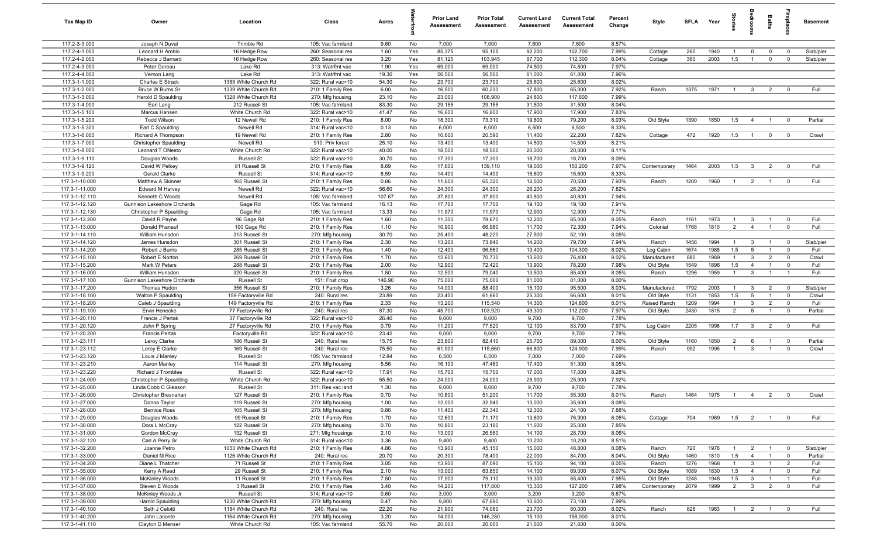| Tax Map ID | Owner | Location | Class | Acres | Waterfront | Prior Land Assessment | Prior Total Assessment | Current Land Assessment | Current Total Assessment | Percent Change | Style | SFLA | Year | Stories | Bedrooms | Baths | Fireplaces | Basement |
|---|---|---|---|---|---|---|---|---|---|---|---|---|---|---|---|---|---|---|
| 117.2-3-3.000 | Joseph N Duval | Trimble Rd | 105: Vac farmland | 9.60 | No | 7,000 | 7,000 | 7,600 | 7,600 | 8.57% | | | | | | | | |
| 117.2-4-1.000 | Leonard H Amblo | 16 Hedge Row | 260: Seasonal res | 1.60 | Yes | 85,375 | 95,105 | 92,200 | 102,700 | 7.99% | Cottage | 260 | 1940 | 1 | 0 | 0 | 0 | Slab/pier |
| 117.2-4-2.000 | Rebecca J Barnard | 16 Hedge Row | 260: Seasonal res | 3.20 | Yes | 81,125 | 103,945 | 87,700 | 112,300 | 8.04% | Cottage | 360 | 2003 | 1.5 | 1 | 0 | 0 | Slab/pier |
| 117.2-4-3.000 | Peter Goreau | Lake Rd | 313: Watrfrnt vac | 1.90 | Yes | 69,000 | 69,000 | 74,500 | 74,500 | 7.97% | | | | | | | | |
| 117.2-4-4.000 | Vernon Lang | Lake Rd | 313: Watrfrnt vac | 19.30 | Yes | 56,500 | 56,500 | 61,000 | 61,000 | 7.96% | | | | | | | | |
| 117.3-1-1.000 | Charles E Strack | 1365 White Church Rd | 322: Rural vac>10 | 54.30 | No | 23,700 | 23,700 | 25,600 | 25,600 | 8.02% | | | | | | | | |
| 117.3-1-2.000 | Bruce W Burns Sr | 1339 White Church Rd | 210: 1 Family Res | 6.00 | No | 16,500 | 60,230 | 17,800 | 65,000 | 7.92% | Ranch | 1375 | 1971 | 1 | 3 | 2 | 0 | Full |
| 117.3-1-3.000 | Harold D Spaulding | 1328 White Church Rd | 270: Mfg housing | 23.10 | No | 23,000 | 108,900 | 24,800 | 117,600 | 7.99% | | | | | | | | |
| 117.3-1-4.000 | Earl Lang | 212 Russell St | 105: Vac farmland | 83.30 | No | 29,155 | 29,155 | 31,500 | 31,500 | 8.04% | | | | | | | | |
| 117.3-1-5.100 | Marcus Hansen | White Church Rd | 322: Rural vac>10 | 41.47 | No | 16,600 | 16,600 | 17,900 | 17,900 | 7.83% | | | | | | | | |
| 117.3-1-5.200 | Todd Wilson | 12 Newell Rd | 210: 1 Family Res | 8.00 | No | 18,300 | 73,310 | 19,800 | 79,200 | 8.03% | Old Style | 1390 | 1850 | 1.5 | 4 | 1 | 0 | Partial |
| 117.3-1-5.300 | Earl C Spaulding | Newell Rd | 314: Rural vac<10 | 0.13 | No | 6,000 | 6,000 | 6,500 | 6,500 | 8.33% | | | | | | | | |
| 117.3-1-6.000 | Richard A Thompson | 19 Newell Rd | 210: 1 Family Res | 2.80 | No | 10,600 | 20,590 | 11,400 | 22,200 | 7.82% | Cottage | 472 | 1920 | 1.5 | 1 | 0 | 0 | Crawl |
| 117.3-1-7.000 | Christopher Spaulding | Newell Rd | 910: Priv forest | 25.10 | No | 13,400 | 13,400 | 14,500 | 14,500 | 8.21% | | | | | | | | |
| 117.3-1-8.000 | Leonard T ONesto | White Church Rd | 322: Rural vac>10 | 40.00 | No | 18,500 | 18,500 | 20,000 | 20,000 | 8.11% | | | | | | | | |
| 117.3-1-9.110 | Douglas Woods | Russell St | 322: Rural vac>10 | 30.70 | No | 17,300 | 17,300 | 18,700 | 18,700 | 8.09% | | | | | | | | |
| 117.3-1-9.120 | David W Pelkey | 81 Russell St | 210: 1 Family Res | 8.69 | No | 17,600 | 139,110 | 19,000 | 150,200 | 7.97% | Contemporary | 1464 | 2003 | 1.5 | 3 | 2 | 0 | Full |
| 117.3-1-9.200 | Gerald Clarke | Russell St | 314: Rural vac<10 | 8.59 | No | 14,400 | 14,400 | 15,600 | 15,600 | 8.33% | | | | | | | | |
| 117.3-1-10.000 | Matthew A Skinner | 165 Russell St | 210: 1 Family Res | 0.86 | No | 11,600 | 65,320 | 12,500 | 70,500 | 7.93% | Ranch | 1200 | 1960 | 1 | 2 | 1 | 0 | Full |
| 117.3-1-11.000 | Edward M Harvey | Newell Rd | 322: Rural vac>10 | 56.60 | No | 24,300 | 24,300 | 26,200 | 26,200 | 7.82% | | | | | | | | |
| 117.3-1-12.110 | Kenneth C Woods | Newell Rd | 105: Vac farmland | 107.67 | No | 37,800 | 37,800 | 40,800 | 40,800 | 7.94% | | | | | | | | |
| 117.3-1-12.120 | Gunnison Lakeshore Orchards | Gage Rd | 105: Vac farmland | 16.13 | No | 17,700 | 17,700 | 19,100 | 19,100 | 7.91% | | | | | | | | |
| 117.3-1-12.130 | Christopher P Spaulding | Gage Rd | 105: Vac farmland | 13.33 | No | 11,970 | 11,970 | 12,900 | 12,900 | 7.77% | | | | | | | | |
| 117.3-1-12.200 | David R Payne | 96 Gage Rd | 210: 1 Family Res | 1.60 | No | 11,300 | 78,670 | 12,200 | 85,000 | 8.05% | Ranch | 1161 | 1973 | 1 | 3 | 1 | 0 | Full |
| 117.3-1-13.000 | Donald Phaneuf | 100 Gage Rd | 210: 1 Family Res | 1.10 | No | 10,900 | 66,980 | 11,700 | 72,300 | 7.94% | Colonial | 1768 | 1810 | 2 | 4 | 1 | 0 | Full |
| 117.3-1-14.110 | William Hunsdon | 313 Russell St | 270: Mfg housing | 30.70 | No | 25,400 | 48,220 | 27,500 | 52,100 | 8.05% | | | | | | | | |
| 117.3-1-14.120 | James Hunsdon | 301 Russell St | 210: 1 Family Res | 2.30 | No | 13,200 | 73,840 | 14,200 | 79,700 | 7.94% | Ranch | 1456 | 1994 | 1 | 3 | 1 | 0 | Slab/pier |
| 117.3-1-14.200 | Robert J Burris | 285 Russell St | 210: 1 Family Res | 1.40 | No | 12,400 | 96,560 | 13,400 | 104,300 | 8.02% | Log Cabin | 1674 | 1988 | 1.5 | 5 | 1 | 0 | Full |
| 117.3-1-15.100 | Robert E Norton | 269 Russell St | 210: 1 Family Res | 1.70 | No | 12,600 | 70,730 | 13,600 | 76,400 | 8.02% | Manufactured | 880 | 1989 | 1 | 3 | 2 | 0 | Crawl |
| 117.3-1-15.200 | Mark W Peters | 288 Russell St | 210: 1 Family Res | 2.00 | No | 12,900 | 72,420 | 13,900 | 78,200 | 7.98% | Old Style | 1549 | 1896 | 1.5 | 4 | 1 | 0 | Full |
| 117.3-1-16.000 | William Hunsdon | 320 Russell St | 210: 1 Family Res | 1.50 | No | 12,500 | 79,040 | 13,500 | 85,400 | 8.05% | Ranch | 1296 | 1959 | 1 | 3 | 1 | 1 | Full |
| 117.3-1-17.100 | Gunnison Lakeshore Orchards | Russell St | 151: Fruit crop | 146.90 | No | 75,000 | 75,000 | 81,000 | 81,000 | 8.00% | | | | | | | | |
| 117.3-1-17.200 | Thomas Hudon | 356 Russell St | 210: 1 Family Res | 3.26 | No | 14,000 | 88,400 | 15,100 | 95,500 | 8.03% | Manufactured | 1792 | 2003 | 1 | 3 | 2 | 0 | Slab/pier |
| 117.3-1-18.100 | Walton P Spaulding | 159 Factoryville Rd | 240: Rural res | 23.89 | No | 23,400 | 61,660 | 25,300 | 66,600 | 8.01% | Old Style | 1131 | 1853 | 1.5 | 5 | 1 | 0 | Crawl |
| 117.3-1-18.200 | Caleb J Spaulding | 149 Factoryville Rd | 210: 1 Family Res | 2.33 | No | 13,200 | 115,540 | 14,300 | 124,800 | 8.01% | Raised Ranch | 1209 | 1994 | 1 | 3 | 2 | 0 | Full |
| 117.3-1-19.100 | Ervin Henecke | 77 Factoryville Rd | 240: Rural res | 87.30 | No | 45,700 | 103,920 | 49,300 | 112,200 | 7.97% | Old Style | 2430 | 1815 | 2 | 5 | 1 | 0 | Partial |
| 117.3-1-20.110 | Francis J Pertak | 37 Factoryville Rd | 322: Rural vac>10 | 26.40 | No | 9,000 | 9,000 | 9,700 | 9,700 | 7.78% | | | | | | | | |
| 117.3-1-20.120 | John P Spring | 27 Factoryville Rd | 210: 1 Family Res | 0.79 | No | 11,200 | 77,520 | 12,100 | 83,700 | 7.97% | Log Cabin | 2205 | 1998 | 1.7 | 3 | 2 | 0 | Full |
| 117.3-1-20.200 | Francis Pertak | Factoryville Rd | 322: Rural vac>10 | 23.42 | No | 9,000 | 9,000 | 9,700 | 9,700 | 7.78% | | | | | | | | |
| 117.3-1-23.111 | Leroy Clarke | 186 Russell St | 240: Rural res | 15.75 | No | 23,800 | 82,410 | 25,700 | 89,000 | 8.00% | Old Style | 1160 | 1850 | 2 | 6 | 1 | 0 | Partial |
| 117.3-1-23.112 | Leroy E Clarke | 169 Russell St | 240: Rural res | 75.50 | No | 61,900 | 115,660 | 66,800 | 124,900 | 7.99% | Ranch | 992 | 1995 | 1 | 3 | 1 | 0 | Crawl |
| 117.3-1-23.120 | Louis J Manley | Russell St | 105: Vac farmland | 12.84 | No | 6,500 | 6,500 | 7,000 | 7,000 | 7.69% | | | | | | | | |
| 117.3-1-23.210 | Aaron Manley | 114 Russell St | 270: Mfg housing | 5.56 | No | 16,100 | 47,480 | 17,400 | 51,300 | 8.05% | | | | | | | | |
| 117.3-1-23.220 | Richard J Tromblee | Russell St | 322: Rural vac>10 | 17.91 | No | 15,700 | 15,700 | 17,000 | 17,000 | 8.28% | | | | | | | | |
| 117.3-1-24.000 | Christopher P Spaulding | White Church Rd | 322: Rural vac>10 | 55.50 | No | 24,000 | 24,000 | 25,900 | 25,900 | 7.92% | | | | | | | | |
| 117.3-1-25.000 | Linda Cobb C Gleason | Russell St | 311: Res vac land | 1.30 | No | 9,000 | 9,000 | 9,700 | 9,700 | 7.78% | | | | | | | | |
| 117.3-1-26.000 | Christopher Bresnahan | 127 Russell St | 210: 1 Family Res | 0.70 | No | 10,800 | 51,200 | 11,700 | 55,300 | 8.01% | Ranch | 1464 | 1975 | 1 | 4 | 2 | 0 | Crawl |
| 117.3-1-27.000 | Donna Taylor | 119 Russell St | 270: Mfg housing | 1.00 | No | 12,000 | 32,940 | 13,000 | 35,600 | 8.08% | | | | | | | | |
| 117.3-1-28.000 | Bernice Ross | 105 Russell St | 270: Mfg housing | 0.86 | No | 11,400 | 22,340 | 12,300 | 24,100 | 7.88% | | | | | | | | |
| 117.3-1-29.000 | Douglas Woods | 99 Russell St | 210: 1 Family Res | 1.70 | No | 12,600 | 71,170 | 13,600 | 76,900 | 8.05% | Cottage | 704 | 1969 | 1.5 | 2 | 1 | 0 | Full |
| 117.3-1-30.000 | Dora L McCray | 122 Russell St | 270: Mfg housing | 0.70 | No | 10,800 | 23,180 | 11,600 | 25,000 | 7.85% | | | | | | | | |
| 117.3-1-31.000 | Gordon McCray | 132 Russell St | 271: Mfg housings | 2.10 | No | 13,000 | 26,560 | 14,100 | 28,700 | 8.06% | | | | | | | | |
| 117.3-1-32.120 | Carl A Perry Sr | White Church Rd | 314: Rural vac<10 | 3.36 | No | 9,400 | 9,400 | 10,200 | 10,200 | 8.51% | | | | | | | | |
| 117.3-1-32.200 | Joanne Petro | 1053 White Church Rd | 210: 1 Family Res | 4.86 | No | 13,900 | 45,150 | 15,000 | 48,800 | 8.08% | Ranch | 720 | 1978 | 1 | 2 | 1 | 0 | Slab/pier |
| 117.3-1-33.000 | Daniel M Rice | 1126 White Church Rd | 240: Rural res | 20.70 | No | 20,300 | 78,400 | 22,000 | 84,700 | 8.04% | Old Style | 1460 | 1810 | 1.5 | 4 | 1 | 0 | Partial |
| 117.3-1-34.200 | Diane L Thatcher | 71 Russell St | 210: 1 Family Res | 3.05 | No | 13,900 | 87,090 | 15,100 | 94,100 | 8.05% | Ranch | 1276 | 1968 | 1 | 3 | 1 | 2 | Full |
| 117.3-1-35.000 | Kerry A Reed | 29 Russell St | 210: 1 Family Res | 2.10 | No | 13,000 | 63,850 | 14,100 | 69,000 | 8.07% | Old Style | 1089 | 1830 | 1.5 | 4 | 1 | 0 | Full |
| 117.3-1-36.000 | McKinley Woods | 11 Russell St | 210: 1 Family Res | 7.50 | No | 17,900 | 79,110 | 19,300 | 85,400 | 7.95% | Old Style | 1248 | 1948 | 1.5 | 3 | 1 | 1 | Full |
| 117.3-1-37.000 | Steven E Woods | 3 Russell St | 210: 1 Family Res | 3.40 | No | 14,200 | 117,800 | 15,300 | 127,200 | 7.98% | Contemporary | 2079 | 1999 | 2 | 3 | 2 | 0 | Full |
| 117.3-1-38.000 | McKinley Woods Jr | Russell St | 314: Rural vac<10 | 0.60 | No | 3,000 | 3,000 | 3,200 | 3,200 | 6.67% | | | | | | | | |
| 117.3-1-39.000 | Harold Spaulding | 1230 White Church Rd | 270: Mfg housing | 0.47 | No | 9,800 | 67,690 | 10,600 | 73,100 | 7.99% | | | | | | | | |
| 117.3-1-40.100 | Seth J Celotti | 1184 White Church Rd | 240: Rural res | 22.20 | No | 21,900 | 74,060 | 23,700 | 80,000 | 8.02% | Ranch | 828 | 1963 | 1 | 2 | 1 | 0 | Full |
| 117.3-1-40.200 | John Laconte | 1164 White Church Rd | 270: Mfg housing | 3.20 | No | 14,000 | 146,280 | 15,100 | 158,000 | 8.01% | | | | | | | | |
| 117.3-1-41.110 | Clayton D Menser | White Church Rd | 105: Vac farmland | 55.70 | No | 20,000 | 20,000 | 21,600 | 21,600 | 8.00% | | | | | | | | |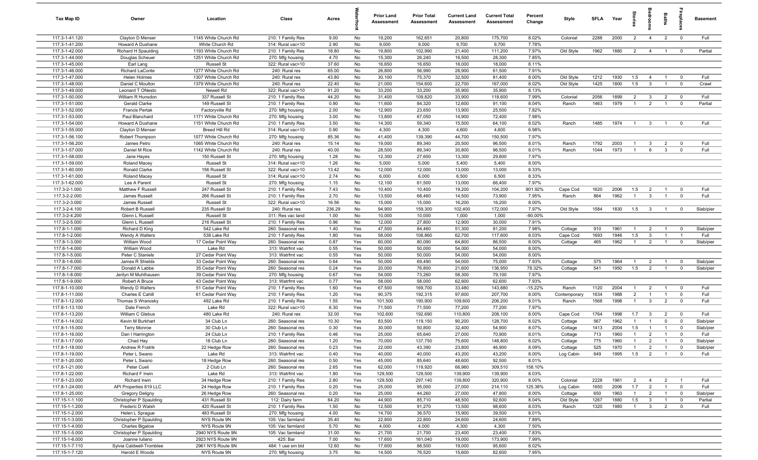| Tax Map ID | Owner | Location | Class | Acres | Waterfront | Prior Land Assessment | Prior Total Assessment | Current Land Assessment | Current Total Assessment | Percent Change | Style | SFLA | Year | Stories | Bedrooms | Baths | Fireplaces | Basement |
|---|---|---|---|---|---|---|---|---|---|---|---|---|---|---|---|---|---|---|
| 117.3-1-41.120 | Clayton D Menser | 1145 White Church Rd | 210: 1 Family Res | 9.00 | No | 19,200 | 162,651 | 20,800 | 175,700 | 8.02% | Colonial | 2288 | 2000 | 2 | 4 | 2 | 0 | Full |
| 117.3-1-41.200 | Howard A Dushane | White Church Rd | 314: Rural vac<10 | 2.90 | No | 9,000 | 9,000 | 9,700 | 9,700 | 7.78% | | | | | | | | |
| 117.3-1-42.000 | Richard H Spaulding | 1193 White Church Rd | 210: 1 Family Res | 18.80 | No | 19,800 | 102,990 | 21,400 | 111,200 | 7.97% | Old Style | 1962 | 1880 | 2 | 4 | 1 | 0 | Partial |
| 117.3-1-44.000 | Douglas Scheuer | 1251 White Church Rd | 270: Mfg housing | 4.70 | No | 15,300 | 26,240 | 16,500 | 28,300 | 7.85% | | | | | | | | |
| 117.3-1-45.000 | Earl Lang | Russell St | 322: Rural vac>10 | 37.60 | No | 16,650 | 16,650 | 18,000 | 18,000 | 8.11% | | | | | | | | |
| 117.3-1-46.000 | Richard LaConte | 1277 White Church Rd | 240: Rural res | 65.00 | No | 26,800 | 56,990 | 28,900 | 61,500 | 7.91% | | | | | | | | |
| 117.3-1-47.000 | Helen Holmes | 1307 White Church Rd | 240: Rural res | 43.80 | No | 30,100 | 75,370 | 32,500 | 81,400 | 8.00% | Old Style | 1212 | 1930 | 1.5 | 4 | 1 | 0 | Full |
| 117.3-1-48.000 | Daniel C Moulton | 1379 White Church Rd | 240: Rural res | 22.40 | No | 21,000 | 154,600 | 22,700 | 167,000 | 8.02% | Old Style | 1425 | 1800 | 1.5 | 3 | 1 | 0 | Crawl |
| 117.3-1-49.000 | Leonard T ONesto | Newell Rd | 322: Rural vac>10 | 91.20 | No | 33,200 | 33,200 | 35,900 | 35,900 | 8.13% | | | | | | | | |
| 117.3-1-50.000 | William R Hunsdon | 337 Russell St | 210: 1 Family Res | 44.20 | No | 31,400 | 109,820 | 33,900 | 118,600 | 7.99% | Colonial | 2056 | 1899 | 2 | 3 | 2 | 0 | Full |
| 117.3-1-51.000 | Gerald Clarke | 149 Russell St | 210: 1 Family Res | 0.90 | No | 11,600 | 84,320 | 12,600 | 91,100 | 8.04% | Ranch | 1463 | 1979 | 1 | 2 | 1 | 0 | Partial |
| 117.3-1-52.000 | Francis Pertak | Factoryville Rd | 270: Mfg housing | 2.00 | No | 12,900 | 23,650 | 13,900 | 25,500 | 7.82% | | | | | | | | |
| 117.3-1-53.000 | Paul Blanchard | 1171 White Church Rd | 270: Mfg housing | 3.00 | No | 13,800 | 67,050 | 14,900 | 72,400 | 7.98% | | | | | | | | |
| 117.3-1-54.000 | Howard A Dushane | 1151 White Church Rd | 210: 1 Family Res | 3.50 | No | 14,300 | 59,340 | 15,500 | 64,100 | 8.02% | Ranch | 1485 | 1974 | 1 | 3 | 1 | 0 | Full |
| 117.3-1-55.000 | Clayton D Menser | Breed Hill Rd | 314: Rural vac<10 | 0.90 | No | 4,300 | 4,300 | 4,600 | 4,600 | 6.98% | | | | | | | | |
| 117.3-1-56.100 | Robert Thompson | 1077 White Church Rd | 270: Mfg housing | 85.36 | No | 41,400 | 139,390 | 44,700 | 150,500 | 7.97% | | | | | | | | |
| 117.3-1-56.200 | James Petro | 1065 White Church Rd | 240: Rural res | 15.14 | No | 19,000 | 89,340 | 20,500 | 96,500 | 8.01% | Ranch | 1792 | 2003 | 1 | 3 | 2 | 0 | Full |
| 117.3-1-57.000 | Daniel M Rice | 1142 White Church Rd | 240: Rural res | 40.00 | No | 28,500 | 89,340 | 30,800 | 96,500 | 8.01% | Ranch | 1044 | 1973 | 1 | 6 | 3 | 0 | Full |
| 117.3-1-58.000 | Jane Hayes | 150 Russell St | 270: Mfg housing | 1.28 | No | 12,300 | 27,600 | 13,300 | 29,800 | 7.97% | | | | | | | | |
| 117.3-1-59.000 | Roland Macey | Russell St | 314: Rural vac<10 | 1.26 | No | 5,000 | 5,000 | 5,400 | 5,400 | 8.00% | | | | | | | | |
| 117.3-1-60.000 | Ronald Clarke | 156 Russell St | 322: Rural vac>10 | 13.42 | No | 12,000 | 12,000 | 13,000 | 13,000 | 8.33% | | | | | | | | |
| 117.3-1-61.000 | Roland Macey | Russell St | 314: Rural vac<10 | 2.74 | No | 6,000 | 6,000 | 6,500 | 6,500 | 8.33% | | | | | | | | |
| 117.3-1-62.000 | Lee A Parent | Russell St | 270: Mfg housing | 1.15 | No | 12,100 | 61,500 | 13,000 | 66,400 | 7.97% | | | | | | | | |
| 117.3-2-1.000 | Matthew F Russell | 247 Russell St | 210: 1 Family Res | 7.43 | No | 10,400 | 10,400 | 19,200 | 104,200 | 901.92% | Cape Cod | 1620 | 2006 | 1.5 | 2 | 1 | 0 | Full |
| 117.3-2-2.000 | James Russell | 266 Russell St | 210: 1 Family Res | 2.70 | No | 13,500 | 68,460 | 14,500 | 73,900 | 7.95% | Ranch | 864 | 1962 | 1 | 3 | 1 | 0 | Full |
| 117.3-2-3.000 | James Russell | Russell St | 322: Rural vac>10 | 16.56 | No | 15,000 | 15,000 | 16,200 | 16,200 | 8.00% | | | | | | | | |
| 117.3-2-4.100 | Robert B Russell | 235 Russell St | 240: Rural res | 236.29 | No | 94,900 | 159,300 | 102,400 | 172,000 | 7.97% | Old Style | 1584 | 1830 | 1.5 | 3 | 1 | 0 | Slab/pier |
| 117.3-2-4.200 | Glenn L Russell | Russell St | 311: Res vac land | 1.00 | No | 10,000 | 10,000 | 1,000 | 1,000 | -90.00% | | | | | | | | |
| 117.3-2-5.000 | Glenn L Russell | 216 Russell St | 210: 1 Family Res | 0.96 | No | 12,000 | 27,800 | 12,900 | 30,000 | 7.91% | | | | | | | | |
| 117.8-1-1.000 | Richard D King | 542 Lake Rd | 260: Seasonal res | 1.40 | Yes | 47,500 | 84,460 | 51,300 | 91,200 | 7.98% | Cottage | 910 | 1961 | 1 | 2 | 1 | 0 | Slab/pier |
| 117.8-1-2.000 | Wendy A Walters | 538 Lake Rd | 210: 1 Family Res | 1.80 | Yes | 58,000 | 108,860 | 62,700 | 117,600 | 8.03% | Cape Cod | 1693 | 1946 | 1.5 | 3 | 1 | 1 | Full |
| 117.8-1-3.000 | William Wood | 17 Cedar Point Way | 260: Seasonal res | 0.87 | Yes | 60,000 | 80,090 | 64,800 | 86,500 | 8.00% | Cottage | 465 | 1962 | 1 | 2 | 1 | 0 | Slab/pier |
| 117.8-1-4.000 | William Wood | Lake Rd | 313: Watrfrnt vac | 0.55 | Yes | 50,000 | 50,000 | 54,000 | 54,000 | 8.00% | | | | | | | | |
| 117.8-1-5.000 | Peter C Staniels | 27 Cedar Point Way | 313: Watrfrnt vac | 0.55 | Yes | 50,000 | 50,000 | 54,000 | 54,000 | 8.00% | | | | | | | | |
| 117.8-1-6.000 | James R Shields | 33 Cedar Point Way | 260: Seasonal res | 0.64 | Yes | 50,000 | 69,490 | 54,000 | 75,000 | 7.93% | Cottage | 575 | 1964 | 1 | 2 | 1 | 0 | Slab/pier |
| 117.8-1-7.000 | Donald A Labbe | 35 Cedar Point Way | 260: Seasonal res | 0.24 | Yes | 20,000 | 76,800 | 21,600 | 136,950 | 78.32% | Cottage | 541 | 1950 | 1.5 | 2 | 1 | 0 | Slab/pier |
| 117.8-1-8.000 | Jerilyn M Muhlhausen | 39 Cedar Point Way | 270: Mfg housing | 0.67 | Yes | 54,000 | 73,260 | 58,300 | 79,100 | 7.97% | | | | | | | | |
| 117.8-1-9.000 | Robert A Bruce | 43 Cedar Point Way | 313: Watrfrnt vac | 0.77 | Yes | 58,000 | 58,000 | 62,600 | 62,600 | 7.93% | | | | | | | | |
| 117.8-1-10.000 | Wendy D Walters | 51 Cedar Point Way | 210: 1 Family Res | 1.60 | Yes | 67,500 | 169,700 | 33,480 | 143,880 | -15.22% | Ranch | 1120 | 2004 | 1 | 2 | 1 | 0 | Full |
| 117.8-1-11.000 | Charles E Cahill | 61 Cedar Point Way | 210: 1 Family Res | 1.20 | Yes | 90,375 | 192,315 | 97,600 | 207,700 | 8.00% | Contemporary | 1634 | 1988 | 2 | 1 | 1 | 0 | Full |
| 117.8-1-12.000 | Thomas S Wranosky | 492 Lake Rd | 210: 1 Family Res | 1.55 | Yes | 101,500 | 190,900 | 109,600 | 206,200 | 8.01% | Ranch | 1568 | 1998 | 1 | 3 | 2 | 0 | Full |
| 117.8-1-13.100 | Dale French | Lake Rd | 322: Rural vac>10 | 6.30 | Yes | 71,500 | 71,500 | 77,200 | 77,200 | 7.97% | | | | | | | | |
| 117.8-1-13.200 | William C Glebus | 480 Lake Rd | 240: Rural res | 32.00 | Yes | 102,600 | 192,690 | 110,800 | 208,100 | 8.00% | Cape Cod | 1764 | 1998 | 1.7 | 3 | 2 | 0 | Full |
| 117.8-1-14.002 | Kevin M Burkhart | 34 Club Ln | 260: Seasonal res | 10.30 | Yes | 83,500 | 119,150 | 90,200 | 128,700 | 8.02% | Cottage | 567 | 1962 | 1 | 1 | 0 | 0 | Slab/pier |
| 117.8-1-15.000 | Terry Monroe | 30 Club Ln | 260: Seasonal res | 0.30 | Yes | 30,000 | 50,800 | 32,400 | 54,900 | 8.07% | Cottage | 1413 | 2004 | 1.5 | 1 | 1 | 0 | Slab/pier |
| 117.8-1-16.000 | Dan I Harrington | 24 Club Ln | 210: 1 Family Res | 0.46 | Yes | 25,000 | 65,640 | 27,000 | 70,900 | 8.01% | Cottage | 713 | 1960 | 1 | 2 | 1 | 0 | Full |
| 117.8-1-17.000 | Chad Hay | 18 Club Ln | 260: Seasonal res | 1.20 | Yes | 70,000 | 137,750 | 75,600 | 148,800 | 8.02% | Cottage | 775 | 1960 | 1 | 2 | 1 | 0 | Slab/pier |
| 117.8-1-18.000 | Andrew R Fratrik | 22 Hedge Row | 260: Seasonal res | 0.23 | Yes | 22,000 | 43,390 | 23,800 | 46,900 | 8.09% | Cottage | 525 | 1970 | 1 | 2 | 1 | 0 | Slab/pier |
| 117.8-1-19.000 | Peter L Swano | Lake Rd | 313: Watrfrnt vac | 0.40 | Yes | 40,000 | 40,000 | 43,200 | 43,200 | 8.00% | Log Cabin | 649 | 1995 | 1.5 | 2 | 1 | 0 | Full |
| 117.8-1-20.000 | Peter L Swano | 18 Hedge Row | 260: Seasonal res | 0.50 | Yes | 45,000 | 85,640 | 48,600 | 92,500 | 8.01% | | | | | | | | |
| 117.8-1-21.000 | Peter Cueli | 2 Club Ln | 260: Seasonal res | 2.65 | Yes | 62,000 | 119,920 | 66,960 | 309,510 | 158.10% | | | | | | | | |
| 117.8-1-22.000 | Richard F Irwin | Lake Rd | 313: Watrfrnt vac | 1.80 | Yes | 129,500 | 129,500 | 139,900 | 139,900 | 8.03% | | | | | | | | |
| 117.8-1-23.000 | Richard Irwin | 34 Hedge Row | 210: 1 Family Res | 2.80 | Yes | 129,500 | 297,140 | 139,800 | 320,900 | 8.00% | Colonial | 2228 | 1961 | 2 | 4 | 2 | 1 | Full |
| 117.8-1-24.000 | API Properties 819 LLC | 24 Hedge Row | 210: 1 Family Res | 0.20 | Yes | 25,000 | 95,000 | 27,000 | 214,110 | 125.38% | Log Cabin | 1650 | 2006 | 1.7 | 2 | 1 | 0 | Full |
| 117.8-1-25.000 | Gregory Deligny | 26 Hedge Row | 260: Seasonal res | 0.20 | Yes | 25,000 | 44,260 | 27,000 | 47,800 | 8.00% | Cottage | 650 | 1963 | 1 | 2 | 1 | 0 | Slab/pier |
| 117.15-1-1.100 | Christopher P Spaulding | 431 Russell St | 112: Dairy farm | 64.20 | No | 44,900 | 85,710 | 48,500 | 92,600 | 8.04% | Old Style | 1267 | 1880 | 1.5 | 3 | 1 | 0 | Partial |
| 117.15-1-1.200 | Frederic D Walsh | 420 Russell St | 210: 1 Family Res | 1.50 | No | 12,500 | 91,270 | 13,500 | 98,600 | 8.03% | Ranch | 1320 | 1980 | 1 | 3 | 2 | 0 | Full |
| 117.15-1-2.000 | Helen L Sprague | 483 Russell St | 270: Mfg housing | 4.00 | No | 14,700 | 36,570 | 15,900 | 39,500 | 8.01% | | | | | | | | |
| 117.15-1-3.000 | Christopher P Spaulding | NYS Route 9N | 105: Vac farmland | 35.40 | No | 22,800 | 22,800 | 24,600 | 24,600 | 7.89% | | | | | | | | |
| 117.15-1-4.000 | Charles Bigalow | NYS Route 9N | 105: Vac farmland | 5.70 | No | 4,000 | 4,000 | 4,300 | 4,300 | 7.50% | | | | | | | | |
| 117.15-1-5.000 | Christopher P Spaulding | 2940 NYS Route 9N | 105: Vac farmland | 31.00 | No | 21,700 | 21,700 | 23,400 | 23,400 | 7.83% | | | | | | | | |
| 117.15-1-6.000 | Joanne Iuliano | 2923 NYS Route 9N | 425: Bar | 7.00 | No | 17,600 | 161,040 | 19,000 | 173,900 | 7.99% | | | | | | | | |
| 117.15-1-7.110 | Sylvia Caldwell-Tromblee | 2961 NYS Route 9N | 484: 1 use sm bld | 12.60 | No | 17,600 | 88,500 | 19,000 | 95,600 | 8.02% | | | | | | | | |
| 117.15-1-7.120 | Harold E Woods | NYS Route 9N | 270: Mfg housing | 3.75 | No | 14,500 | 76,520 | 15,600 | 82,600 | 7.95% | | | | | | | | |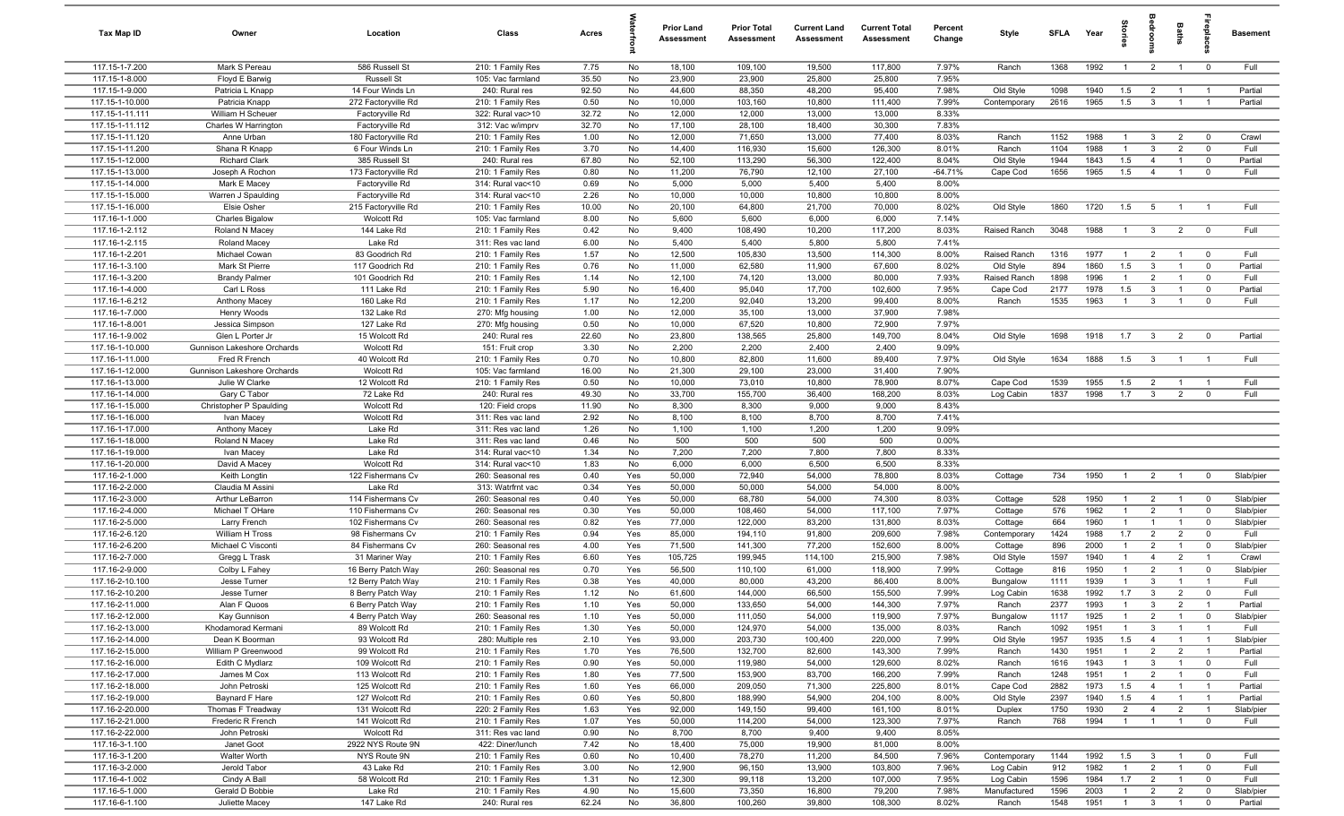| Tax Map ID | Owner | Location | Class | Acres | Waterfront | Prior Land Assessment | Prior Total Assessment | Current Land Assessment | Current Total Assessment | Percent Change | Style | SFLA | Year | Stories | Bedrooms | Baths | Fireplaces | Basement |
|---|---|---|---|---|---|---|---|---|---|---|---|---|---|---|---|---|---|---|
| 117.15-1-7.200 | Mark S Pereau | 586 Russell St | 210: 1 Family Res | 7.75 | No | 18,100 | 109,100 | 19,500 | 117,800 | 7.97% | Ranch | 1368 | 1992 | 1 | 2 | 1 | 0 | Full |
| 117.15-1-8.000 | Floyd E Barwig | Russell St | 105: Vac farmland | 35.50 | No | 23,900 | 23,900 | 25,800 | 25,800 | 7.95% | | | | | | | | |
| 117.15-1-9.000 | Patricia L Knapp | 14 Four Winds Ln | 240: Rural res | 92.50 | No | 44,600 | 88,350 | 48,200 | 95,400 | 7.98% | Old Style | 1098 | 1940 | 1.5 | 2 | 1 | 1 | Partial |
| 117.15-1-10.000 | Patricia Knapp | 272 Factoryville Rd | 210: 1 Family Res | 0.50 | No | 10,000 | 103,160 | 10,800 | 111,400 | 7.99% | Contemporary | 2616 | 1965 | 1.5 | 3 | 1 | 1 | Partial |
| 117.15-1-11.111 | William H Scheuer | Factoryville Rd | 322: Rural vac>10 | 32.72 | No | 12,000 | 12,000 | 13,000 | 13,000 | 8.33% | | | | | | | | |
| 117.15-1-11.112 | Charles W Harrington | Factoryville Rd | 312: Vac w/imprv | 32.70 | No | 17,100 | 28,100 | 18,400 | 30,300 | 7.83% | | | | | | | | |
| 117.15-1-11.120 | Anne Urban | 180 Factoryville Rd | 210: 1 Family Res | 1.00 | No | 12,000 | 71,650 | 13,000 | 77,400 | 8.03% | Ranch | 1152 | 1988 | 1 | 3 | 2 | 0 | Crawl |
| 117.15-1-11.200 | Shana R Knapp | 6 Four Winds Ln | 210: 1 Family Res | 3.70 | No | 14,400 | 116,930 | 15,600 | 126,300 | 8.01% | Ranch | 1104 | 1988 | 1 | 3 | 2 | 0 | Full |
| 117.15-1-12.000 | Richard Clark | 385 Russell St | 240: Rural res | 67.80 | No | 52,100 | 113,290 | 56,300 | 122,400 | 8.04% | Old Style | 1944 | 1843 | 1.5 | 4 | 1 | 0 | Partial |
| 117.15-1-13.000 | Joseph A Rochon | 173 Factoryville Rd | 210: 1 Family Res | 0.80 | No | 11,200 | 76,790 | 12,100 | 27,100 | -64.71% | Cape Cod | 1656 | 1965 | 1.5 | 4 | 1 | 0 | Full |
| 117.15-1-14.000 | Mark E Macey | Factoryville Rd | 314: Rural vac<10 | 0.69 | No | 5,000 | 5,000 | 5,400 | 5,400 | 8.00% | | | | | | | | |
| 117.15-1-15.000 | Warren J Spaulding | Factoryville Rd | 314: Rural vac<10 | 2.26 | No | 10,000 | 10,000 | 10,800 | 10,800 | 8.00% | | | | | | | | |
| 117.15-1-16.000 | Elsie Osher | 215 Factoryville Rd | 210: 1 Family Res | 10.00 | No | 20,100 | 64,800 | 21,700 | 70,000 | 8.02% | Old Style | 1860 | 1720 | 1.5 | 5 | 1 | 1 | Full |
| 117.16-1-1.000 | Charles Bigalow | Wolcott Rd | 105: Vac farmland | 8.00 | No | 5,600 | 5,600 | 6,000 | 6,000 | 7.14% | | | | | | | | |
| 117.16-1-2.112 | Roland N Macey | 144 Lake Rd | 210: 1 Family Res | 0.42 | No | 9,400 | 108,490 | 10,200 | 117,200 | 8.03% | Raised Ranch | 3048 | 1988 | 1 | 3 | 2 | 0 | Full |
| 117.16-1-2.115 | Roland Macey | Lake Rd | 311: Res vac land | 6.00 | No | 5,400 | 5,400 | 5,800 | 5,800 | 7.41% | | | | | | | | |
| 117.16-1-2.201 | Michael Cowan | 83 Goodrich Rd | 210: 1 Family Res | 1.57 | No | 12,500 | 105,830 | 13,500 | 114,300 | 8.00% | Raised Ranch | 1316 | 1977 | 1 | 2 | 1 | 0 | Full |
| 117.16-1-3.100 | Mark St Pierre | 117 Goodrich Rd | 210: 1 Family Res | 0.76 | No | 11,000 | 62,580 | 11,900 | 67,600 | 8.02% | Old Style | 894 | 1860 | 1.5 | 3 | 1 | 0 | Partial |
| 117.16-1-3.200 | Brandy Palmer | 101 Goodrich Rd | 210: 1 Family Res | 1.14 | No | 12,100 | 74,120 | 13,000 | 80,000 | 7.93% | Raised Ranch | 1898 | 1996 | 1 | 2 | 1 | 0 | Full |
| 117.16-1-4.000 | Carl L Ross | 111 Lake Rd | 210: 1 Family Res | 5.90 | No | 16,400 | 95,040 | 17,700 | 102,600 | 7.95% | Cape Cod | 2177 | 1978 | 1.5 | 3 | 1 | 0 | Partial |
| 117.16-1-6.212 | Anthony Macey | 160 Lake Rd | 210: 1 Family Res | 1.17 | No | 12,200 | 92,040 | 13,200 | 99,400 | 8.00% | Ranch | 1535 | 1963 | 1 | 3 | 1 | 0 | Full |
| 117.16-1-7.000 | Henry Woods | 132 Lake Rd | 270: Mfg housing | 1.00 | No | 12,000 | 35,100 | 13,000 | 37,900 | 7.98% | | | | | | | | |
| 117.16-1-8.001 | Jessica Simpson | 127 Lake Rd | 270: Mfg housing | 0.50 | No | 10,000 | 67,520 | 10,800 | 72,900 | 7.97% | | | | | | | | |
| 117.16-1-9.002 | Glen L Porter Jr | 15 Wolcott Rd | 240: Rural res | 22.60 | No | 23,800 | 138,565 | 25,800 | 149,700 | 8.04% | Old Style | 1698 | 1918 | 1.7 | 3 | 2 | 0 | Partial |
| 117.16-1-10.000 | Gunnison Lakeshore Orchards | Wolcott Rd | 151: Fruit crop | 3.30 | No | 2,200 | 2,200 | 2,400 | 2,400 | 9.09% | | | | | | | | |
| 117.16-1-11.000 | Fred R French | 40 Wolcott Rd | 210: 1 Family Res | 0.70 | No | 10,800 | 82,800 | 11,600 | 89,400 | 7.97% | Old Style | 1634 | 1888 | 1.5 | 3 | 1 | 1 | Full |
| 117.16-1-12.000 | Gunnison Lakeshore Orchards | Wolcott Rd | 105: Vac farmland | 16.00 | No | 21,300 | 29,100 | 23,000 | 31,400 | 7.90% | | | | | | | | |
| 117.16-1-13.000 | Julie W Clarke | 12 Wolcott Rd | 210: 1 Family Res | 0.50 | No | 10,000 | 73,010 | 10,800 | 78,900 | 8.07% | Cape Cod | 1539 | 1955 | 1.5 | 2 | 1 | 1 | Full |
| 117.16-1-14.000 | Gary C Tabor | 72 Lake Rd | 240: Rural res | 49.30 | No | 33,700 | 155,700 | 36,400 | 168,200 | 8.03% | Log Cabin | 1837 | 1998 | 1.7 | 3 | 2 | 0 | Full |
| 117.16-1-15.000 | Christopher P Spaulding | Wolcott Rd | 120: Field crops | 11.90 | No | 8,300 | 8,300 | 9,000 | 9,000 | 8.43% | | | | | | | | |
| 117.16-1-16.000 | Ivan Macey | Wolcott Rd | 311: Res vac land | 2.92 | No | 8,100 | 8,100 | 8,700 | 8,700 | 7.41% | | | | | | | | |
| 117.16-1-17.000 | Anthony Macey | Lake Rd | 311: Res vac land | 1.26 | No | 1,100 | 1,100 | 1,200 | 1,200 | 9.09% | | | | | | | | |
| 117.16-1-18.000 | Roland N Macey | Lake Rd | 311: Res vac land | 0.46 | No | 500 | 500 | 500 | 500 | 0.00% | | | | | | | | |
| 117.16-1-19.000 | Ivan Macey | Lake Rd | 314: Rural vac<10 | 1.34 | No | 7,200 | 7,200 | 7,800 | 7,800 | 8.33% | | | | | | | | |
| 117.16-1-20.000 | David A Macey | Wolcott Rd | 314: Rural vac<10 | 1.83 | No | 6,000 | 6,000 | 6,500 | 6,500 | 8.33% | | | | | | | | |
| 117.16-2-1.000 | Keith Longtin | 122 Fishermans Cv | 260: Seasonal res | 0.40 | Yes | 50,000 | 72,940 | 54,000 | 78,800 | 8.03% | Cottage | 734 | 1950 | 1 | 2 | 1 | 0 | Slab/pier |
| 117.16-2-2.000 | Claudia M Assini | Lake Rd | 313: Watrfrnt vac | 0.34 | Yes | 50,000 | 50,000 | 54,000 | 54,000 | 8.00% | | | | | | | | |
| 117.16-2-3.000 | Arthur LeBarron | 114 Fishermans Cv | 260: Seasonal res | 0.40 | Yes | 50,000 | 68,780 | 54,000 | 74,300 | 8.03% | Cottage | 528 | 1950 | 1 | 2 | 1 | 0 | Slab/pier |
| 117.16-2-4.000 | Michael T OHare | 110 Fishermans Cv | 260: Seasonal res | 0.30 | Yes | 50,000 | 108,460 | 54,000 | 117,100 | 7.97% | Cottage | 576 | 1962 | 1 | 2 | 1 | 0 | Slab/pier |
| 117.16-2-5.000 | Larry French | 102 Fishermans Cv | 260: Seasonal res | 0.82 | Yes | 77,000 | 122,000 | 83,200 | 131,800 | 8.03% | Cottage | 664 | 1960 | 1 | 1 | 1 | 0 | Slab/pier |
| 117.16-2-6.120 | William H Tross | 98 Fishermans Cv | 210: 1 Family Res | 0.94 | Yes | 85,000 | 194,110 | 91,800 | 209,600 | 7.98% | Contemporary | 1424 | 1988 | 1.7 | 2 | 2 | 0 | Full |
| 117.16-2-6.200 | Michael C Visconti | 84 Fishermans Cv | 260: Seasonal res | 4.00 | Yes | 71,500 | 141,300 | 77,200 | 152,600 | 8.00% | Cottage | 896 | 2000 | 1 | 2 | 1 | 0 | Slab/pier |
| 117.16-2-7.000 | Gregg L Trask | 31 Mariner Way | 210: 1 Family Res | 6.60 | Yes | 105,725 | 199,945 | 114,100 | 215,900 | 7.98% | Old Style | 1597 | 1940 | 1 | 4 | 2 | 1 | Crawl |
| 117.16-2-9.000 | Colby L Fahey | 16 Berry Patch Way | 260: Seasonal res | 0.70 | Yes | 56,500 | 110,100 | 61,000 | 118,900 | 7.99% | Cottage | 816 | 1950 | 1 | 2 | 1 | 0 | Slab/pier |
| 117.16-2-10.100 | Jesse Turner | 12 Berry Patch Way | 210: 1 Family Res | 0.38 | Yes | 40,000 | 80,000 | 43,200 | 86,400 | 8.00% | Bungalow | 1111 | 1939 | 1 | 3 | 1 | 1 | Full |
| 117.16-2-10.200 | Jesse Turner | 8 Berry Patch Way | 210: 1 Family Res | 1.12 | No | 61,600 | 144,000 | 66,500 | 155,500 | 7.99% | Log Cabin | 1638 | 1992 | 1.7 | 3 | 2 | 0 | Full |
| 117.16-2-11.000 | Alan F Quoos | 6 Berry Patch Way | 210: 1 Family Res | 1.10 | Yes | 50,000 | 133,650 | 54,000 | 144,300 | 7.97% | Ranch | 2377 | 1993 | 1 | 3 | 2 | 1 | Partial |
| 117.16-2-12.000 | Kay Gunnison | 4 Berry Patch Way | 260: Seasonal res | 1.10 | Yes | 50,000 | 111,050 | 54,000 | 119,900 | 7.97% | Bungalow | 1117 | 1925 | 1 | 2 | 1 | 0 | Slab/pier |
| 117.16-2-13.000 | Khodamorad Kermani | 89 Wolcott Rd | 210: 1 Family Res | 1.30 | Yes | 50,000 | 124,970 | 54,000 | 135,000 | 8.03% | Ranch | 1092 | 1951 | 1 | 3 | 1 | 1 | Full |
| 117.16-2-14.000 | Dean K Boorman | 93 Wolcott Rd | 280: Multiple res | 2.10 | Yes | 93,000 | 203,730 | 100,400 | 220,000 | 7.99% | Old Style | 1957 | 1935 | 1.5 | 4 | 1 | 1 | Slab/pier |
| 117.16-2-15.000 | William P Greenwood | 99 Wolcott Rd | 210: 1 Family Res | 1.70 | Yes | 76,500 | 132,700 | 82,600 | 143,300 | 7.99% | Ranch | 1430 | 1951 | 1 | 2 | 2 | 1 | Partial |
| 117.16-2-16.000 | Edith C Mydlarz | 109 Wolcott Rd | 210: 1 Family Res | 0.90 | Yes | 50,000 | 119,980 | 54,000 | 129,600 | 8.02% | Ranch | 1616 | 1943 | 1 | 3 | 1 | 0 | Full |
| 117.16-2-17.000 | James M Cox | 113 Wolcott Rd | 210: 1 Family Res | 1.80 | Yes | 77,500 | 153,900 | 83,700 | 166,200 | 7.99% | Ranch | 1248 | 1951 | 1 | 2 | 1 | 0 | Full |
| 117.16-2-18.000 | John Petroski | 125 Wolcott Rd | 210: 1 Family Res | 1.60 | Yes | 66,000 | 209,050 | 71,300 | 225,800 | 8.01% | Cape Cod | 2882 | 1973 | 1.5 | 4 | 1 | 1 | Partial |
| 117.16-2-19.000 | Baynard F Hare | 127 Wolcott Rd | 210: 1 Family Res | 0.60 | Yes | 50,800 | 188,990 | 54,900 | 204,100 | 8.00% | Old Style | 2397 | 1940 | 1.5 | 4 | 1 | 1 | Partial |
| 117.16-2-20.000 | Thomas F Treadway | 131 Wolcott Rd | 220: 2 Family Res | 1.63 | Yes | 92,000 | 149,150 | 99,400 | 161,100 | 8.01% | Duplex | 1750 | 1930 | 2 | 4 | 2 | 1 | Slab/pier |
| 117.16-2-21.000 | Frederic R French | 141 Wolcott Rd | 210: 1 Family Res | 1.07 | Yes | 50,000 | 114,200 | 54,000 | 123,300 | 7.97% | Ranch | 768 | 1994 | 1 | 1 | 1 | 0 | Full |
| 117.16-2-22.000 | John Petroski | Wolcott Rd | 311: Res vac land | 0.90 | No | 8,700 | 8,700 | 9,400 | 9,400 | 8.05% | | | | | | | | |
| 117.16-3-1.100 | Janet Goot | 2922 NYS Route 9N | 422: Diner/lunch | 7.42 | No | 18,400 | 75,000 | 19,900 | 81,000 | 8.00% | | | | | | | | |
| 117.16-3-1.200 | Walter Worth | NYS Route 9N | 210: 1 Family Res | 0.60 | No | 10,400 | 78,270 | 11,200 | 84,500 | 7.96% | Contemporary | 1144 | 1992 | 1.5 | 3 | 1 | 0 | Full |
| 117.16-3-2.000 | Jerold Tabor | 43 Lake Rd | 210: 1 Family Res | 3.00 | No | 12,900 | 96,150 | 13,900 | 103,800 | 7.96% | Log Cabin | 912 | 1982 | 1 | 2 | 1 | 0 | Full |
| 117.16-4-1.002 | Cindy A Ball | 58 Wolcott Rd | 210: 1 Family Res | 1.31 | No | 12,300 | 99,118 | 13,200 | 107,000 | 7.95% | Log Cabin | 1596 | 1984 | 1.7 | 2 | 1 | 0 | Full |
| 117.16-5-1.000 | Gerald D Bobbie | Lake Rd | 210: 1 Family Res | 4.90 | No | 15,600 | 73,350 | 16,800 | 79,200 | 7.98% | Manufactured | 1596 | 2003 | 1 | 2 | 2 | 0 | Slab/pier |
| 117.16-6-1.100 | Juliette Macey | 147 Lake Rd | 240: Rural res | 62.24 | No | 36,800 | 100,260 | 39,800 | 108,300 | 8.02% | Ranch | 1548 | 1951 | 1 | 3 | 1 | 0 | Partial |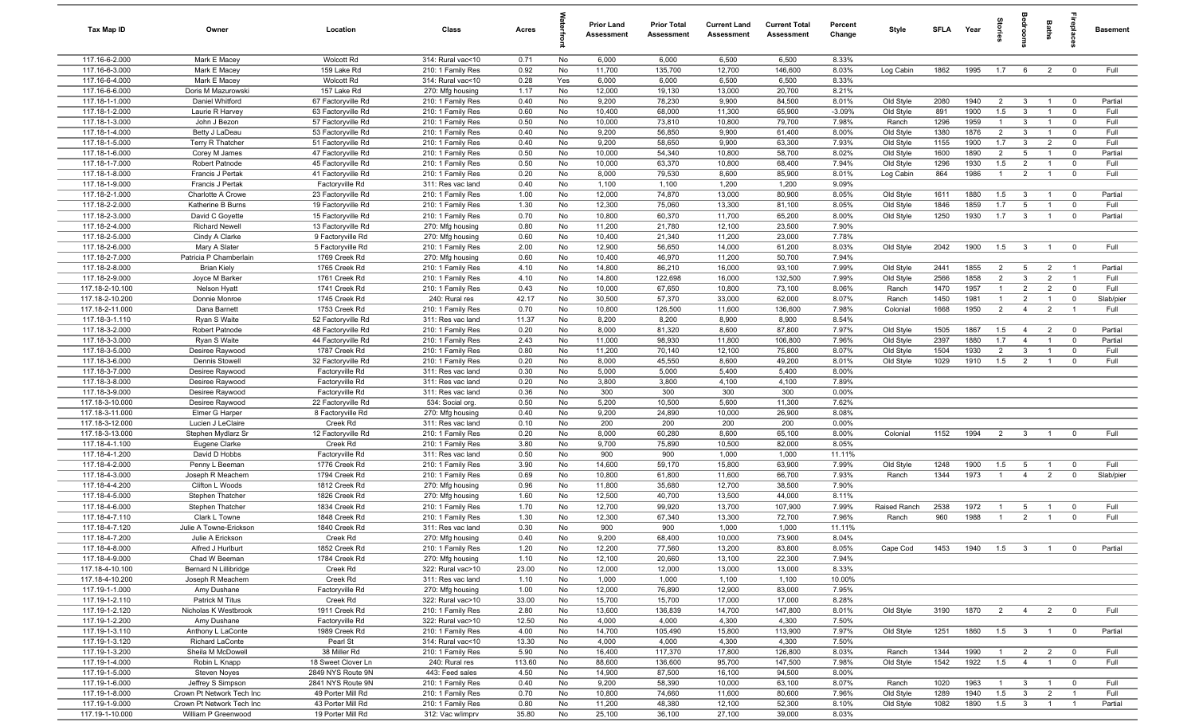| Tax Map ID | Owner | Location | Class | Acres | Waterfront | Prior Land Assessment | Prior Total Assessment | Current Land Assessment | Current Total Assessment | Percent Change | Style | SFLA | Year | Stories | Bedrooms | Baths | Fireplaces | Basement |
|---|---|---|---|---|---|---|---|---|---|---|---|---|---|---|---|---|---|---|
| 117.16-6-2.000 | Mark E Macey | Wolcott Rd | 314: Rural vac<10 | 0.71 | No | 6,000 | 6,000 | 6,500 | 6,500 | 8.33% | | | | | | | | |
| 117.16-6-3.000 | Mark E Macey | 159 Lake Rd | 210: 1 Family Res | 0.92 | No | 11,700 | 135,700 | 12,700 | 146,600 | 8.03% | Log Cabin | 1862 | 1995 | 1.7 | 6 | 2 | 0 | Full |
| 117.16-6-4.000 | Mark E Macey | Wolcott Rd | 314: Rural vac<10 | 0.28 | Yes | 6,000 | 6,000 | 6,500 | 6,500 | 8.33% | | | | | | | | |
| 117.16-6-6.000 | Doris M Mazurowski | 157 Lake Rd | 270: Mfg housing | 1.17 | No | 12,000 | 19,130 | 13,000 | 20,700 | 8.21% | | | | | | | | |
| 117.18-1-1.000 | Daniel Whitford | 67 Factoryville Rd | 210: 1 Family Res | 0.40 | No | 9,200 | 78,230 | 9,900 | 84,500 | 8.01% | Old Style | 2080 | 1940 | 2 | 3 | 1 | 0 | Partial |
| 117.18-1-2.000 | Laurie R Harvey | 63 Factoryville Rd | 210: 1 Family Res | 0.60 | No | 10,400 | 68,000 | 11,300 | 65,900 | -3.09% | Old Style | 891 | 1900 | 1.5 | 3 | 1 | 0 | Full |
| 117.18-1-3.000 | John J Bezon | 57 Factoryville Rd | 210: 1 Family Res | 0.50 | No | 10,000 | 73,810 | 10,800 | 79,700 | 7.98% | Ranch | 1296 | 1959 | 1 | 3 | 1 | 0 | Full |
| 117.18-1-4.000 | Betty J LaDeau | 53 Factoryville Rd | 210: 1 Family Res | 0.40 | No | 9,200 | 56,850 | 9,900 | 61,400 | 8.00% | Old Style | 1380 | 1876 | 2 | 3 | 1 | 0 | Full |
| 117.18-1-5.000 | Terry R Thatcher | 51 Factoryville Rd | 210: 1 Family Res | 0.40 | No | 9,200 | 58,650 | 9,900 | 63,300 | 7.93% | Old Style | 1155 | 1900 | 1.7 | 3 | 2 | 0 | Full |
| 117.18-1-6.000 | Corey M James | 47 Factoryville Rd | 210: 1 Family Res | 0.50 | No | 10,000 | 54,340 | 10,800 | 58,700 | 8.02% | Old Style | 1600 | 1890 | 2 | 5 | 1 | 0 | Partial |
| 117.18-1-7.000 | Robert Patnode | 45 Factoryville Rd | 210: 1 Family Res | 0.50 | No | 10,000 | 63,370 | 10,800 | 68,400 | 7.94% | Old Style | 1296 | 1930 | 1.5 | 2 | 1 | 0 | Full |
| 117.18-1-8.000 | Francis J Pertak | 41 Factoryville Rd | 210: 1 Family Res | 0.20 | No | 8,000 | 79,530 | 8,600 | 85,900 | 8.01% | Log Cabin | 864 | 1986 | 1 | 2 | 1 | 0 | Full |
| 117.18-1-9.000 | Francis J Pertak | Factoryville Rd | 311: Res vac land | 0.40 | No | 1,100 | 1,100 | 1,200 | 1,200 | 9.09% | | | | | | | | |
| 117.18-2-1.000 | Charlotte A Crowe | 23 Factoryville Rd | 210: 1 Family Res | 1.00 | No | 12,000 | 74,870 | 13,000 | 80,900 | 8.05% | Old Style | 1611 | 1880 | 1.5 | 3 | 1 | 0 | Partial |
| 117.18-2-2.000 | Katherine B Burns | 19 Factoryville Rd | 210: 1 Family Res | 1.30 | No | 12,300 | 75,060 | 13,300 | 81,100 | 8.05% | Old Style | 1846 | 1859 | 1.7 | 5 | 1 | 0 | Full |
| 117.18-2-3.000 | David C Goyette | 15 Factoryville Rd | 210: 1 Family Res | 0.70 | No | 10,800 | 60,370 | 11,700 | 65,200 | 8.00% | Old Style | 1250 | 1930 | 1.7 | 3 | 1 | 0 | Partial |
| 117.18-2-4.000 | Richard Newell | 13 Factoryville Rd | 270: Mfg housing | 0.80 | No | 11,200 | 21,780 | 12,100 | 23,500 | 7.90% | | | | | | | | |
| 117.18-2-5.000 | Cindy A Clarke | 9 Factoryville Rd | 270: Mfg housing | 0.60 | No | 10,400 | 21,340 | 11,200 | 23,000 | 7.78% | | | | | | | | |
| 117.18-2-6.000 | Mary A Slater | 5 Factoryville Rd | 210: 1 Family Res | 2.00 | No | 12,900 | 56,650 | 14,000 | 61,200 | 8.03% | Old Style | 2042 | 1900 | 1.5 | 3 | 1 | 0 | Full |
| 117.18-2-7.000 | Patricia P Chamberlain | 1769 Creek Rd | 270: Mfg housing | 0.60 | No | 10,400 | 46,970 | 11,200 | 50,700 | 7.94% | | | | | | | | |
| 117.18-2-8.000 | Brian Kiely | 1765 Creek Rd | 210: 1 Family Res | 4.10 | No | 14,800 | 86,210 | 16,000 | 93,100 | 7.99% | Old Style | 2441 | 1855 | 2 | 5 | 2 | 1 | Partial |
| 117.18-2-9.000 | Joyce M Barker | 1761 Creek Rd | 210: 1 Family Res | 4.10 | No | 14,800 | 122,698 | 16,000 | 132,500 | 7.99% | Old Style | 2566 | 1858 | 2 | 3 | 2 | 1 | Full |
| 117.18-2-10.100 | Nelson Hyatt | 1741 Creek Rd | 210: 1 Family Res | 0.43 | No | 10,000 | 67,650 | 10,800 | 73,100 | 8.06% | Ranch | 1470 | 1957 | 1 | 2 | 2 | 0 | Full |
| 117.18-2-10.200 | Donnie Monroe | 1745 Creek Rd | 240: Rural res | 42.17 | No | 30,500 | 57,370 | 33,000 | 62,000 | 8.07% | Ranch | 1450 | 1981 | 1 | 2 | 1 | 0 | Slab/pier |
| 117.18-2-11.000 | Dana Barnett | 1753 Creek Rd | 210: 1 Family Res | 0.70 | No | 10,800 | 126,500 | 11,600 | 136,600 | 7.98% | Colonial | 1668 | 1950 | 2 | 4 | 2 | 1 | Full |
| 117.18-3-1.110 | Ryan S Waite | 52 Factoryville Rd | 311: Res vac land | 11.37 | No | 8,200 | 8,200 | 8,900 | 8,900 | 8.54% | | | | | | | | |
| 117.18-3-2.000 | Robert Patnode | 48 Factoryville Rd | 210: 1 Family Res | 0.20 | No | 8,000 | 81,320 | 8,600 | 87,800 | 7.97% | Old Style | 1505 | 1867 | 1.5 | 4 | 2 | 0 | Partial |
| 117.18-3-3.000 | Ryan S Waite | 44 Factoryville Rd | 210: 1 Family Res | 2.43 | No | 11,000 | 98,930 | 11,800 | 106,800 | 7.96% | Old Style | 2397 | 1880 | 1.7 | 4 | 1 | 0 | Partial |
| 117.18-3-5.000 | Desiree Raywood | 1787 Creek Rd | 210: 1 Family Res | 0.80 | No | 11,200 | 70,140 | 12,100 | 75,800 | 8.07% | Old Style | 1504 | 1930 | 2 | 3 | 1 | 0 | Full |
| 117.18-3-6.000 | Dennis Stowell | 32 Factoryville Rd | 210: 1 Family Res | 0.20 | No | 8,000 | 45,550 | 8,600 | 49,200 | 8.01% | Old Style | 1029 | 1910 | 1.5 | 2 | 1 | 0 | Full |
| 117.18-3-7.000 | Desiree Raywood | Factoryville Rd | 311: Res vac land | 0.30 | No | 5,000 | 5,000 | 5,400 | 5,400 | 8.00% | | | | | | | | |
| 117.18-3-8.000 | Desiree Raywood | Factoryville Rd | 311: Res vac land | 0.20 | No | 3,800 | 3,800 | 4,100 | 4,100 | 7.89% | | | | | | | | |
| 117.18-3-9.000 | Desiree Raywood | Factoryville Rd | 311: Res vac land | 0.36 | No | 300 | 300 | 300 | 300 | 0.00% | | | | | | | | |
| 117.18-3-10.000 | Desiree Raywood | 22 Factoryville Rd | 534: Social org. | 0.50 | No | 5,200 | 10,500 | 5,600 | 11,300 | 7.62% | | | | | | | | |
| 117.18-3-11.000 | Elmer G Harper | 8 Factoryville Rd | 270: Mfg housing | 0.40 | No | 9,200 | 24,890 | 10,000 | 26,900 | 8.08% | | | | | | | | |
| 117.18-3-12.000 | Lucien J LeClaire | Creek Rd | 311: Res vac land | 0.10 | No | 200 | 200 | 200 | 200 | 0.00% | | | | | | | | |
| 117.18-3-13.000 | Stephen Mydlarz Sr | 12 Factoryville Rd | 210: 1 Family Res | 0.20 | No | 8,000 | 60,280 | 8,600 | 65,100 | 8.00% | Colonial | 1152 | 1994 | 2 | 3 | 1 | 0 | Full |
| 117.18-4-1.100 | Eugene Clarke | Creek Rd | 210: 1 Family Res | 3.80 | No | 9,700 | 75,890 | 10,500 | 82,000 | 8.05% | | | | | | | | |
| 117.18-4-1.200 | David D Hobbs | Factoryville Rd | 311: Res vac land | 0.50 | No | 900 | 900 | 1,000 | 1,000 | 11.11% | | | | | | | | |
| 117.18-4-2.000 | Penny L Beeman | 1776 Creek Rd | 210: 1 Family Res | 3.90 | No | 14,600 | 59,170 | 15,800 | 63,900 | 7.99% | Old Style | 1248 | 1900 | 1.5 | 5 | 1 | 0 | Full |
| 117.18-4-3.000 | Joseph R Meachem | 1794 Creek Rd | 210: 1 Family Res | 0.69 | No | 10,800 | 61,800 | 11,600 | 66,700 | 7.93% | Ranch | 1344 | 1973 | 1 | 4 | 2 | 0 | Slab/pier |
| 117.18-4-4.200 | Clifton L Woods | 1812 Creek Rd | 270: Mfg housing | 0.96 | No | 11,800 | 35,680 | 12,700 | 38,500 | 7.90% | | | | | | | | |
| 117.18-4-5.000 | Stephen Thatcher | 1826 Creek Rd | 270: Mfg housing | 1.60 | No | 12,500 | 40,700 | 13,500 | 44,000 | 8.11% | | | | | | | | |
| 117.18-4-6.000 | Stephen Thatcher | 1834 Creek Rd | 210: 1 Family Res | 1.70 | No | 12,700 | 99,920 | 13,700 | 107,900 | 7.99% | Raised Ranch | 2538 | 1972 | 1 | 5 | 1 | 0 | Full |
| 117.18-4-7.110 | Clark L Towne | 1848 Creek Rd | 210: 1 Family Res | 1.30 | No | 12,300 | 67,340 | 13,300 | 72,700 | 7.96% | Ranch | 960 | 1988 | 1 | 2 | 1 | 0 | Full |
| 117.18-4-7.120 | Julie A Towne-Erickson | 1840 Creek Rd | 311: Res vac land | 0.30 | No | 900 | 900 | 1,000 | 1,000 | 11.11% | | | | | | | | |
| 117.18-4-7.200 | Julie A Erickson | Creek Rd | 270: Mfg housing | 0.40 | No | 9,200 | 68,400 | 10,000 | 73,900 | 8.04% | | | | | | | | |
| 117.18-4-8.000 | Alfred J Hurlburt | 1852 Creek Rd | 210: 1 Family Res | 1.20 | No | 12,200 | 77,560 | 13,200 | 83,800 | 8.05% | Cape Cod | 1453 | 1940 | 1.5 | 3 | 1 | 0 | Partial |
| 117.18-4-9.000 | Chad W Beeman | 1784 Creek Rd | 270: Mfg housing | 1.10 | No | 12,100 | 20,660 | 13,100 | 22,300 | 7.94% | | | | | | | | |
| 117.18-4-10.100 | Bernard N Lillibridge | Creek Rd | 322: Rural vac>10 | 23.00 | No | 12,000 | 12,000 | 13,000 | 13,000 | 8.33% | | | | | | | | |
| 117.18-4-10.200 | Joseph R Meachem | Creek Rd | 311: Res vac land | 1.10 | No | 1,000 | 1,000 | 1,100 | 1,100 | 10.00% | | | | | | | | |
| 117.19-1-1.000 | Amy Dushane | Factoryville Rd | 270: Mfg housing | 1.00 | No | 12,000 | 76,890 | 12,900 | 83,000 | 7.95% | | | | | | | | |
| 117.19-1-2.110 | Patrick M Titus | Creek Rd | 322: Rural vac>10 | 33.00 | No | 15,700 | 15,700 | 17,000 | 17,000 | 8.28% | | | | | | | | |
| 117.19-1-2.120 | Nicholas K Westbrook | 1911 Creek Rd | 210: 1 Family Res | 2.80 | No | 13,600 | 136,839 | 14,700 | 147,800 | 8.01% | Old Style | 3190 | 1870 | 2 | 4 | 2 | 0 | Full |
| 117.19-1-2.200 | Amy Dushane | Factoryville Rd | 322: Rural vac>10 | 12.50 | No | 4,000 | 4,000 | 4,300 | 4,300 | 7.50% | | | | | | | | |
| 117.19-1-3.110 | Anthony L LaConte | 1989 Creek Rd | 210: 1 Family Res | 4.00 | No | 14,700 | 105,490 | 15,800 | 113,900 | 7.97% | Old Style | 1251 | 1860 | 1.5 | 3 | 1 | 0 | Partial |
| 117.19-1-3.120 | Richard LaConte | Pearl St | 314: Rural vac<10 | 13.30 | No | 4,000 | 4,000 | 4,300 | 4,300 | 7.50% | | | | | | | | |
| 117.19-1-3.200 | Sheila M McDowell | 38 Miller Rd | 210: 1 Family Res | 5.90 | No | 16,400 | 117,370 | 17,800 | 126,800 | 8.03% | Ranch | 1344 | 1990 | 1 | 2 | 2 | 0 | Full |
| 117.19-1-4.000 | Robin L Knapp | 18 Sweet Clover Ln | 240: Rural res | 113.60 | No | 88,600 | 136,600 | 95,700 | 147,500 | 7.98% | Old Style | 1542 | 1922 | 1.5 | 4 | 1 | 0 | Full |
| 117.19-1-5.000 | Steven Noyes | 2849 NYS Route 9N | 443: Feed sales | 4.50 | No | 14,900 | 87,500 | 16,100 | 94,500 | 8.00% | | | | | | | | |
| 117.19-1-6.000 | Jeffrey S Simpson | 2841 NYS Route 9N | 210: 1 Family Res | 0.40 | No | 9,200 | 58,390 | 10,000 | 63,100 | 8.07% | Ranch | 1020 | 1963 | 1 | 3 | 1 | 0 | Full |
| 117.19-1-8.000 | Crown Pt Network Tech Inc | 49 Porter Mill Rd | 210: 1 Family Res | 0.70 | No | 10,800 | 74,660 | 11,600 | 80,600 | 7.96% | Old Style | 1289 | 1940 | 1.5 | 3 | 2 | 1 | Full |
| 117.19-1-9.000 | Crown Pt Network Tech Inc | 43 Porter Mill Rd | 210: 1 Family Res | 0.80 | No | 11,200 | 48,380 | 12,100 | 52,300 | 8.10% | Old Style | 1082 | 1890 | 1.5 | 3 | 1 | 1 | Partial |
| 117.19-1-10.000 | William P Greenwood | 19 Porter Mill Rd | 312: Vac w/imprv | 35.80 | No | 25,100 | 36,100 | 27,100 | 39,000 | 8.03% | | | | | | | | |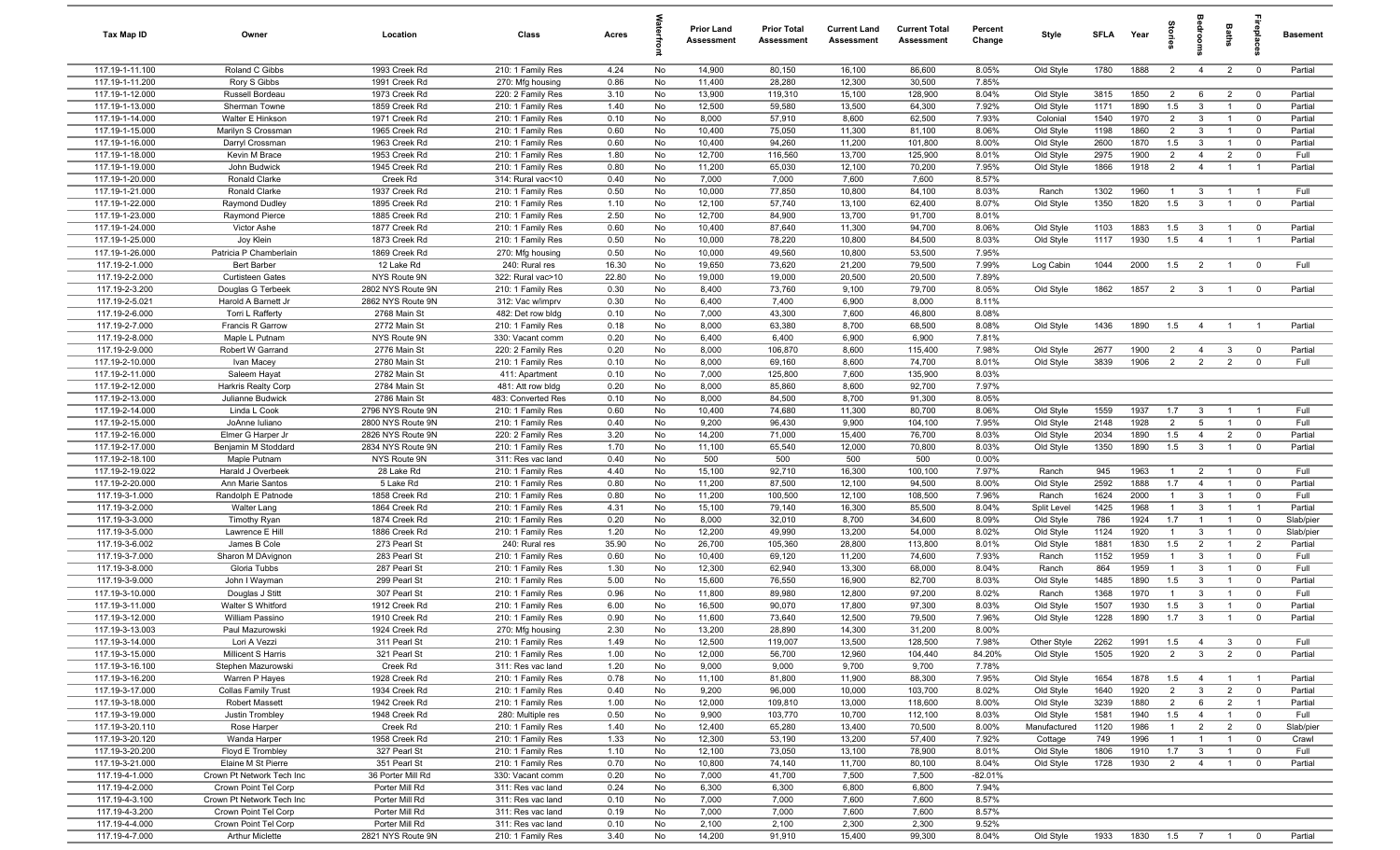| Tax Map ID | Owner | Location | Class | Acres | Waterfront | Prior Land Assessment | Prior Total Assessment | Current Land Assessment | Current Total Assessment | Percent Change | Style | SFLA | Year | Stories | Bedrooms | Baths | Fireplaces | Basement |
|---|---|---|---|---|---|---|---|---|---|---|---|---|---|---|---|---|---|---|
| 117.19-1-11.100 | Roland C Gibbs | 1993 Creek Rd | 210: 1 Family Res | 4.24 | No | 14,900 | 80,150 | 16,100 | 86,600 | 8.05% | Old Style | 1780 | 1888 | 2 | 4 | 2 | 0 | Partial |
| 117.19-1-11.200 | Rory S Gibbs | 1991 Creek Rd | 270: Mfg housing | 0.86 | No | 11,400 | 28,280 | 12,300 | 30,500 | 7.85% | | | | | | | | |
| 117.19-1-12.000 | Russell Bordeau | 1973 Creek Rd | 220: 2 Family Res | 3.10 | No | 13,900 | 119,310 | 15,100 | 128,900 | 8.04% | Old Style | 3815 | 1850 | 2 | 6 | 2 | 0 | Partial |
| 117.19-1-13.000 | Sherman Towne | 1859 Creek Rd | 210: 1 Family Res | 1.40 | No | 12,500 | 59,580 | 13,500 | 64,300 | 7.92% | Old Style | 1171 | 1890 | 1.5 | 3 | 1 | 0 | Partial |
| 117.19-1-14.000 | Walter E Hinkson | 1971 Creek Rd | 210: 1 Family Res | 0.10 | No | 8,000 | 57,910 | 8,600 | 62,500 | 7.93% | Colonial | 1540 | 1970 | 2 | 3 | 1 | 0 | Partial |
| 117.19-1-15.000 | Marilyn S Crossman | 1965 Creek Rd | 210: 1 Family Res | 0.60 | No | 10,400 | 75,050 | 11,300 | 81,100 | 8.06% | Old Style | 1198 | 1860 | 2 | 3 | 1 | 0 | Partial |
| 117.19-1-16.000 | Darryl Crossman | 1963 Creek Rd | 210: 1 Family Res | 0.60 | No | 10,400 | 94,260 | 11,200 | 101,800 | 8.00% | Old Style | 2600 | 1870 | 1.5 | 3 | 1 | 0 | Partial |
| 117.19-1-18.000 | Kevin M Brace | 1953 Creek Rd | 210: 1 Family Res | 1.80 | No | 12,700 | 116,560 | 13,700 | 125,900 | 8.01% | Old Style | 2975 | 1900 | 2 | 4 | 2 | 0 | Full |
| 117.19-1-19.000 | John Budwick | 1945 Creek Rd | 210: 1 Family Res | 0.80 | No | 11,200 | 65,030 | 12,100 | 70,200 | 7.95% | Old Style | 1866 | 1918 | 2 | 4 | 1 | 1 | Partial |
| 117.19-1-20.000 | Ronald Clarke | Creek Rd | 314: Rural vac<10 | 0.40 | No | 7,000 | 7,000 | 7,600 | 7,600 | 8.57% | | | | | | | | |
| 117.19-1-21.000 | Ronald Clarke | 1937 Creek Rd | 210: 1 Family Res | 0.50 | No | 10,000 | 77,850 | 10,800 | 84,100 | 8.03% | Ranch | 1302 | 1960 | 1 | 3 | 1 | 1 | Full |
| 117.19-1-22.000 | Raymond Dudley | 1895 Creek Rd | 210: 1 Family Res | 1.10 | No | 12,100 | 57,740 | 13,100 | 62,400 | 8.07% | Old Style | 1350 | 1820 | 1.5 | 3 | 1 | 0 | Partial |
| 117.19-1-23.000 | Raymond Pierce | 1885 Creek Rd | 210: 1 Family Res | 2.50 | No | 12,700 | 84,900 | 13,700 | 91,700 | 8.01% | | | | | | | | |
| 117.19-1-24.000 | Victor Ashe | 1877 Creek Rd | 210: 1 Family Res | 0.60 | No | 10,400 | 87,640 | 11,300 | 94,700 | 8.06% | Old Style | 1103 | 1883 | 1.5 | 3 | 1 | 0 | Partial |
| 117.19-1-25.000 | Joy Klein | 1873 Creek Rd | 210: 1 Family Res | 0.50 | No | 10,000 | 78,220 | 10,800 | 84,500 | 8.03% | Old Style | 1117 | 1930 | 1.5 | 4 | 1 | 1 | Partial |
| 117.19-1-26.000 | Patricia P Chamberlain | 1869 Creek Rd | 270: Mfg housing | 0.50 | No | 10,000 | 49,560 | 10,800 | 53,500 | 7.95% | | | | | | | | |
| 117.19-2-1.000 | Bert Barber | 12 Lake Rd | 240: Rural res | 16.30 | No | 19,650 | 73,620 | 21,200 | 79,500 | 7.99% | Log Cabin | 1044 | 2000 | 1.5 | 2 | 1 | 0 | Full |
| 117.19-2-2.000 | Curtisteen Gates | NYS Route 9N | 322: Rural vac>10 | 22.80 | No | 19,000 | 19,000 | 20,500 | 20,500 | 7.89% | | | | | | | | |
| 117.19-2-3.200 | Douglas G Terbeek | 2802 NYS Route 9N | 210: 1 Family Res | 0.30 | No | 8,400 | 73,760 | 9,100 | 79,700 | 8.05% | Old Style | 1862 | 1857 | 2 | 3 | 1 | 0 | Partial |
| 117.19-2-5.021 | Harold A Barnett Jr | 2862 NYS Route 9N | 312: Vac w/imprv | 0.30 | No | 6,400 | 7,400 | 6,900 | 8,000 | 8.11% | | | | | | | | |
| 117.19-2-6.000 | Torri L Rafferty | 2768 Main St | 482: Det row bldg | 0.10 | No | 7,000 | 43,300 | 7,600 | 46,800 | 8.08% | | | | | | | | |
| 117.19-2-7.000 | Francis R Garrow | 2772 Main St | 210: 1 Family Res | 0.18 | No | 8,000 | 63,380 | 8,700 | 68,500 | 8.08% | Old Style | 1436 | 1890 | 1.5 | 4 | 1 | 1 | Partial |
| 117.19-2-8.000 | Maple L Putnam | NYS Route 9N | 330: Vacant comm | 0.20 | No | 6,400 | 6,400 | 6,900 | 6,900 | 7.81% | | | | | | | | |
| 117.19-2-9.000 | Robert W Garrand | 2776 Main St | 220: 2 Family Res | 0.20 | No | 8,000 | 106,870 | 8,600 | 115,400 | 7.98% | Old Style | 2677 | 1900 | 2 | 4 | 3 | 0 | Partial |
| 117.19-2-10.000 | Ivan Macey | 2780 Main St | 210: 1 Family Res | 0.10 | No | 8,000 | 69,160 | 8,600 | 74,700 | 8.01% | Old Style | 3839 | 1906 | 2 | 2 | 2 | 0 | Full |
| 117.19-2-11.000 | Saleem Hayat | 2782 Main St | 411: Apartment | 0.10 | No | 7,000 | 125,800 | 7,600 | 135,900 | 8.03% | | | | | | | | |
| 117.19-2-12.000 | Harkris Realty Corp | 2784 Main St | 481: Att row bldg | 0.20 | No | 8,000 | 85,860 | 8,600 | 92,700 | 7.97% | | | | | | | | |
| 117.19-2-13.000 | Julianne Budwick | 2786 Main St | 483: Converted Res | 0.10 | No | 8,000 | 84,500 | 8,700 | 91,300 | 8.05% | | | | | | | | |
| 117.19-2-14.000 | Linda L Cook | 2796 NYS Route 9N | 210: 1 Family Res | 0.60 | No | 10,400 | 74,680 | 11,300 | 80,700 | 8.06% | Old Style | 1559 | 1937 | 1.7 | 3 | 1 | 1 | Full |
| 117.19-2-15.000 | JoAnne Iuliano | 2800 NYS Route 9N | 210: 1 Family Res | 0.40 | No | 9,200 | 96,430 | 9,900 | 104,100 | 7.95% | Old Style | 2148 | 1928 | 2 | 5 | 1 | 0 | Full |
| 117.19-2-16.000 | Elmer G Harper Jr | 2826 NYS Route 9N | 220: 2 Family Res | 3.20 | No | 14,200 | 71,000 | 15,400 | 76,700 | 8.03% | Old Style | 2034 | 1890 | 1.5 | 4 | 2 | 0 | Partial |
| 117.19-2-17.000 | Benjamin M Stoddard | 2834 NYS Route 9N | 210: 1 Family Res | 1.70 | No | 11,100 | 65,540 | 12,000 | 70,800 | 8.03% | Old Style | 1350 | 1890 | 1.5 | 3 | 1 | 0 | Partial |
| 117.19-2-18.100 | Maple Putnam | NYS Route 9N | 311: Res vac land | 0.40 | No | 500 | 500 | 500 | 500 | 0.00% | | | | | | | | |
| 117.19-2-19.022 | Harald J Overbeek | 28 Lake Rd | 210: 1 Family Res | 4.40 | No | 15,100 | 92,710 | 16,300 | 100,100 | 7.97% | Ranch | 945 | 1963 | 1 | 2 | 1 | 0 | Full |
| 117.19-2-20.000 | Ann Marie Santos | 5 Lake Rd | 210: 1 Family Res | 0.80 | No | 11,200 | 87,500 | 12,100 | 94,500 | 8.00% | Old Style | 2592 | 1888 | 1.7 | 4 | 1 | 0 | Partial |
| 117.19-3-1.000 | Randolph E Patnode | 1858 Creek Rd | 210: 1 Family Res | 0.80 | No | 11,200 | 100,500 | 12,100 | 108,500 | 7.96% | Ranch | 1624 | 2000 | 1 | 3 | 1 | 0 | Full |
| 117.19-3-2.000 | Walter Lang | 1864 Creek Rd | 210: 1 Family Res | 4.40 | No | 15,100 | 79,140 | 16,300 | 85,500 | 8.04% | Split Level | 1425 | 1968 | 1 | 3 | 1 | 1 | Partial |
| 117.19-3-3.000 | Timothy Ryan | 1874 Creek Rd | 210: 1 Family Res | 0.20 | No | 8,000 | 32,010 | 8,700 | 34,600 | 8.09% | Old Style | 786 | 1924 | 1.7 | 1 | 1 | 0 | Slab/pier |
| 117.19-3-5.000 | Lawrence E Hill | 1886 Creek Rd | 210: 1 Family Res | 1.20 | No | 12,200 | 49,990 | 13,200 | 54,000 | 8.02% | Old Style | 1124 | 1920 | 1 | 3 | 1 | 0 | Slab/pier |
| 117.19-3-6.002 | James B Cole | 273 Pearl St | 240: Rural res | 35.90 | No | 26,700 | 105,360 | 28,800 | 113,800 | 8.01% | Old Style | 1881 | 1830 | 1.5 | 2 | 1 | 2 | Partial |
| 117.19-3-7.000 | Sharon M DAvignon | 283 Pearl St | 210: 1 Family Res | 0.60 | No | 10,400 | 69,120 | 11,200 | 74,600 | 7.93% | Ranch | 1152 | 1959 | 1 | 3 | 1 | 0 | Full |
| 117.19-3-8.000 | Gloria Tubbs | 287 Pearl St | 210: 1 Family Res | 1.30 | No | 12,300 | 62,940 | 13,300 | 68,000 | 8.04% | Ranch | 864 | 1959 | 1 | 3 | 1 | 0 | Full |
| 117.19-3-9.000 | John I Wayman | 299 Pearl St | 210: 1 Family Res | 5.00 | No | 15,600 | 76,550 | 16,900 | 82,700 | 8.03% | Old Style | 1485 | 1890 | 1.5 | 3 | 1 | 0 | Partial |
| 117.19-3-10.000 | Douglas J Stitt | 307 Pearl St | 210: 1 Family Res | 0.96 | No | 11,800 | 89,980 | 12,800 | 97,200 | 8.02% | Ranch | 1368 | 1970 | 1 | 3 | 1 | 0 | Full |
| 117.19-3-11.000 | Walter S Whitford | 1912 Creek Rd | 210: 1 Family Res | 6.00 | No | 16,500 | 90,070 | 17,800 | 97,300 | 8.03% | Old Style | 1507 | 1930 | 1.5 | 3 | 1 | 0 | Partial |
| 117.19-3-12.000 | William Passino | 1910 Creek Rd | 210: 1 Family Res | 0.90 | No | 11,600 | 73,640 | 12,500 | 79,500 | 7.96% | Old Style | 1228 | 1890 | 1.7 | 3 | 1 | 0 | Partial |
| 117.19-3-13.003 | Paul Mazurowski | 1924 Creek Rd | 270: Mfg housing | 2.30 | No | 13,200 | 28,890 | 14,300 | 31,200 | 8.00% | | | | | | | | |
| 117.19-3-14.000 | Lori A Vezzi | 311 Pearl St | 210: 1 Family Res | 1.49 | No | 12,500 | 119,007 | 13,500 | 128,500 | 7.98% | Other Style | 2262 | 1991 | 1.5 | 4 | 3 | 0 | Full |
| 117.19-3-15.000 | Millicent S Harris | 321 Pearl St | 210: 1 Family Res | 1.00 | No | 12,000 | 56,700 | 12,960 | 104,440 | 84.20% | Old Style | 1505 | 1920 | 2 | 3 | 2 | 0 | Partial |
| 117.19-3-16.100 | Stephen Mazurowski | Creek Rd | 311: Res vac land | 1.20 | No | 9,000 | 9,000 | 9,700 | 9,700 | 7.78% | | | | | | | | |
| 117.19-3-16.200 | Warren P Hayes | 1928 Creek Rd | 210: 1 Family Res | 0.78 | No | 11,100 | 81,800 | 11,900 | 88,300 | 7.95% | Old Style | 1654 | 1878 | 1.5 | 4 | 1 | 1 | Partial |
| 117.19-3-17.000 | Collas Family Trust | 1934 Creek Rd | 210: 1 Family Res | 0.40 | No | 9,200 | 96,000 | 10,000 | 103,700 | 8.02% | Old Style | 1640 | 1920 | 2 | 3 | 2 | 0 | Partial |
| 117.19-3-18.000 | Robert Massett | 1942 Creek Rd | 210: 1 Family Res | 1.00 | No | 12,000 | 109,810 | 13,000 | 118,600 | 8.00% | Old Style | 3239 | 1880 | 2 | 6 | 2 | 1 | Partial |
| 117.19-3-19.000 | Justin Trombley | 1948 Creek Rd | 280: Multiple res | 0.50 | No | 9,900 | 103,770 | 10,700 | 112,100 | 8.03% | Old Style | 1581 | 1940 | 1.5 | 4 | 1 | 0 | Full |
| 117.19-3-20.110 | Rose Harper | Creek Rd | 210: 1 Family Res | 1.40 | No | 12,400 | 65,280 | 13,400 | 70,500 | 8.00% | Manufactured | 1120 | 1986 | 1 | 2 | 2 | 0 | Slab/pier |
| 117.19-3-20.120 | Wanda Harper | 1958 Creek Rd | 210: 1 Family Res | 1.33 | No | 12,300 | 53,190 | 13,200 | 57,400 | 7.92% | Cottage | 749 | 1996 | 1 | 1 | 1 | 0 | Crawl |
| 117.19-3-20.200 | Floyd E Trombley | 327 Pearl St | 210: 1 Family Res | 1.10 | No | 12,100 | 73,050 | 13,100 | 78,900 | 8.01% | Old Style | 1806 | 1910 | 1.7 | 3 | 1 | 0 | Full |
| 117.19-3-21.000 | Elaine M St Pierre | 351 Pearl St | 210: 1 Family Res | 0.70 | No | 10,800 | 74,140 | 11,700 | 80,100 | 8.04% | Old Style | 1728 | 1930 | 2 | 4 | 1 | 0 | Partial |
| 117.19-4-1.000 | Crown Pt Network Tech Inc | 36 Porter Mill Rd | 330: Vacant comm | 0.20 | No | 7,000 | 41,700 | 7,500 | 7,500 | -82.01% | | | | | | | | |
| 117.19-4-2.000 | Crown Point Tel Corp | Porter Mill Rd | 311: Res vac land | 0.24 | No | 6,300 | 6,300 | 6,800 | 6,800 | 7.94% | | | | | | | | |
| 117.19-4-3.100 | Crown Pt Network Tech Inc | Porter Mill Rd | 311: Res vac land | 0.10 | No | 7,000 | 7,000 | 7,600 | 7,600 | 8.57% | | | | | | | | |
| 117.19-4-3.200 | Crown Point Tel Corp | Porter Mill Rd | 311: Res vac land | 0.19 | No | 7,000 | 7,000 | 7,600 | 7,600 | 8.57% | | | | | | | | |
| 117.19-4-4.000 | Crown Point Tel Corp | Porter Mill Rd | 311: Res vac land | 0.10 | No | 2,100 | 2,100 | 2,300 | 2,300 | 9.52% | | | | | | | | |
| 117.19-4-7.000 | Arthur Miclette | 2821 NYS Route 9N | 210: 1 Family Res | 3.40 | No | 14,200 | 91,910 | 15,400 | 99,300 | 8.04% | Old Style | 1933 | 1830 | 1.5 | 7 | 1 | 0 | Partial |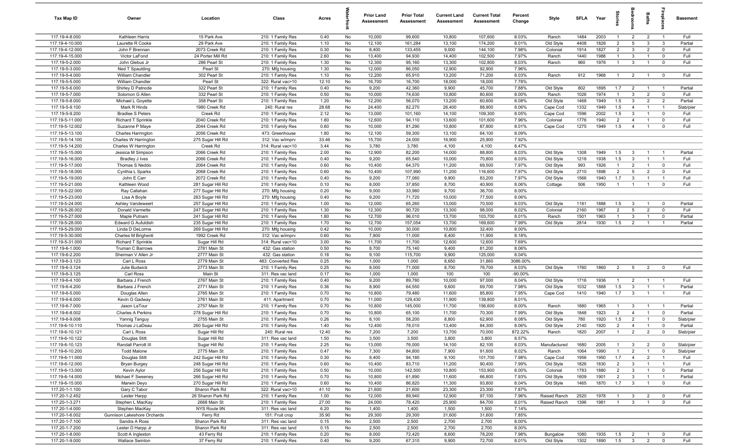| Tax Map ID | Owner | Location | Class | Acres | Waterfront | Prior Land Assessment | Prior Total Assessment | Current Land Assessment | Current Total Assessment | Percent Change | Style | SFLA | Year | Stories | Bedrooms | Baths | Fireplaces | Basement |
|---|---|---|---|---|---|---|---|---|---|---|---|---|---|---|---|---|---|---|
| 117.19-4-8.000 | Kathleen Harris | 15 Park Ave | 210: 1 Family Res | 0.40 | No | 10,000 | 99,600 | 10,800 | 107,600 | 8.03% | Ranch | 1484 | 2003 | 1 | 2 | 2 | 1 | Full |
| 117.19-4-10.000 | Laurette R Cooke | 29 Park Ave | 210: 1 Family Res | 1.10 | No | 12,100 | 161,284 | 13,100 | 174,200 | 8.01% | Old Style | 4408 | 1826 | 2 | 5 | 3 | 3 | Partial |
| 117.19-4-12.000 | John F Brennan | 2073 Creek Rd | 210: 1 Family Res | 0.30 | No | 8,400 | 133,455 | 9,000 | 144,100 | 7.98% | Colonial | 1914 | 1827 | 2 | 3 | 2 | 0 | Full |
| 117.19-4-15.000 | Victor LaFond | 24 Porter Mill Rd | 210: 1 Family Res | 2.60 | No | 13,400 | 94,930 | 14,400 | 102,500 | 7.97% | Ranch | 1440 | 1988 | 1 | 3 | 1 | 0 | Full |
| 117.19-5-2.000 | John Glebus Jr | 286 Pearl St | 210: 1 Family Res | 1.30 | No | 12,300 | 95,160 | 13,300 | 102,800 | 8.03% | Ranch | 960 | 1976 | 1 | 3 | 1 | 0 | Full |
| 117.19-5-3.000 | Ned T Spaulding | Pearl St | 270: Mfg housing | 1.30 | No | 12,000 | 86,050 | 12,900 | 92,900 | 7.96% | | | | | | | | |
| 117.19-5-4.000 | William Chandler | 302 Pearl St | 210: 1 Family Res | 1.10 | No | 12,200 | 65,910 | 13,200 | 71,200 | 8.03% | Ranch | 912 | 1968 | 1 | 2 | 1 | 0 | Full |
| 117.19-5-5.000 | William Chandler | Pearl St | 322: Rural vac>10 | 12.10 | No | 16,700 | 16,700 | 18,000 | 18,000 | 7.78% | | | | | | | | |
| 117.19-5-6.000 | Shirley D Patnode | 322 Pearl St | 210: 1 Family Res | 0.40 | No | 9,200 | 42,360 | 9,900 | 45,700 | 7.88% | Old Style | 802 | 1895 | 1.7 | 2 | 1 | 1 | Partial |
| 117.19-5-7.000 | Solomon G Allen | 332 Pearl St | 210: 1 Family Res | 0.50 | No | 10,000 | 74,630 | 10,800 | 80,600 | 8.00% | Ranch | 1026 | 1974 | 1 | 3 | 2 | 0 | Full |
| 117.19-5-8.000 | Michael L Goyette | 358 Pearl St | 210: 1 Family Res | 1.20 | No | 12,200 | 56,070 | 13,200 | 60,600 | 8.08% | Old Style | 1468 | 1949 | 1.5 | 3 | 2 | 2 | Partial |
| 117.19-5-9.100 | Mark R Hinds | 1980 Creek Rd | 240: Rural res | 28.68 | No | 24,400 | 82,270 | 26,400 | 88,900 | 8.06% | Cape Cod | 1332 | 1949 | 1.5 | 4 | 1 | 1 | Slab/pier |
| 117.19-5-9.200 | Bradlee S Peters | Creek Rd | 210: 1 Family Res | 2.12 | No | 13,000 | 101,160 | 14,100 | 109,300 | 8.05% | Cape Cod | 1596 | 2002 | 1.5 | 3 | 1 | 0 | Full |
| 117.19-5-11.000 | Richard T Sprinkle | 2040 Creek Rd | 210: 1 Family Res | 1.80 | No | 12,600 | 94,110 | 13,600 | 101,600 | 7.96% | Colonial | 1776 | 1940 | 2 | 4 | 1 | 0 | Full |
| 117.19-5-12.002 | Suzanne P Maye | 2044 Creek Rd | 210: 1 Family Res | 0.60 | No | 10,000 | 81,290 | 10,800 | 87,800 | 8.01% | Cape Cod | 1275 | 1949 | 1.5 | 4 | 1 | 0 | Full |
| 117.19-5-13.100 | Charles Harrington | 2056 Creek Rd | 473: Greenhouse | 1.80 | No | 12,100 | 59,300 | 13,100 | 64,100 | 8.09% | | | | | | | | |
| 117.19-5-14.100 | Charles W Harrington | 275 Sugar Hill Rd | 312: Vac w/imprv | 33.46 | No | 15,700 | 24,000 | 16,900 | 25,900 | 7.92% | | | | | | | | |
| 117.19-5-14.200 | Charles W Harrington | Creek Rd | 314: Rural vac<10 | 3.44 | No | 3,780 | 3,780 | 4,100 | 4,100 | 8.47% | | | | | | | | |
| 117.19-5-15.000 | Jessica M Simpson | 2066 Creek Rd | 210: 1 Family Res | 2.00 | No | 12,900 | 82,200 | 14,000 | 88,800 | 8.03% | Old Style | 1308 | 1949 | 1.5 | 3 | 1 | 1 | Partial |
| 117.19-5-16.000 | Bradley J Ives | 2066 Creek Rd | 210: 1 Family Res | 0.40 | No | 9,200 | 65,540 | 10,000 | 70,800 | 8.03% | Old Style | 1218 | 1938 | 1.5 | 3 | 1 | 1 | Full |
| 117.19-5-17.000 | Thomas S Neddo | 2064 Creek Rd | 210: 1 Family Res | 0.60 | No | 10,400 | 64,370 | 11,200 | 69,500 | 7.97% | Old Style | 993 | 1926 | 1 | 2 | 1 | 0 | Full |
| 117.19-5-18.000 | Cynthia L Sparks | 2068 Creek Rd | 210: 1 Family Res | 0.60 | No | 10,400 | 107,990 | 11,200 | 116,600 | 7.97% | Old Style | 2710 | 1898 | 2 | 5 | 2 | 0 | Full |
| 117.19-5-19.000 | John E Carr | 2072 Creek Rd | 210: 1 Family Res | 0.40 | No | 9,200 | 77,060 | 9,900 | 83,200 | 7.97% | Old Style | 1566 | 1940 | 1.7 | 3 | 1 | 1 | Full |
| 117.19-5-21.000 | Kathleen Wood | 281 Sugar Hill Rd | 210: 1 Family Res | 0.10 | No | 8,000 | 37,850 | 8,700 | 40,900 | 8.06% | Cottage | 506 | 1950 | 1 | 1 | 1 | 0 | Full |
| 117.19-5-22.000 | Ray Callahan | 277 Sugar Hill Rd | 270: Mfg housing | 0.20 | No | 9,000 | 33,980 | 9,700 | 36,700 | 8.00% | | | | | | | | |
| 117.19-5-23.000 | Lisa A Boyle | 263 Sugar Hill Rd | 270: Mfg housing | 0.40 | No | 9,200 | 71,720 | 10,000 | 77,500 | 8.06% | | | | | | | | |
| 117.19-5-24.000 | Ashley Vandeweert | 257 Sugar Hill Rd | 210: 1 Family Res | 1.00 | No | 12,000 | 65,260 | 13,000 | 70,500 | 8.03% | Old Style | 1181 | 1888 | 1.5 | 3 | 1 | 0 | Partial |
| 117.19-5-26.002 | Donald Varmette | 247 Sugar Hill Rd | 210: 1 Family Res | 1.30 | No | 12,300 | 90,720 | 13,300 | 98,000 | 8.02% | Colonial | 2160 | 1967 | 2 | 5 | 2 | 0 | Full |
| 117.19-5-27.000 | Maple Putnam | 241 Sugar Hill Rd | 210: 1 Family Res | 1.80 | No | 12,700 | 96,010 | 13,700 | 103,700 | 8.01% | Ranch | 1501 | 1963 | 1 | 3 | 1 | 0 | Partial |
| 117.19-5-28.000 | Edward G Aufuldish | 235 Sugar Hill Rd | 210: 1 Family Res | 1.70 | No | 12,700 | 157,054 | 13,700 | 169,600 | 7.99% | Old Style | 2814 | 1930 | 1.5 | 2 | 1 | 1 | Partial |
| 117.19-5-29.000 | Linda D DeLorme | 269 Sugar Hill Rd | 270: Mfg housing | 0.42 | No | 10,000 | 30,000 | 10,800 | 32,400 | 8.00% | | | | | | | | |
| 117.19-5-30.000 | Charles M Brighenti | 1992 Creek Rd | 312: Vac w/imprv | 0.60 | No | 7,800 | 11,000 | 8,400 | 11,900 | 8.18% | | | | | | | | |
| 117.19-5-31.000 | Richard T Sprinkle | Sugar Hill Rd | 314: Rural vac<10 | 3.00 | No | 11,700 | 11,700 | 12,600 | 12,600 | 7.69% | | | | | | | | |
| 117.19-6-1.000 | Truman C Barrows | 2781 Main St | 432: Gas station | 0.50 | No | 8,700 | 75,140 | 9,400 | 81,200 | 8.06% | | | | | | | | |
| 117.19-6-2.200 | Sherman V Allen Jr | 2777 Main St | 432: Gas station | 0.18 | No | 9,100 | 115,700 | 9,900 | 125,000 | 8.04% | | | | | | | | |
| 117.19-6-3.123 | Carl L Ross | 2779 Main St | 483: Converted Res | 0.25 | No | 1,000 | 1,000 | 8,650 | 31,860 | 3086.00% | | | | | | | | |
| 117.19-6-3.124 | Julie Budwick | 2773 Main St | 210: 1 Family Res | 0.25 | No | 8,000 | 71,000 | 8,700 | 76,700 | 8.03% | Old Style | 1760 | 1860 | 2 | 5 | 2 | 0 | Full |
| 117.19-6-3.125 | Carl Ross | Main St | 311: Res vac land | 0.17 | No | 1,000 | 1,000 | 100 | 100 | -90.00% | | | | | | | | |
| 117.19-6-4.100 | Barbara J French | 2767 Main St | 210: 1 Family Res | 0.40 | No | 9,200 | 89,780 | 10,000 | 97,000 | 8.04% | Old Style | 1716 | 1936 | 1 | 2 | 1 | 1 | Full |
| 117.19-6-4.200 | Barbara J French | 2771 Main St | 210: 1 Family Res | 0.36 | No | 8,900 | 64,550 | 9,600 | 69,700 | 7.98% | Old Style | 1032 | 1888 | 1.5 | 3 | 1 | 1 | Partial |
| 117.19-6-5.000 | Douglas Allen | 2765 Main St | 210: 1 Family Res | 0.70 | No | 10,800 | 79,480 | 11,600 | 85,800 | 7.95% | Cape Cod | 1410 | 1940 | 1.7 | 3 | 1 | 1 | Full |
| 117.19-6-6.000 | Kevin G Gadway | 2761 Main St | 411: Apartment | 0.70 | No | 11,000 | 129,430 | 11,900 | 139,800 | 8.01% | | | | | | | | |
| 117.19-6-7.000 | Jason LaTour | 2757 Main St | 210: 1 Family Res | 0.70 | No | 10,800 | 145,000 | 11,700 | 156,600 | 8.00% | Ranch | 1880 | 1965 | 1 | 3 | 1 | 1 | Partial |
| 117.19-6-8.002 | Charles A Perkins | 278 Sugar Hill Rd | 210: 1 Family Res | 0.70 | No | 10,800 | 65,100 | 11,700 | 70,300 | 7.99% | Old Style | 1848 | 1923 | 2 | 4 | 1 | 0 | Partial |
| 117.19-6-9.008 | Yannig Tanguy | 2755 Main St | 210: 1 Family Res | 0.26 | No | 8,100 | 58,200 | 8,800 | 62,900 | 8.08% | Old Style | 780 | 1920 | 1.5 | 2 | 1 | 0 | Slab/pier |
| 117.19-6-10.110 | Thomas J LaDeau | 260 Sugar Hill Rd | 210: 1 Family Res | 1.40 | No | 12,400 | 78,010 | 13,400 | 84,300 | 8.06% | Old Style | 2140 | 1920 | 2 | 4 | 1 | 0 | Partial |
| 117.19-6-10.121 | Carl L Ross | Sugar Hill Rd | 240: Rural res | 12.40 | No | 7,200 | 7,200 | 13,700 | 70,000 | 872.22% | Ranch | 1820 | 2007 | 1 | 2 | 2 | 0 | Slab/pier |
| 117.19-6-10.122 | Douglas Stitt | Sugar Hill Rd | 311: Res vac land | 1.50 | No | 3,500 | 3,500 | 3,800 | 3,800 | 8.57% | | | | | | | | |
| 117.19-6-10.123 | Randall Parrott III | Sugar Hill Rd | 210: 1 Family Res | 2.25 | No | 13,000 | 76,000 | 14,100 | 82,100 | 8.03% | Manufactured | 1680 | 2005 | 1 | 3 | 2 | 0 | Slab/pier |
| 117.19-6-10.200 | Todd Malone | 2775 Main St | 210: 1 Family Res | 0.47 | No | 7,300 | 84,800 | 7,900 | 91,600 | 8.02% | Ranch | 1064 | 1990 | 1 | 2 | 1 | 0 | Slab/pier |
| 117.19-6-11.000 | Douglas Stitt | 242 Sugar Hill Rd | 210: 1 Family Res | 0.30 | No | 8,400 | 94,180 | 9,100 | 101,700 | 7.98% | Cape Cod | 1956 | 1950 | 1.7 | 4 | 2 | 1 | Full |
| 117.19-6-12.000 | Bryan Burgey | 248 Sugar Hill Rd | 210: 1 Family Res | 0.60 | No | 10,400 | 83,710 | 11,200 | 90,400 | 7.99% | Old Style | 1826 | 1830 | 2 | 3 | 1 | 1 | Full |
| 117.19-6-13.000 | Kevin Aylor | 256 Sugar Hill Rd | 210: 1 Family Res | 0.50 | No | 10,000 | 142,500 | 10,800 | 153,900 | 8.00% | Colonial | 1783 | 1880 | 2 | 3 | 1 | 0 | Partial |
| 117.19-6-14.000 | Michael F Sweeney | 266 Sugar Hill Rd | 210: 1 Family Res | 0.70 | No | 10,800 | 61,890 | 11,600 | 66,800 | 7.93% | Old Style | 1609 | 1901 | 2 | 3 | 1 | 1 | Partial |
| 117.19-6-15.000 | Marwin Deyo | 270 Sugar Hill Rd | 210: 1 Family Res | 0.60 | No | 10,400 | 86,820 | 11,300 | 93,800 | 8.04% | Old Style | 1465 | 1870 | 1.7 | 3 | 1 | 0 | Full |
| 117.20-1-1.100 | Gary C Tabor | Sharon Park Rd | 322: Rural vac>10 | 41.10 | No | 21,600 | 21,600 | 23,300 | 23,300 | 7.87% | | | | | | | | |
| 117.20-1-2.452 | Lester Harpp | 26 Sharon Park Rd | 210: 1 Family Res | 1.00 | No | 12,000 | 89,940 | 12,900 | 97,100 | 7.96% | Raised Ranch | 2520 | 1978 | 1 | 3 | 2 | 0 | Full |
| 117.20-1-3.271 | Stephen L MacKay | 2668 Main St | 210: 1 Family Res | 27.00 | No | 24,000 | 78,420 | 25,900 | 84,700 | 8.01% | Raised Ranch | 1396 | 1981 | 1 | 3 | 1 | 0 | Full |
| 117.20-1-4.000 | Stephen MacKay | NYS Route 9N | 311: Res vac land | 6.20 | No | 1,400 | 1,400 | 1,500 | 1,500 | 7.14% | | | | | | | | |
| 117.20-1-6.002 | Gunnison Lakeshore Orchards | Ferry Rd | 151: Fruit crop | 35.90 | No | 29,300 | 29,300 | 31,600 | 31,600 | 7.85% | | | | | | | | |
| 117.20-1-7.100 | Sandra A Ross | Sharon Park Rd | 311: Res vac land | 0.15 | No | 2,500 | 2,500 | 2,700 | 2,700 | 8.00% | | | | | | | | |
| 117.20-1-7.200 | Lester D Harpp Jr | Sharon Park Rd | 311: Res vac land | 0.15 | No | 2,500 | 2,500 | 2,700 | 2,700 | 8.00% | | | | | | | | |
| 117.20-1-8.000 | Scott A Ingleston | 43 Ferry Rd | 210: 1 Family Res | 0.20 | No | 8,000 | 72,420 | 8,600 | 78,200 | 7.98% | Bungalow | 1080 | 1935 | 1.5 | 2 | 1 | 0 | Full |
| 117.20-1-9.000 | Wallace Swinton | 37 Ferry Rd | 210: 1 Family Res | 0.40 | No | 9,200 | 67,310 | 9,900 | 72,700 | 8.01% | Old Style | 1302 | 1890 | 1.5 | 3 | 2 | 0 | Full |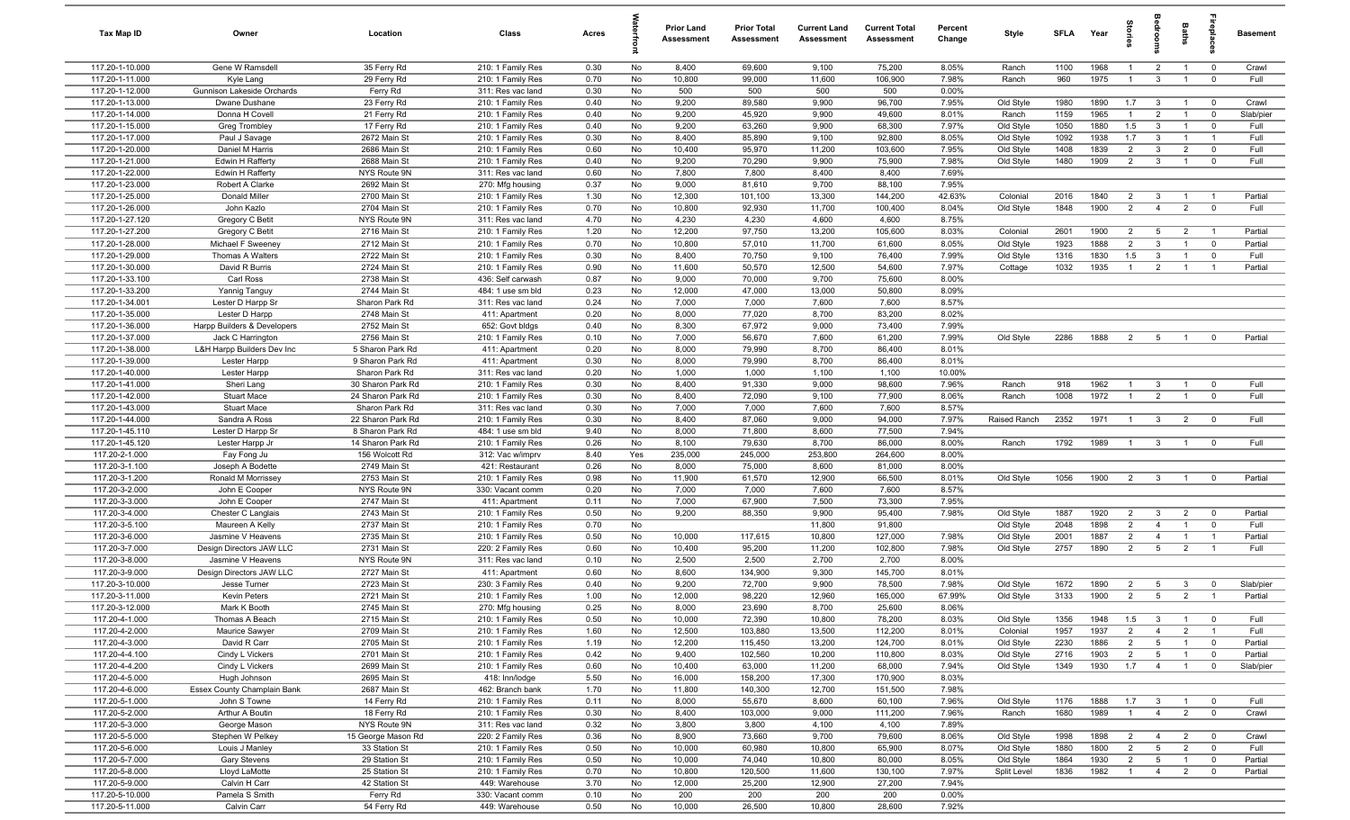| Tax Map ID | Owner | Location | Class | Acres | Waterfront | Prior Land Assessment | Prior Total Assessment | Current Land Assessment | Current Total Assessment | Percent Change | Style | SFLA | Year | Stories | Bedrooms | Baths | Fireplaces | Basement |
|---|---|---|---|---|---|---|---|---|---|---|---|---|---|---|---|---|---|---|
| 117.20-1-10.000 | Gene W Ramsdell | 35 Ferry Rd | 210: 1 Family Res | 0.30 | No | 8,400 | 69,600 | 9,100 | 75,200 | 8.05% | Ranch | 1100 | 1968 | 1 | 2 | 1 | 0 | Crawl |
| 117.20-1-11.000 | Kyle Lang | 29 Ferry Rd | 210: 1 Family Res | 0.70 | No | 10,800 | 99,000 | 11,600 | 106,900 | 7.98% | Ranch | 960 | 1975 | 1 | 3 | 1 | 0 | Full |
| 117.20-1-12.000 | Gunnison Lakeside Orchards | Ferry Rd | 311: Res vac land | 0.30 | No | 500 | 500 | 500 | 500 | 0.00% | | | | | | | | |
| 117.20-1-13.000 | Dwane Dushane | 23 Ferry Rd | 210: 1 Family Res | 0.40 | No | 9,200 | 89,580 | 9,900 | 96,700 | 7.95% | Old Style | 1980 | 1890 | 1.7 | 3 | 1 | 0 | Crawl |
| 117.20-1-14.000 | Donna H Covell | 21 Ferry Rd | 210: 1 Family Res | 0.40 | No | 9,200 | 45,920 | 9,900 | 49,600 | 8.01% | Ranch | 1159 | 1965 | 1 | 2 | 1 | 0 | Slab/pier |
| 117.20-1-15.000 | Greg Trombley | 17 Ferry Rd | 210: 1 Family Res | 0.40 | No | 9,200 | 63,260 | 9,900 | 68,300 | 7.97% | Old Style | 1050 | 1880 | 1.5 | 3 | 1 | 0 | Full |
| 117.20-1-17.000 | Paul J Savage | 2672 Main St | 210: 1 Family Res | 0.30 | No | 8,400 | 85,890 | 9,100 | 92,800 | 8.05% | Old Style | 1092 | 1938 | 1.7 | 3 | 1 | 1 | Full |
| 117.20-1-20.000 | Daniel M Harris | 2686 Main St | 210: 1 Family Res | 0.60 | No | 10,400 | 95,970 | 11,200 | 103,600 | 7.95% | Old Style | 1408 | 1839 | 2 | 3 | 2 | 0 | Full |
| 117.20-1-21.000 | Edwin H Rafferty | 2688 Main St | 210: 1 Family Res | 0.40 | No | 9,200 | 70,290 | 9,900 | 75,900 | 7.98% | Old Style | 1480 | 1909 | 2 | 3 | 1 | 0 | Full |
| 117.20-1-22.000 | Edwin H Rafferty | NYS Route 9N | 311: Res vac land | 0.60 | No | 7,800 | 7,800 | 8,400 | 8,400 | 7.69% | | | | | | | | |
| 117.20-1-23.000 | Robert A Clarke | 2692 Main St | 270: Mfg housing | 0.37 | No | 9,000 | 81,610 | 9,700 | 88,100 | 7.95% | | | | | | | | |
| 117.20-1-25.000 | Donald Miller | 2700 Main St | 210: 1 Family Res | 1.30 | No | 12,300 | 101,100 | 13,300 | 144,200 | 42.63% | Colonial | 2016 | 1840 | 2 | 3 | 1 | 1 | Partial |
| 117.20-1-26.000 | John Kazlo | 2704 Main St | 210: 1 Family Res | 0.70 | No | 10,800 | 92,930 | 11,700 | 100,400 | 8.04% | Old Style | 1848 | 1900 | 2 | 4 | 2 | 0 | Full |
| 117.20-1-27.120 | Gregory C Betit | NYS Route 9N | 311: Res vac land | 4.70 | No | 4,230 | 4,230 | 4,600 | 4,600 | 8.75% | | | | | | | | |
| 117.20-1-27.200 | Gregory C Betit | 2716 Main St | 210: 1 Family Res | 1.20 | No | 12,200 | 97,750 | 13,200 | 105,600 | 8.03% | Colonial | 2601 | 1900 | 2 | 5 | 2 | 1 | Partial |
| 117.20-1-28.000 | Michael F Sweeney | 2712 Main St | 210: 1 Family Res | 0.70 | No | 10,800 | 57,010 | 11,700 | 61,600 | 8.05% | Old Style | 1923 | 1888 | 2 | 3 | 1 | 0 | Partial |
| 117.20-1-29.000 | Thomas A Walters | 2722 Main St | 210: 1 Family Res | 0.30 | No | 8,400 | 70,750 | 9,100 | 76,400 | 7.99% | Old Style | 1316 | 1830 | 1.5 | 3 | 1 | 0 | Full |
| 117.20-1-30.000 | David R Burris | 2724 Main St | 210: 1 Family Res | 0.90 | No | 11,600 | 50,570 | 12,500 | 54,600 | 7.97% | Cottage | 1032 | 1935 | 1 | 2 | 1 | 1 | Partial |
| 117.20-1-33.100 | Carl Ross | 2738 Main St | 436: Self carwash | 0.87 | No | 9,000 | 70,000 | 9,700 | 75,600 | 8.00% | | | | | | | | |
| 117.20-1-33.200 | Yannig Tanguy | 2744 Main St | 484: 1 use sm bld | 0.23 | No | 12,000 | 47,000 | 13,000 | 50,800 | 8.09% | | | | | | | | |
| 117.20-1-34.001 | Lester D Harpp Sr | Sharon Park Rd | 311: Res vac land | 0.24 | No | 7,000 | 7,000 | 7,600 | 7,600 | 8.57% | | | | | | | | |
| 117.20-1-35.000 | Lester D Harpp | 2748 Main St | 411: Apartment | 0.20 | No | 8,000 | 77,020 | 8,700 | 83,200 | 8.02% | | | | | | | | |
| 117.20-1-36.000 | Harpp Builders & Developers | 2752 Main St | 652: Govt bldgs | 0.40 | No | 8,300 | 67,972 | 9,000 | 73,400 | 7.99% | | | | | | | | |
| 117.20-1-37.000 | Jack C Harrington | 2756 Main St | 210: 1 Family Res | 0.10 | No | 7,000 | 56,670 | 7,600 | 61,200 | 7.99% | Old Style | 2286 | 1888 | 2 | 5 | 1 | 0 | Partial |
| 117.20-1-38.000 | L&H Harpp Builders Dev Inc | 5 Sharon Park Rd | 411: Apartment | 0.20 | No | 8,000 | 79,990 | 8,700 | 86,400 | 8.01% | | | | | | | | |
| 117.20-1-39.000 | Lester Harpp | 9 Sharon Park Rd | 411: Apartment | 0.30 | No | 8,000 | 79,990 | 8,700 | 86,400 | 8.01% | | | | | | | | |
| 117.20-1-40.000 | Lester Harpp | Sharon Park Rd | 311: Res vac land | 0.20 | No | 1,000 | 1,000 | 1,100 | 1,100 | 10.00% | | | | | | | | |
| 117.20-1-41.000 | Sheri Lang | 30 Sharon Park Rd | 210: 1 Family Res | 0.30 | No | 8,400 | 91,330 | 9,000 | 98,600 | 7.96% | Ranch | 918 | 1962 | 1 | 3 | 1 | 0 | Full |
| 117.20-1-42.000 | Stuart Mace | 24 Sharon Park Rd | 210: 1 Family Res | 0.30 | No | 8,400 | 72,090 | 9,100 | 77,900 | 8.06% | Ranch | 1008 | 1972 | 1 | 2 | 1 | 0 | Full |
| 117.20-1-43.000 | Stuart Mace | Sharon Park Rd | 311: Res vac land | 0.30 | No | 7,000 | 7,000 | 7,600 | 7,600 | 8.57% | | | | | | | | |
| 117.20-1-44.000 | Sandra A Ross | 22 Sharon Park Rd | 210: 1 Family Res | 0.30 | No | 8,400 | 87,060 | 9,000 | 94,000 | 7.97% | Raised Ranch | 2352 | 1971 | 1 | 3 | 2 | 0 | Full |
| 117.20-1-45.110 | Lester D Harpp Sr | 8 Sharon Park Rd | 484: 1 use sm bld | 9.40 | No | 8,000 | 71,800 | 8,600 | 77,500 | 7.94% | | | | | | | | |
| 117.20-1-45.120 | Lester Harpp Jr | 14 Sharon Park Rd | 210: 1 Family Res | 0.26 | No | 8,100 | 79,630 | 8,700 | 86,000 | 8.00% | Ranch | 1792 | 1989 | 1 | 3 | 1 | 0 | Full |
| 117.20-2-1.000 | Fay Fong Ju | 156 Wolcott Rd | 312: Vac w/imprv | 8.40 | Yes | 235,000 | 245,000 | 253,800 | 264,600 | 8.00% | | | | | | | | |
| 117.20-3-1.100 | Joseph A Bodette | 2749 Main St | 421: Restaurant | 0.26 | No | 8,000 | 75,000 | 8,600 | 81,000 | 8.00% | | | | | | | | |
| 117.20-3-1.200 | Ronald M Morrissey | 2753 Main St | 210: 1 Family Res | 0.98 | No | 11,900 | 61,570 | 12,900 | 66,500 | 8.01% | Old Style | 1056 | 1900 | 2 | 3 | 1 | 0 | Partial |
| 117.20-3-2.000 | John E Cooper | NYS Route 9N | 330: Vacant comm | 0.20 | No | 7,000 | 7,000 | 7,600 | 7,600 | 8.57% | | | | | | | | |
| 117.20-3-3.000 | John E Cooper | 2747 Main St | 411: Apartment | 0.11 | No | 7,000 | 67,900 | 7,500 | 73,300 | 7.95% | | | | | | | | |
| 117.20-3-4.000 | Chester C Langlais | 2743 Main St | 210: 1 Family Res | 0.50 | No | 9,200 | 88,350 | 9,900 | 95,400 | 7.98% | Old Style | 1887 | 1920 | 2 | 3 | 2 | 0 | Partial |
| 117.20-3-5.100 | Maureen A Kelly | 2737 Main St | 210: 1 Family Res | 0.70 | No | | | 11,800 | 91,800 | | Old Style | 2048 | 1898 | 2 | 4 | 1 | 0 | Full |
| 117.20-3-6.000 | Jasmine V Heavens | 2735 Main St | 210: 1 Family Res | 0.50 | No | 10,000 | 117,615 | 10,800 | 127,000 | 7.98% | Old Style | 2001 | 1887 | 2 | 4 | 1 | 1 | Partial |
| 117.20-3-7.000 | Design Directors JAW LLC | 2731 Main St | 220: 2 Family Res | 0.60 | No | 10,400 | 95,200 | 11,200 | 102,800 | 7.98% | Old Style | 2757 | 1890 | 2 | 5 | 2 | 1 | Full |
| 117.20-3-8.000 | Jasmine V Heavens | NYS Route 9N | 311: Res vac land | 0.10 | No | 2,500 | 2,500 | 2,700 | 2,700 | 8.00% | | | | | | | | |
| 117.20-3-9.000 | Design Directors JAW LLC | 2727 Main St | 411: Apartment | 0.60 | No | 8,600 | 134,900 | 9,300 | 145,700 | 8.01% | | | | | | | | |
| 117.20-3-10.000 | Jesse Turner | 2723 Main St | 230: 3 Family Res | 0.40 | No | 9,200 | 72,700 | 9,900 | 78,500 | 7.98% | Old Style | 1672 | 1890 | 2 | 5 | 3 | 0 | Slab/pier |
| 117.20-3-11.000 | Kevin Peters | 2721 Main St | 210: 1 Family Res | 1.00 | No | 12,000 | 98,220 | 12,960 | 165,000 | 67.99% | Old Style | 3133 | 1900 | 2 | 5 | 2 | 1 | Partial |
| 117.20-3-12.000 | Mark K Booth | 2745 Main St | 270: Mfg housing | 0.25 | No | 8,000 | 23,690 | 8,700 | 25,600 | 8.06% | | | | | | | | |
| 117.20-4-1.000 | Thomas A Beach | 2715 Main St | 210: 1 Family Res | 0.50 | No | 10,000 | 72,390 | 10,800 | 78,200 | 8.03% | Old Style | 1356 | 1948 | 1.5 | 3 | 1 | 0 | Full |
| 117.20-4-2.000 | Maurice Sawyer | 2709 Main St | 210: 1 Family Res | 1.60 | No | 12,500 | 103,880 | 13,500 | 112,200 | 8.01% | Colonial | 1957 | 1937 | 2 | 4 | 2 | 1 | Full |
| 117.20-4-3.000 | David R Carr | 2705 Main St | 210: 1 Family Res | 1.19 | No | 12,200 | 115,450 | 13,200 | 124,700 | 8.01% | Old Style | 2230 | 1886 | 2 | 5 | 1 | 0 | Partial |
| 117.20-4-4.100 | Cindy L Vickers | 2701 Main St | 210: 1 Family Res | 0.42 | No | 9,400 | 102,560 | 10,200 | 110,800 | 8.03% | Old Style | 2716 | 1903 | 2 | 5 | 1 | 0 | Partial |
| 117.20-4-4.200 | Cindy L Vickers | 2699 Main St | 210: 1 Family Res | 0.60 | No | 10,400 | 63,000 | 11,200 | 68,000 | 7.94% | Old Style | 1349 | 1930 | 1.7 | 4 | 1 | 0 | Slab/pier |
| 117.20-4-5.000 | Hugh Johnson | 2695 Main St | 418: Inn/lodge | 5.50 | No | 16,000 | 158,200 | 17,300 | 170,900 | 8.03% | | | | | | | | |
| 117.20-4-6.000 | Essex County Champlain Bank | 2687 Main St | 462: Branch bank | 1.70 | No | 11,800 | 140,300 | 12,700 | 151,500 | 7.98% | | | | | | | | |
| 117.20-5-1.000 | John S Towne | 14 Ferry Rd | 210: 1 Family Res | 0.11 | No | 8,000 | 55,670 | 8,600 | 60,100 | 7.96% | Old Style | 1176 | 1888 | 1.7 | 3 | 1 | 0 | Full |
| 117.20-5-2.000 | Arthur A Boutin | 18 Ferry Rd | 210: 1 Family Res | 0.30 | No | 8,400 | 103,000 | 9,000 | 111,200 | 7.96% | Ranch | 1680 | 1989 | 1 | 4 | 2 | 0 | Crawl |
| 117.20-5-3.000 | George Mason | NYS Route 9N | 311: Res vac land | 0.32 | No | 3,800 | 3,800 | 4,100 | 4,100 | 7.89% | | | | | | | | |
| 117.20-5-5.000 | Stephen W Pelkey | 15 George Mason Rd | 220: 2 Family Res | 0.36 | No | 8,900 | 73,660 | 9,700 | 79,600 | 8.06% | Old Style | 1998 | 1898 | 2 | 4 | 2 | 0 | Crawl |
| 117.20-5-6.000 | Louis J Manley | 33 Station St | 210: 1 Family Res | 0.50 | No | 10,000 | 60,980 | 10,800 | 65,900 | 8.07% | Old Style | 1880 | 1800 | 2 | 5 | 2 | 0 | Full |
| 117.20-5-7.000 | Gary Stevens | 29 Station St | 210: 1 Family Res | 0.50 | No | 10,000 | 74,040 | 10,800 | 80,000 | 8.05% | Old Style | 1864 | 1930 | 2 | 5 | 1 | 0 | Partial |
| 117.20-5-8.000 | Lloyd LaMotte | 25 Station St | 210: 1 Family Res | 0.70 | No | 10,800 | 120,500 | 11,600 | 130,100 | 7.97% | Split Level | 1836 | 1982 | 1 | 4 | 2 | 0 | Partial |
| 117.20-5-9.000 | Calvin H Carr | 42 Station St | 449: Warehouse | 3.70 | No | 12,000 | 25,200 | 12,900 | 27,200 | 7.94% | | | | | | | | |
| 117.20-5-10.000 | Pamela S Smith | Ferry Rd | 330: Vacant comm | 0.10 | No | 200 | 200 | 200 | 200 | 0.00% | | | | | | | | |
| 117.20-5-11.000 | Calvin Carr | 54 Ferry Rd | 449: Warehouse | 0.50 | No | 10,000 | 26,500 | 10,800 | 28,600 | 7.92% | | | | | | | | |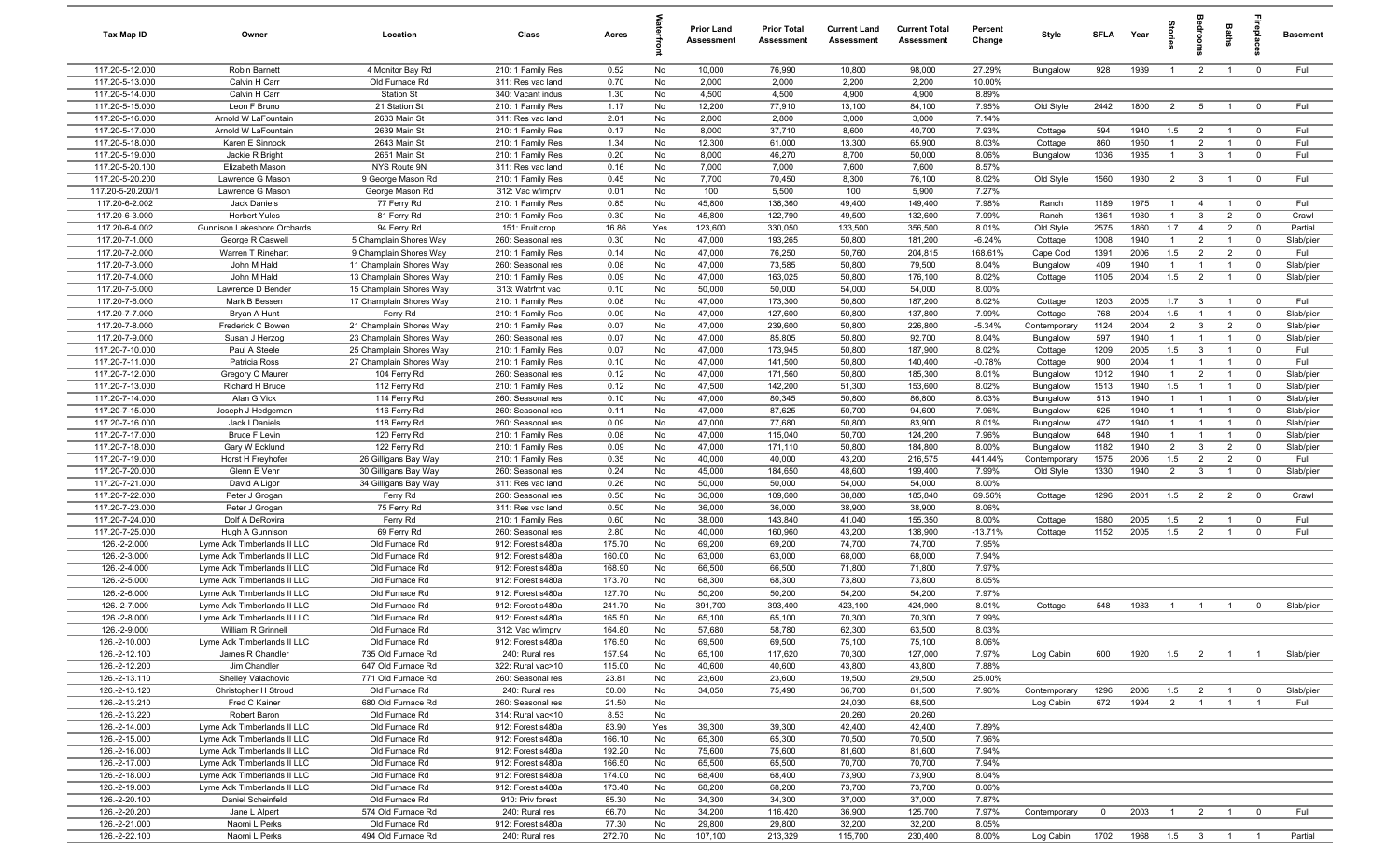| Tax Map ID | Owner | Location | Class | Acres | Waterfront | Prior Land Assessment | Prior Total Assessment | Current Land Assessment | Current Total Assessment | Percent Change | Style | SFLA | Year | Stories | Bedrooms | Baths | Fireplaces | Basement |
|---|---|---|---|---|---|---|---|---|---|---|---|---|---|---|---|---|---|---|
| 117.20-5-12.000 | Robin Barnett | 4 Monitor Bay Rd | 210: 1 Family Res | 0.52 | No | 10,000 | 76,990 | 10,800 | 98,000 | 27.29% | Bungalow | 928 | 1939 | 1 | 2 | 1 | 0 | Full |
| 117.20-5-13.000 | Calvin H Carr | Old Furnace Rd | 311: Res vac land | 0.70 | No | 2,000 | 2,000 | 2,200 | 2,200 | 10.00% | | | | | | | | |
| 117.20-5-14.000 | Calvin H Carr | Station St | 340: Vacant indus | 1.30 | No | 4,500 | 4,500 | 4,900 | 4,900 | 8.89% | | | | | | | | |
| 117.20-5-15.000 | Leon F Bruno | 21 Station St | 210: 1 Family Res | 1.17 | No | 12,200 | 77,910 | 13,100 | 84,100 | 7.95% | Old Style | 2442 | 1800 | 2 | 5 | 1 | 0 | Full |
| 117.20-5-16.000 | Arnold W LaFountain | 2633 Main St | 311: Res vac land | 2.01 | No | 2,800 | 2,800 | 3,000 | 3,000 | 7.14% | | | | | | | | |
| 117.20-5-17.000 | Arnold W LaFountain | 2639 Main St | 210: 1 Family Res | 0.17 | No | 8,000 | 37,710 | 8,600 | 40,700 | 7.93% | Cottage | 594 | 1940 | 1.5 | 2 | 1 | 0 | Full |
| 117.20-5-18.000 | Karen E Sinnock | 2643 Main St | 210: 1 Family Res | 1.34 | No | 12,300 | 61,000 | 13,300 | 65,900 | 8.03% | Cottage | 860 | 1950 | 1 | 2 | 1 | 0 | Full |
| 117.20-5-19.000 | Jackie R Bright | 2651 Main St | 210: 1 Family Res | 0.20 | No | 8,000 | 46,270 | 8,700 | 50,000 | 8.06% | Bungalow | 1036 | 1935 | 1 | 3 | 1 | 0 | Full |
| 117.20-5-20.100 | Elizabeth Mason | NYS Route 9N | 311: Res vac land | 0.16 | No | 7,000 | 7,000 | 7,600 | 7,600 | 8.57% | | | | | | | | |
| 117.20-5-20.200 | Lawrence G Mason | 9 George Mason Rd | 210: 1 Family Res | 0.45 | No | 7,700 | 70,450 | 8,300 | 76,100 | 8.02% | Old Style | 1560 | 1930 | 2 | 3 | 1 | 0 | Full |
| 117.20-5-20.200/1 | Lawrence G Mason | George Mason Rd | 312: Vac w/imprv | 0.01 | No | 100 | 5,500 | 100 | 5,900 | 7.27% | | | | | | | | |
| 117.20-6-2.002 | Jack Daniels | 77 Ferry Rd | 210: 1 Family Res | 0.85 | No | 45,800 | 138,360 | 49,400 | 149,400 | 7.98% | Ranch | 1189 | 1975 | 1 | 4 | 1 | 0 | Full |
| 117.20-6-3.000 | Herbert Yules | 81 Ferry Rd | 210: 1 Family Res | 0.30 | No | 45,800 | 122,790 | 49,500 | 132,600 | 7.99% | Ranch | 1361 | 1980 | 1 | 3 | 2 | 0 | Crawl |
| 117.20-6-4.002 | Gunnison Lakeshore Orchards | 94 Ferry Rd | 151: Fruit crop | 16.86 | Yes | 123,600 | 330,050 | 133,500 | 356,500 | 8.01% | Old Style | 2575 | 1860 | 1.7 | 4 | 2 | 0 | Partial |
| 117.20-7-1.000 | George R Caswell | 5 Champlain Shores Way | 260: Seasonal res | 0.30 | No | 47,000 | 193,265 | 50,800 | 181,200 | -6.24% | Cottage | 1008 | 1940 | 1 | 2 | 1 | 0 | Slab/pier |
| 117.20-7-2.000 | Warren T Rinehart | 9 Champlain Shores Way | 210: 1 Family Res | 0.14 | No | 47,000 | 76,250 | 50,760 | 204,815 | 168.61% | Cape Cod | 1391 | 2006 | 1.5 | 2 | 2 | 0 | Full |
| 117.20-7-3.000 | John M Hald | 11 Champlain Shores Way | 260: Seasonal res | 0.08 | No | 47,000 | 73,585 | 50,800 | 79,500 | 8.04% | Bungalow | 409 | 1940 | 1 | 1 | 1 | 0 | Slab/pier |
| 117.20-7-4.000 | John M Hald | 13 Champlain Shores Way | 210: 1 Family Res | 0.09 | No | 47,000 | 163,025 | 50,800 | 176,100 | 8.02% | Cottage | 1105 | 2004 | 1.5 | 2 | 1 | 0 | Slab/pier |
| 117.20-7-5.000 | Lawrence D Bender | 15 Champlain Shores Way | 313: Watrfrnt vac | 0.10 | No | 50,000 | 50,000 | 54,000 | 54,000 | 8.00% | | | | | | | | |
| 117.20-7-6.000 | Mark B Bessen | 17 Champlain Shores Way | 210: 1 Family Res | 0.08 | No | 47,000 | 173,300 | 50,800 | 187,200 | 8.02% | Cottage | 1203 | 2005 | 1.7 | 3 | 1 | 0 | Full |
| 117.20-7-7.000 | Bryan A Hunt | Ferry Rd | 210: 1 Family Res | 0.09 | No | 47,000 | 127,600 | 50,800 | 137,800 | 7.99% | Cottage | 768 | 2004 | 1.5 | 1 | 1 | 0 | Slab/pier |
| 117.20-7-8.000 | Frederick C Bowen | 21 Champlain Shores Way | 210: 1 Family Res | 0.07 | No | 47,000 | 239,600 | 50,800 | 226,800 | -5.34% | Contemporary | 1124 | 2004 | 2 | 3 | 2 | 0 | Slab/pier |
| 117.20-7-9.000 | Susan J Herzog | 23 Champlain Shores Way | 260: Seasonal res | 0.07 | No | 47,000 | 85,805 | 50,800 | 92,700 | 8.04% | Bungalow | 597 | 1940 | 1 | 1 | 1 | 0 | Slab/pier |
| 117.20-7-10.000 | Paul A Steele | 25 Champlain Shores Way | 210: 1 Family Res | 0.07 | No | 47,000 | 173,945 | 50,800 | 187,900 | 8.02% | Cottage | 1209 | 2005 | 1.5 | 3 | 1 | 0 | Full |
| 117.20-7-11.000 | Patricia Ross | 27 Champlain Shores Way | 210: 1 Family Res | 0.10 | No | 47,000 | 141,500 | 50,800 | 140,400 | -0.78% | Cottage | 900 | 2004 | 1 | 1 | 1 | 0 | Full |
| 117.20-7-12.000 | Gregory C Maurer | 104 Ferry Rd | 260: Seasonal res | 0.12 | No | 47,000 | 171,560 | 50,800 | 185,300 | 8.01% | Bungalow | 1012 | 1940 | 1 | 2 | 1 | 0 | Slab/pier |
| 117.20-7-13.000 | Richard H Bruce | 112 Ferry Rd | 210: 1 Family Res | 0.12 | No | 47,500 | 142,200 | 51,300 | 153,600 | 8.02% | Bungalow | 1513 | 1940 | 1.5 | 1 | 1 | 0 | Slab/pier |
| 117.20-7-14.000 | Alan G Vick | 114 Ferry Rd | 260: Seasonal res | 0.10 | No | 47,000 | 80,345 | 50,800 | 86,800 | 8.03% | Bungalow | 513 | 1940 | 1 | 1 | 1 | 0 | Slab/pier |
| 117.20-7-15.000 | Joseph J Hedgeman | 116 Ferry Rd | 260: Seasonal res | 0.11 | No | 47,000 | 87,625 | 50,700 | 94,600 | 7.96% | Bungalow | 625 | 1940 | 1 | 1 | 1 | 0 | Slab/pier |
| 117.20-7-16.000 | Jack I Daniels | 118 Ferry Rd | 260: Seasonal res | 0.09 | No | 47,000 | 77,680 | 50,800 | 83,900 | 8.01% | Bungalow | 472 | 1940 | 1 | 1 | 1 | 0 | Slab/pier |
| 117.20-7-17.000 | Bruce F Levin | 120 Ferry Rd | 210: 1 Family Res | 0.08 | No | 47,000 | 115,040 | 50,700 | 124,200 | 7.96% | Bungalow | 648 | 1940 | 1 | 1 | 1 | 0 | Slab/pier |
| 117.20-7-18.000 | Gary W Ecklund | 122 Ferry Rd | 210: 1 Family Res | 0.09 | No | 47,000 | 171,110 | 50,800 | 184,800 | 8.00% | Bungalow | 1182 | 1940 | 2 | 3 | 2 | 0 | Slab/pier |
| 117.20-7-19.000 | Horst H Freyhofer | 26 Gilligans Bay Way | 210: 1 Family Res | 0.35 | No | 40,000 | 40,000 | 43,200 | 216,575 | 441.44% | Contemporary | 1575 | 2006 | 1.5 | 2 | 2 | 0 | Full |
| 117.20-7-20.000 | Glenn E Vehr | 30 Gilligans Bay Way | 260: Seasonal res | 0.24 | No | 45,000 | 184,650 | 48,600 | 199,400 | 7.99% | Old Style | 1330 | 1940 | 2 | 3 | 1 | 0 | Slab/pier |
| 117.20-7-21.000 | David A Ligor | 34 Gilligans Bay Way | 311: Res vac land | 0.26 | No | 50,000 | 50,000 | 54,000 | 54,000 | 8.00% | | | | | | | | |
| 117.20-7-22.000 | Peter J Grogan | Ferry Rd | 260: Seasonal res | 0.50 | No | 36,000 | 109,600 | 38,880 | 185,840 | 69.56% | Cottage | 1296 | 2001 | 1.5 | 2 | 2 | 0 | Crawl |
| 117.20-7-23.000 | Peter J Grogan | 75 Ferry Rd | 311: Res vac land | 0.50 | No | 36,000 | 36,000 | 38,900 | 38,900 | 8.06% | | | | | | | | |
| 117.20-7-24.000 | Dolf A DeRovira | Ferry Rd | 210: 1 Family Res | 0.60 | No | 38,000 | 143,840 | 41,040 | 155,350 | 8.00% | Cottage | 1680 | 2005 | 1.5 | 2 | 1 | 0 | Full |
| 117.20-7-25.000 | Hugh A Gunnison | 69 Ferry Rd | 260: Seasonal res | 2.80 | No | 40,000 | 160,960 | 43,200 | 138,900 | -13.71% | Cottage | 1152 | 2005 | 1.5 | 2 | 1 | 0 | Full |
| 126.-2-2.000 | Lyme Adk Timberlands II LLC | Old Furnace Rd | 912: Forest s480a | 175.70 | No | 69,200 | 69,200 | 74,700 | 74,700 | 7.95% | | | | | | | | |
| 126.-2-3.000 | Lyme Adk Timberlands II LLC | Old Furnace Rd | 912: Forest s480a | 160.00 | No | 63,000 | 63,000 | 68,000 | 68,000 | 7.94% | | | | | | | | |
| 126.-2-4.000 | Lyme Adk Timberlands II LLC | Old Furnace Rd | 912: Forest s480a | 168.90 | No | 66,500 | 66,500 | 71,800 | 71,800 | 7.97% | | | | | | | | |
| 126.-2-5.000 | Lyme Adk Timberlands II LLC | Old Furnace Rd | 912: Forest s480a | 173.70 | No | 68,300 | 68,300 | 73,800 | 73,800 | 8.05% | | | | | | | | |
| 126.-2-6.000 | Lyme Adk Timberlands II LLC | Old Furnace Rd | 912: Forest s480a | 127.70 | No | 50,200 | 50,200 | 54,200 | 54,200 | 7.97% | | | | | | | | |
| 126.-2-7.000 | Lyme Adk Timberlands II LLC | Old Furnace Rd | 912: Forest s480a | 241.70 | No | 391,700 | 393,400 | 423,100 | 424,900 | 8.01% | Cottage | 548 | 1983 | 1 | 1 | 1 | 0 | Slab/pier |
| 126.-2-8.000 | Lyme Adk Timberlands II LLC | Old Furnace Rd | 912: Forest s480a | 165.50 | No | 65,100 | 65,100 | 70,300 | 70,300 | 7.99% | | | | | | | | |
| 126.-2-9.000 | William R Grinnell | Old Furnace Rd | 312: Vac w/imprv | 164.80 | No | 57,680 | 58,780 | 62,300 | 63,500 | 8.03% | | | | | | | | |
| 126.-2-10.000 | Lyme Adk Timberlands II LLC | Old Furnace Rd | 912: Forest s480a | 176.50 | No | 69,500 | 69,500 | 75,100 | 75,100 | 8.06% | | | | | | | | |
| 126.-2-12.100 | James R Chandler | 735 Old Furnace Rd | 240: Rural res | 157.94 | No | 65,100 | 117,620 | 70,300 | 127,000 | 7.97% | Log Cabin | 600 | 1920 | 1.5 | 2 | 1 | 1 | Slab/pier |
| 126.-2-12.200 | Jim Chandler | 647 Old Furnace Rd | 322: Rural vac>10 | 115.00 | No | 40,600 | 40,600 | 43,800 | 43,800 | 7.88% | | | | | | | | |
| 126.-2-13.110 | Shelley Valachovic | 771 Old Furnace Rd | 260: Seasonal res | 23.81 | No | 23,600 | 23,600 | 19,500 | 29,500 | 25.00% | | | | | | | | |
| 126.-2-13.120 | Christopher H Stroud | Old Furnace Rd | 240: Rural res | 50.00 | No | 34,050 | 75,490 | 36,700 | 81,500 | 7.96% | Contemporary | 1296 | 2006 | 1.5 | 2 | 1 | 0 | Slab/pier |
| 126.-2-13.210 | Fred C Kainer | 680 Old Furnace Rd | 260: Seasonal res | 21.50 | No | | | 24,030 | 68,500 | | Log Cabin | 672 | 1994 | 2 | 1 | 1 | 1 | Full |
| 126.-2-13.220 | Robert Baron | Old Furnace Rd | 314: Rural vac<10 | 8.53 | No | | | 20,260 | 20,260 | | | | | | | | | |
| 126.-2-14.000 | Lyme Adk Timberlands II LLC | Old Furnace Rd | 912: Forest s480a | 83.90 | Yes | 39,300 | 39,300 | 42,400 | 42,400 | 7.89% | | | | | | | | |
| 126.-2-15.000 | Lyme Adk Timberlands II LLC | Old Furnace Rd | 912: Forest s480a | 166.10 | No | 65,300 | 65,300 | 70,500 | 70,500 | 7.96% | | | | | | | | |
| 126.-2-16.000 | Lyme Adk Timberlands II LLC | Old Furnace Rd | 912: Forest s480a | 192.20 | No | 75,600 | 75,600 | 81,600 | 81,600 | 7.94% | | | | | | | | |
| 126.-2-17.000 | Lyme Adk Timberlands II LLC | Old Furnace Rd | 912: Forest s480a | 166.50 | No | 65,500 | 65,500 | 70,700 | 70,700 | 7.94% | | | | | | | | |
| 126.-2-18.000 | Lyme Adk Timberlands II LLC | Old Furnace Rd | 912: Forest s480a | 174.00 | No | 68,400 | 68,400 | 73,900 | 73,900 | 8.04% | | | | | | | | |
| 126.-2-19.000 | Lyme Adk Timberlands II LLC | Old Furnace Rd | 912: Forest s480a | 173.40 | No | 68,200 | 68,200 | 73,700 | 73,700 | 8.06% | | | | | | | | |
| 126.-2-20.100 | Daniel Scheinfeld | Old Furnace Rd | 910: Priv forest | 85.30 | No | 34,300 | 34,300 | 37,000 | 37,000 | 7.87% | | | | | | | | |
| 126.-2-20.200 | Jane L Alpert | 574 Old Furnace Rd | 240: Rural res | 66.70 | No | 34,200 | 116,420 | 36,900 | 125,700 | 7.97% | Contemporary | 0 | 2003 | 1 | 2 | 1 | 0 | Full |
| 126.-2-21.000 | Naomi L Perks | Old Furnace Rd | 912: Forest s480a | 77.30 | No | 29,800 | 29,800 | 32,200 | 32,200 | 8.05% | | | | | | | | |
| 126.-2-22.100 | Naomi L Perks | 494 Old Furnace Rd | 240: Rural res | 272.70 | No | 107,100 | 213,329 | 115,700 | 230,400 | 8.00% | Log Cabin | 1702 | 1968 | 1.5 | 3 | 1 | 1 | Partial |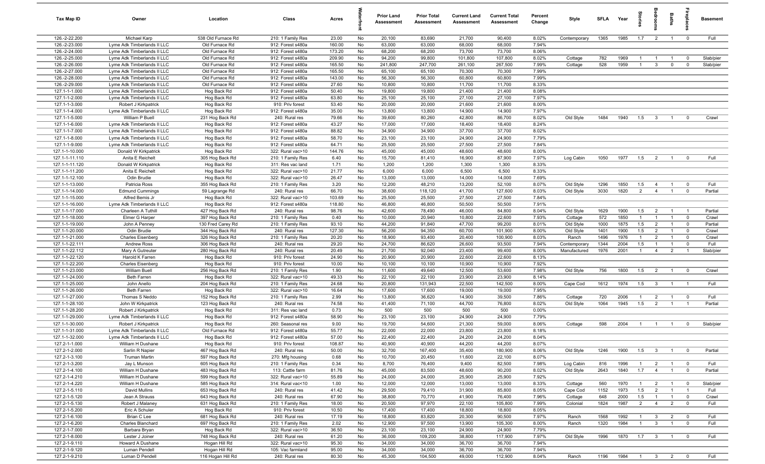| Tax Map ID | Owner | Location | Class | Acres | Waterfront | Prior Land Assessment | Prior Total Assessment | Current Land Assessment | Current Total Assessment | Percent Change | Style | SFLA | Year | Stories | Bedrooms | Baths | Fireplaces | Basement |
|---|---|---|---|---|---|---|---|---|---|---|---|---|---|---|---|---|---|---|
| 126.-2-22.200 | Michael Karp | 538 Old Furnace Rd | 210: 1 Family Res | 23.00 | No | 20,100 | 83,690 | 21,700 | 90,400 | 8.02% | Contemporary | 1365 | 1985 | 1.7 | 2 | 1 | 0 | Full |
| 126.-2-23.000 | Lyme Adk Timberlands II LLC | Old Furnace Rd | 912: Forest s480a | 160.00 | No | 63,000 | 63,000 | 68,000 | 68,000 | 7.94% | | | | | | | | |
| 126.-2-24.000 | Lyme Adk Timberlands II LLC | Old Furnace Rd | 912: Forest s480a | 173.20 | No | 68,200 | 68,200 | 73,700 | 73,700 | 8.06% | | | | | | | | |
| 126.-2-25.000 | Lyme Adk Timberlands II LLC | Old Furnace Rd | 912: Forest s480a | 209.90 | No | 94,200 | 99,800 | 101,800 | 107,800 | 8.02% | Cottage | 782 | 1969 | 1 | 1 | 1 | 0 | Slab/pier |
| 126.-2-26.000 | Lyme Adk Timberlands II LLC | Old Furnace Rd | 912: Forest s480a | 165.50 | No | 241,800 | 247,700 | 261,100 | 267,500 | 7.99% | Cottage | 528 | 1959 | 1 | 3 | 0 | 0 | Slab/pier |
| 126.-2-27.000 | Lyme Adk Timberlands II LLC | Old Furnace Rd | 912: Forest s480a | 165.50 | No | 65,100 | 65,100 | 70,300 | 70,300 | 7.99% | | | | | | | | |
| 126.-2-28.000 | Lyme Adk Timberlands II LLC | Old Furnace Rd | 912: Forest s480a | 143.00 | No | 56,300 | 56,300 | 60,800 | 60,800 | 7.99% | | | | | | | | |
| 126.-2-29.000 | Lyme Adk Timberlands II LLC | Old Furnace Rd | 912: Forest s480a | 27.60 | No | 10,800 | 10,800 | 11,700 | 11,700 | 8.33% | | | | | | | | |
| 127.1-1-1.000 | Lyme Adk Timberlands II LLC | Hog Back Rd | 912: Forest s480a | 50.40 | No | 19,800 | 19,800 | 21,400 | 21,400 | 8.08% | | | | | | | | |
| 127.1-1-2.000 | Lyme Adk Timberlands II LLC | Hog Back Rd | 912: Forest s480a | 63.80 | No | 25,100 | 25,100 | 27,100 | 27,100 | 7.97% | | | | | | | | |
| 127.1-1-3.000 | Robert J Kirkpatrick | Hog Back Rd | 910: Priv forest | 53.40 | No | 20,000 | 20,000 | 21,600 | 21,600 | 8.00% | | | | | | | | |
| 127.1-1-4.000 | Lyme Adk Timberlands II LLC | Hog Back Rd | 912: Forest s480a | 35.00 | No | 13,800 | 13,800 | 14,900 | 14,900 | 7.97% | | | | | | | | |
| 127.1-1-5.000 | William P Buell | 231 Hog Back Rd | 240: Rural res | 79.66 | No | 39,600 | 80,260 | 42,800 | 86,700 | 8.02% | Old Style | 1484 | 1940 | 1.5 | 3 | 1 | 0 | Crawl |
| 127.1-1-6.000 | Lyme Adk Timberlands II LLC | Hog Back Rd | 912: Forest s480a | 43.27 | No | 17,000 | 17,000 | 18,400 | 18,400 | 8.24% | | | | | | | | |
| 127.1-1-7.000 | Lyme Adk Timberlands II LLC | Hog Back Rd | 912: Forest s480a | 88.82 | No | 34,900 | 34,900 | 37,700 | 37,700 | 8.02% | | | | | | | | |
| 127.1-1-8.000 | Lyme Adk Timberlands II LLC | Hog Back Rd | 912: Forest s480a | 58.70 | No | 23,100 | 23,100 | 24,900 | 24,900 | 7.79% | | | | | | | | |
| 127.1-1-9.000 | Lyme Adk Timberlands II LLC | Hog Back Rd | 912: Forest s480a | 64.71 | No | 25,500 | 25,500 | 27,500 | 27,500 | 7.84% | | | | | | | | |
| 127.1-1-10.000 | Donald W Kirkpatrick | Hog Back Rd | 322: Rural vac>10 | 144.76 | No | 45,000 | 45,000 | 48,600 | 48,600 | 8.00% | | | | | | | | |
| 127.1-1-11.110 | Anita E Reichelt | 305 Hog Back Rd | 210: 1 Family Res | 6.40 | No | 15,700 | 81,410 | 16,900 | 87,900 | 7.97% | Log Cabin | 1050 | 1977 | 1.5 | 2 | 1 | 0 | Full |
| 127.1-1-11.120 | Donald W Kirkpatrick | Hog Back Rd | 311: Res vac land | 1.71 | No | 1,200 | 1,200 | 1,300 | 1,300 | 8.33% | | | | | | | | |
| 127.1-1-11.200 | Anita E Reichelt | Hog Back Rd | 322: Rural vac>10 | 21.77 | No | 6,000 | 6,000 | 6,500 | 6,500 | 8.33% | | | | | | | | |
| 127.1-1-12.100 | Odin Brudie | Hog Back Rd | 322: Rural vac>10 | 26.47 | No | 13,000 | 13,000 | 14,000 | 14,000 | 7.69% | | | | | | | | |
| 127.1-1-13.000 | Patricia Ross | 355 Hog Back Rd | 210: 1 Family Res | 3.20 | No | 12,200 | 48,210 | 13,200 | 52,100 | 8.07% | Old Style | 1296 | 1850 | 1.5 | 4 | 1 | 0 | Full |
| 127.1-1-14.000 | Edmund Cummings | 59 Lagrange Rd | 240: Rural res | 66.70 | No | 38,600 | 118,120 | 41,700 | 127,600 | 8.03% | Old Style | 3030 | 1820 | 2 | 4 | 1 | 0 | Partial |
| 127.1-1-15.000 | Alfred Bemis Jr | Hog Back Rd | 322: Rural vac>10 | 103.69 | No | 25,500 | 25,500 | 27,500 | 27,500 | 7.84% | | | | | | | | |
| 127.1-1-16.000 | Lyme Adk Timberlands II LLC | Hog Back Rd | 912: Forest s480a | 118.80 | No | 46,800 | 46,800 | 50,500 | 50,500 | 7.91% | | | | | | | | |
| 127.1-1-17.000 | Charleen A Tuthill | 427 Hog Back Rd | 240: Rural res | 98.76 | No | 42,600 | 78,490 | 46,000 | 84,800 | 8.04% | Old Style | 1629 | 1900 | 1.5 | 2 | 1 | 1 | Partial |
| 127.1-1-18.000 | Elmer G Harper | 397 Hog Back Rd | 210: 1 Family Res | 0.40 | No | 10,000 | 20,940 | 10,800 | 22,600 | 7.93% | Cottage | 572 | 1850 | 1 | 1 | 1 | 0 | Crawl |
| 127.1-1-19.000 | John A Penney | 130 Fred Carey Rd | 210: 1 Family Res | 93.10 | No | 44,200 | 91,840 | 47,700 | 99,200 | 8.01% | Old Style | 1000 | 1875 | 1.5 | 2 | 1 | 0 | Partial |
| 127.1-1-20.000 | Odin Brudie | 344 Hog Back Rd | 240: Rural res | 127.30 | No | 56,200 | 94,350 | 60,700 | 101,900 | 8.00% | Old Style | 1401 | 1900 | 1.5 | 2 | 1 | 0 | Crawl |
| 127.1-1-21.000 | Charles Eisenberg | 326 Hog Back Rd | 210: 1 Family Res | 20.20 | No | 18,900 | 93,400 | 20,400 | 100,900 | 8.03% | Ranch | 1496 | 1976 | 1 | 2 | 1 | 0 | Crawl |
| 127.1-1-22.111 | Andrew Ross | 306 Hog Back Rd | 240: Rural res | 29.20 | No | 24,700 | 86,620 | 26,600 | 93,500 | 7.94% | Contemporary | 1344 | 2004 | 1.5 | 1 | 1 | 0 | Full |
| 127.1-1-22.112 | Mary A Gutreuter | 280 Hog Back Rd | 240: Rural res | 20.49 | No | 21,700 | 92,040 | 23,400 | 99,400 | 8.00% | Manufactured | 1976 | 2001 | 1 | 4 | 2 | 1 | Slab/pier |
| 127.1-1-22.120 | Harold K Farren | Hog Back Rd | 910: Priv forest | 24.90 | No | 20,900 | 20,900 | 22,600 | 22,600 | 8.13% | | | | | | | | |
| 127.1-1-22.200 | Charles Eisenberg | Hog Back Rd | 910: Priv forest | 10.00 | No | 10,100 | 10,100 | 10,900 | 10,900 | 7.92% | | | | | | | | |
| 127.1-1-23.000 | William Buell | 256 Hog Back Rd | 210: 1 Family Res | 1.90 | No | 11,600 | 49,640 | 12,500 | 53,600 | 7.98% | Old Style | 756 | 1800 | 1.5 | 2 | 1 | 0 | Crawl |
| 127.1-1-24.000 | Beth Farren | Hog Back Rd | 322: Rural vac>10 | 49.33 | No | 22,100 | 22,100 | 23,900 | 23,900 | 8.14% | | | | | | | | |
| 127.1-1-25.000 | John Anello | 204 Hog Back Rd | 210: 1 Family Res | 24.68 | No | 20,800 | 131,943 | 22,500 | 142,500 | 8.00% | Cape Cod | 1612 | 1974 | 1.5 | 3 | 1 | 1 | Full |
| 127.1-1-26.000 | Beth Farren | Hog Back Rd | 322: Rural vac>10 | 16.64 | No | 17,600 | 17,600 | 19,000 | 19,000 | 7.95% | | | | | | | | |
| 127.1-1-27.000 | Thomas S Neddo | 152 Hog Back Rd | 210: 1 Family Res | 2.99 | No | 13,800 | 36,620 | 14,900 | 39,500 | 7.86% | Cottage | 720 | 2006 | 1 | 2 | 1 | 0 | Full |
| 127.1-1-28.100 | John W Kirkpatrick | 123 Hog Back Rd | 240: Rural res | 74.58 | No | 41,400 | 71,100 | 44,700 | 76,800 | 8.02% | Old Style | 1064 | 1945 | 1.5 | 2 | 1 | 1 | Partial |
| 127.1-1-28.200 | Robert J Kirkpatrick | Hog Back Rd | 311: Res vac land | 0.73 | No | 500 | 500 | 500 | 500 | 0.00% | | | | | | | | |
| 127.1-1-29.000 | Lyme Adk Timberlands II LLC | Hog Back Rd | 912: Forest s480a | 58.90 | No | 23,100 | 23,100 | 24,900 | 24,900 | 7.79% | | | | | | | | |
| 127.1-1-30.000 | Robert J Kirkpatrick | Hog Back Rd | 260: Seasonal res | 9.00 | No | 19,700 | 54,600 | 21,300 | 59,000 | 8.06% | Cottage | 598 | 2004 | 1 | 1 | 1 | 0 | Slab/pier |
| 127.1-1-31.000 | Lyme Adk Timberlands II LLC | Old Furnace Rd | 912: Forest s480a | 55.77 | No | 22,000 | 22,000 | 23,800 | 23,800 | 8.18% | | | | | | | | |
| 127.1-1-32.000 | Lyme Adk Timberlands II LLC | Hog Back Rd | 912: Forest s480a | 57.00 | No | 22,400 | 22,400 | 24,200 | 24,200 | 8.04% | | | | | | | | |
| 127.2-1-1.000 | William H Dushane | Hog Back Rd | 910: Priv forest | 108.87 | No | 40,900 | 40,900 | 44,200 | 44,200 | 8.07% | | | | | | | | |
| 127.2-1-2.000 | Sarlin R Napier | 467 Hog Back Rd | 240: Rural res | 50.00 | No | 32,700 | 167,400 | 35,400 | 180,900 | 8.06% | Old Style | 1246 | 1900 | 1.5 | 3 | 1 | 0 | Partial |
| 127.2-1-3.100 | Truman Martin | 597 Hog Back Rd | 270: Mfg housing | 0.68 | No | 10,700 | 20,450 | 11,600 | 22,100 | 8.07% | | | | | | | | |
| 127.2-1-3.200 | Jay L Munson | 605 Hog Back Rd | 210: 1 Family Res | 0.34 | No | 8,700 | 76,400 | 9,400 | 82,500 | 7.98% | Log Cabin | 816 | 1996 | 1 | 2 | 1 | 0 | Full |
| 127.2-1-4.100 | William H Dushane | 483 Hog Back Rd | 113: Cattle farm | 81.76 | No | 45,000 | 83,500 | 48,600 | 90,200 | 8.02% | Old Style | 2643 | 1840 | 1.7 | 4 | 1 | 0 | Partial |
| 127.2-1-4.210 | William H Dushane | 599 Hog Back Rd | 322: Rural vac>10 | 55.89 | No | 24,000 | 24,000 | 25,900 | 25,900 | 7.92% | | | | | | | | |
| 127.2-1-4.220 | William H Dushane | 585 Hog Back Rd | 314: Rural vac<10 | 1.00 | No | 12,000 | 12,000 | 13,000 | 13,000 | 8.33% | Cottage | 560 | 1970 | 1 | 2 | 1 | 0 | Slab/pier |
| 127.2-1-5.110 | David Mullins | 653 Hog Back Rd | 240: Rural res | 41.42 | No | 29,500 | 79,410 | 31,900 | 85,800 | 8.05% | Cape Cod | 1152 | 1973 | 1.5 | 2 | 1 | 1 | Full |
| 127.2-1-5.120 | Jean A Strauss | 643 Hog Back Rd | 240: Rural res | 67.90 | No | 38,800 | 70,770 | 41,900 | 76,400 | 7.96% | Cottage | 648 | 2000 | 1.5 | 1 | 1 | 0 | Crawl |
| 127.2-1-5.130 | Robert J Malaney | 631 Hog Back Rd | 210: 1 Family Res | 18.00 | No | 20,500 | 97,970 | 22,100 | 105,800 | 7.99% | Colonial | 1824 | 1987 | 2 | 4 | 2 | 0 | Full |
| 127.2-1-5.200 | Eric A Schuler | Hog Back Rd | 910: Priv forest | 10.50 | No | 17,400 | 17,400 | 18,800 | 18,800 | 8.05% | | | | | | | | |
| 127.2-1-6.100 | Brian C Lee | 681 Hog Back Rd | 240: Rural res | 17.19 | No | 18,800 | 83,820 | 20,300 | 90,500 | 7.97% | Ranch | 1568 | 1992 | 1 | 3 | 2 | 0 | Full |
| 127.2-1-6.200 | Charles Blanchard | 697 Hog Back Rd | 210: 1 Family Res | 2.02 | No | 12,900 | 97,500 | 13,900 | 105,300 | 8.00% | Ranch | 1320 | 1984 | 1 | 3 | 1 | 0 | Full |
| 127.2-1-7.000 | Barbara Bryan | Hog Back Rd | 322: Rural vac>10 | 36.50 | No | 23,100 | 23,100 | 24,900 | 24,900 | 7.79% | | | | | | | | |
| 127.2-1-8.000 | Lester J Joiner | 748 Hog Back Rd | 240: Rural res | 61.20 | No | 36,000 | 109,200 | 38,800 | 117,900 | 7.97% | Old Style | 1996 | 1870 | 1.7 | 3 | 1 | 0 | Full |
| 127.2-1-9.110 | Howard A Dushane | Hogan Hill Rd | 322: Rural vac>10 | 95.30 | No | 34,000 | 34,000 | 36,700 | 36,700 | 7.94% | | | | | | | | |
| 127.2-1-9.120 | Luman Pendell | Hogan Hill Rd | 105: Vac farmland | 95.00 | No | 34,000 | 34,000 | 36,700 | 36,700 | 7.94% | | | | | | | | |
| 127.2-1-9.210 | Luman D Pendell | 116 Hogan Hill Rd | 240: Rural res | 80.30 | No | 45,300 | 104,500 | 49,000 | 112,900 | 8.04% | Ranch | 1196 | 1984 | 1 | 3 | 2 | 0 | Full |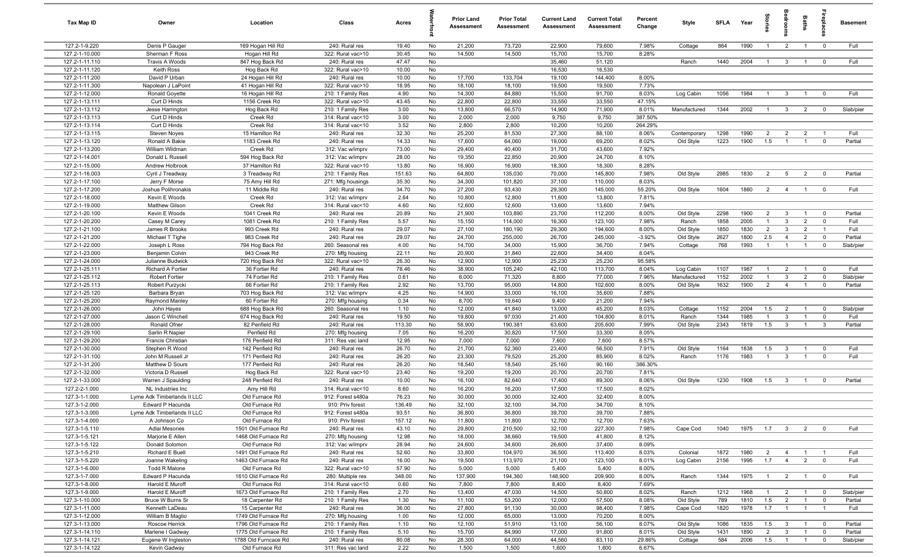| Tax Map ID | Owner | Location | Class | Acres | Waterfront | Prior Land Assessment | Prior Total Assessment | Current Land Assessment | Current Total Assessment | Percent Change | Style | SFLA | Year | Stories | Bedrooms | Baths | Fireplaces | Basement |
|---|---|---|---|---|---|---|---|---|---|---|---|---|---|---|---|---|---|---|
| 127.2-1-9.220 | Denis P Gauger | 169 Hogan Hill Rd | 240: Rural res | 19.40 | No | 21,200 | 73,720 | 22,900 | 79,600 | 7.98% | Cottage | 864 | 1990 | 1 | 2 | 1 | 0 | Full |
| 127.2-1-10.000 | Sherman F Ross | Hogan Hill Rd | 322: Rural vac>10 | 30.45 | No | 14,500 | 14,500 | 15,700 | 15,700 | 8.28% | | | | | | | | |
| 127.2-1-11.110 | Travis A Woods | 847 Hog Back Rd | 240: Rural res | 47.47 | No | | | 35,460 | 51,120 | | Ranch | 1440 | 2004 | 1 | 3 | 1 | 0 | Full |
| 127.2-1-11.120 | Keith Ross | Hog Back Rd | 322: Rural vac>10 | 10.00 | No | | | 16,530 | 16,530 | | | | | | | | | |
| 127.2-1-11.200 | David P Urban | 24 Hogan Hill Rd | 240: Rural res | 10.00 | No | 17,700 | 133,704 | 19,100 | 144,400 | 8.00% | | | | | | | | |
| 127.2-1-11.300 | Napolean J LaPoint | 41 Hogan Hill Rd | 322: Rural vac>10 | 18.95 | No | 18,100 | 18,100 | 19,500 | 19,500 | 7.73% | | | | | | | | |
| 127.2-1-12.000 | Ronald Goyette | 16 Hogan Hill Rd | 210: 1 Family Res | 4.90 | No | 14,300 | 84,880 | 15,500 | 91,700 | 8.03% | Log Cabin | 1056 | 1984 | 1 | 3 | 1 | 0 | Full |
| 127.2-1-13.111 | Curt D Hinds | 1156 Creek Rd | 322: Rural vac>10 | 43.45 | No | 22,800 | 22,800 | 33,550 | 33,550 | 47.15% | | | | | | | | |
| 127.2-1-13.112 | Jesse Harrington | Hog Back Rd | 210: 1 Family Res | 3.00 | No | 13,800 | 66,570 | 14,900 | 71,900 | 8.01% | Manufactured | 1344 | 2002 | 1 | 3 | 2 | 0 | Slab/pier |
| 127.2-1-13.113 | Curt D Hinds | Creek Rd | 314: Rural vac<10 | 3.00 | No | 2,000 | 2,000 | 9,750 | 9,750 | 387.50% | | | | | | | | |
| 127.2-1-13.114 | Curt D Hinds | Creek Rd | 314: Rural vac<10 | 3.52 | No | 2,800 | 2,800 | 10,200 | 10,200 | 264.29% | | | | | | | | |
| 127.2-1-13.115 | Steven Noyes | 15 Hamilton Rd | 240: Rural res | 32.30 | No | 25,200 | 81,530 | 27,300 | 88,100 | 8.06% | Contemporary | 1298 | 1990 | 2 | 2 | 2 | 1 | Full |
| 127.2-1-13.120 | Ronald A Bakie | 1183 Creek Rd | 240: Rural res | 14.33 | No | 17,600 | 64,060 | 19,000 | 69,200 | 8.02% | Old Style | 1223 | 1900 | 1.5 | 1 | 1 | 0 | Partial |
| 127.2-1-13.200 | William Wildman | Creek Rd | 312: Vac w/imprv | 73.00 | No | 29,400 | 40,400 | 31,700 | 43,600 | 7.92% | | | | | | | | |
| 127.2-1-14.001 | Donald L Russell | 594 Hog Back Rd | 312: Vac w/imprv | 28.00 | No | 19,350 | 22,850 | 20,900 | 24,700 | 8.10% | | | | | | | | |
| 127.2-1-15.000 | Andrew Holbrook | 37 Hamilton Rd | 322: Rural vac>10 | 13.80 | No | 16,900 | 16,900 | 18,300 | 18,300 | 8.28% | | | | | | | | |
| 127.2-1-16.003 | Cyril J Treadway | 3 Treadway Rd | 210: 1 Family Res | 151.63 | No | 64,800 | 135,030 | 70,000 | 145,800 | 7.98% | Old Style | 2985 | 1830 | 2 | 5 | 2 | 0 | Partial |
| 127.2-1-17.100 | Jerry F Morse | 75 Amy Hill Rd | 271: Mfg housings | 35.30 | No | 34,300 | 101,820 | 37,100 | 110,000 | 8.03% | | | | | | | | |
| 127.2-1-17.200 | Joshua Polihronakis | 11 Middle Rd | 240: Rural res | 34.70 | No | 27,200 | 93,430 | 29,300 | 145,000 | 55.20% | Old Style | 1604 | 1860 | 2 | 4 | 1 | 0 | Full |
| 127.2-1-18.000 | Kevin E Woods | Creek Rd | 312: Vac w/imprv | 2.64 | No | 10,800 | 12,800 | 11,600 | 13,800 | 7.81% | | | | | | | | |
| 127.2-1-19.000 | Matthew Gilson | Creek Rd | 314: Rural vac<10 | 4.60 | No | 12,600 | 12,600 | 13,600 | 13,600 | 7.94% | | | | | | | | |
| 127.2-1-20.100 | Kevin E Woods | 1041 Creek Rd | 240: Rural res | 20.89 | No | 21,900 | 103,890 | 23,700 | 112,200 | 8.00% | Old Style | 2298 | 1900 | 2 | 3 | 1 | 0 | Partial |
| 127.2-1-20.200 | Casey M Carey | 1081 Creek Rd | 210: 1 Family Res | 5.57 | No | 15,150 | 114,000 | 16,300 | 123,100 | 7.98% | Ranch | 1858 | 2005 | 1 | 3 | 2 | 0 | Full |
| 127.2-1-21.100 | James R Brooks | 993 Creek Rd | 240: Rural res | 29.07 | No | 27,100 | 180,190 | 29,300 | 194,600 | 8.00% | Old Style | 1850 | 1830 | 2 | 3 | 2 | 1 | Full |
| 127.2-1-21.200 | Michael T Tighe | 983 Creek Rd | 240: Rural res | 29.07 | No | 24,700 | 255,000 | 26,700 | 245,000 | -3.92% | Old Style | 2627 | 1800 | 2.5 | 4 | 2 | 0 | Partial |
| 127.2-1-22.000 | Joseph L Ross | 794 Hog Back Rd | 260: Seasonal res | 4.00 | No | 14,700 | 34,000 | 15,900 | 36,700 | 7.94% | Cottage | 768 | 1993 | 1 | 1 | 1 | 0 | Slab/pier |
| 127.2-1-23.000 | Benjamin Colvin | 943 Creek Rd | 270: Mfg housing | 22.11 | No | 20,900 | 31,840 | 22,600 | 34,400 | 8.04% | | | | | | | | |
| 127.2-1-24.000 | Julianne Budwick | 720 Hog Back Rd | 322: Rural vac>10 | 26.30 | No | 12,900 | 12,900 | 25,230 | 25,230 | 95.58% | | | | | | | | |
| 127.2-1-25.111 | Richard A Fortier | 36 Fortier Rd | 240: Rural res | 78.46 | No | 38,900 | 105,240 | 42,100 | 113,700 | 8.04% | Log Cabin | 1107 | 1987 | 1 | 2 | 1 | 0 | Full |
| 127.2-1-25.112 | Robert Fortier | 74 Fortier Rd | 210: 1 Family Res | 0.61 | No | 8,000 | 71,320 | 8,600 | 77,000 | 7.96% | Manufactured | 1152 | 2002 | 1 | 3 | 2 | 0 | Slab/pier |
| 127.2-1-25.113 | Robert Purzycki | 66 Fortier Rd | 210: 1 Family Res | 2.92 | No | 13,700 | 95,000 | 14,800 | 102,600 | 8.00% | Old Style | 1632 | 1900 | 2 | 4 | 1 | 0 | Partial |
| 127.2-1-25.120 | Barbara Bryan | 703 Hog Back Rd | 312: Vac w/imprv | 4.25 | No | 14,900 | 33,000 | 16,100 | 35,600 | 7.88% | | | | | | | | |
| 127.2-1-25.200 | Raymond Manley | 60 Fortier Rd | 270: Mfg housing | 0.34 | No | 8,700 | 19,640 | 9,400 | 21,200 | 7.94% | | | | | | | | |
| 127.2-1-26.000 | John Hayes | 688 Hog Back Rd | 260: Seasonal res | 1.10 | No | 12,000 | 41,840 | 13,000 | 45,200 | 8.03% | Cottage | 1152 | 2004 | 1.5 | 2 | 1 | 0 | Slab/pier |
| 127.2-1-27.000 | Jason C Winchell | 674 Hog Back Rd | 240: Rural res | 19.50 | No | 19,800 | 97,030 | 21,400 | 104,800 | 8.01% | Ranch | 1344 | 1985 | 1 | 3 | 1 | 0 | Full |
| 127.2-1-28.000 | Ronald Ofner | 82 Penfield Rd | 240: Rural res | 113.30 | No | 58,900 | 190,381 | 63,600 | 205,600 | 7.99% | Old Style | 2343 | 1819 | 1.5 | 3 | 1 | 3 | Partial |
| 127.2-1-29.100 | Sarlin R Napier | Penfield Rd | 270: Mfg housing | 7.05 | No | 16,200 | 30,820 | 17,500 | 33,300 | 8.05% | | | | | | | | |
| 127.2-1-29.200 | Francis Christian | 176 Penfield Rd | 311: Res vac land | 12.95 | No | 7,000 | 7,000 | 7,600 | 7,600 | 8.57% | | | | | | | | |
| 127.2-1-30.000 | Stephen R Wood | 142 Penfield Rd | 240: Rural res | 26.70 | No | 21,700 | 52,360 | 23,400 | 56,500 | 7.91% | Old Style | 1164 | 1838 | 1.5 | 3 | 1 | 0 | Full |
| 127.2-1-31.100 | John M Russell Jr | 171 Penfield Rd | 240: Rural res | 26.20 | No | 23,300 | 79,520 | 25,200 | 85,900 | 8.02% | Ranch | 1176 | 1983 | 1 | 3 | 1 | 0 | Full |
| 127.2-1-31.200 | Matthew D Sours | 177 Penfield Rd | 240: Rural res | 26.20 | No | 18,540 | 18,540 | 25,160 | 90,160 | 386.30% | | | | | | | | |
| 127.2-1-32.000 | Victoria D Russell | Hog Back Rd | 322: Rural vac>10 | 23.40 | No | 19,200 | 19,200 | 20,700 | 20,700 | 7.81% | | | | | | | | |
| 127.2-1-33.000 | Warren J Spaulding | 248 Penfield Rd | 240: Rural res | 10.00 | No | 16,100 | 82,640 | 17,400 | 89,300 | 8.06% | Old Style | 1230 | 1908 | 1.5 | 3 | 1 | 0 | Partial |
| 127.2-2-1.000 | NL Industries Inc | Amy Hill Rd | 314: Rural vac<10 | 8.60 | No | 16,200 | 16,200 | 17,500 | 17,500 | 8.02% | | | | | | | | |
| 127.3-1-1.000 | Lyme Adk Timberlands II LLC | Old Furnace Rd | 912: Forest s480a | 76.23 | No | 30,000 | 30,000 | 32,400 | 32,400 | 8.00% | | | | | | | | |
| 127.3-1-2.000 | Edward P Hacunda | Old Furnace Rd | 910: Priv forest | 136.49 | No | 32,100 | 32,100 | 34,700 | 34,700 | 8.10% | | | | | | | | |
| 127.3-1-3.000 | Lyme Adk Timberlands II LLC | Old Furnace Rd | 912: Forest s480a | 93.51 | No | 36,800 | 36,800 | 39,700 | 39,700 | 7.88% | | | | | | | | |
| 127.3-1-4.000 | A Johnson Co | Old Furnace Rd | 910: Priv forest | 157.12 | No | 11,800 | 11,800 | 12,700 | 12,700 | 7.63% | | | | | | | | |
| 127.3-1-5.110 | Adlai Mesones | 1501 Old Furnace Rd | 240: Rural res | 43.10 | No | 29,800 | 210,500 | 32,100 | 227,300 | 7.98% | Cape Cod | 1040 | 1975 | 1.7 | 3 | 2 | 0 | Full |
| 127.3-1-5.121 | Marjorie E Allen | 1468 Old Furnace Rd | 270: Mfg housing | 12.98 | No | 18,000 | 38,660 | 19,500 | 41,800 | 8.12% | | | | | | | | |
| 127.3-1-5.122 | Donald Solomon | Old Furnace Rd | 312: Vac w/imprv | 28.94 | No | 24,600 | 34,600 | 26,600 | 37,400 | 8.09% | | | | | | | | |
| 127.3-1-5.210 | Richard E Buell | 1491 Old Furnace Rd | 240: Rural res | 52.60 | No | 33,800 | 104,970 | 36,500 | 113,400 | 8.03% | Colonial | 1872 | 1980 | 2 | 4 | 1 | 1 | Full |
| 127.3-1-5.220 | Joanne Wakeling | 1463 Old Furnace Rd | 240: Rural res | 16.00 | No | 19,500 | 113,970 | 21,100 | 123,100 | 8.01% | Log Cabin | 2156 | 1995 | 1.7 | 4 | 2 | 0 | Full |
| 127.3-1-6.000 | Todd R Malone | Old Furnace Rd | 322: Rural vac>10 | 57.90 | No | 5,000 | 5,000 | 5,400 | 5,400 | 8.00% | | | | | | | | |
| 127.3-1-7.000 | Edward P Hacunda | 1610 Old Furnace Rd | 280: Multiple res | 348.00 | No | 137,900 | 194,360 | 148,900 | 209,900 | 8.00% | Ranch | 1344 | 1975 | 1 | 2 | 1 | 0 | Full |
| 127.3-1-8.000 | Harold E Muroff | Old Furnace Rd | 314: Rural vac<10 | 0.60 | No | 7,800 | 7,800 | 8,400 | 8,400 | 7.69% | | | | | | | | |
| 127.3-1-9.000 | Harold E Muroff | 1673 Old Furnace Rd | 210: 1 Family Res | 2.70 | No | 13,400 | 47,030 | 14,500 | 50,800 | 8.02% | Ranch | 1212 | 1968 | 1 | 2 | 1 | 0 | Slab/pier |
| 127.3-1-10.000 | Bruce W Burns Sr | 18 Carpenter Rd | 210: 1 Family Res | 1.30 | No | 11,100 | 53,200 | 12,000 | 57,500 | 8.08% | Old Style | 789 | 1810 | 1.5 | 2 | 1 | 0 | Partial |
| 127.3-1-11.000 | Kenneth LaDeau | 15 Carpenter Rd | 240: Rural res | 36.00 | No | 27,800 | 91,130 | 30,000 | 98,400 | 7.98% | Cape Cod | 1820 | 1978 | 1.7 | 1 | 1 | 1 | Full |
| 127.3-1-12.000 | William B Maglio | 1749 Old Furnace Rd | 270: Mfg housing | 1.00 | No | 12,000 | 65,000 | 13,000 | 70,200 | 8.00% | | | | | | | | |
| 127.3-1-13.000 | Roscoe Herrick | 1796 Old Furnace Rd | 210: 1 Family Res | 1.10 | No | 12,100 | 51,910 | 13,100 | 56,100 | 8.07% | Old Style | 1086 | 1835 | 1.5 | 3 | 1 | 0 | Partial |
| 127.3-1-14.110 | Marlene I Gadway | 1775 Old Furnace Rd | 210: 1 Family Res | 5.10 | No | 15,700 | 84,990 | 17,000 | 91,800 | 8.01% | Old Style | 1431 | 1890 | 2 | 3 | 1 | 0 | Partial |
| 127.3-1-14.121 | Eugene W Ingleston | 1788 Old Furncace Rd | 240: Rural res | 80.08 | No | 28,300 | 64,000 | 44,560 | 83,110 | 29.86% | Cottage | 584 | 2006 | 1.5 | 1 | 1 | 0 | Slab/pier |
| 127.3-1-14.122 | Kevin Gadway | Old Furnace Rd | 311: Res vac land | 2.22 | No | 1,500 | 1,500 | 1,600 | 1,600 | 6.67% | | | | | | | | |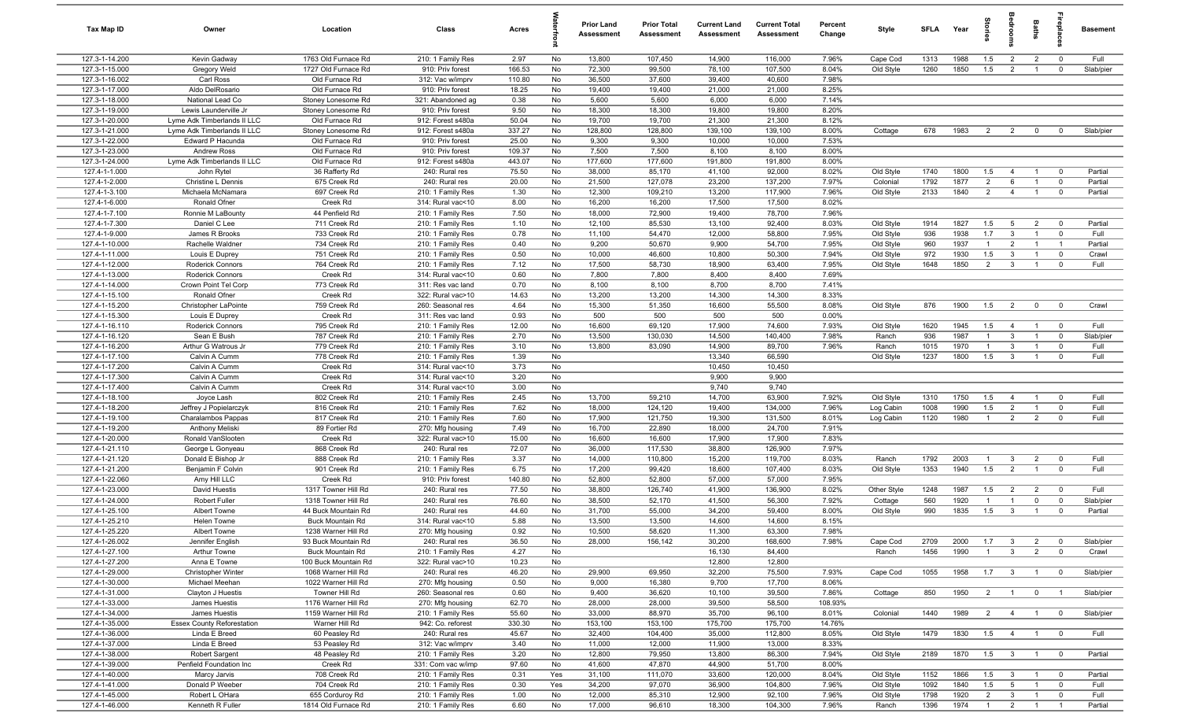| Tax Map ID | Owner | Location | Class | Acres | Waterfront | Prior Land Assessment | Prior Total Assessment | Current Land Assessment | Current Total Assessment | Percent Change | Style | SFLA | Year | Stories | Bedrooms | Baths | Fireplaces | Basement |
|---|---|---|---|---|---|---|---|---|---|---|---|---|---|---|---|---|---|---|
| 127.3-1-14.200 | Kevin Gadway | 1763 Old Furnace Rd | 210: 1 Family Res | 2.97 | No | 13,800 | 107,450 | 14,900 | 116,000 | 7.96% | Cape Cod | 1313 | 1988 | 1.5 | 2 | 2 | 0 | Full |
| 127.3-1-15.000 | Gregory Weld | 1727 Old Furnace Rd | 910: Priv forest | 166.53 | No | 72,300 | 99,500 | 78,100 | 107,500 | 8.04% | Old Style | 1260 | 1850 | 1.5 | 2 | 1 | 0 | Slab/pier |
| 127.3-1-16.002 | Carl Ross | Old Furnace Rd | 312: Vac w/imprv | 110.80 | No | 36,500 | 37,600 | 39,400 | 40,600 | 7.98% | | | | | | | | |
| 127.3-1-17.000 | Aldo DelRosario | Old Furnace Rd | 910: Priv forest | 18.25 | No | 19,400 | 19,400 | 21,000 | 21,000 | 8.25% | | | | | | | | |
| 127.3-1-18.000 | National Lead Co | Stoney Lonesome Rd | 321: Abandoned ag | 0.38 | No | 5,600 | 5,600 | 6,000 | 6,000 | 7.14% | | | | | | | | |
| 127.3-1-19.000 | Lewis Launderville Jr | Stoney Lonesome Rd | 910: Priv forest | 9.50 | No | 18,300 | 18,300 | 19,800 | 19,800 | 8.20% | | | | | | | | |
| 127.3-1-20.000 | Lyme Adk Timberlands II LLC | Old Furnace Rd | 912: Forest s480a | 50.04 | No | 19,700 | 19,700 | 21,300 | 21,300 | 8.12% | | | | | | | | |
| 127.3-1-21.000 | Lyme Adk Timberlands II LLC | Stoney Lonesome Rd | 912: Forest s480a | 337.27 | No | 128,800 | 128,800 | 139,100 | 139,100 | 8.00% | Cottage | 678 | 1983 | 2 | 2 | 0 | 0 | Slab/pier |
| 127.3-1-22.000 | Edward P Hacunda | Old Furnace Rd | 910: Priv forest | 25.00 | No | 9,300 | 9,300 | 10,000 | 10,000 | 7.53% | | | | | | | | |
| 127.3-1-23.000 | Andrew Ross | Old Furnace Rd | 910: Priv forest | 109.37 | No | 7,500 | 7,500 | 8,100 | 8,100 | 8.00% | | | | | | | | |
| 127.3-1-24.000 | Lyme Adk Timberlands II LLC | Old Furnace Rd | 912: Forest s480a | 443.07 | No | 177,600 | 177,600 | 191,800 | 191,800 | 8.00% | | | | | | | | |
| 127.4-1-1.000 | John Rytel | 36 Rafferty Rd | 240: Rural res | 75.50 | No | 38,000 | 85,170 | 41,100 | 92,000 | 8.02% | Old Style | 1740 | 1800 | 1.5 | 4 | 1 | 0 | Partial |
| 127.4-1-2.000 | Christine L Dennis | 675 Creek Rd | 240: Rural res | 20.00 | No | 21,500 | 127,078 | 23,200 | 137,200 | 7.97% | Colonial | 1792 | 1877 | 2 | 6 | 1 | 0 | Partial |
| 127.4-1-3.100 | Michaela McNamara | 697 Creek Rd | 210: 1 Family Res | 1.30 | No | 12,300 | 109,210 | 13,200 | 117,900 | 7.96% | Old Style | 2133 | 1840 | 2 | 4 | 1 | 0 | Partial |
| 127.4-1-6.000 | Ronald Ofner | Creek Rd | 314: Rural vac<10 | 8.00 | No | 16,200 | 16,200 | 17,500 | 17,500 | 8.02% | | | | | | | | |
| 127.4-1-7.100 | Ronnie M LaBounty | 44 Penfield Rd | 210: 1 Family Res | 7.50 | No | 18,000 | 72,900 | 19,400 | 78,700 | 7.96% | | | | | | | | |
| 127.4-1-7.300 | Daniel C Lee | 711 Creek Rd | 210: 1 Family Res | 1.10 | No | 12,100 | 85,530 | 13,100 | 92,400 | 8.03% | Old Style | 1914 | 1827 | 1.5 | 5 | 2 | 0 | Partial |
| 127.4-1-9.000 | James R Brooks | 733 Creek Rd | 210: 1 Family Res | 0.78 | No | 11,100 | 54,470 | 12,000 | 58,800 | 7.95% | Old Style | 936 | 1938 | 1.7 | 3 | 1 | 0 | Full |
| 127.4-1-10.000 | Rachelle Waldner | 734 Creek Rd | 210: 1 Family Res | 0.40 | No | 9,200 | 50,670 | 9,900 | 54,700 | 7.95% | Old Style | 960 | 1937 | 1 | 2 | 1 | 1 | Partial |
| 127.4-1-11.000 | Louis E Duprey | 751 Creek Rd | 210: 1 Family Res | 0.50 | No | 10,000 | 46,600 | 10,800 | 50,300 | 7.94% | Old Style | 972 | 1930 | 1.5 | 3 | 1 | 0 | Crawl |
| 127.4-1-12.000 | Roderick Connors | 764 Creek Rd | 210: 1 Family Res | 7.12 | No | 17,500 | 58,730 | 18,900 | 63,400 | 7.95% | Old Style | 1648 | 1850 | 2 | 3 | 1 | 0 | Full |
| 127.4-1-13.000 | Roderick Connors | Creek Rd | 314: Rural vac<10 | 0.60 | No | 7,800 | 7,800 | 8,400 | 8,400 | 7.69% | | | | | | | | |
| 127.4-1-14.000 | Crown Point Tel Corp | 773 Creek Rd | 311: Res vac land | 0.70 | No | 8,100 | 8,100 | 8,700 | 8,700 | 7.41% | | | | | | | | |
| 127.4-1-15.100 | Ronald Ofner | Creek Rd | 322: Rural vac>10 | 14.63 | No | 13,200 | 13,200 | 14,300 | 14,300 | 8.33% | | | | | | | | |
| 127.4-1-15.200 | Christopher LaPointe | 759 Creek Rd | 260: Seasonal res | 4.64 | No | 15,300 | 51,350 | 16,600 | 55,500 | 8.08% | Old Style | 876 | 1900 | 1.5 | 2 | 0 | 0 | Crawl |
| 127.4-1-15.300 | Louis E Duprey | Creek Rd | 311: Res vac land | 0.93 | No | 500 | 500 | 500 | 500 | 0.00% | | | | | | | | |
| 127.4-1-16.110 | Roderick Connors | 795 Creek Rd | 210: 1 Family Res | 12.00 | No | 16,600 | 69,120 | 17,900 | 74,600 | 7.93% | Old Style | 1620 | 1945 | 1.5 | 4 | 1 | 0 | Full |
| 127.4-1-16.120 | Sean E Bush | 787 Creek Rd | 210: 1 Family Res | 2.70 | No | 13,500 | 130,030 | 14,500 | 140,400 | 7.98% | Ranch | 936 | 1987 | 1 | 3 | 1 | 0 | Slab/pier |
| 127.4-1-16.200 | Arthur G Watrous Jr | 779 Creek Rd | 210: 1 Family Res | 3.10 | No | 13,800 | 83,090 | 14,900 | 89,700 | 7.96% | Ranch | 1015 | 1970 | 1 | 3 | 1 | 0 | Full |
| 127.4-1-17.100 | Calvin A Cumm | 778 Creek Rd | 210: 1 Family Res | 1.39 | No | | | 13,340 | 66,590 | | Old Style | 1237 | 1800 | 1.5 | 3 | 1 | 0 | Full |
| 127.4-1-17.200 | Calvin A Cumm | Creek Rd | 314: Rural vac<10 | 3.73 | No | | | 10,450 | 10,450 | | | | | | | | | |
| 127.4-1-17.300 | Calvin A Cumm | Creek Rd | 314: Rural vac<10 | 3.20 | No | | | 9,900 | 9,900 | | | | | | | | | |
| 127.4-1-17.400 | Calvin A Cumm | Creek Rd | 314: Rural vac<10 | 3.00 | No | | | 9,740 | 9,740 | | | | | | | | | |
| 127.4-1-18.100 | Joyce Lash | 802 Creek Rd | 210: 1 Family Res | 2.45 | No | 13,700 | 59,210 | 14,700 | 63,900 | 7.92% | Old Style | 1310 | 1750 | 1.5 | 4 | 1 | 0 | Full |
| 127.4-1-18.200 | Jeffrey J Popielarczyk | 816 Creek Rd | 210: 1 Family Res | 7.62 | No | 18,000 | 124,120 | 19,400 | 134,000 | 7.96% | Log Cabin | 1008 | 1990 | 1.5 | 2 | 1 | 0 | Full |
| 127.4-1-19.100 | Charalambos Pappas | 817 Creek Rd | 210: 1 Family Res | 7.60 | No | 17,900 | 121,750 | 19,300 | 131,500 | 8.01% | Log Cabin | 1120 | 1980 | 1 | 2 | 2 | 0 | Full |
| 127.4-1-19.200 | Anthony Meliski | 89 Fortier Rd | 270: Mfg housing | 7.49 | No | 16,700 | 22,890 | 18,000 | 24,700 | 7.91% | | | | | | | | |
| 127.4-1-20.000 | Ronald VanSlooten | Creek Rd | 322: Rural vac>10 | 15.00 | No | 16,600 | 16,600 | 17,900 | 17,900 | 7.83% | | | | | | | | |
| 127.4-1-21.110 | George L Gonyeau | 868 Creek Rd | 240: Rural res | 72.07 | No | 36,000 | 117,530 | 38,800 | 126,900 | 7.97% | | | | | | | | |
| 127.4-1-21.120 | Donald E Bishop Jr | 888 Creek Rd | 210: 1 Family Res | 3.37 | No | 14,000 | 110,800 | 15,200 | 119,700 | 8.03% | Ranch | 1792 | 2003 | 1 | 3 | 2 | 0 | Full |
| 127.4-1-21.200 | Benjamin F Colvin | 901 Creek Rd | 210: 1 Family Res | 6.75 | No | 17,200 | 99,420 | 18,600 | 107,400 | 8.03% | Old Style | 1353 | 1940 | 1.5 | 2 | 1 | 0 | Full |
| 127.4-1-22.060 | Amy Hill LLC | Creek Rd | 910: Priv forest | 140.80 | No | 52,800 | 52,800 | 57,000 | 57,000 | 7.95% | | | | | | | | |
| 127.4-1-23.000 | David Huestis | 1317 Towner Hill Rd | 240: Rural res | 77.50 | No | 38,800 | 126,740 | 41,900 | 136,900 | 8.02% | Other Style | 1248 | 1987 | 1.5 | 2 | 2 | 0 | Full |
| 127.4-1-24.000 | Robert Fuller | 1318 Towner Hill Rd | 240: Rural res | 76.60 | No | 38,500 | 52,170 | 41,500 | 56,300 | 7.92% | Cottage | 560 | 1920 | 1 | 1 | 0 | 0 | Slab/pier |
| 127.4-1-25.100 | Albert Towne | 44 Buck Mountain Rd | 240: Rural res | 44.60 | No | 31,700 | 55,000 | 34,200 | 59,400 | 8.00% | Old Style | 990 | 1835 | 1.5 | 3 | 1 | 0 | Partial |
| 127.4-1-25.210 | Helen Towne | Buck Mountain Rd | 314: Rural vac<10 | 5.88 | No | 13,500 | 13,500 | 14,600 | 14,600 | 8.15% | | | | | | | | |
| 127.4-1-25.220 | Albert Towne | 1238 Warner Hill Rd | 270: Mfg housing | 0.92 | No | 10,500 | 58,620 | 11,300 | 63,300 | 7.98% | | | | | | | | |
| 127.4-1-26.002 | Jennifer English | 93 Buck Mountain Rd | 240: Rural res | 36.50 | No | 28,000 | 156,142 | 30,200 | 168,600 | 7.98% | Cape Cod | 2709 | 2000 | 1.7 | 3 | 2 | 0 | Slab/pier |
| 127.4-1-27.100 | Arthur Towne | Buck Mountain Rd | 210: 1 Family Res | 4.27 | No | | | 16,130 | 84,400 | | Ranch | 1456 | 1990 | 1 | 3 | 2 | 0 | Crawl |
| 127.4-1-27.200 | Anna E Towne | 100 Buck Mountain Rd | 322: Rural vac>10 | 10.23 | No | | | 12,800 | 12,800 | | | | | | | | | |
| 127.4-1-29.000 | Christopher Winter | 1068 Warner Hill Rd | 240: Rural res | 46.20 | No | 29,900 | 69,950 | 32,200 | 75,500 | 7.93% | Cape Cod | 1055 | 1958 | 1.7 | 3 | 1 | 0 | Slab/pier |
| 127.4-1-30.000 | Michael Meehan | 1022 Warner Hill Rd | 270: Mfg housing | 0.50 | No | 9,000 | 16,380 | 9,700 | 17,700 | 8.06% | | | | | | | | |
| 127.4-1-31.000 | Clayton J Huestis | Towner Hill Rd | 260: Seasonal res | 0.60 | No | 9,400 | 36,620 | 10,100 | 39,500 | 7.86% | Cottage | 850 | 1950 | 2 | 1 | 0 | 1 | Slab/pier |
| 127.4-1-33.000 | James Huestis | 1176 Warner Hill Rd | 270: Mfg housing | 62.70 | No | 28,000 | 28,000 | 39,500 | 58,500 | 108.93% | | | | | | | | |
| 127.4-1-34.000 | James Huestis | 1159 Warner Hill Rd | 210: 1 Family Res | 55.60 | No | 33,000 | 88,970 | 35,700 | 96,100 | 8.01% | Colonial | 1440 | 1989 | 2 | 4 | 1 | 0 | Slab/pier |
| 127.4-1-35.000 | Essex County Reforestation | Warner Hill Rd | 942: Co. reforest | 330.30 | No | 153,100 | 153,100 | 175,700 | 175,700 | 14.76% | | | | | | | | |
| 127.4-1-36.000 | Linda E Breed | 60 Peasley Rd | 240: Rural res | 45.67 | No | 32,400 | 104,400 | 35,000 | 112,800 | 8.05% | Old Style | 1479 | 1830 | 1.5 | 4 | 1 | 0 | Full |
| 127.4-1-37.000 | Linda E Breed | 53 Peasley Rd | 312: Vac w/imprv | 3.40 | No | 11,000 | 12,000 | 11,900 | 13,000 | 8.33% | | | | | | | | |
| 127.4-1-38.000 | Robert Sargent | 48 Peasley Rd | 210: 1 Family Res | 3.20 | No | 12,800 | 79,950 | 13,800 | 86,300 | 7.94% | Old Style | 2189 | 1870 | 1.5 | 3 | 1 | 0 | Partial |
| 127.4-1-39.000 | Penfield Foundation Inc | Creek Rd | 331: Com vac w/imp | 97.60 | No | 41,600 | 47,870 | 44,900 | 51,700 | 8.00% | | | | | | | | |
| 127.4-1-40.000 | Marcy Jarvis | 708 Creek Rd | 210: 1 Family Res | 0.31 | Yes | 31,100 | 111,070 | 33,600 | 120,000 | 8.04% | Old Style | 1152 | 1866 | 1.5 | 3 | 1 | 0 | Partial |
| 127.4-1-41.000 | Donald P Weeber | 704 Creek Rd | 210: 1 Family Res | 0.30 | Yes | 34,200 | 97,070 | 36,900 | 104,800 | 7.96% | Old Style | 1092 | 1840 | 1.5 | 5 | 1 | 0 | Full |
| 127.4-1-45.000 | Robert L OHara | 655 Corduroy Rd | 210: 1 Family Res | 1.00 | No | 12,000 | 85,310 | 12,900 | 92,100 | 7.96% | Old Style | 1798 | 1920 | 2 | 3 | 1 | 0 | Full |
| 127.4-1-46.000 | Kenneth R Fuller | 1814 Old Furnace Rd | 210: 1 Family Res | 6.60 | No | 17,000 | 96,610 | 18,300 | 104,300 | 7.96% | Ranch | 1396 | 1974 | 1 | 2 | 1 | 1 | Partial |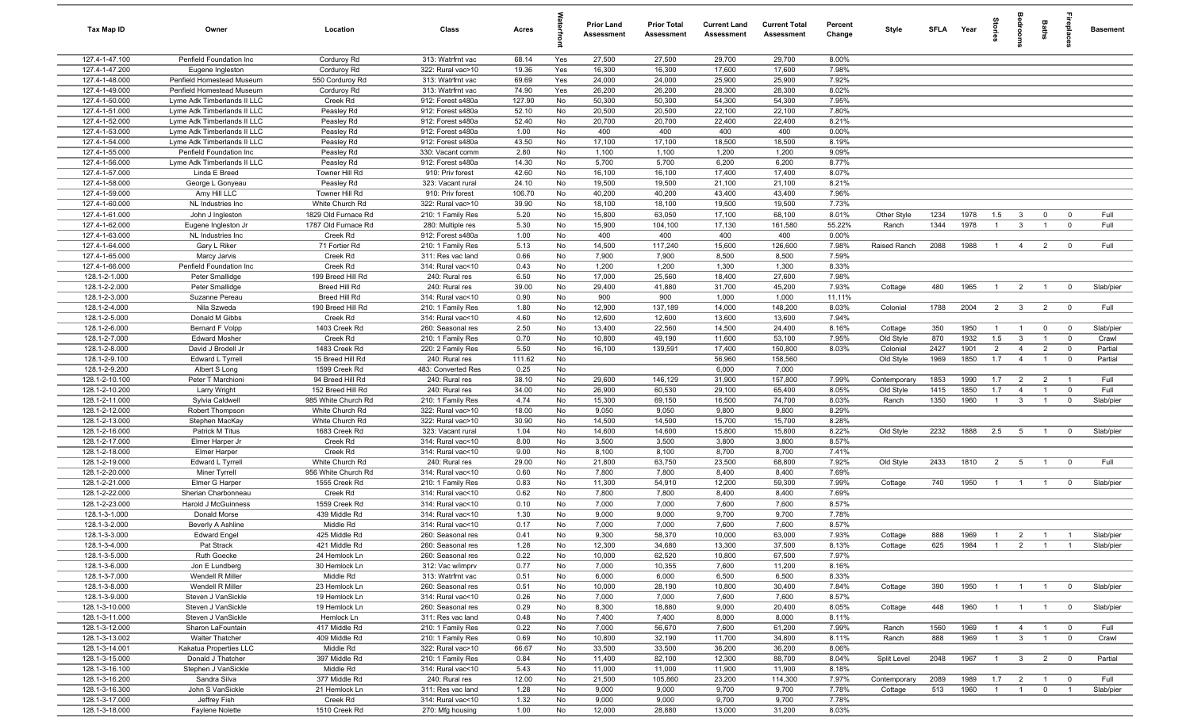| Tax Map ID | Owner | Location | Class | Acres | Waterfront | Prior Land Assessment | Prior Total Assessment | Current Land Assessment | Current Total Assessment | Percent Change | Style | SFLA | Year | Stories | Bedrooms | Baths | Fireplaces | Basement |
|---|---|---|---|---|---|---|---|---|---|---|---|---|---|---|---|---|---|---|
| 127.4-1-47.100 | Penfield Foundation Inc | Corduroy Rd | 313: Watrfrnt vac | 68.14 | Yes | 27,500 | 27,500 | 29,700 | 29,700 | 8.00% | | | | | | | | |
| 127.4-1-47.200 | Eugene Ingleston | Corduroy Rd | 322: Rural vac>10 | 19.36 | Yes | 16,300 | 16,300 | 17,600 | 17,600 | 7.98% | | | | | | | | |
| 127.4-1-48.000 | Penfield Homestead Museum | 550 Corduroy Rd | 313: Watrfrnt vac | 69.69 | Yes | 24,000 | 24,000 | 25,900 | 25,900 | 7.92% | | | | | | | | |
| 127.4-1-49.000 | Penfield Homestead Museum | Corduroy Rd | 313: Watrfrnt vac | 74.90 | Yes | 26,200 | 26,200 | 28,300 | 28,300 | 8.02% | | | | | | | | |
| 127.4-1-50.000 | Lyme Adk Timberlands II LLC | Creek Rd | 912: Forest s480a | 127.90 | No | 50,300 | 50,300 | 54,300 | 54,300 | 7.95% | | | | | | | | |
| 127.4-1-51.000 | Lyme Adk Timberlands II LLC | Peasley Rd | 912: Forest s480a | 52.10 | No | 20,500 | 20,500 | 22,100 | 22,100 | 7.80% | | | | | | | | |
| 127.4-1-52.000 | Lyme Adk Timberlands II LLC | Peasley Rd | 912: Forest s480a | 52.40 | No | 20,700 | 20,700 | 22,400 | 22,400 | 8.21% | | | | | | | | |
| 127.4-1-53.000 | Lyme Adk Timberlands II LLC | Peasley Rd | 912: Forest s480a | 1.00 | No | 400 | 400 | 400 | 400 | 0.00% | | | | | | | | |
| 127.4-1-54.000 | Lyme Adk Timberlands II LLC | Peasley Rd | 912: Forest s480a | 43.50 | No | 17,100 | 17,100 | 18,500 | 18,500 | 8.19% | | | | | | | | |
| 127.4-1-55.000 | Penfield Foundation Inc | Peasley Rd | 330: Vacant comm | 2.80 | No | 1,100 | 1,100 | 1,200 | 1,200 | 9.09% | | | | | | | | |
| 127.4-1-56.000 | Lyme Adk Timberlands II LLC | Peasley Rd | 912: Forest s480a | 14.30 | No | 5,700 | 5,700 | 6,200 | 6,200 | 8.77% | | | | | | | | |
| 127.4-1-57.000 | Linda E Breed | Towner Hill Rd | 910: Priv forest | 42.60 | No | 16,100 | 16,100 | 17,400 | 17,400 | 8.07% | | | | | | | | |
| 127.4-1-58.000 | George L Gonyeau | Peasley Rd | 323: Vacant rural | 24.10 | No | 19,500 | 19,500 | 21,100 | 21,100 | 8.21% | | | | | | | | |
| 127.4-1-59.000 | Amy Hill LLC | Towner Hill Rd | 910: Priv forest | 106.70 | No | 40,200 | 40,200 | 43,400 | 43,400 | 7.96% | | | | | | | | |
| 127.4-1-60.000 | NL Industries Inc | White Church Rd | 322: Rural vac>10 | 39.90 | No | 18,100 | 18,100 | 19,500 | 19,500 | 7.73% | | | | | | | | |
| 127.4-1-61.000 | John J Ingleston | 1829 Old Furnace Rd | 210: 1 Family Res | 5.20 | No | 15,800 | 63,050 | 17,100 | 68,100 | 8.01% | Other Style | 1234 | 1978 | 1.5 | 3 | 0 | 0 | Full |
| 127.4-1-62.000 | Eugene Ingleston Jr | 1787 Old Furnace Rd | 280: Multiple res | 5.30 | No | 15,900 | 104,100 | 17,130 | 161,580 | 55.22% | Ranch | 1344 | 1978 | 1 | 3 | 1 | 0 | Full |
| 127.4-1-63.000 | NL Industries Inc | Creek Rd | 912: Forest s480a | 1.00 | No | 400 | 400 | 400 | 400 | 0.00% | | | | | | | | |
| 127.4-1-64.000 | Gary L Riker | 71 Fortier Rd | 210: 1 Family Res | 5.13 | No | 14,500 | 117,240 | 15,600 | 126,600 | 7.98% | Raised Ranch | 2088 | 1988 | 1 | 4 | 2 | 0 | Full |
| 127.4-1-65.000 | Marcy Jarvis | Creek Rd | 311: Res vac land | 0.66 | No | 7,900 | 7,900 | 8,500 | 8,500 | 7.59% | | | | | | | | |
| 127.4-1-66.000 | Penfield Foundation Inc | Creek Rd | 314: Rural vac<10 | 0.43 | No | 1,200 | 1,200 | 1,300 | 1,300 | 8.33% | | | | | | | | |
| 128.1-2-1.000 | Peter Smallidge | 199 Breed Hill Rd | 240: Rural res | 6.50 | No | 17,000 | 25,560 | 18,400 | 27,600 | 7.98% | | | | | | | | |
| 128.1-2-2.000 | Peter Smallidge | Breed Hill Rd | 240: Rural res | 39.00 | No | 29,400 | 41,880 | 31,700 | 45,200 | 7.93% | Cottage | 480 | 1965 | 1 | 2 | 1 | 0 | Slab/pier |
| 128.1-2-3.000 | Suzanne Pereau | Breed Hill Rd | 314: Rural vac<10 | 0.90 | No | 900 | 900 | 1,000 | 1,000 | 11.11% | | | | | | | | |
| 128.1-2-4.000 | Nila Szweda | 190 Breed Hill Rd | 210: 1 Family Res | 1.80 | No | 12,900 | 137,189 | 14,000 | 148,200 | 8.03% | Colonial | 1788 | 2004 | 2 | 3 | 2 | 0 | Full |
| 128.1-2-5.000 | Donald M Gibbs | Creek Rd | 314: Rural vac<10 | 4.60 | No | 12,600 | 12,600 | 13,600 | 13,600 | 7.94% | | | | | | | | |
| 128.1-2-6.000 | Bernard F Volpp | 1403 Creek Rd | 260: Seasonal res | 2.50 | No | 13,400 | 22,560 | 14,500 | 24,400 | 8.16% | Cottage | 350 | 1950 | 1 | 1 | 0 | 0 | Slab/pier |
| 128.1-2-7.000 | Edward Mosher | Creek Rd | 210: 1 Family Res | 0.70 | No | 10,800 | 49,190 | 11,600 | 53,100 | 7.95% | Old Style | 870 | 1932 | 1.5 | 3 | 1 | 0 | Crawl |
| 128.1-2-8.000 | David J Brodell Jr | 1483 Creek Rd | 220: 2 Family Res | 5.50 | No | 16,100 | 139,591 | 17,400 | 150,800 | 8.03% | Colonial | 2427 | 1901 | 2 | 4 | 2 | 0 | Partial |
| 128.1-2-9.100 | Edward L Tyrrell | 15 Breed Hill Rd | 240: Rural res | 111.62 | No | | | 56,960 | 158,560 | | Old Style | 1969 | 1850 | 1.7 | 4 | 1 | 0 | Partial |
| 128.1-2-9.200 | Albert S Long | 1599 Creek Rd | 483: Converted Res | 0.25 | No | | | 6,000 | 7,000 | | | | | | | | | |
| 128.1-2-10.100 | Peter T Marchioni | 94 Breed Hill Rd | 240: Rural res | 38.10 | No | 29,600 | 146,129 | 31,900 | 157,800 | 7.99% | Contemporary | 1853 | 1990 | 1.7 | 2 | 2 | 1 | Full |
| 128.1-2-10.200 | Larry Wright | 152 Breed Hill Rd | 240: Rural res | 34.00 | No | 26,900 | 60,530 | 29,100 | 65,400 | 8.05% | Old Style | 1415 | 1850 | 1.7 | 4 | 1 | 0 | Full |
| 128.1-2-11.000 | Sylvia Caldwell | 985 White Church Rd | 210: 1 Family Res | 4.74 | No | 15,300 | 69,150 | 16,500 | 74,700 | 8.03% | Ranch | 1350 | 1960 | 1 | 3 | 1 | 0 | Slab/pier |
| 128.1-2-12.000 | Robert Thompson | White Church Rd | 322: Rural vac>10 | 18.00 | No | 9,050 | 9,050 | 9,800 | 9,800 | 8.29% | | | | | | | | |
| 128.1-2-13.000 | Stephen MacKay | White Church Rd | 322: Rural vac>10 | 30.90 | No | 14,500 | 14,500 | 15,700 | 15,700 | 8.28% | | | | | | | | |
| 128.1-2-16.000 | Patrick M Titus | 1683 Creek Rd | 323: Vacant rural | 1.04 | No | 14,600 | 14,600 | 15,800 | 15,800 | 8.22% | Old Style | 2232 | 1888 | 2.5 | 5 | 1 | 0 | Slab/pier |
| 128.1-2-17.000 | Elmer Harper Jr | Creek Rd | 314: Rural vac<10 | 8.00 | No | 3,500 | 3,500 | 3,800 | 3,800 | 8.57% | | | | | | | | |
| 128.1-2-18.000 | Elmer Harper | Creek Rd | 314: Rural vac<10 | 9.00 | No | 8,100 | 8,100 | 8,700 | 8,700 | 7.41% | | | | | | | | |
| 128.1-2-19.000 | Edward L Tyrrell | White Church Rd | 240: Rural res | 29.00 | No | 21,800 | 63,750 | 23,500 | 68,800 | 7.92% | Old Style | 2433 | 1810 | 2 | 5 | 1 | 0 | Full |
| 128.1-2-20.000 | Miner Tyrrell | 956 White Church Rd | 314: Rural vac<10 | 0.60 | No | 7,800 | 7,800 | 8,400 | 8,400 | 7.69% | | | | | | | | |
| 128.1-2-21.000 | Elmer G Harper | 1555 Creek Rd | 210: 1 Family Res | 0.83 | No | 11,300 | 54,910 | 12,200 | 59,300 | 7.99% | Cottage | 740 | 1950 | 1 | 1 | 1 | 0 | Slab/pier |
| 128.1-2-22.000 | Sherian Charbonneau | Creek Rd | 314: Rural vac<10 | 0.62 | No | 7,800 | 7,800 | 8,400 | 8,400 | 7.69% | | | | | | | | |
| 128.1-2-23.000 | Harold J McGuinness | 1559 Creek Rd | 314: Rural vac<10 | 0.10 | No | 7,000 | 7,000 | 7,600 | 7,600 | 8.57% | | | | | | | | |
| 128.1-3-1.000 | Donald Morse | 439 Middle Rd | 314: Rural vac<10 | 1.30 | No | 9,000 | 9,000 | 9,700 | 9,700 | 7.78% | | | | | | | | |
| 128.1-3-2.000 | Beverly A Ashline | Middle Rd | 314: Rural vac<10 | 0.17 | No | 7,000 | 7,000 | 7,600 | 7,600 | 8.57% | | | | | | | | |
| 128.1-3-3.000 | Edward Engel | 425 Middle Rd | 260: Seasonal res | 0.41 | No | 9,300 | 58,370 | 10,000 | 63,000 | 7.93% | Cottage | 888 | 1969 | 1 | 2 | 1 | 1 | Slab/pier |
| 128.1-3-4.000 | Pat Strack | 421 Middle Rd | 260: Seasonal res | 1.28 | No | 12,300 | 34,680 | 13,300 | 37,500 | 8.13% | Cottage | 625 | 1984 | 1 | 2 | 1 | 1 | Slab/pier |
| 128.1-3-5.000 | Ruth Goecke | 24 Hemlock Ln | 260: Seasonal res | 0.22 | No | 10,000 | 62,520 | 10,800 | 67,500 | 7.97% | | | | | | | | |
| 128.1-3-6.000 | Jon E Lundberg | 30 Hemlock Ln | 312: Vac w/imprv | 0.77 | No | 7,000 | 10,355 | 7,600 | 11,200 | 8.16% | | | | | | | | |
| 128.1-3-7.000 | Wendell R Miller | Middle Rd | 313: Watrfrnt vac | 0.51 | No | 6,000 | 6,000 | 6,500 | 6,500 | 8.33% | | | | | | | | |
| 128.1-3-8.000 | Wendell R Miller | 23 Hemlock Ln | 260: Seasonal res | 0.51 | No | 10,000 | 28,190 | 10,800 | 30,400 | 7.84% | Cottage | 390 | 1950 | 1 | 1 | 1 | 0 | Slab/pier |
| 128.1-3-9.000 | Steven J VanSickle | 19 Hemlock Ln | 314: Rural vac<10 | 0.26 | No | 7,000 | 7,000 | 7,600 | 7,600 | 8.57% | | | | | | | | |
| 128.1-3-10.000 | Steven J VanSickle | 19 Hemlock Ln | 260: Seasonal res | 0.29 | No | 8,300 | 18,880 | 9,000 | 20,400 | 8.05% | Cottage | 448 | 1960 | 1 | 1 | 1 | 0 | Slab/pier |
| 128.1-3-11.000 | Steven J VanSickle | Hemlock Ln | 311: Res vac land | 0.48 | No | 7,400 | 7,400 | 8,000 | 8,000 | 8.11% | | | | | | | | |
| 128.1-3-12.000 | Sharon LaFountain | 417 Middle Rd | 210: 1 Family Res | 0.22 | No | 7,000 | 56,670 | 7,600 | 61,200 | 7.99% | Ranch | 1560 | 1969 | 1 | 4 | 1 | 0 | Full |
| 128.1-3-13.002 | Walter Thatcher | 409 Middle Rd | 210: 1 Family Res | 0.69 | No | 10,800 | 32,190 | 11,700 | 34,800 | 8.11% | Ranch | 888 | 1969 | 1 | 3 | 1 | 0 | Crawl |
| 128.1-3-14.001 | Kakatua Properties LLC | Middle Rd | 322: Rural vac>10 | 66.67 | No | 33,500 | 33,500 | 36,200 | 36,200 | 8.06% | | | | | | | | |
| 128.1-3-15.000 | Donald J Thatcher | 397 Middle Rd | 210: 1 Family Res | 0.84 | No | 11,400 | 82,100 | 12,300 | 88,700 | 8.04% | Split Level | 2048 | 1967 | 1 | 3 | 2 | 0 | Partial |
| 128.1-3-16.100 | Stephen J VanSickle | Middle Rd | 314: Rural vac<10 | 5.43 | No | 11,000 | 11,000 | 11,900 | 11,900 | 8.18% | | | | | | | | |
| 128.1-3-16.200 | Sandra Silva | 377 Middle Rd | 240: Rural res | 12.00 | No | 21,500 | 105,860 | 23,200 | 114,300 | 7.97% | Contemporary | 2089 | 1989 | 1.7 | 2 | 1 | 0 | Full |
| 128.1-3-16.300 | John S VanSickle | 21 Hemlock Ln | 311: Res vac land | 1.28 | No | 9,000 | 9,000 | 9,700 | 9,700 | 7.78% | Cottage | 513 | 1960 | 1 | 1 | 0 | 1 | Slab/pier |
| 128.1-3-17.000 | Jeffrey Fish | Creek Rd | 314: Rural vac<10 | 1.32 | No | 9,000 | 9,000 | 9,700 | 9,700 | 7.78% | | | | | | | | |
| 128.1-3-18.000 | Faylene Nolette | 1510 Creek Rd | 270: Mfg housing | 1.00 | No | 12,000 | 28,880 | 13,000 | 31,200 | 8.03% | | | | | | | | |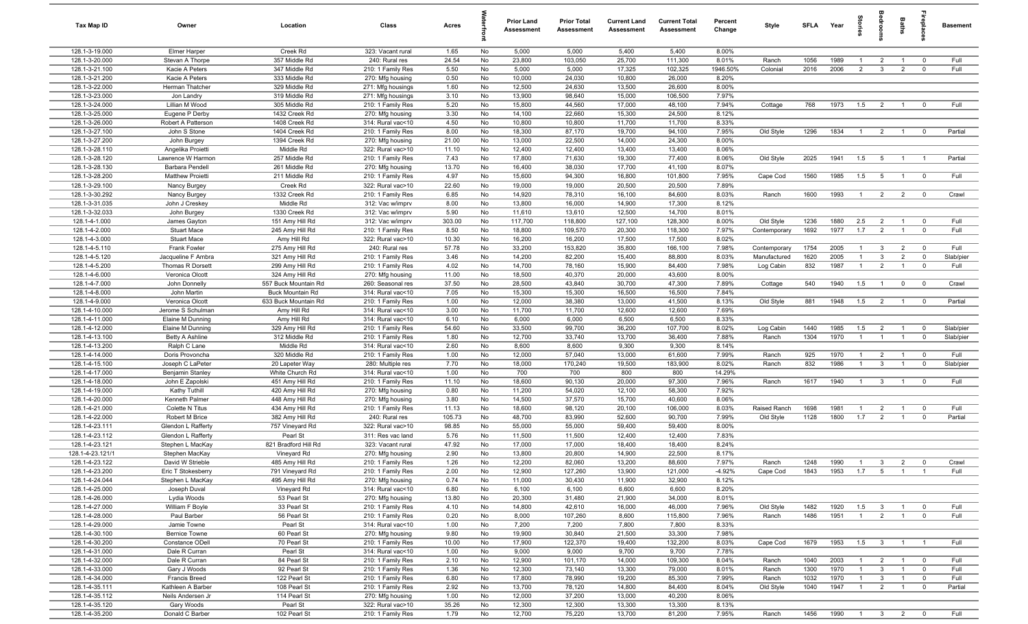| Tax Map ID | Owner | Location | Class | Acres | Waterfront | Prior Land Assessment | Prior Total Assessment | Current Land Assessment | Current Total Assessment | Percent Change | Style | SFLA | Year | Stories | Bedrooms | Baths | Fireplaces | Basement |
|---|---|---|---|---|---|---|---|---|---|---|---|---|---|---|---|---|---|---|
| 128.1-3-19.000 | Elmer Harper | Creek Rd | 323: Vacant rural | 1.65 | No | 5,000 | 5,000 | 5,400 | 5,400 | 8.00% | | | | | | | | |
| 128.1-3-20.000 | Stevan A Thorpe | 357 Middle Rd | 240: Rural res | 24.54 | No | 23,800 | 103,050 | 25,700 | 111,300 | 8.01% | Ranch | 1056 | 1989 | 1 | 2 | 1 | 0 | Full |
| 128.1-3-21.100 | Kacie A Peters | 347 Middle Rd | 210: 1 Family Res | 5.50 | No | 5,000 | 5,000 | 17,325 | 102,325 | 1946.50% | Colonial | 2016 | 2006 | 2 | 3 | 2 | 0 | Full |
| 128.1-3-21.200 | Kacie A Peters | 333 Middle Rd | 270: Mfg housing | 0.50 | No | 10,000 | 24,030 | 10,800 | 26,000 | 8.20% | | | | | | | | |
| 128.1-3-22.000 | Herman Thatcher | 329 Middle Rd | 271: Mfg housings | 1.60 | No | 12,500 | 24,630 | 13,500 | 26,600 | 8.00% | | | | | | | | |
| 128.1-3-23.000 | Jon Landry | 319 Middle Rd | 271: Mfg housings | 3.10 | No | 13,900 | 98,640 | 15,000 | 106,500 | 7.97% | | | | | | | | |
| 128.1-3-24.000 | Lillian M Wood | 305 Middle Rd | 210: 1 Family Res | 5.20 | No | 15,800 | 44,560 | 17,000 | 48,100 | 7.94% | Cottage | 768 | 1973 | 1.5 | 2 | 1 | 0 | Full |
| 128.1-3-25.000 | Eugene P Derby | 1432 Creek Rd | 270: Mfg housing | 3.30 | No | 14,100 | 22,660 | 15,300 | 24,500 | 8.12% | | | | | | | | |
| 128.1-3-26.000 | Robert A Patterson | 1408 Creek Rd | 314: Rural vac<10 | 4.50 | No | 10,800 | 10,800 | 11,700 | 11,700 | 8.33% | | | | | | | | |
| 128.1-3-27.100 | John S Stone | 1404 Creek Rd | 210: 1 Family Res | 8.00 | No | 18,300 | 87,170 | 19,700 | 94,100 | 7.95% | Old Style | 1296 | 1834 | 1 | 2 | 1 | 0 | Partial |
| 128.1-3-27.200 | John Burgey | 1394 Creek Rd | 270: Mfg housing | 21.00 | No | 13,000 | 22,500 | 14,000 | 24,300 | 8.00% | | | | | | | | |
| 128.1-3-28.110 | Angelika Proietti | Middle Rd | 322: Rural vac>10 | 11.10 | No | 12,400 | 12,400 | 13,400 | 13,400 | 8.06% | | | | | | | | |
| 128.1-3-28.120 | Lawrence W Harmon | 257 Middle Rd | 210: 1 Family Res | 7.43 | No | 17,800 | 71,630 | 19,300 | 77,400 | 8.06% | Old Style | 2025 | 1941 | 1.5 | 5 | 1 | 1 | Partial |
| 128.1-3-28.130 | Barbara Pendell | 261 Middle Rd | 270: Mfg housing | 13.70 | No | 16,400 | 38,030 | 17,700 | 41,100 | 8.07% | | | | | | | | |
| 128.1-3-28.200 | Matthew Proietti | 211 Middle Rd | 210: 1 Family Res | 4.97 | No | 15,600 | 94,300 | 16,800 | 101,800 | 7.95% | Cape Cod | 1560 | 1985 | 1.5 | 5 | 1 | 0 | Full |
| 128.1-3-29.100 | Nancy Burgey | Creek Rd | 322: Rural vac>10 | 22.60 | No | 19,000 | 19,000 | 20,500 | 20,500 | 7.89% | | | | | | | | |
| 128.1-3-30.292 | Nancy Burgey | 1332 Creek Rd | 210: 1 Family Res | 6.85 | No | 14,920 | 78,310 | 16,100 | 84,600 | 8.03% | Ranch | 1600 | 1993 | 1 | 2 | 2 | 0 | Crawl |
| 128.1-3-31.035 | John J Creskey | Middle Rd | 312: Vac w/imprv | 8.00 | No | 13,800 | 16,000 | 14,900 | 17,300 | 8.12% | | | | | | | | |
| 128.1-3-32.033 | John Burgey | 1330 Creek Rd | 312: Vac w/imprv | 5.90 | No | 11,610 | 13,610 | 12,500 | 14,700 | 8.01% | | | | | | | | |
| 128.1-4-1.000 | James Gayton | 151 Amy Hill Rd | 312: Vac w/imprv | 303.00 | No | 117,700 | 118,800 | 127,100 | 128,300 | 8.00% | Old Style | 1236 | 1880 | 2.5 | 2 | 1 | 0 | Full |
| 128.1-4-2.000 | Stuart Mace | 245 Amy Hill Rd | 210: 1 Family Res | 8.50 | No | 18,800 | 109,570 | 20,300 | 118,300 | 7.97% | Contemporary | 1692 | 1977 | 1.7 | 2 | 1 | 0 | Full |
| 128.1-4-3.000 | Stuart Mace | Amy Hill Rd | 322: Rural vac>10 | 10.30 | No | 16,200 | 16,200 | 17,500 | 17,500 | 8.02% | | | | | | | | |
| 128.1-4-5.110 | Frank Fowler | 275 Amy Hill Rd | 240: Rural res | 57.78 | No | 33,200 | 153,820 | 35,800 | 166,100 | 7.98% | Contemporary | 1754 | 2005 | 1 | 3 | 2 | 0 | Full |
| 128.1-4-5.120 | Jacqueline F Ambra | 321 Amy Hill Rd | 210: 1 Family Res | 3.46 | No | 14,200 | 82,200 | 15,400 | 88,800 | 8.03% | Manufactured | 1620 | 2005 | 1 | 3 | 2 | 0 | Slab/pier |
| 128.1-4-5.200 | Thomas R Dorsett | 299 Amy Hill Rd | 210: 1 Family Res | 4.02 | No | 14,700 | 78,160 | 15,900 | 84,400 | 7.98% | Log Cabin | 832 | 1987 | 1 | 2 | 1 | 0 | Full |
| 128.1-4-6.000 | Veronica Olcott | 324 Amy Hill Rd | 270: Mfg housing | 11.00 | No | 18,500 | 40,370 | 20,000 | 43,600 | 8.00% | | | | | | | | |
| 128.1-4-7.000 | John Donnelly | 557 Buck Mountain Rd | 260: Seasonal res | 37.50 | No | 28,500 | 43,840 | 30,700 | 47,300 | 7.89% | Cottage | 540 | 1940 | 1.5 | 1 | 0 | 0 | Crawl |
| 128.1-4-8.000 | John Martin | Buck Mountain Rd | 314: Rural vac<10 | 7.05 | No | 15,300 | 15,300 | 16,500 | 16,500 | 7.84% | | | | | | | | |
| 128.1-4-9.000 | Veronica Olcott | 633 Buck Mountain Rd | 210: 1 Family Res | 1.00 | No | 12,000 | 38,380 | 13,000 | 41,500 | 8.13% | Old Style | 881 | 1948 | 1.5 | 2 | 1 | 0 | Partial |
| 128.1-4-10.000 | Jerome S Schulman | Amy Hill Rd | 314: Rural vac<10 | 3.00 | No | 11,700 | 11,700 | 12,600 | 12,600 | 7.69% | | | | | | | | |
| 128.1-4-11.000 | Elaine M Dunning | Amy Hill Rd | 314: Rural vac<10 | 6.10 | No | 6,000 | 6,000 | 6,500 | 6,500 | 8.33% | | | | | | | | |
| 128.1-4-12.000 | Elaine M Dunning | 329 Amy Hill Rd | 210: 1 Family Res | 54.60 | No | 33,500 | 99,700 | 36,200 | 107,700 | 8.02% | Log Cabin | 1440 | 1985 | 1.5 | 2 | 1 | 0 | Slab/pier |
| 128.1-4-13.100 | Betty A Ashline | 312 Middle Rd | 210: 1 Family Res | 1.80 | No | 12,700 | 33,740 | 13,700 | 36,400 | 7.88% | Ranch | 1304 | 1970 | 1 | 1 | 1 | 0 | Slab/pier |
| 128.1-4-13.200 | Ralph C Lane | Middle Rd | 314: Rural vac<10 | 2.60 | No | 8,600 | 8,600 | 9,300 | 9,300 | 8.14% | | | | | | | | |
| 128.1-4-14.000 | Doris Provoncha | 320 Middle Rd | 210: 1 Family Res | 1.00 | No | 12,000 | 57,040 | 13,000 | 61,600 | 7.99% | Ranch | 925 | 1970 | 1 | 2 | 1 | 0 | Full |
| 128.1-4-15.100 | Joseph C LaPeter | 20 Lapeter Way | 280: Multiple res | 7.70 | No | 18,000 | 170,240 | 19,500 | 183,900 | 8.02% | Ranch | 832 | 1986 | 1 | 3 | 1 | 0 | Slab/pier |
| 128.1-4-17.000 | Benjamin Stanley | White Church Rd | 314: Rural vac<10 | 1.00 | No | 700 | 700 | 800 | 800 | 14.29% | | | | | | | | |
| 128.1-4-18.000 | John E Zapolski | 451 Amy Hill Rd | 210: 1 Family Res | 11.10 | No | 18,600 | 90,130 | 20,000 | 97,300 | 7.96% | Ranch | 1617 | 1940 | 1 | 3 | 1 | 0 | Full |
| 128.1-4-19.000 | Kathy Tuthill | 420 Amy Hill Rd | 270: Mfg housing | 0.80 | No | 11,200 | 54,020 | 12,100 | 58,300 | 7.92% | | | | | | | | |
| 128.1-4-20.000 | Kenneth Palmer | 448 Amy Hill Rd | 270: Mfg housing | 3.80 | No | 14,500 | 37,570 | 15,700 | 40,600 | 8.06% | | | | | | | | |
| 128.1-4-21.000 | Colette N Titus | 434 Amy Hill Rd | 210: 1 Family Res | 11.13 | No | 18,600 | 98,120 | 20,100 | 106,000 | 8.03% | Raised Ranch | 1698 | 1981 | 1 | 2 | 1 | 0 | Full |
| 128.1-4-22.000 | Robert M Brice | 382 Amy Hill Rd | 240: Rural res | 105.73 | No | 48,700 | 83,990 | 52,600 | 90,700 | 7.99% | Old Style | 1128 | 1800 | 1.7 | 2 | 1 | 0 | Partial |
| 128.1-4-23.111 | Glendon L Rafferty | 757 Vineyard Rd | 322: Rural vac>10 | 98.85 | No | 55,000 | 55,000 | 59,400 | 59,400 | 8.00% | | | | | | | | |
| 128.1-4-23.112 | Glendon L Rafferty | Pearl St | 311: Res vac land | 5.76 | No | 11,500 | 11,500 | 12,400 | 12,400 | 7.83% | | | | | | | | |
| 128.1-4-23.121 | Stephen L MacKay | 821 Bradford Hill Rd | 323: Vacant rural | 47.92 | No | 17,000 | 17,000 | 18,400 | 18,400 | 8.24% | | | | | | | | |
| 128.1-4-23.121/1 | Stephen MacKay | Vineyard Rd | 270: Mfg housing | 2.90 | No | 13,800 | 20,800 | 14,900 | 22,500 | 8.17% | | | | | | | | |
| 128.1-4-23.122 | David W Strieble | 485 Amy Hill Rd | 210: 1 Family Res | 1.26 | No | 12,200 | 82,060 | 13,200 | 88,600 | 7.97% | Ranch | 1248 | 1990 | 1 | 3 | 2 | 0 | Crawl |
| 128.1-4-23.200 | Eric T Stokesberry | 791 Vineyard Rd | 210: 1 Family Res | 2.00 | No | 12,900 | 127,260 | 13,900 | 121,000 | -4.92% | Cape Cod | 1843 | 1953 | 1.7 | 5 | 1 | 1 | Full |
| 128.1-4-24.044 | Stephen L MacKay | 495 Amy Hill Rd | 270: Mfg housing | 0.74 | No | 11,000 | 30,430 | 11,900 | 32,900 | 8.12% | | | | | | | | |
| 128.1-4-25.000 | Joseph Duval | Vineyard Rd | 314: Rural vac<10 | 6.80 | No | 6,100 | 6,100 | 6,600 | 6,600 | 8.20% | | | | | | | | |
| 128.1-4-26.000 | Lydia Woods | 53 Pearl St | 270: Mfg housing | 13.80 | No | 20,300 | 31,480 | 21,900 | 34,000 | 8.01% | | | | | | | | |
| 128.1-4-27.000 | William F Boyle | 33 Pearl St | 210: 1 Family Res | 4.10 | No | 14,800 | 42,610 | 16,000 | 46,000 | 7.96% | Old Style | 1482 | 1920 | 1.5 | 3 | 1 | 0 | Full |
| 128.1-4-28.000 | Paul Barber | 56 Pearl St | 210: 1 Family Res | 0.20 | No | 8,000 | 107,260 | 8,600 | 115,800 | 7.96% | Ranch | 1486 | 1951 | 1 | 2 | 1 | 0 | Full |
| 128.1-4-29.000 | Jamie Towne | Pearl St | 314: Rural vac<10 | 1.00 | No | 7,200 | 7,200 | 7,800 | 7,800 | 8.33% | | | | | | | | |
| 128.1-4-30.100 | Bernice Towne | 60 Pearl St | 270: Mfg housing | 9.80 | No | 19,900 | 30,840 | 21,500 | 33,300 | 7.98% | | | | | | | | |
| 128.1-4-30.200 | Constance ODell | 70 Pearl St | 210: 1 Family Res | 10.00 | No | 17,900 | 122,370 | 19,400 | 132,200 | 8.03% | Cape Cod | 1679 | 1953 | 1.5 | 3 | 1 | 1 | Full |
| 128.1-4-31.000 | Dale R Curran | Pearl St | 314: Rural vac<10 | 1.00 | No | 9,000 | 9,000 | 9,700 | 9,700 | 7.78% | | | | | | | | |
| 128.1-4-32.000 | Dale R Curran | 84 Pearl St | 210: 1 Family Res | 2.10 | No | 12,900 | 101,170 | 14,000 | 109,300 | 8.04% | Ranch | 1040 | 2003 | 1 | 2 | 1 | 0 | Full |
| 128.1-4-33.000 | Gary J Woods | 92 Pearl St | 210: 1 Family Res | 1.36 | No | 12,300 | 73,140 | 13,300 | 79,000 | 8.01% | Ranch | 1300 | 1970 | 1 | 3 | 1 | 0 | Full |
| 128.1-4-34.000 | Francis Breed | 122 Pearl St | 210: 1 Family Res | 6.80 | No | 17,800 | 78,990 | 19,200 | 85,300 | 7.99% | Ranch | 1032 | 1970 | 1 | 3 | 1 | 0 | Full |
| 128.1-4-35.111 | Kathleen A Barber | 108 Pearl St | 210: 1 Family Res | 2.92 | No | 13,700 | 78,120 | 14,800 | 84,400 | 8.04% | Old Style | 1040 | 1947 | 1 | 2 | 1 | 0 | Partial |
| 128.1-4-35.112 | Neils Andersen Jr | 114 Pearl St | 270: Mfg housing | 1.00 | No | 12,000 | 37,200 | 13,000 | 40,200 | 8.06% | | | | | | | | |
| 128.1-4-35.120 | Gary Woods | Pearl St | 322: Rural vac>10 | 35.26 | No | 12,300 | 12,300 | 13,300 | 13,300 | 8.13% | | | | | | | | |
| 128.1-4-35.200 | Donald C Barber | 102 Pearl St | 210: 1 Family Res | 1.79 | No | 12,700 | 75,220 | 13,700 | 81,200 | 7.95% | Ranch | 1456 | 1990 | 1 | 3 | 2 | 0 | Full |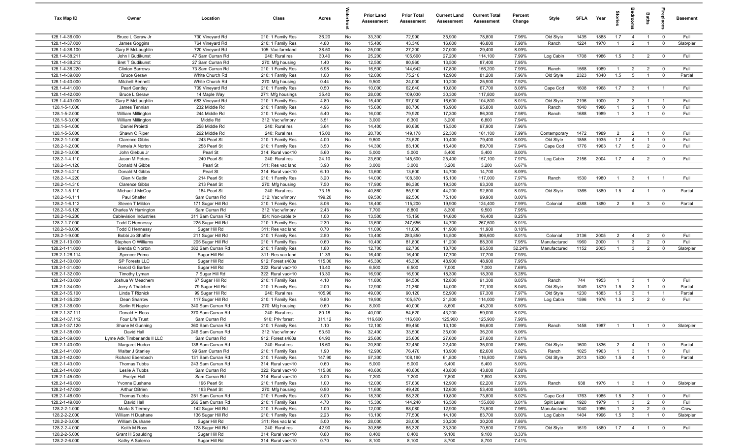| Tax Map ID | Owner | Location | Class | Acres | Waterfront | Prior Land Assessment | Prior Total Assessment | Current Land Assessment | Current Total Assessment | Percent Change | Style | SFLA | Year | Stories | Bedrooms | Baths | Fireplaces | Basement |
|---|---|---|---|---|---|---|---|---|---|---|---|---|---|---|---|---|---|---|
| 128.1-4-36.000 | Bruce L Geraw Jr | 730 Vineyard Rd | 210: 1 Family Res | 36.20 | No | 33,300 | 72,990 | 35,900 | 78,800 | 7.96% | Old Style | 1435 | 1888 | 1.7 | 4 | 1 | 0 | Full |
| 128.1-4-37.000 | James Goggins | 764 Vineyard Rd | 210: 1 Family Res | 4.80 | No | 15,400 | 43,340 | 16,600 | 46,800 | 7.98% | Ranch | 1224 | 1970 | 1 | 2 | 1 | 0 | Slab/pier |
| 128.1-4-38.100 | Gary E McLaughlin | 720 Vineyard Rd | 105: Vac farmland | 38.50 | No | 25,000 | 27,200 | 27,000 | 29,400 | 8.09% | | | | | | | | |
| 128.1-4-38.211 | John I Gudikunst | 47 Sam Curran Rd | 240: Rural res | 30.40 | No | 25,200 | 105,660 | 27,200 | 114,100 | 7.99% | Log Cabin | 1708 | 1986 | 1.5 | 3 | 2 | 0 | Full |
| 128.1-4-38.212 | Bret T Gudikunst | 27 Sam Curran Rd | 270: Mfg housing | 1.40 | No | 12,500 | 80,960 | 13,500 | 87,400 | 7.95% | | | | | | | | |
| 128.1-4-38.220 | Clinton Barrows | 73 Sam Curran Rd | 210: 1 Family Res | 5.98 | No | 16,500 | 144,642 | 17,800 | 156,200 | 7.99% | Ranch | 1568 | 1989 | 1 | 2 | 2 | 0 | Full |
| 128.1-4-39.000 | Bruce Geraw | White Church Rd | 210: 1 Family Res | 1.00 | No | 12,000 | 75,210 | 12,900 | 81,200 | 7.96% | Old Style | 2323 | 1840 | 1.5 | 5 | 1 | 0 | Partial |
| 128.1-4-40.000 | Mitchell Bennett | White Church Rd | 270: Mfg housing | 0.44 | No | 9,500 | 24,000 | 10,200 | 25,900 | 7.92% | | | | | | | | |
| 128.1-4-41.000 | Pearl Gentley | 709 Vineyard Rd | 210: 1 Family Res | 0.50 | No | 10,000 | 62,640 | 10,800 | 67,700 | 8.08% | Cape Cod | 1608 | 1968 | 1.7 | 3 | 1 | 1 | Full |
| 128.1-4-42.000 | Bruce L Geraw | 14 Maple Way | 271: Mfg housings | 35.40 | No | 28,000 | 109,030 | 30,300 | 117,800 | 8.04% | | | | | | | | |
| 128.1-4-43.000 | Gary E McLaughlin | 683 Vineyard Rd | 210: 1 Family Res | 4.80 | No | 15,400 | 97,030 | 16,600 | 104,800 | 8.01% | Old Style | 2196 | 1900 | 2 | 3 | 1 | 1 | Full |
| 128.1-5-1.000 | James Tennian | 232 Middle Rd | 210: 1 Family Res | 4.96 | No | 15,600 | 88,700 | 16,900 | 95,800 | 8.00% | Ranch | 1040 | 1986 | 1 | 2 | 1 | 0 | Full |
| 128.1-5-2.000 | William Millington | 244 Middle Rd | 210: 1 Family Res | 5.40 | No | 16,000 | 79,920 | 17,300 | 86,300 | 7.98% | Ranch | 1688 | 1989 | 1 | 3 | 1 | 0 | Full |
| 128.1-5-3.000 | William Millington | Middle Rd | 312: Vac w/imprv | 3.51 | No | 3,000 | 6,300 | 3,200 | 6,800 | 7.94% | | | | | | | | |
| 128.1-5-4.000 | Daniel Proietti | 258 Middle Rd | 240: Rural res | 3.64 | No | 14,400 | 90,680 | 15,500 | 97,900 | 7.96% | | | | | | | | |
| 128.1-5-5.000 | Shawn C Riper | 262 Middle Rd | 240: Rural res | 15.00 | No | 20,700 | 149,178 | 22,300 | 161,100 | 7.99% | Contemporary | 1472 | 1989 | 2 | 2 | 1 | 0 | Full |
| 128.2-1-1.000 | Clarence Gibbs | 243 Pearl St | 210: 1 Family Res | 4.00 | No | 9,600 | 73,520 | 10,400 | 79,400 | 8.00% | Old Style | 1858 | 1935 | 1.7 | 4 | 1 | 0 | Full |
| 128.2-1-2.000 | Pamela A Norton | 258 Pearl St | 210: 1 Family Res | 3.50 | No | 14,300 | 83,100 | 15,400 | 89,700 | 7.94% | Cape Cod | 1776 | 1963 | 1.7 | 5 | 2 | 0 | Full |
| 128.2-1-3.000 | John Glebus Jr | Pearl St | 314: Rural vac<10 | 5.60 | No | 5,000 | 5,000 | 5,400 | 5,400 | 8.00% | | | | | | | | |
| 128.2-1-4.110 | Jason M Peters | 240 Pearl St | 240: Rural res | 24.10 | No | 23,600 | 145,500 | 25,400 | 157,100 | 7.97% | Log Cabin | 2156 | 2004 | 1.7 | 4 | 2 | 0 | Full |
| 128.2-1-4.120 | Donald M Gibbs | Pearl St | 311: Res vac land | 3.90 | No | 3,000 | 3,000 | 3,200 | 3,200 | 6.67% | | | | | | | | |
| 128.2-1-4.210 | Donald M Gibbs | Pearl St | 314: Rural vac<10 | 6.10 | No | 13,600 | 13,600 | 14,700 | 14,700 | 8.09% | | | | | | | | |
| 128.2-1-4.220 | Glen N Catlin | 214 Pearl St | 210: 1 Family Res | 3.20 | No | 14,000 | 108,360 | 15,100 | 117,000 | 7.97% | Ranch | 1530 | 1980 | 1 | 3 | 1 | 1 | Full |
| 128.2-1-4.310 | Clarence Gibbs | 213 Pearl St | 270: Mfg housing | 7.50 | No | 17,900 | 86,380 | 19,300 | 93,300 | 8.01% | | | | | | | | |
| 128.2-1-5.110 | Michael J McCoy | 184 Pearl St | 240: Rural res | 73.15 | No | 40,860 | 85,900 | 44,200 | 92,800 | 8.03% | Old Style | 1365 | 1880 | 1.5 | 4 | 1 | 0 | Partial |
| 128.2-1-6.111 | Paul Shaffer | Sam Curran Rd | 312: Vac w/imprv | 199.20 | No | 69,500 | 92,500 | 75,100 | 99,900 | 8.00% | | | | | | | | |
| 128.2-1-6.112 | Steven T Mildon | 171 Sugar Hill Rd | 210: 1 Family Res | 8.06 | No | 18,400 | 115,200 | 19,900 | 124,400 | 7.99% | Colonial | 4388 | 1880 | 2 | 5 | 3 | 0 | Partial |
| 128.2-1-6.120 | Charles W Harrington | Sam Curran Rd | 312: Vac w/imprv | 2.43 | No | 7,700 | 8,800 | 8,300 | 9,500 | 7.95% | | | | | | | | |
| 128.2-1-6.200 | Cablevision Industries | 311 Sam Curran Rd | 834: Non-cable tv | 1.00 | No | 13,500 | 15,150 | 14,600 | 16,400 | 8.25% | | | | | | | | |
| 128.2-1-7.000 | Todd C Hennessy | 225 Sugar Hill Rd | 210: 1 Family Res | 2.30 | No | 13,600 | 247,656 | 14,700 | 267,500 | 8.01% | | | | | | | | |
| 128.2-1-8.000 | Todd C Hennessy | Sugar Hill Rd | 311: Res vac land | 0.70 | No | 11,000 | 11,000 | 11,900 | 11,900 | 8.18% | | | | | | | | |
| 128.2-1-9.000 | Bobbi Jo Shaffer | 211 Sugar Hill Rd | 210: 1 Family Res | 2.50 | No | 13,400 | 283,850 | 14,500 | 306,600 | 8.01% | Colonial | 3136 | 2005 | 2 | 4 | 2 | 0 | Full |
| 128.2-1-10.000 | Stephen O Williams | 205 Sugar Hill Rd | 210: 1 Family Res | 0.60 | No | 10,400 | 81,800 | 11,200 | 88,300 | 7.95% | Manufactured | 1960 | 2000 | 1 | 3 | 2 | 0 | Full |
| 128.2-1-11.000 | Brenda C Norton | 382 Sam Curran Rd | 210: 1 Family Res | 1.80 | No | 12,700 | 62,730 | 13,700 | 95,500 | 52.24% | Manufactured | 1152 | 2005 | 1 | 3 | 2 | 0 | Slab/pier |
| 128.2-1-26.114 | Spencer Primo | Sugar Hill Rd | 311: Res vac land | 11.39 | No | 16,400 | 16,400 | 17,700 | 17,700 | 7.93% | | | | | | | | |
| 128.2-1-30.000 | SP Forests LLC | Sugar Hill Rd | 912: Forest s480a | 115.00 | No | 45,300 | 45,300 | 48,900 | 48,900 | 7.95% | | | | | | | | |
| 128.2-1-31.000 | Harold G Barber | Sugar Hill Rd | 322: Rural vac>10 | 13.40 | No | 6,500 | 6,500 | 7,000 | 7,000 | 7.69% | | | | | | | | |
| 128.2-1-32.000 | Timothy Lyman | 7 Sugar Hill Rd | 322: Rural vac>10 | 13.30 | No | 16,900 | 16,900 | 18,300 | 18,300 | 8.28% | | | | | | | | |
| 128.2-1-33.000 | Joshua W Meachem | 67 Sugar Hill Rd | 210: 1 Family Res | 4.10 | No | 11,800 | 84,500 | 12,800 | 91,300 | 8.05% | Ranch | 744 | 1953 | 1 | 3 | 1 | 0 | Full |
| 128.2-1-34.000 | Jerry A Thatcher | 79 Sugar Hill Rd | 210: 1 Family Res | 2.00 | No | 12,900 | 71,360 | 14,000 | 77,100 | 8.04% | Old Style | 1049 | 1879 | 1.5 | 3 | 1 | 0 | Partial |
| 128.2-1-35.100 | Linda T Riznick | 99 Sugar Hill Rd | 240: Rural res | 105.90 | No | 49,000 | 90,120 | 52,900 | 97,300 | 7.97% | Old Style | 1230 | 1883 | 1.5 | 3 | 1 | 1 | Partial |
| 128.2-1-35.200 | Dean Sharrow | 117 Sugar Hill Rd | 210: 1 Family Res | 9.80 | No | 19,900 | 105,570 | 21,500 | 114,000 | 7.99% | Log Cabin | 1596 | 1976 | 1.5 | 2 | 2 | 0 | Full |
| 128.2-1-36.000 | Sarlin R Napier | 340 Sam Curran Rd | 270: Mfg housing | 0.60 | No | 8,000 | 40,000 | 8,600 | 43,200 | 8.00% | | | | | | | | |
| 128.2-1-37.111 | Donald H Ross | 370 Sam Curran Rd | 240: Rural res | 80.18 | No | 40,000 | 54,620 | 43,200 | 59,000 | 8.02% | | | | | | | | |
| 128.2-1-37.112 | Four Life Trust | Sam Curran Rd | 910: Priv forest | 311.12 | No | 116,600 | 116,600 | 125,900 | 125,900 | 7.98% | | | | | | | | |
| 128.2-1-37.120 | Shane M Gunning | 360 Sam Curran Rd | 210: 1 Family Res | 1.10 | No | 12,100 | 89,450 | 13,100 | 96,600 | 7.99% | Ranch | 1458 | 1987 | 1 | 1 | 1 | 0 | Slab/pier |
| 128.2-1-38.000 | David Hall | 246 Sam Curran Rd | 312: Vac w/imprv | 53.50 | No | 32,400 | 33,500 | 35,000 | 36,200 | 8.06% | | | | | | | | |
| 128.2-1-39.000 | Lyme Adk Timberlands II LLC | Sam Curran Rd | 912: Forest s480a | 64.90 | No | 25,600 | 25,600 | 27,600 | 27,600 | 7.81% | | | | | | | | |
| 128.2-1-40.000 | Margaret Hudon | 136 Sam Curran Rd | 240: Rural res | 18.60 | No | 20,800 | 32,450 | 22,400 | 35,000 | 7.86% | Old Style | 1600 | 1836 | 2 | 4 | 1 | 0 | Partial |
| 128.2-1-41.000 | Walter J Stanley | 99 Sam Curran Rd | 210: 1 Family Res | 1.90 | No | 12,900 | 76,470 | 13,900 | 82,600 | 8.02% | Ranch | 1025 | 1963 | 1 | 3 | 1 | 0 | Full |
| 128.2-1-42.000 | Richard Ebersbach | 131 Sam Curran Rd | 210: 1 Family Res | 147.90 | No | 57,300 | 108,190 | 61,800 | 116,800 | 7.96% | Old Style | 2013 | 1830 | 1.5 | 4 | 1 | 0 | Partial |
| 128.2-1-43.000 | Thomas Tubbs | 243 Sam Curran Rd | 314: Rural vac<10 | 0.60 | No | 5,000 | 5,000 | 5,400 | 5,400 | 8.00% | | | | | | | | |
| 128.2-1-44.000 | Leslie A Tubbs | Sam Curran Rd | 322: Rural vac>10 | 115.80 | No | 40,600 | 40,600 | 43,800 | 43,800 | 7.88% | | | | | | | | |
| 128.2-1-45.000 | Evelyn Hall | Sam Curran Rd | 314: Rural vac<10 | 8.00 | No | 7,200 | 7,200 | 7,800 | 7,800 | 8.33% | | | | | | | | |
| 128.2-1-46.000 | Yvonne Dushane | 196 Pearl St | 210: 1 Family Res | 1.00 | No | 12,000 | 57,630 | 12,900 | 62,200 | 7.93% | Ranch | 938 | 1976 | 1 | 3 | 1 | 0 | Slab/pier |
| 128.2-1-47.000 | Arthur OBrien | 193 Pearl St | 270: Mfg housing | 0.90 | No | 11,600 | 49,420 | 12,600 | 53,400 | 8.05% | | | | | | | | |
| 128.2-1-48.000 | Thomas Tubbs | 251 Sam Curran Rd | 210: 1 Family Res | 8.00 | No | 18,300 | 68,320 | 19,800 | 73,800 | 8.02% | Cape Cod | 1763 | 1985 | 1.5 | 3 | 1 | 0 | Full |
| 128.2-1-49.000 | David Hall | 266 Sam Curran Rd | 210: 1 Family Res | 4.70 | No | 15,300 | 144,240 | 16,500 | 155,800 | 8.01% | Split Level | 1920 | 1979 | 1 | 3 | 2 | 0 | Full |
| 128.2-2-1.000 | Marla S Tierney | 142 Sugar Hill Rd | 210: 1 Family Res | 1.00 | No | 12,000 | 68,080 | 12,900 | 73,500 | 7.96% | Manufactured | 1040 | 1986 | 1 | 3 | 2 | 0 | Crawl |
| 128.2-2-2.000 | William H Dushane | 136 Sugar Hill Rd | 210: 1 Family Res | 2.23 | No | 13,100 | 77,500 | 14,100 | 83,700 | 8.00% | Log Cabin | 1404 | 1996 | 1.5 | 3 | 1 | 0 | Slab/pier |
| 128.2-2-3.000 | William Dushane | Sugar Hill Rd | 311: Res vac land | 5.00 | No | 28,000 | 28,000 | 30,200 | 30,200 | 7.86% | | | | | | | | |
| 128.2-2-4.000 | Keith M Ross | 128 Sugar Hill Rd | 240: Rural res | 42.90 | No | 30,855 | 65,320 | 33,300 | 70,500 | 7.93% | Old Style | 1619 | 1860 | 1.7 | 4 | 1 | 0 | Full |
| 128.2-2-5.000 | Grant H Spaulding | Sugar Hill Rd | 314: Rural vac<10 | 0.80 | No | 8,400 | 8,400 | 9,100 | 9,100 | 8.33% | | | | | | | | |
| 128.2-2-6.000 | Kathy A Salerno | Sugar Hill Rd | 314: Rural vac<10 | 0.70 | No | 8,100 | 8,100 | 8,700 | 8,700 | 7.41% | | | | | | | | |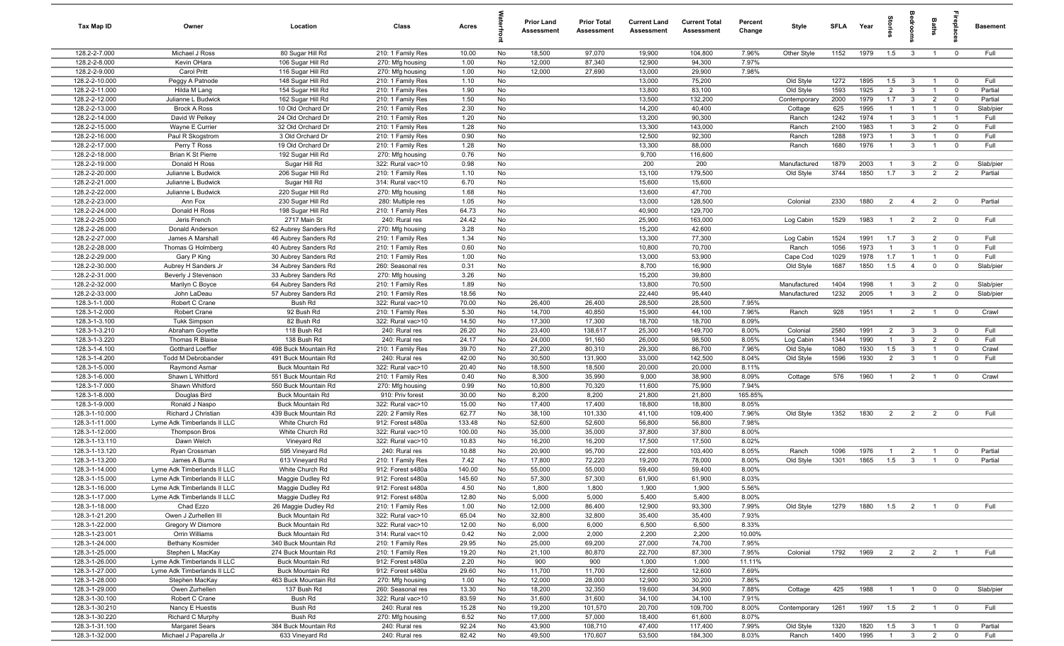| Tax Map ID | Owner | Location | Class | Acres | Waterfront | Prior Land Assessment | Prior Total Assessment | Current Land Assessment | Current Total Assessment | Percent Change | Style | SFLA | Year | Stories | Bedrooms | Baths | Fireplaces | Basement |
|---|---|---|---|---|---|---|---|---|---|---|---|---|---|---|---|---|---|---|
| 128.2-2-7.000 | Michael J Ross | 80 Sugar Hill Rd | 210: 1 Family Res | 10.00 | No | 18,500 | 97,070 | 19,900 | 104,800 | 7.96% | Other Style | 1152 | 1979 | 1.5 | 3 | 1 | 0 | Full |
| 128.2-2-8.000 | Kevin OHara | 106 Sugar Hill Rd | 270: Mfg housing | 1.00 | No | 12,000 | 87,340 | 12,900 | 94,300 | 7.97% | | | | | | | | |
| 128.2-2-9.000 | Carol Pritt | 116 Sugar Hill Rd | 270: Mfg housing | 1.00 | No | 12,000 | 27,690 | 13,000 | 29,900 | 7.98% | | | | | | | | |
| 128.2-2-10.000 | Peggy A Patnode | 148 Sugar Hill Rd | 210: 1 Family Res | 1.10 | No | | | 13,000 | 75,200 | | Old Style | 1272 | 1895 | 1.5 | 3 | 1 | 0 | Full |
| 128.2-2-11.000 | Hilda M Lang | 154 Sugar Hill Rd | 210: 1 Family Res | 1.90 | No | | | 13,800 | 83,100 | | Old Style | 1593 | 1925 | 2 | 3 | 1 | 0 | Partial |
| 128.2-2-12.000 | Julianne L Budwick | 162 Sugar Hill Rd | 210: 1 Family Res | 1.50 | No | | | 13,500 | 132,200 | | Contemporary | 2000 | 1979 | 1.7 | 3 | 2 | 0 | Partial |
| 128.2-2-13.000 | Brock A Ross | 10 Old Orchard Dr | 210: 1 Family Res | 2.30 | No | | | 14,200 | 40,400 | | Cottage | 625 | 1995 | 1 | 1 | 1 | 0 | Slab/pier |
| 128.2-2-14.000 | David W Pelkey | 24 Old Orchard Dr | 210: 1 Family Res | 1.20 | No | | | 13,200 | 90,300 | | Ranch | 1242 | 1974 | 1 | 3 | 1 | 1 | Full |
| 128.2-2-15.000 | Wayne E Currier | 32 Old Orchard Dr | 210: 1 Family Res | 1.28 | No | | | 13,300 | 143,000 | | Ranch | 2100 | 1983 | 1 | 3 | 2 | 0 | Full |
| 128.2-2-16.000 | Paul R Skogstrom | 3 Old Orchard Dr | 210: 1 Family Res | 0.90 | No | | | 12,500 | 92,300 | | Ranch | 1288 | 1973 | 1 | 3 | 1 | 0 | Full |
| 128.2-2-17.000 | Perry T Ross | 19 Old Orchard Dr | 210: 1 Family Res | 1.28 | No | | | 13,300 | 88,000 | | Ranch | 1680 | 1976 | 1 | 3 | 1 | 0 | Full |
| 128.2-2-18.000 | Brian K St Pierre | 192 Sugar Hill Rd | 270: Mfg housing | 0.76 | No | | | 9,700 | 116,600 | | | | | | | | | |
| 128.2-2-19.000 | Donald H Ross | Sugar Hill Rd | 322: Rural vac>10 | 0.98 | No | | | 200 | 200 | | Manufactured | 1879 | 2003 | 1 | 3 | 2 | 0 | Slab/pier |
| 128.2-2-20.000 | Julianne L Budwick | 206 Sugar Hill Rd | 210: 1 Family Res | 1.10 | No | | | 13,100 | 179,500 | | Old Style | 3744 | 1850 | 1.7 | 3 | 2 | 2 | Partial |
| 128.2-2-21.000 | Julianne L Budwick | Sugar Hill Rd | 314: Rural vac<10 | 6.70 | No | | | 15,600 | 15,600 | | | | | | | | | |
| 128.2-2-22.000 | Julianne L Budwick | 220 Sugar Hill Rd | 270: Mfg housing | 1.68 | No | | | 13,600 | 47,700 | | | | | | | | | |
| 128.2-2-23.000 | Ann Fox | 230 Sugar Hill Rd | 280: Multiple res | 1.05 | No | | | 13,000 | 128,500 | | Colonial | 2330 | 1880 | 2 | 4 | 2 | 0 | Partial |
| 128.2-2-24.000 | Donald H Ross | 198 Sugar Hill Rd | 210: 1 Family Res | 64.73 | No | | | 40,900 | 129,700 | | | | | | | | | |
| 128.2-2-25.000 | Jeris French | 2717 Main St | 240: Rural res | 24.42 | No | | | 25,900 | 163,000 | | Log Cabin | 1529 | 1983 | 1 | 2 | 2 | 0 | Full |
| 128.2-2-26.000 | Donald Anderson | 62 Aubrey Sanders Rd | 270: Mfg housing | 3.28 | No | | | 15,200 | 42,600 | | | | | | | | | |
| 128.2-2-27.000 | James A Marshall | 46 Aubrey Sanders Rd | 210: 1 Family Res | 1.34 | No | | | 13,300 | 77,300 | | Log Cabin | 1524 | 1991 | 1.7 | 3 | 2 | 0 | Full |
| 128.2-2-28.000 | Thomas G Holmberg | 40 Aubrey Sanders Rd | 210: 1 Family Res | 0.60 | No | | | 10,800 | 70,700 | | Ranch | 1056 | 1973 | 1 | 3 | 1 | 0 | Full |
| 128.2-2-29.000 | Gary P King | 30 Aubrey Sanders Rd | 210: 1 Family Res | 1.00 | No | | | 13,000 | 53,900 | | Cape Cod | 1029 | 1978 | 1.7 | 1 | 1 | 0 | Full |
| 128.2-2-30.000 | Aubrey H Sanders Jr | 34 Aubrey Sanders Rd | 260: Seasonal res | 0.31 | No | | | 8,700 | 16,900 | | Old Style | 1687 | 1850 | 1.5 | 4 | 0 | 0 | Slab/pier |
| 128.2-2-31.000 | Beverly J Stevenson | 33 Aubrey Sanders Rd | 270: Mfg housing | 3.26 | No | | | 15,200 | 39,800 | | | | | | | | | |
| 128.2-2-32.000 | Marilyn C Boyce | 64 Aubrey Sanders Rd | 210: 1 Family Res | 1.89 | No | | | 13,800 | 70,500 | | Manufactured | 1404 | 1998 | 1 | 3 | 2 | 0 | Slab/pier |
| 128.2-2-33.000 | John LaDeau | 57 Aubrey Sanders Rd | 210: 1 Family Res | 18.56 | No | | | 22,440 | 95,440 | | Manufactured | 1232 | 2005 | 1 | 3 | 2 | 0 | Slab/pier |
| 128.3-1-1.000 | Robert C Crane | Bush Rd | 322: Rural vac>10 | 70.00 | No | 26,400 | 26,400 | 28,500 | 28,500 | 7.95% | | | | | | | | |
| 128.3-1-2.000 | Robert Crane | 92 Bush Rd | 210: 1 Family Res | 5.30 | No | 14,700 | 40,850 | 15,900 | 44,100 | 7.96% | Ranch | 928 | 1951 | 1 | 2 | 1 | 0 | Crawl |
| 128.3-1-3.100 | Tukk Simpson | 82 Bush Rd | 322: Rural vac>10 | 14.50 | No | 17,300 | 17,300 | 18,700 | 18,700 | 8.09% | | | | | | | | |
| 128.3-1-3.210 | Abraham Goyette | 118 Bush Rd | 240: Rural res | 26.20 | No | 23,400 | 138,617 | 25,300 | 149,700 | 8.00% | Colonial | 2580 | 1991 | 2 | 3 | 3 | 0 | Full |
| 128.3-1-3.220 | Thomas R Blaise | 138 Bush Rd | 240: Rural res | 24.17 | No | 24,000 | 91,160 | 26,000 | 98,500 | 8.05% | Log Cabin | 1344 | 1990 | 1 | 3 | 2 | 0 | Full |
| 128.3-1-4.100 | Gotthard Loeffler | 498 Buck Mountain Rd | 210: 1 Family Res | 39.70 | No | 27,200 | 80,310 | 29,300 | 86,700 | 7.96% | Old Style | 1080 | 1930 | 1.5 | 3 | 1 | 0 | Crawl |
| 128.3-1-4.200 | Todd M Debrobander | 491 Buck Mountain Rd | 240: Rural res | 42.00 | No | 30,500 | 131,900 | 33,000 | 142,500 | 8.04% | Old Style | 1596 | 1930 | 2 | 3 | 1 | 0 | Full |
| 128.3-1-5.000 | Raymond Asmar | Buck Mountain Rd | 322: Rural vac>10 | 20.40 | No | 18,500 | 18,500 | 20,000 | 20,000 | 8.11% | | | | | | | | |
| 128.3-1-6.000 | Shawn L Whitford | 551 Buck Mountain Rd | 210: 1 Family Res | 0.40 | No | 8,300 | 35,990 | 9,000 | 38,900 | 8.09% | Cottage | 576 | 1960 | 1 | 2 | 1 | 0 | Crawl |
| 128.3-1-7.000 | Shawn Whitford | 550 Buck Mountain Rd | 270: Mfg housing | 0.99 | No | 10,800 | 70,320 | 11,600 | 75,900 | 7.94% | | | | | | | | |
| 128.3-1-8.000 | Douglas Bird | Buck Mountain Rd | 910: Priv forest | 30.00 | No | 8,200 | 8,200 | 21,800 | 21,800 | 165.85% | | | | | | | | |
| 128.3-1-9.000 | Ronald J Naspo | Buck Mountain Rd | 322: Rural vac>10 | 15.00 | No | 17,400 | 17,400 | 18,800 | 18,800 | 8.05% | | | | | | | | |
| 128.3-1-10.000 | Richard J Christian | 439 Buck Mountain Rd | 220: 2 Family Res | 62.77 | No | 38,100 | 101,330 | 41,100 | 109,400 | 7.96% | Old Style | 1352 | 1830 | 2 | 2 | 2 | 0 | Full |
| 128.3-1-11.000 | Lyme Adk Timberlands II LLC | White Church Rd | 912: Forest s480a | 133.48 | No | 52,600 | 52,600 | 56,800 | 56,800 | 7.98% | | | | | | | | |
| 128.3-1-12.000 | Thompson Bros | White Church Rd | 322: Rural vac>10 | 100.00 | No | 35,000 | 35,000 | 37,800 | 37,800 | 8.00% | | | | | | | | |
| 128.3-1-13.110 | Dawn Welch | Vineyard Rd | 322: Rural vac>10 | 10.83 | No | 16,200 | 16,200 | 17,500 | 17,500 | 8.02% | | | | | | | | |
| 128.3-1-13.120 | Ryan Crossman | 595 Vineyard Rd | 240: Rural res | 10.88 | No | 20,900 | 95,700 | 22,600 | 103,400 | 8.05% | Ranch | 1096 | 1976 | 1 | 2 | 1 | 0 | Partial |
| 128.3-1-13.200 | James A Burns | 613 Vineyard Rd | 210: 1 Family Res | 7.42 | No | 17,800 | 72,220 | 19,200 | 78,000 | 8.00% | Old Style | 1301 | 1865 | 1.5 | 3 | 1 | 0 | Partial |
| 128.3-1-14.000 | Lyme Adk Timberlands II LLC | White Church Rd | 912: Forest s480a | 140.00 | No | 55,000 | 55,000 | 59,400 | 59,400 | 8.00% | | | | | | | | |
| 128.3-1-15.000 | Lyme Adk Timberlands II LLC | Maggie Dudley Rd | 912: Forest s480a | 145.60 | No | 57,300 | 57,300 | 61,900 | 61,900 | 8.03% | | | | | | | | |
| 128.3-1-16.000 | Lyme Adk Timberlands II LLC | Maggie Dudley Rd | 912: Forest s480a | 4.50 | No | 1,800 | 1,800 | 1,900 | 1,900 | 5.56% | | | | | | | | |
| 128.3-1-17.000 | Lyme Adk Timberlands II LLC | Maggie Dudley Rd | 912: Forest s480a | 12.80 | No | 5,000 | 5,000 | 5,400 | 5,400 | 8.00% | | | | | | | | |
| 128.3-1-18.000 | Chad Ezzo | 26 Maggie Dudley Rd | 210: 1 Family Res | 1.00 | No | 12,000 | 86,400 | 12,900 | 93,300 | 7.99% | Old Style | 1279 | 1880 | 1.5 | 2 | 1 | 0 | Full |
| 128.3-1-21.200 | Owen J Zurhellen III | Buck Mountain Rd | 322: Rural vac>10 | 65.04 | No | 32,800 | 32,800 | 35,400 | 35,400 | 7.93% | | | | | | | | |
| 128.3-1-22.000 | Gregory W Dismore | Buck Mountain Rd | 322: Rural vac>10 | 12.00 | No | 6,000 | 6,000 | 6,500 | 6,500 | 8.33% | | | | | | | | |
| 128.3-1-23.001 | Orrin Williams | Buck Mountain Rd | 314: Rural vac<10 | 0.42 | No | 2,000 | 2,000 | 2,200 | 2,200 | 10.00% | | | | | | | | |
| 128.3-1-24.000 | Bethany Kosmider | 340 Buck Mountain Rd | 210: 1 Family Res | 29.95 | No | 25,000 | 69,200 | 27,000 | 74,700 | 7.95% | | | | | | | | |
| 128.3-1-25.000 | Stephen L MacKay | 274 Buck Mountain Rd | 210: 1 Family Res | 19.20 | No | 21,100 | 80,870 | 22,700 | 87,300 | 7.95% | Colonial | 1792 | 1969 | 2 | 2 | 2 | 1 | Full |
| 128.3-1-26.000 | Lyme Adk Timberlands II LLC | Buck Mountain Rd | 912: Forest s480a | 2.20 | No | 900 | 900 | 1,000 | 1,000 | 11.11% | | | | | | | | |
| 128.3-1-27.000 | Lyme Adk Timberlands II LLC | Buck Mountain Rd | 912: Forest s480a | 29.60 | No | 11,700 | 11,700 | 12,600 | 12,600 | 7.69% | | | | | | | | |
| 128.3-1-28.000 | Stephen MacKay | 463 Buck Mountain Rd | 270: Mfg housing | 1.00 | No | 12,000 | 28,000 | 12,900 | 30,200 | 7.86% | | | | | | | | |
| 128.3-1-29.000 | Owen Zurhellen | 137 Bush Rd | 260: Seasonal res | 13.30 | No | 18,200 | 32,350 | 19,600 | 34,900 | 7.88% | Cottage | 425 | 1988 | 1 | 1 | 0 | 0 | Slab/pier |
| 128.3-1-30.100 | Robert C Crane | Bush Rd | 322: Rural vac>10 | 83.59 | No | 31,600 | 31,600 | 34,100 | 34,100 | 7.91% | | | | | | | | |
| 128.3-1-30.210 | Nancy E Huestis | Bush Rd | 240: Rural res | 15.28 | No | 19,200 | 101,570 | 20,700 | 109,700 | 8.00% | Contemporary | 1261 | 1997 | 1.5 | 2 | 1 | 0 | Full |
| 128.3-1-30.220 | Richard C Murphy | Bush Rd | 270: Mfg housing | 6.52 | No | 17,000 | 57,000 | 18,400 | 61,600 | 8.07% | | | | | | | | |
| 128.3-1-31.100 | Margaret Sears | 384 Buck Mountain Rd | 240: Rural res | 92.24 | No | 43,900 | 108,710 | 47,400 | 117,400 | 7.99% | Old Style | 1320 | 1820 | 1.5 | 3 | 1 | 0 | Partial |
| 128.3-1-32.000 | Michael J Paparella Jr | 633 Vineyard Rd | 240: Rural res | 82.42 | No | 49,500 | 170,607 | 53,500 | 184,300 | 8.03% | Ranch | 1400 | 1995 | 1 | 3 | 2 | 0 | Full |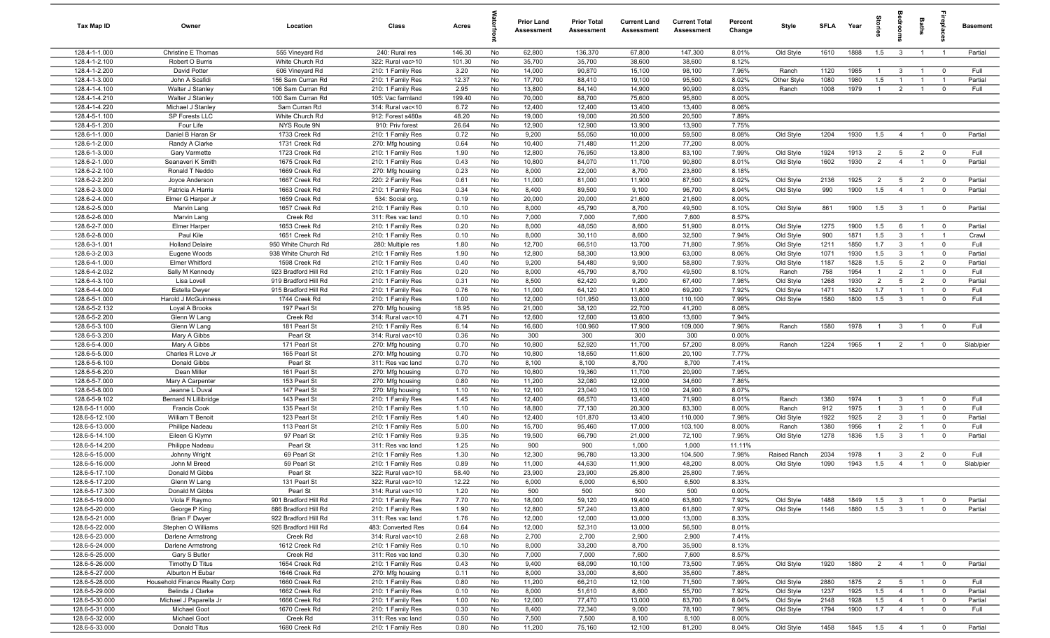| Tax Map ID | Owner | Location | Class | Acres | Waterfront | Prior Land Assessment | Prior Total Assessment | Current Land Assessment | Current Total Assessment | Percent Change | Style | SFLA | Year | Stories | Bedrooms | Baths | Fireplaces | Basement |
|---|---|---|---|---|---|---|---|---|---|---|---|---|---|---|---|---|---|---|
| 128.4-1-1.000 | Christine E Thomas | 555 Vineyard Rd | 240: Rural res | 146.30 | No | 62,800 | 136,370 | 67,800 | 147,300 | 8.01% | Old Style | 1610 | 1888 | 1.5 | 3 | 1 | 1 | Partial |
| 128.4-1-2.100 | Robert O Burris | White Church Rd | 322: Rural vac>10 | 101.30 | No | 35,700 | 35,700 | 38,600 | 38,600 | 8.12% | | | | | | | | |
| 128.4-1-2.200 | David Potter | 606 Vineyard Rd | 210: 1 Family Res | 3.20 | No | 14,000 | 90,870 | 15,100 | 98,100 | 7.96% | Ranch | 1120 | 1985 | 1 | 3 | 1 | 0 | Full |
| 128.4-1-3.000 | John A Scafidi | 156 Sam Curran Rd | 210: 1 Family Res | 12.37 | No | 17,700 | 88,410 | 19,100 | 95,500 | 8.02% | Other Style | 1080 | 1980 | 1.5 | 1 | 1 | 1 | Partial |
| 128.4-1-4.100 | Walter J Stanley | 106 Sam Curran Rd | 210: 1 Family Res | 2.95 | No | 13,800 | 84,140 | 14,900 | 90,900 | 8.03% | Ranch | 1008 | 1979 | 1 | 2 | 1 | 0 | Full |
| 128.4-1-4.210 | Walter J Stanley | 100 Sam Curran Rd | 105: Vac farmland | 199.40 | No | 70,000 | 88,700 | 75,600 | 95,800 | 8.00% | | | | | | | | |
| 128.4-1-4.220 | Michael J Stanley | Sam Curran Rd | 314: Rural vac<10 | 6.72 | No | 12,400 | 12,400 | 13,400 | 13,400 | 8.06% | | | | | | | | |
| 128.4-5-1.100 | SP Forests LLC | White Church Rd | 912: Forest s480a | 48.20 | No | 19,000 | 19,000 | 20,500 | 20,500 | 7.89% | | | | | | | | |
| 128.4-5-1.200 | Four Life | NYS Route 9N | 910: Priv forest | 26.64 | No | 12,900 | 12,900 | 13,900 | 13,900 | 7.75% | | | | | | | | |
| 128.6-1-1.000 | Daniel B Haran Sr | 1733 Creek Rd | 210: 1 Family Res | 0.72 | No | 9,200 | 55,050 | 10,000 | 59,500 | 8.08% | Old Style | 1204 | 1930 | 1.5 | 4 | 1 | 0 | Partial |
| 128.6-1-2.000 | Randy A Clarke | 1731 Creek Rd | 270: Mfg housing | 0.64 | No | 10,400 | 71,480 | 11,200 | 77,200 | 8.00% | | | | | | | | |
| 128.6-1-3.000 | Gary Varmette | 1723 Creek Rd | 210: 1 Family Res | 1.90 | No | 12,800 | 76,950 | 13,800 | 83,100 | 7.99% | Old Style | 1924 | 1913 | 2 | 5 | 2 | 0 | Full |
| 128.6-2-1.000 | Seanaveri K Smith | 1675 Creek Rd | 210: 1 Family Res | 0.43 | No | 10,800 | 84,070 | 11,700 | 90,800 | 8.01% | Old Style | 1602 | 1930 | 2 | 4 | 1 | 0 | Partial |
| 128.6-2-2.100 | Ronald T Neddo | 1669 Creek Rd | 270: Mfg housing | 0.23 | No | 8,000 | 22,000 | 8,700 | 23,800 | 8.18% | | | | | | | | |
| 128.6-2-2.200 | Joyce Anderson | 1667 Creek Rd | 220: 2 Family Res | 0.61 | No | 11,000 | 81,000 | 11,900 | 87,500 | 8.02% | Old Style | 2136 | 1925 | 2 | 5 | 2 | 0 | Partial |
| 128.6-2-3.000 | Patricia A Harris | 1663 Creek Rd | 210: 1 Family Res | 0.34 | No | 8,400 | 89,500 | 9,100 | 96,700 | 8.04% | Old Style | 990 | 1900 | 1.5 | 4 | 1 | 0 | Partial |
| 128.6-2-4.000 | Elmer G Harper Jr | 1659 Creek Rd | 534: Social org. | 0.19 | No | 20,000 | 20,000 | 21,600 | 21,600 | 8.00% | | | | | | | | |
| 128.6-2-5.000 | Marvin Lang | 1657 Creek Rd | 210: 1 Family Res | 0.10 | No | 8,000 | 45,790 | 8,700 | 49,500 | 8.10% | Old Style | 861 | 1900 | 1.5 | 3 | 1 | 0 | Partial |
| 128.6-2-6.000 | Marvin Lang | Creek Rd | 311: Res vac land | 0.10 | No | 7,000 | 7,000 | 7,600 | 7,600 | 8.57% | | | | | | | | |
| 128.6-2-7.000 | Elmer Harper | 1653 Creek Rd | 210: 1 Family Res | 0.20 | No | 8,000 | 48,050 | 8,600 | 51,900 | 8.01% | Old Style | 1275 | 1900 | 1.5 | 6 | 1 | 0 | Partial |
| 128.6-2-8.000 | Paul Kile | 1651 Creek Rd | 210: 1 Family Res | 0.10 | No | 8,000 | 30,110 | 8,600 | 32,500 | 7.94% | Old Style | 900 | 1871 | 1.5 | 3 | 1 | 1 | Crawl |
| 128.6-3-1.001 | Holland Delaire | 950 White Church Rd | 280: Multiple res | 1.80 | No | 12,700 | 66,510 | 13,700 | 71,800 | 7.95% | Old Style | 1211 | 1850 | 1.7 | 3 | 1 | 0 | Full |
| 128.6-3-2.003 | Eugene Woods | 938 White Church Rd | 210: 1 Family Res | 1.90 | No | 12,800 | 58,300 | 13,900 | 63,000 | 8.06% | Old Style | 1071 | 1930 | 1.5 | 3 | 1 | 0 | Partial |
| 128.6-4-1.000 | Elmer Whitford | 1598 Creek Rd | 210: 1 Family Res | 0.40 | No | 9,200 | 54,480 | 9,900 | 58,800 | 7.93% | Old Style | 1187 | 1828 | 1.5 | 5 | 2 | 0 | Partial |
| 128.6-4-2.032 | Sally M Kennedy | 923 Bradford Hill Rd | 210: 1 Family Res | 0.20 | No | 8,000 | 45,790 | 8,700 | 49,500 | 8.10% | Ranch | 758 | 1954 | 1 | 2 | 1 | 0 | Full |
| 128.6-4-3.100 | Lisa Lovell | 919 Bradford Hill Rd | 210: 1 Family Res | 0.31 | No | 8,500 | 62,420 | 9,200 | 67,400 | 7.98% | Old Style | 1268 | 1930 | 2 | 5 | 2 | 0 | Partial |
| 128.6-4-4.000 | Estella Dwyer | 915 Bradford Hill Rd | 210: 1 Family Res | 0.76 | No | 11,000 | 64,120 | 11,800 | 69,200 | 7.92% | Old Style | 1471 | 1820 | 1.7 | 1 | 1 | 0 | Full |
| 128.6-5-1.000 | Harold J McGuinness | 1744 Creek Rd | 210: 1 Family Res | 1.00 | No | 12,000 | 101,950 | 13,000 | 110,100 | 7.99% | Old Style | 1580 | 1800 | 1.5 | 3 | 1 | 0 | Full |
| 128.6-5-2.132 | Loyal A Brooks | 197 Pearl St | 270: Mfg housing | 18.95 | No | 21,000 | 38,120 | 22,700 | 41,200 | 8.08% | | | | | | | | |
| 128.6-5-2.200 | Glenn W Lang | Creek Rd | 314: Rural vac<10 | 4.71 | No | 12,600 | 12,600 | 13,600 | 13,600 | 7.94% | | | | | | | | |
| 128.6-5-3.100 | Glenn W Lang | 181 Pearl St | 210: 1 Family Res | 6.14 | No | 16,600 | 100,960 | 17,900 | 109,000 | 7.96% | Ranch | 1580 | 1978 | 1 | 3 | 1 | 0 | Full |
| 128.6-5-3.200 | Mary A Gibbs | Pearl St | 314: Rural vac<10 | 0.36 | No | 300 | 300 | 300 | 300 | 0.00% | | | | | | | | |
| 128.6-5-4.000 | Mary A Gibbs | 171 Pearl St | 270: Mfg housing | 0.70 | No | 10,800 | 52,920 | 11,700 | 57,200 | 8.09% | Ranch | 1224 | 1965 | 1 | 2 | 1 | 0 | Slab/pier |
| 128.6-5-5.000 | Charles R Love Jr | 165 Pearl St | 270: Mfg housing | 0.70 | No | 10,800 | 18,650 | 11,600 | 20,100 | 7.77% | | | | | | | | |
| 128.6-5-6.100 | Donald Gibbs | Pearl St | 311: Res vac land | 0.70 | No | 8,100 | 8,100 | 8,700 | 8,700 | 7.41% | | | | | | | | |
| 128.6-5-6.200 | Dean Miller | 161 Pearl St | 270: Mfg housing | 0.70 | No | 10,800 | 19,360 | 11,700 | 20,900 | 7.95% | | | | | | | | |
| 128.6-5-7.000 | Mary A Carpenter | 153 Pearl St | 270: Mfg housing | 0.80 | No | 11,200 | 32,080 | 12,000 | 34,600 | 7.86% | | | | | | | | |
| 128.6-5-8.000 | Jeanne L Duval | 147 Pearl St | 270: Mfg housing | 1.10 | No | 12,100 | 23,040 | 13,100 | 24,900 | 8.07% | | | | | | | | |
| 128.6-5-9.102 | Bernard N Lillibridge | 143 Pearl St | 210: 1 Family Res | 1.45 | No | 12,400 | 66,570 | 13,400 | 71,900 | 8.01% | Ranch | 1380 | 1974 | 1 | 3 | 1 | 0 | Full |
| 128.6-5-11.000 | Francis Cook | 135 Pearl St | 210: 1 Family Res | 1.10 | No | 18,800 | 77,130 | 20,300 | 83,300 | 8.00% | Ranch | 912 | 1975 | 1 | 3 | 1 | 0 | Full |
| 128.6-5-12.100 | William T Benoit | 123 Pearl St | 210: 1 Family Res | 1.40 | No | 12,400 | 101,870 | 13,400 | 110,000 | 7.98% | Old Style | 1922 | 1925 | 2 | 3 | 1 | 0 | Partial |
| 128.6-5-13.000 | Phillipe Nadeau | 113 Pearl St | 210: 1 Family Res | 5.00 | No | 15,700 | 95,460 | 17,000 | 103,100 | 8.00% | Ranch | 1380 | 1956 | 1 | 2 | 1 | 0 | Full |
| 128.6-5-14.100 | Eileen G Klymn | 97 Pearl St | 210: 1 Family Res | 9.35 | No | 19,500 | 66,790 | 21,000 | 72,100 | 7.95% | Old Style | 1278 | 1836 | 1.5 | 3 | 1 | 0 | Partial |
| 128.6-5-14.200 | Philippe Nadeau | Pearl St | 311: Res vac land | 1.25 | No | 900 | 900 | 1,000 | 1,000 | 11.11% | | | | | | | | |
| 128.6-5-15.000 | Johnny Wright | 69 Pearl St | 210: 1 Family Res | 1.30 | No | 12,300 | 96,780 | 13,300 | 104,500 | 7.98% | Raised Ranch | 2034 | 1978 | 1 | 3 | 2 | 0 | Full |
| 128.6-5-16.000 | John M Breed | 59 Pearl St | 210: 1 Family Res | 0.89 | No | 11,000 | 44,630 | 11,900 | 48,200 | 8.00% | Old Style | 1090 | 1943 | 1.5 | 4 | 1 | 0 | Slab/pier |
| 128.6-5-17.100 | Donald M Gibbs | Pearl St | 322: Rural vac>10 | 58.40 | No | 23,900 | 23,900 | 25,800 | 25,800 | 7.95% | | | | | | | | |
| 128.6-5-17.200 | Glenn W Lang | 131 Pearl St | 322: Rural vac>10 | 12.22 | No | 6,000 | 6,000 | 6,500 | 6,500 | 8.33% | | | | | | | | |
| 128.6-5-17.300 | Donald M Gibbs | Pearl St | 314: Rural vac<10 | 1.20 | No | 500 | 500 | 500 | 500 | 0.00% | | | | | | | | |
| 128.6-5-19.000 | Viola F Raymo | 901 Bradford Hill Rd | 210: 1 Family Res | 7.70 | No | 18,000 | 59,120 | 19,400 | 63,800 | 7.92% | Old Style | 1488 | 1849 | 1.5 | 3 | 1 | 0 | Partial |
| 128.6-5-20.000 | George P King | 886 Bradford Hill Rd | 210: 1 Family Res | 1.90 | No | 12,800 | 57,240 | 13,800 | 61,800 | 7.97% | Old Style | 1146 | 1880 | 1.5 | 3 | 1 | 0 | Partial |
| 128.6-5-21.000 | Brian F Dwyer | 922 Bradford Hill Rd | 311: Res vac land | 1.76 | No | 12,000 | 12,000 | 13,000 | 13,000 | 8.33% | | | | | | | | |
| 128.6-5-22.000 | Stephen O Williams | 926 Bradford Hill Rd | 483: Converted Res | 0.64 | No | 12,000 | 52,310 | 13,000 | 56,500 | 8.01% | | | | | | | | |
| 128.6-5-23.000 | Darlene Armstrong | Creek Rd | 314: Rural vac<10 | 2.68 | No | 2,700 | 2,700 | 2,900 | 2,900 | 7.41% | | | | | | | | |
| 128.6-5-24.000 | Darlene Armstrong | 1612 Creek Rd | 210: 1 Family Res | 0.10 | No | 8,000 | 33,200 | 8,700 | 35,900 | 8.13% | | | | | | | | |
| 128.6-5-25.000 | Gary S Butler | Creek Rd | 311: Res vac land | 0.30 | No | 7,000 | 7,000 | 7,600 | 7,600 | 8.57% | | | | | | | | |
| 128.6-5-26.000 | Timothy D Titus | 1654 Creek Rd | 210: 1 Family Res | 0.43 | No | 9,400 | 68,090 | 10,100 | 73,500 | 7.95% | Old Style | 1920 | 1880 | 2 | 4 | 1 | 0 | Partial |
| 128.6-5-27.000 | Alburton H Eubar | 1646 Creek Rd | 270: Mfg housing | 0.11 | No | 8,000 | 33,000 | 8,600 | 35,600 | 7.88% | | | | | | | | |
| 128.6-5-28.000 | Household Finance Realty Corp | 1660 Creek Rd | 210: 1 Family Res | 0.80 | No | 11,200 | 66,210 | 12,100 | 71,500 | 7.99% | Old Style | 2880 | 1875 | 2 | 5 | 1 | 0 | Full |
| 128.6-5-29.000 | Belinda J Clarke | 1662 Creek Rd | 210: 1 Family Res | 0.10 | No | 8,000 | 51,610 | 8,600 | 55,700 | 7.92% | Old Style | 1237 | 1925 | 1.5 | 4 | 1 | 0 | Partial |
| 128.6-5-30.000 | Michael J Paparella Jr | 1666 Creek Rd | 210: 1 Family Res | 1.00 | No | 12,000 | 77,470 | 13,000 | 83,700 | 8.04% | Old Style | 2148 | 1928 | 1.5 | 4 | 1 | 0 | Partial |
| 128.6-5-31.000 | Michael Goot | 1670 Creek Rd | 210: 1 Family Res | 0.30 | No | 8,400 | 72,340 | 9,000 | 78,100 | 7.96% | Old Style | 1794 | 1900 | 1.7 | 4 | 1 | 0 | Full |
| 128.6-5-32.000 | Michael Goot | Creek Rd | 311: Res vac land | 0.50 | No | 7,500 | 7,500 | 8,100 | 8,100 | 8.00% | | | | | | | | |
| 128.6-5-33.000 | Donald Titus | 1680 Creek Rd | 210: 1 Family Res | 0.80 | No | 11,200 | 75,160 | 12,100 | 81,200 | 8.04% | Old Style | 1458 | 1845 | 1.5 | 4 | 1 | 0 | Partial |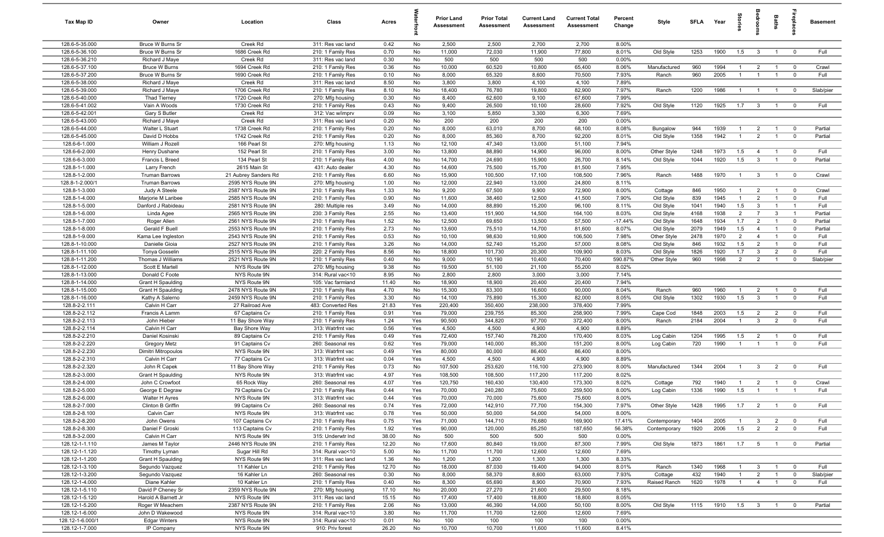| Tax Map ID | Owner | Location | Class | Acres | Waterfront | Prior Land Assessment | Prior Total Assessment | Current Land Assessment | Current Total Assessment | Percent Change | Style | SFLA | Year | Stories | Bedrooms | Baths | Fireplaces | Basement |
|---|---|---|---|---|---|---|---|---|---|---|---|---|---|---|---|---|---|---|
| 128.6-5-35.000 | Bruce W Burns Sr | Creek Rd | 311: Res vac land | 0.42 | No | 2,500 | 2,500 | 2,700 | 2,700 | 8.00% | | | | | | | | |
| 128.6-5-36.100 | Bruce W Burns Sr | 1686 Creek Rd | 210: 1 Family Res | 0.70 | No | 11,000 | 72,030 | 11,900 | 77,800 | 8.01% | Old Style | 1253 | 1900 | 1.5 | 3 | 1 | 0 | Full |
| 128.6-5-36.210 | Richard J Maye | Creek Rd | 311: Res vac land | 0.30 | No | 500 | 500 | 500 | 500 | 0.00% | | | | | | | | |
| 128.6-5-37.100 | Bruce W Burns | 1694 Creek Rd | 210: 1 Family Res | 0.36 | No | 10,000 | 60,520 | 10,800 | 65,400 | 8.06% | Manufactured | 960 | 1994 | 1 | 2 | 1 | 0 | Crawl |
| 128.6-5-37.200 | Bruce W Burns Sr | 1690 Creek Rd | 210: 1 Family Res | 0.10 | No | 8,000 | 65,320 | 8,600 | 70,500 | 7.93% | Ranch | 960 | 2005 | 1 | 1 | 1 | 0 | Full |
| 128.6-5-38.000 | Richard J Maye | Creek Rd | 311: Res vac land | 8.50 | No | 3,800 | 3,800 | 4,100 | 4,100 | 7.89% | | | | | | | | |
| 128.6-5-39.000 | Richard J Maye | 1706 Creek Rd | 210: 1 Family Res | 0.70 | No | 18,400 | 76,780 | 19,800 | 82,900 | 7.97% | Ranch | 1200 | 1986 | 1 | 1 | 1 | 0 | Slab/pier |
| 128.6-5-40.000 | Thad Tierney | 1720 Creek Rd | 270: Mfg housing | 0.30 | No | 8,400 | 62,600 | 9,100 | 67,600 | 7.99% | | | | | | | | |
| 128.6-5-41.002 | Vain A Woods | 1730 Creek Rd | 210: 1 Family Res | 0.43 | No | 9,400 | 26,500 | 10,100 | 28,600 | 7.92% | Old Style | 1120 | 1925 | 1.7 | 3 | 1 | 0 | Full |
| 128.6-5-42.001 | Gary S Butler | Creek Rd | 312: Vac w/imprv | 0.09 | No | 3,100 | 5,850 | 3,300 | 6,300 | 7.69% | | | | | | | | |
| 128.6-5-43.000 | Richard J Maye | Creek Rd | 311: Res vac land | 0.20 | No | 200 | 200 | 200 | 200 | 0.00% | | | | | | | | |
| 128.6-5-44.000 | Walter L Stuart | 1738 Creek Rd | 210: 1 Family Res | 0.20 | No | 8,000 | 63,010 | 8,700 | 68,100 | 8.08% | Bungalow | 944 | 1939 | 1 | 2 | 1 | 0 | Partial |
| 128.6-5-45.000 | David D Hobbs | 1742 Creek Rd | 210: 1 Family Res | 0.20 | No | 8,000 | 85,360 | 8,700 | 92,200 | 8.01% | Old Style | 1358 | 1942 | 1 | 2 | 1 | 0 | Partial |
| 128.6-6-1.000 | William J Rozell | 166 Pearl St | 270: Mfg housing | 1.13 | No | 12,100 | 47,340 | 13,000 | 51,100 | 7.94% | | | | | | | | |
| 128.6-6-2.000 | Henry Dushane | 152 Pearl St | 210: 1 Family Res | 3.00 | No | 13,800 | 88,890 | 14,900 | 96,000 | 8.00% | Other Style | 1248 | 1973 | 1.5 | 4 | 1 | 0 | Full |
| 128.6-6-3.000 | Francis L Breed | 134 Pearl St | 210: 1 Family Res | 4.00 | No | 14,700 | 24,690 | 15,900 | 26,700 | 8.14% | Old Style | 1044 | 1920 | 1.5 | 3 | 1 | 0 | Partial |
| 128.8-1-1.000 | Larry French | 2615 Main St | 431: Auto dealer | 4.30 | No | 14,600 | 75,500 | 15,700 | 81,500 | 7.95% | | | | | | | | |
| 128.8-1-2.000 | Truman Barrows | 21 Aubrey Sanders Rd | 210: 1 Family Res | 6.60 | No | 15,900 | 100,500 | 17,100 | 108,500 | 7.96% | Ranch | 1488 | 1970 | 1 | 3 | 1 | 0 | Crawl |
| 128.8-1-2.000/1 | Truman Barrows | 2595 NYS Route 9N | 270: Mfg housing | 1.00 | No | 12,000 | 22,940 | 13,000 | 24,800 | 8.11% | | | | | | | | |
| 128.8-1-3.000 | Judy A Steele | 2587 NYS Route 9N | 210: 1 Family Res | 1.33 | No | 9,200 | 67,500 | 9,900 | 72,900 | 8.00% | Cottage | 846 | 1950 | 1 | 2 | 1 | 0 | Crawl |
| 128.8-1-4.000 | Marjorie M Laribee | 2585 NYS Route 9N | 210: 1 Family Res | 0.90 | No | 11,600 | 38,460 | 12,500 | 41,500 | 7.90% | Old Style | 839 | 1945 | 1 | 2 | 1 | 0 | Full |
| 128.8-1-5.000 | Danford J Rabideau | 2581 NYS Route 9N | 280: Multiple res | 3.49 | No | 14,000 | 88,890 | 15,200 | 96,100 | 8.11% | Old Style | 1041 | 1940 | 1.5 | 3 | 1 | 1 | Full |
| 128.8-1-6.000 | Linda Agee | 2565 NYS Route 9N | 230: 3 Family Res | 2.55 | No | 13,400 | 151,900 | 14,500 | 164,100 | 8.03% | Old Style | 4168 | 1938 | 2 | 7 | 3 | 1 | Partial |
| 128.8-1-7.000 | Roger Allen | 2561 NYS Route 9N | 210: 1 Family Res | 1.52 | No | 12,500 | 69,650 | 13,500 | 57,500 | -17.44% | Old Style | 1648 | 1934 | 1.7 | 2 | 1 | 0 | Partial |
| 128.8-1-8.000 | Gerald F Buell | 2553 NYS Route 9N | 210: 1 Family Res | 2.73 | No | 13,600 | 75,510 | 14,700 | 81,600 | 8.07% | Old Style | 2079 | 1949 | 1.5 | 4 | 1 | 0 | Partial |
| 128.8-1-9.000 | Kama Lee Ingleston | 2543 NYS Route 9N | 210: 1 Family Res | 0.53 | No | 10,100 | 98,630 | 10,900 | 106,500 | 7.98% | Other Style | 2478 | 1970 | 2 | 4 | 1 | 0 | Full |
| 128.8-1-10.000 | Danielle Gioia | 2527 NYS Route 9N | 210: 1 Family Res | 3.26 | No | 14,000 | 52,740 | 15,200 | 57,000 | 8.08% | Old Style | 846 | 1932 | 1.5 | 2 | 1 | 0 | Full |
| 128.8-1-11.100 | Tonya Gosselin | 2515 NYS Route 9N | 220: 2 Family Res | 8.56 | No | 18,800 | 101,730 | 20,300 | 109,900 | 8.03% | Old Style | 1826 | 1920 | 1.7 | 3 | 2 | 0 | Full |
| 128.8-1-11.200 | Thomas J Williams | 2521 NYS Route 9N | 210: 1 Family Res | 0.40 | No | 9,000 | 10,190 | 10,400 | 70,400 | 590.87% | Other Style | 960 | 1998 | 2 | 2 | 1 | 0 | Slab/pier |
| 128.8-1-12.000 | Scott E Martell | NYS Route 9N | 270: Mfg housing | 9.38 | No | 19,500 | 51,100 | 21,100 | 55,200 | 8.02% | | | | | | | | |
| 128.8-1-13.000 | Donald C Foote | NYS Route 9N | 314: Rural vac<10 | 8.95 | No | 2,800 | 2,800 | 3,000 | 3,000 | 7.14% | | | | | | | | |
| 128.8-1-14.000 | Grant H Spaulding | NYS Route 9N | 105: Vac farmland | 11.40 | No | 18,900 | 18,900 | 20,400 | 20,400 | 7.94% | | | | | | | | |
| 128.8-1-15.000 | Grant H Spaulding | 2478 NYS Route 9N | 210: 1 Family Res | 4.70 | No | 15,300 | 83,300 | 16,600 | 90,000 | 8.04% | Ranch | 960 | 1960 | 1 | 2 | 1 | 0 | Full |
| 128.8-1-16.000 | Kathy A Salerno | 2459 NYS Route 9N | 210: 1 Family Res | 3.30 | No | 14,100 | 75,890 | 15,300 | 82,000 | 8.05% | Old Style | 1302 | 1930 | 1.5 | 3 | 1 | 0 | Full |
| 128.8-2-2.111 | Calvin H Carr | 27 Railroad Ave | 483: Converted Res | 21.83 | Yes | 220,400 | 350,400 | 238,000 | 378,400 | 7.99% | | | | | | | | |
| 128.8-2-2.112 | Francis A Lamm | 67 Captains Cv | 210: 1 Family Res | 0.91 | Yes | 79,000 | 239,755 | 85,300 | 258,900 | 7.99% | Cape Cod | 1848 | 2003 | 1.5 | 2 | 2 | 0 | Full |
| 128.8-2-2.113 | John Hieber | 11 Bay Shore Way | 210: 1 Family Res | 1.24 | Yes | 90,500 | 344,820 | 97,700 | 372,400 | 8.00% | Ranch | 2184 | 2004 | 1 | 3 | 2 | 0 | Full |
| 128.8-2-2.114 | Calvin H Carr | Bay Shore Way | 313: Watrfrnt vac | 0.56 | Yes | 4,500 | 4,500 | 4,900 | 4,900 | 8.89% | | | | | | | | |
| 128.8-2-2.210 | Daniel Kosinski | 89 Captains Cv | 210: 1 Family Res | 0.49 | Yes | 72,400 | 157,740 | 78,200 | 170,400 | 8.03% | Log Cabin | 1204 | 1995 | 1.5 | 2 | 1 | 0 | Full |
| 128.8-2-2.220 | Gregory Metz | 91 Captains Cv | 260: Seasonal res | 0.62 | Yes | 79,000 | 140,000 | 85,300 | 151,200 | 8.00% | Log Cabin | 720 | 1990 | 1 | 1 | 1 | 0 | Full |
| 128.8-2-2.230 | Dimitri Mitropoulos | NYS Route 9N | 313: Watrfrnt vac | 0.49 | Yes | 80,000 | 80,000 | 86,400 | 86,400 | 8.00% | | | | | | | | |
| 128.8-2-2.310 | Calvin H Carr | 77 Captains Cv | 313: Watrfrnt vac | 0.04 | Yes | 4,500 | 4,500 | 4,900 | 4,900 | 8.89% | | | | | | | | |
| 128.8-2-2.320 | John R Capek | 11 Bay Shore Way | 210: 1 Family Res | 0.73 | No | 107,500 | 253,620 | 116,100 | 273,900 | 8.00% | Manufactured | 1344 | 2004 | 1 | 3 | 2 | 0 | Full |
| 128.8-2-3.000 | Grant H Spaulding | NYS Route 9N | 313: Watrfrnt vac | 4.97 | Yes | 108,500 | 108,500 | 117,200 | 117,200 | 8.02% | | | | | | | | |
| 128.8-2-4.000 | John C Crowfoot | 65 Rock Way | 260: Seasonal res | 4.07 | Yes | 120,750 | 160,430 | 130,400 | 173,300 | 8.02% | Cottage | 792 | 1940 | 1 | 2 | 1 | 0 | Crawl |
| 128.8-2-5.000 | George E Degraw | 79 Captains Cv | 210: 1 Family Res | 0.44 | Yes | 70,000 | 240,280 | 75,600 | 259,500 | 8.00% | Log Cabin | 1336 | 1990 | 1.5 | 1 | 1 | 1 | Full |
| 128.8-2-6.000 | Walter H Ayres | NYS Route 9N | 313: Watrfrnt vac | 0.44 | Yes | 70,000 | 70,000 | 75,600 | 75,600 | 8.00% | | | | | | | | |
| 128.8-2-7.000 | Clinton B Griffin | 99 Captains Cv | 260: Seasonal res | 0.74 | Yes | 72,000 | 142,910 | 77,700 | 154,300 | 7.97% | Other Style | 1428 | 1995 | 1.7 | 2 | 1 | 0 | Full |
| 128.8-2-8.100 | Calvin Carr | NYS Route 9N | 313: Watrfrnt vac | 0.78 | Yes | 50,000 | 50,000 | 54,000 | 54,000 | 8.00% | | | | | | | | |
| 128.8-2-8.200 | John Owens | 107 Captains Cv | 210: 1 Family Res | 0.75 | Yes | 71,000 | 144,710 | 76,680 | 169,900 | 17.41% | Contemporary | 1404 | 2005 | 1 | 3 | 2 | 0 | Full |
| 128.8-2-8.300 | Daniel F Groski | 113 Captains Cv | 210: 1 Family Res | 1.92 | Yes | 90,000 | 120,000 | 85,250 | 187,650 | 56.38% | Contemporary | 1920 | 2006 | 1.5 | 2 | 2 | 0 | Full |
| 128.8-3-2.000 | Calvin H Carr | NYS Route 9N | 315: Underwtr lnd | 38.00 | No | 500 | 500 | 500 | 500 | 0.00% | | | | | | | | |
| 128.12-1-1.110 | James M Taylor | 2446 NYS Route 9N | 210: 1 Family Res | 12.20 | No | 17,600 | 80,840 | 19,000 | 87,300 | 7.99% | Old Style | 1873 | 1861 | 1.7 | 5 | 1 | 0 | Partial |
| 128.12-1-1.120 | Timothy Lyman | Sugar Hill Rd | 314: Rural vac<10 | 5.00 | No | 11,700 | 11,700 | 12,600 | 12,600 | 7.69% | | | | | | | | |
| 128.12-1-1.200 | Grant H Spaulding | NYS Route 9N | 311: Res vac land | 1.36 | No | 1,200 | 1,200 | 1,300 | 1,300 | 8.33% | | | | | | | | |
| 128.12-1-3.100 | Segundo Vazquez | 11 Kahler Ln | 210: 1 Family Res | 12.70 | No | 18,000 | 87,030 | 19,400 | 94,000 | 8.01% | Ranch | 1340 | 1968 | 1 | 3 | 1 | 0 | Full |
| 128.12-1-3.200 | Segundo Vazquez | 16 Kahler Ln | 260: Seasonal res | 0.30 | No | 8,000 | 58,370 | 8,600 | 63,000 | 7.93% | Cottage | 432 | 1940 | 1 | 2 | 1 | 0 | Slab/pier |
| 128.12-1-4.000 | Diane Kahler | 10 Kahler Ln | 210: 1 Family Res | 0.40 | No | 8,300 | 65,690 | 8,900 | 70,900 | 7.93% | Raised Ranch | 1620 | 1978 | 1 | 4 | 1 | 0 | Full |
| 128.12-1-5.110 | David P Cheney Sr | 2359 NYS Route 9N | 270: Mfg housing | 17.10 | No | 20,000 | 27,270 | 21,600 | 29,500 | 8.18% | | | | | | | | |
| 128.12-1-5.120 | Harold A Barnett Jr | NYS Route 9N | 311: Res vac land | 15.15 | No | 17,400 | 17,400 | 18,800 | 18,800 | 8.05% | | | | | | | | |
| 128.12-1-5.200 | Roger W Meachem | 2387 NYS Route 9N | 210: 1 Family Res | 2.06 | No | 13,000 | 46,390 | 14,000 | 50,100 | 8.00% | Old Style | 1115 | 1910 | 1.5 | 3 | 1 | 0 | Partial |
| 128.12-1-6.000 | John D Wakewood | NYS Route 9N | 314: Rural vac<10 | 3.80 | No | 11,700 | 11,700 | 12,600 | 12,600 | 7.69% | | | | | | | | |
| 128.12-1-6.000/1 | Edgar Winters | NYS Route 9N | 314: Rural vac<10 | 0.01 | No | 100 | 100 | 100 | 100 | 0.00% | | | | | | | | |
| 128.12-1-7.000 | IP Company | NYS Route 9N | 910: Priv forest | 26.20 | No | 10,700 | 10,700 | 11,600 | 11,600 | 8.41% | | | | | | | | |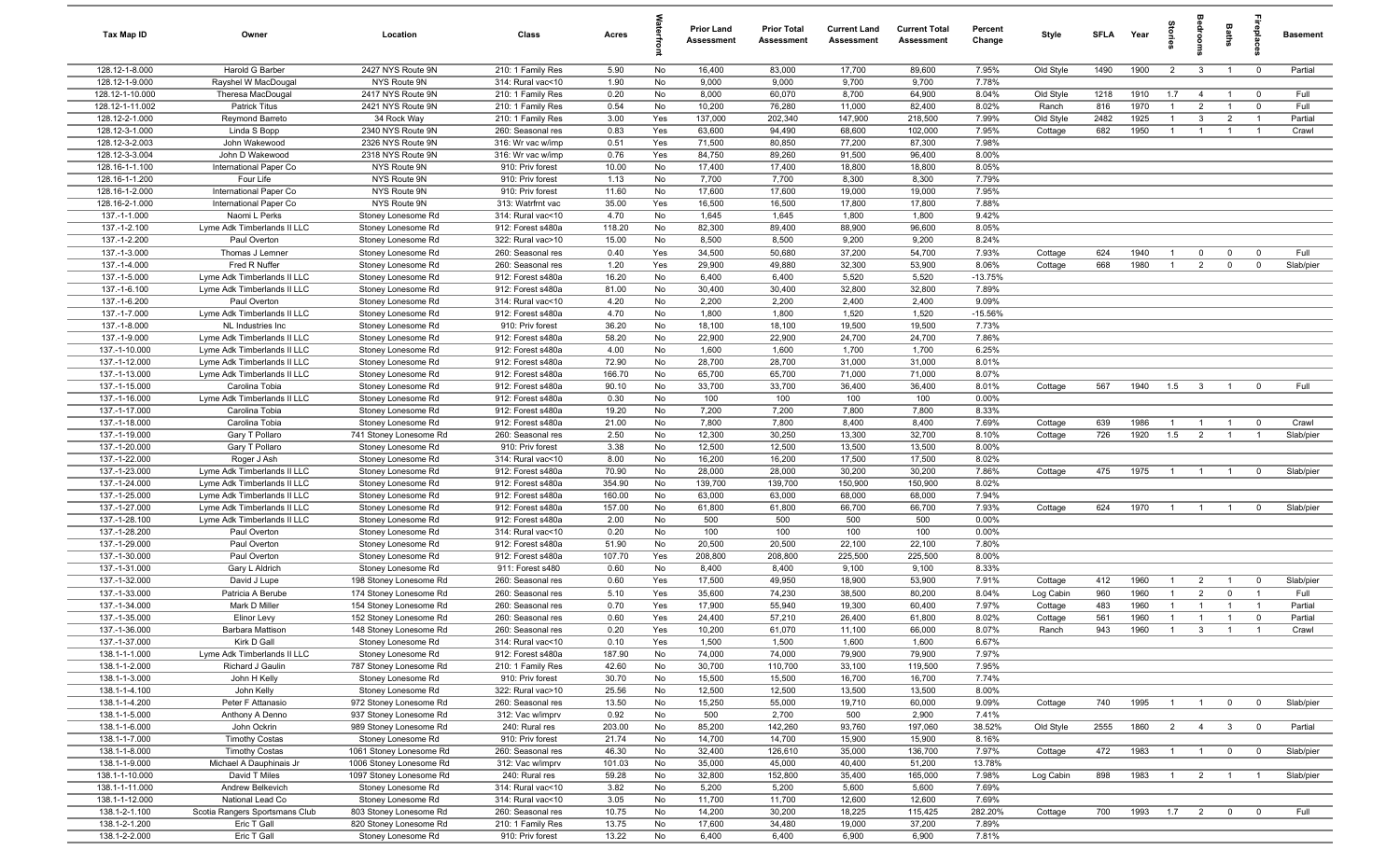| Tax Map ID | Owner | Location | Class | Acres | Waterfront | Prior Land Assessment | Prior Total Assessment | Current Land Assessment | Current Total Assessment | Percent Change | Style | SFLA | Year | Stories | Bedrooms | Baths | Fireplaces | Basement |
|---|---|---|---|---|---|---|---|---|---|---|---|---|---|---|---|---|---|---|
| 128.12-1-8.000 | Harold G Barber | 2427 NYS Route 9N | 210: 1 Family Res | 5.90 | No | 16,400 | 83,000 | 17,700 | 89,600 | 7.95% | Old Style | 1490 | 1900 | 2 | 3 | 1 | 0 | Partial |
| 128.12-1-9.000 | Rayshel W MacDougal | NYS Route 9N | 314: Rural vac<10 | 1.90 | No | 9,000 | 9,000 | 9,700 | 9,700 | 7.78% | | | | | | | | |
| 128.12-1-10.000 | Theresa MacDougal | 2417 NYS Route 9N | 210: 1 Family Res | 0.20 | No | 8,000 | 60,070 | 8,700 | 64,900 | 8.04% | Old Style | 1218 | 1910 | 1.7 | 4 | 1 | 0 | Full |
| 128.12-1-11.002 | Patrick Titus | 2421 NYS Route 9N | 210: 1 Family Res | 0.54 | No | 10,200 | 76,280 | 11,000 | 82,400 | 8.02% | Ranch | 816 | 1970 | 1 | 2 | 1 | 0 | Full |
| 128.12-2-1.000 | Reymond Barreto | 34 Rock Way | 210: 1 Family Res | 3.00 | Yes | 137,000 | 202,340 | 147,900 | 218,500 | 7.99% | Old Style | 2482 | 1925 | 1 | 3 | 2 | 1 | Partial |
| 128.12-3-1.000 | Linda S Bopp | 2340 NYS Route 9N | 260: Seasonal res | 0.83 | Yes | 63,600 | 94,490 | 68,600 | 102,000 | 7.95% | Cottage | 682 | 1950 | 1 | 1 | 1 | 1 | Crawl |
| 128.12-3-2.003 | John Wakewood | 2326 NYS Route 9N | 316: Wr vac w/imp | 0.51 | Yes | 71,500 | 80,850 | 77,200 | 87,300 | 7.98% | | | | | | | | |
| 128.12-3-3.004 | John D Wakewood | 2318 NYS Route 9N | 316: Wr vac w/imp | 0.76 | Yes | 84,750 | 89,260 | 91,500 | 96,400 | 8.00% | | | | | | | | |
| 128.16-1-1.100 | International Paper Co | NYS Route 9N | 910: Priv forest | 10.00 | No | 17,400 | 17,400 | 18,800 | 18,800 | 8.05% | | | | | | | | |
| 128.16-1-1.200 | Four Life | NYS Route 9N | 910: Priv forest | 1.13 | No | 7,700 | 7,700 | 8,300 | 8,300 | 7.79% | | | | | | | | |
| 128.16-1-2.000 | International Paper Co | NYS Route 9N | 910: Priv forest | 11.60 | No | 17,600 | 17,600 | 19,000 | 19,000 | 7.95% | | | | | | | | |
| 128.16-2-1.000 | International Paper Co | NYS Route 9N | 313: Watrfrnt vac | 35.00 | Yes | 16,500 | 16,500 | 17,800 | 17,800 | 7.88% | | | | | | | | |
| 137.-1-1.000 | Naomi L Perks | Stoney Lonesome Rd | 314: Rural vac<10 | 4.70 | No | 1,645 | 1,645 | 1,800 | 1,800 | 9.42% | | | | | | | | |
| 137.-1-2.100 | Lyme Adk Timberlands II LLC | Stoney Lonesome Rd | 912: Forest s480a | 118.20 | No | 82,300 | 89,400 | 88,900 | 96,600 | 8.05% | | | | | | | | |
| 137.-1-2.200 | Paul Overton | Stoney Lonesome Rd | 322: Rural vac>10 | 15.00 | No | 8,500 | 8,500 | 9,200 | 9,200 | 8.24% | | | | | | | | |
| 137.-1-3.000 | Thomas J Lemner | Stoney Lonesome Rd | 260: Seasonal res | 0.40 | Yes | 34,500 | 50,680 | 37,200 | 54,700 | 7.93% | Cottage | 624 | 1940 | 1 | 0 | 0 | 0 | Full |
| 137.-1-4.000 | Fred R Nuffer | Stoney Lonesome Rd | 260: Seasonal res | 1.20 | Yes | 29,900 | 49,880 | 32,300 | 53,900 | 8.06% | Cottage | 668 | 1980 | 1 | 2 | 0 | 0 | Slab/pier |
| 137.-1-5.000 | Lyme Adk Timberlands II LLC | Stoney Lonesome Rd | 912: Forest s480a | 16.20 | No | 6,400 | 6,400 | 5,520 | 5,520 | -13.75% | | | | | | | | |
| 137.-1-6.100 | Lyme Adk Timberlands II LLC | Stoney Lonesome Rd | 912: Forest s480a | 81.00 | No | 30,400 | 30,400 | 32,800 | 32,800 | 7.89% | | | | | | | | |
| 137.-1-6.200 | Paul Overton | Stoney Lonesome Rd | 314: Rural vac<10 | 4.20 | No | 2,200 | 2,200 | 2,400 | 2,400 | 9.09% | | | | | | | | |
| 137.-1-7.000 | Lyme Adk Timberlands II LLC | Stoney Lonesome Rd | 912: Forest s480a | 4.70 | No | 1,800 | 1,800 | 1,520 | 1,520 | -15.56% | | | | | | | | |
| 137.-1-8.000 | NL Industries Inc | Stoney Lonesome Rd | 910: Priv forest | 36.20 | No | 18,100 | 18,100 | 19,500 | 19,500 | 7.73% | | | | | | | | |
| 137.-1-9.000 | Lyme Adk Timberlands II LLC | Stoney Lonesome Rd | 912: Forest s480a | 58.20 | No | 22,900 | 22,900 | 24,700 | 24,700 | 7.86% | | | | | | | | |
| 137.-1-10.000 | Lyme Adk Timberlands II LLC | Stoney Lonesome Rd | 912: Forest s480a | 4.00 | No | 1,600 | 1,600 | 1,700 | 1,700 | 6.25% | | | | | | | | |
| 137.-1-12.000 | Lyme Adk Timberlands II LLC | Stoney Lonesome Rd | 912: Forest s480a | 72.90 | No | 28,700 | 28,700 | 31,000 | 31,000 | 8.01% | | | | | | | | |
| 137.-1-13.000 | Lyme Adk Timberlands II LLC | Stoney Lonesome Rd | 912: Forest s480a | 166.70 | No | 65,700 | 65,700 | 71,000 | 71,000 | 8.07% | | | | | | | | |
| 137.-1-15.000 | Carolina Tobia | Stoney Lonesome Rd | 912: Forest s480a | 90.10 | No | 33,700 | 33,700 | 36,400 | 36,400 | 8.01% | Cottage | 567 | 1940 | 1.5 | 3 | 1 | 0 | Full |
| 137.-1-16.000 | Lyme Adk Timberlands II LLC | Stoney Lonesome Rd | 912: Forest s480a | 0.30 | No | 100 | 100 | 100 | 100 | 0.00% | | | | | | | | |
| 137.-1-17.000 | Carolina Tobia | Stoney Lonesome Rd | 912: Forest s480a | 19.20 | No | 7,200 | 7,200 | 7,800 | 7,800 | 8.33% | | | | | | | | |
| 137.-1-18.000 | Carolina Tobia | Stoney Lonesome Rd | 912: Forest s480a | 21.00 | No | 7,800 | 7,800 | 8,400 | 8,400 | 7.69% | Cottage | 639 | 1986 | 1 | 1 | 1 | 0 | Crawl |
| 137.-1-19.000 | Gary T Pollaro | 741 Stoney Lonesome Rd | 260: Seasonal res | 2.50 | No | 12,300 | 30,250 | 13,300 | 32,700 | 8.10% | Cottage | 726 | 1920 | 1.5 | 2 | 1 | 1 | Slab/pier |
| 137.-1-20.000 | Gary T Pollaro | Stoney Lonesome Rd | 910: Priv forest | 3.38 | No | 12,500 | 12,500 | 13,500 | 13,500 | 8.00% | | | | | | | | |
| 137.-1-22.000 | Roger J Ash | Stoney Lonesome Rd | 314: Rural vac<10 | 8.00 | No | 16,200 | 16,200 | 17,500 | 17,500 | 8.02% | | | | | | | | |
| 137.-1-23.000 | Lyme Adk Timberlands II LLC | Stoney Lonesome Rd | 912: Forest s480a | 70.90 | No | 28,000 | 28,000 | 30,200 | 30,200 | 7.86% | Cottage | 475 | 1975 | 1 | 1 | 1 | 0 | Slab/pier |
| 137.-1-24.000 | Lyme Adk Timberlands II LLC | Stoney Lonesome Rd | 912: Forest s480a | 354.90 | No | 139,700 | 139,700 | 150,900 | 150,900 | 8.02% | | | | | | | | |
| 137.-1-25.000 | Lyme Adk Timberlands II LLC | Stoney Lonesome Rd | 912: Forest s480a | 160.00 | No | 63,000 | 63,000 | 68,000 | 68,000 | 7.94% | | | | | | | | |
| 137.-1-27.000 | Lyme Adk Timberlands II LLC | Stoney Lonesome Rd | 912: Forest s480a | 157.00 | No | 61,800 | 61,800 | 66,700 | 66,700 | 7.93% | Cottage | 624 | 1970 | 1 | 1 | 1 | 0 | Slab/pier |
| 137.-1-28.100 | Lyme Adk Timberlands II LLC | Stoney Lonesome Rd | 912: Forest s480a | 2.00 | No | 500 | 500 | 500 | 500 | 0.00% | | | | | | | | |
| 137.-1-28.200 | Paul Overton | Stoney Lonesome Rd | 314: Rural vac<10 | 0.20 | No | 100 | 100 | 100 | 100 | 0.00% | | | | | | | | |
| 137.-1-29.000 | Paul Overton | Stoney Lonesome Rd | 912: Forest s480a | 51.90 | No | 20,500 | 20,500 | 22,100 | 22,100 | 7.80% | | | | | | | | |
| 137.-1-30.000 | Paul Overton | Stoney Lonesome Rd | 912: Forest s480a | 107.70 | Yes | 208,800 | 208,800 | 225,500 | 225,500 | 8.00% | | | | | | | | |
| 137.-1-31.000 | Gary L Aldrich | Stoney Lonesome Rd | 911: Forest s480 | 0.60 | No | 8,400 | 8,400 | 9,100 | 9,100 | 8.33% | | | | | | | | |
| 137.-1-32.000 | David J Lupe | 198 Stoney Lonesome Rd | 260: Seasonal res | 0.60 | Yes | 17,500 | 49,950 | 18,900 | 53,900 | 7.91% | Cottage | 412 | 1960 | 1 | 2 | 1 | 0 | Slab/pier |
| 137.-1-33.000 | Patricia A Berube | 174 Stoney Lonesome Rd | 260: Seasonal res | 5.10 | Yes | 35,600 | 74,230 | 38,500 | 80,200 | 8.04% | Log Cabin | 960 | 1960 | 1 | 2 | 0 | 1 | Full |
| 137.-1-34.000 | Mark D Miller | 154 Stoney Lonesome Rd | 260: Seasonal res | 0.70 | Yes | 17,900 | 55,940 | 19,300 | 60,400 | 7.97% | Cottage | 483 | 1960 | 1 | 1 | 1 | 1 | Partial |
| 137.-1-35.000 | Elinor Levy | 152 Stoney Lonesome Rd | 260: Seasonal res | 0.60 | Yes | 24,400 | 57,210 | 26,400 | 61,800 | 8.02% | Cottage | 561 | 1960 | 1 | 1 | 1 | 0 | Partial |
| 137.-1-36.000 | Barbara Mattison | 148 Stoney Lonesome Rd | 260: Seasonal res | 0.20 | Yes | 10,200 | 61,070 | 11,100 | 66,000 | 8.07% | Ranch | 943 | 1960 | 1 | 3 | 1 | 1 | Crawl |
| 137.-1-37.000 | Kirk D Gall | Stoney Lonesome Rd | 314: Rural vac<10 | 0.10 | Yes | 1,500 | 1,500 | 1,600 | 1,600 | 6.67% | | | | | | | | |
| 138.1-1-1.000 | Lyme Adk Timberlands II LLC | Stoney Lonesome Rd | 912: Forest s480a | 187.90 | No | 74,000 | 74,000 | 79,900 | 79,900 | 7.97% | | | | | | | | |
| 138.1-1-2.000 | Richard J Gaulin | 787 Stoney Lonesome Rd | 210: 1 Family Res | 42.60 | No | 30,700 | 110,700 | 33,100 | 119,500 | 7.95% | | | | | | | | |
| 138.1-1-3.000 | John H Kelly | Stoney Lonesome Rd | 910: Priv forest | 30.70 | No | 15,500 | 15,500 | 16,700 | 16,700 | 7.74% | | | | | | | | |
| 138.1-1-4.100 | John Kelly | Stoney Lonesome Rd | 322: Rural vac>10 | 25.56 | No | 12,500 | 12,500 | 13,500 | 13,500 | 8.00% | | | | | | | | |
| 138.1-1-4.200 | Peter F Attanasio | 972 Stoney Lonesome Rd | 260: Seasonal res | 13.50 | No | 15,250 | 55,000 | 19,710 | 60,000 | 9.09% | Cottage | 740 | 1995 | 1 | 1 | 0 | 0 | Slab/pier |
| 138.1-1-5.000 | Anthony A Denno | 937 Stoney Lonesome Rd | 312: Vac w/imprv | 0.92 | No | 500 | 2,700 | 500 | 2,900 | 7.41% | | | | | | | | |
| 138.1-1-6.000 | John Ockrin | 989 Stoney Lonesome Rd | 240: Rural res | 203.00 | No | 85,200 | 142,260 | 93,760 | 197,060 | 38.52% | Old Style | 2555 | 1860 | 2 | 4 | 3 | 0 | Partial |
| 138.1-1-7.000 | Timothy Costas | Stoney Lonesome Rd | 910: Priv forest | 21.74 | No | 14,700 | 14,700 | 15,900 | 15,900 | 8.16% | | | | | | | | |
| 138.1-1-8.000 | Timothy Costas | 1061 Stoney Lonesome Rd | 260: Seasonal res | 46.30 | No | 32,400 | 126,610 | 35,000 | 136,700 | 7.97% | Cottage | 472 | 1983 | 1 | 1 | 0 | 0 | Slab/pier |
| 138.1-1-9.000 | Michael A Dauphinais Jr | 1006 Stoney Lonesome Rd | 312: Vac w/imprv | 101.03 | No | 35,000 | 45,000 | 40,400 | 51,200 | 13.78% | | | | | | | | |
| 138.1-1-10.000 | David T Miles | 1097 Stoney Lonesome Rd | 240: Rural res | 59.28 | No | 32,800 | 152,800 | 35,400 | 165,000 | 7.98% | Log Cabin | 898 | 1983 | 1 | 2 | 1 | 1 | Slab/pier |
| 138.1-1-11.000 | Andrew Belkevich | Stoney Lonesome Rd | 314: Rural vac<10 | 3.82 | No | 5,200 | 5,200 | 5,600 | 5,600 | 7.69% | | | | | | | | |
| 138.1-1-12.000 | National Lead Co | Stoney Lonesome Rd | 314: Rural vac<10 | 3.05 | No | 11,700 | 11,700 | 12,600 | 12,600 | 7.69% | | | | | | | | |
| 138.1-2-1.100 | Scotia Rangers Sportsmans Club | 803 Stoney Lonesome Rd | 260: Seasonal res | 10.75 | No | 14,200 | 30,200 | 18,225 | 115,425 | 282.20% | Cottage | 700 | 1993 | 1.7 | 2 | 0 | 0 | Full |
| 138.1-2-1.200 | Eric T Gall | 820 Stoney Lonesome Rd | 210: 1 Family Res | 13.75 | No | 17,600 | 34,480 | 19,000 | 37,200 | 7.89% | | | | | | | | |
| 138.1-2-2.000 | Eric T Gall | Stoney Lonesome Rd | 910: Priv forest | 13.22 | No | 6,400 | 6,400 | 6,900 | 6,900 | 7.81% | | | | | | | | |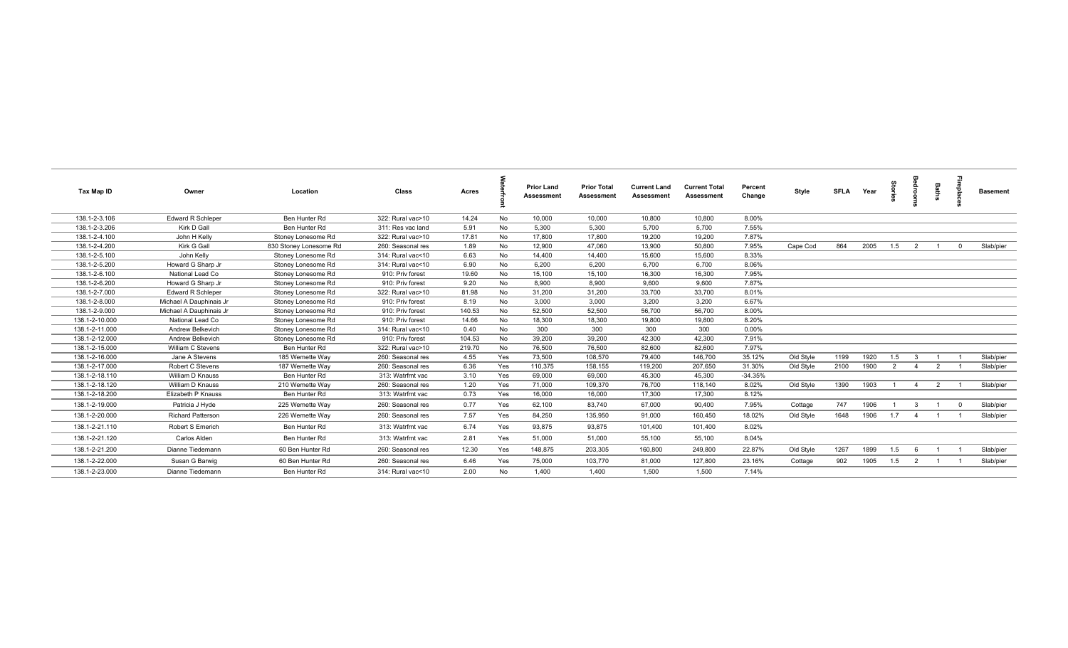| Tax Map ID | Owner | Location | Class | Acres | Waterfront | Prior Land Assessment | Prior Total Assessment | Current Land Assessment | Current Total Assessment | Percent Change | Style | SFLA | Year | Stories | Bedrooms | Baths | Fireplaces | Basement |
|---|---|---|---|---|---|---|---|---|---|---|---|---|---|---|---|---|---|---|
| 138.1-2-3.106 | Edward R Schleper | Ben Hunter Rd | 322: Rural vac>10 | 14.24 | No | 10,000 | 10,000 | 10,800 | 10,800 | 8.00% | | | | | | | | |
| 138.1-2-3.206 | Kirk D Gall | Ben Hunter Rd | 311: Res vac land | 5.91 | No | 5,300 | 5,300 | 5,700 | 5,700 | 7.55% | | | | | | | | |
| 138.1-2-4.100 | John H Kelly | Stoney Lonesome Rd | 322: Rural vac>10 | 17.81 | No | 17,800 | 17,800 | 19,200 | 19,200 | 7.87% | | | | | | | | |
| 138.1-2-4.200 | Kirk G Gall | 830 Stoney Lonesome Rd | 260: Seasonal res | 1.89 | No | 12,900 | 47,060 | 13,900 | 50,800 | 7.95% | Cape Cod | 864 | 2005 | 1.5 | 2 | 1 | 0 | Slab/pier |
| 138.1-2-5.100 | John Kelly | Stoney Lonesome Rd | 314: Rural vac<10 | 6.63 | No | 14,400 | 14,400 | 15,600 | 15,600 | 8.33% | | | | | | | | |
| 138.1-2-5.200 | Howard G Sharp Jr | Stoney Lonesome Rd | 314: Rural vac<10 | 6.90 | No | 6,200 | 6,200 | 6,700 | 6,700 | 8.06% | | | | | | | | |
| 138.1-2-6.100 | National Lead Co | Stoney Lonesome Rd | 910: Priv forest | 19.60 | No | 15,100 | 15,100 | 16,300 | 16,300 | 7.95% | | | | | | | | |
| 138.1-2-6.200 | Howard G Sharp Jr | Stoney Lonesome Rd | 910: Priv forest | 9.20 | No | 8,900 | 8,900 | 9,600 | 9,600 | 7.87% | | | | | | | | |
| 138.1-2-7.000 | Edward R Schleper | Stoney Lonesome Rd | 322: Rural vac>10 | 81.98 | No | 31,200 | 31,200 | 33,700 | 33,700 | 8.01% | | | | | | | | |
| 138.1-2-8.000 | Michael A Dauphinais Jr | Stoney Lonesome Rd | 910: Priv forest | 8.19 | No | 3,000 | 3,000 | 3,200 | 3,200 | 6.67% | | | | | | | | |
| 138.1-2-9.000 | Michael A Dauphinais Jr | Stoney Lonesome Rd | 910: Priv forest | 140.53 | No | 52,500 | 52,500 | 56,700 | 56,700 | 8.00% | | | | | | | | |
| 138.1-2-10.000 | National Lead Co | Stoney Lonesome Rd | 910: Priv forest | 14.66 | No | 18,300 | 18,300 | 19,800 | 19,800 | 8.20% | | | | | | | | |
| 138.1-2-11.000 | Andrew Belkevich | Stoney Lonesome Rd | 314: Rural vac<10 | 0.40 | No | 300 | 300 | 300 | 300 | 0.00% | | | | | | | | |
| 138.1-2-12.000 | Andrew Belkevich | Stoney Lonesome Rd | 910: Priv forest | 104.53 | No | 39,200 | 39,200 | 42,300 | 42,300 | 7.91% | | | | | | | | |
| 138.1-2-15.000 | William C Stevens | Ben Hunter Rd | 322: Rural vac>10 | 219.70 | No | 76,500 | 76,500 | 82,600 | 82,600 | 7.97% | | | | | | | | |
| 138.1-2-16.000 | Jane A Stevens | 185 Wemette Way | 260: Seasonal res | 4.55 | Yes | 73,500 | 108,570 | 79,400 | 146,700 | 35.12% | Old Style | 1199 | 1920 | 1.5 | 3 | 1 | 1 | Slab/pier |
| 138.1-2-17.000 | Robert C Stevens | 187 Wemette Way | 260: Seasonal res | 6.36 | Yes | 110,375 | 158,155 | 119,200 | 207,650 | 31.30% | Old Style | 2100 | 1900 | 2 | 4 | 2 | 1 | Slab/pier |
| 138.1-2-18.110 | William D Knauss | Ben Hunter Rd | 313: Watrfrnt vac | 3.10 | Yes | 69,000 | 69,000 | 45,300 | 45,300 | -34.35% | | | | | | | | |
| 138.1-2-18.120 | William D Knauss | 210 Wemette Way | 260: Seasonal res | 1.20 | Yes | 71,000 | 109,370 | 76,700 | 118,140 | 8.02% | Old Style | 1390 | 1903 | 1 | 4 | 2 | 1 | Slab/pier |
| 138.1-2-18.200 | Elizabeth P Knauss | Ben Hunter Rd | 313: Watrfrnt vac | 0.73 | Yes | 16,000 | 16,000 | 17,300 | 17,300 | 8.12% | | | | | | | | |
| 138.1-2-19.000 | Patricia J Hyde | 225 Wemette Way | 260: Seasonal res | 0.77 | Yes | 62,100 | 83,740 | 67,000 | 90,400 | 7.95% | Cottage | 747 | 1906 | 1 | 3 | 1 | 0 | Slab/pier |
| 138.1-2-20.000 | Richard Patterson | 226 Wemette Way | 260: Seasonal res | 7.57 | Yes | 84,250 | 135,950 | 91,000 | 160,450 | 18.02% | Old Style | 1648 | 1906 | 1.7 | 4 | 1 | 1 | Slab/pier |
| 138.1-2-21.110 | Robert S Emerich | Ben Hunter Rd | 313: Watrfrnt vac | 6.74 | Yes | 93,875 | 93,875 | 101,400 | 101,400 | 8.02% | | | | | | | | |
| 138.1-2-21.120 | Carlos Alden | Ben Hunter Rd | 313: Watrfrnt vac | 2.81 | Yes | 51,000 | 51,000 | 55,100 | 55,100 | 8.04% | | | | | | | | |
| 138.1-2-21.200 | Dianne Tiedemann | 60 Ben Hunter Rd | 260: Seasonal res | 12.30 | Yes | 148,875 | 203,305 | 160,800 | 249,800 | 22.87% | Old Style | 1267 | 1899 | 1.5 | 6 | 1 | 1 | Slab/pier |
| 138.1-2-22.000 | Susan G Barwig | 60 Ben Hunter Rd | 260: Seasonal res | 6.46 | Yes | 75,000 | 103,770 | 81,000 | 127,800 | 23.16% | Cottage | 902 | 1905 | 1.5 | 2 | 1 | 1 | Slab/pier |
| 138.1-2-23.000 | Dianne Tiedemann | Ben Hunter Rd | 314: Rural vac<10 | 2.00 | No | 1,400 | 1,400 | 1,500 | 1,500 | 7.14% | | | | | | | | |